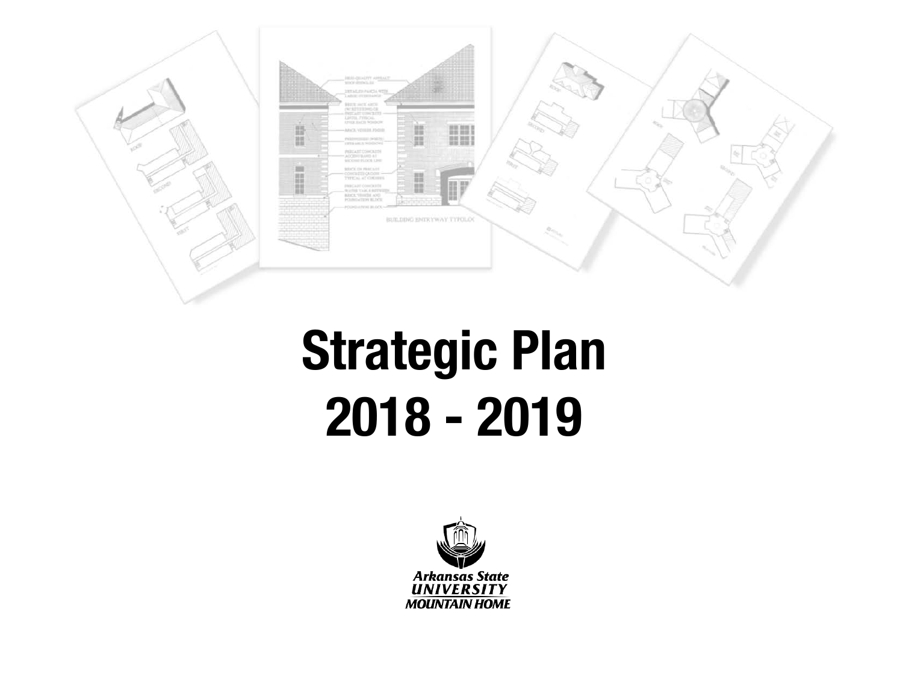# Strategic Plan
# 2018 - 2019

Arkansas State
UNIVERSITY
MOUNTAIN HOME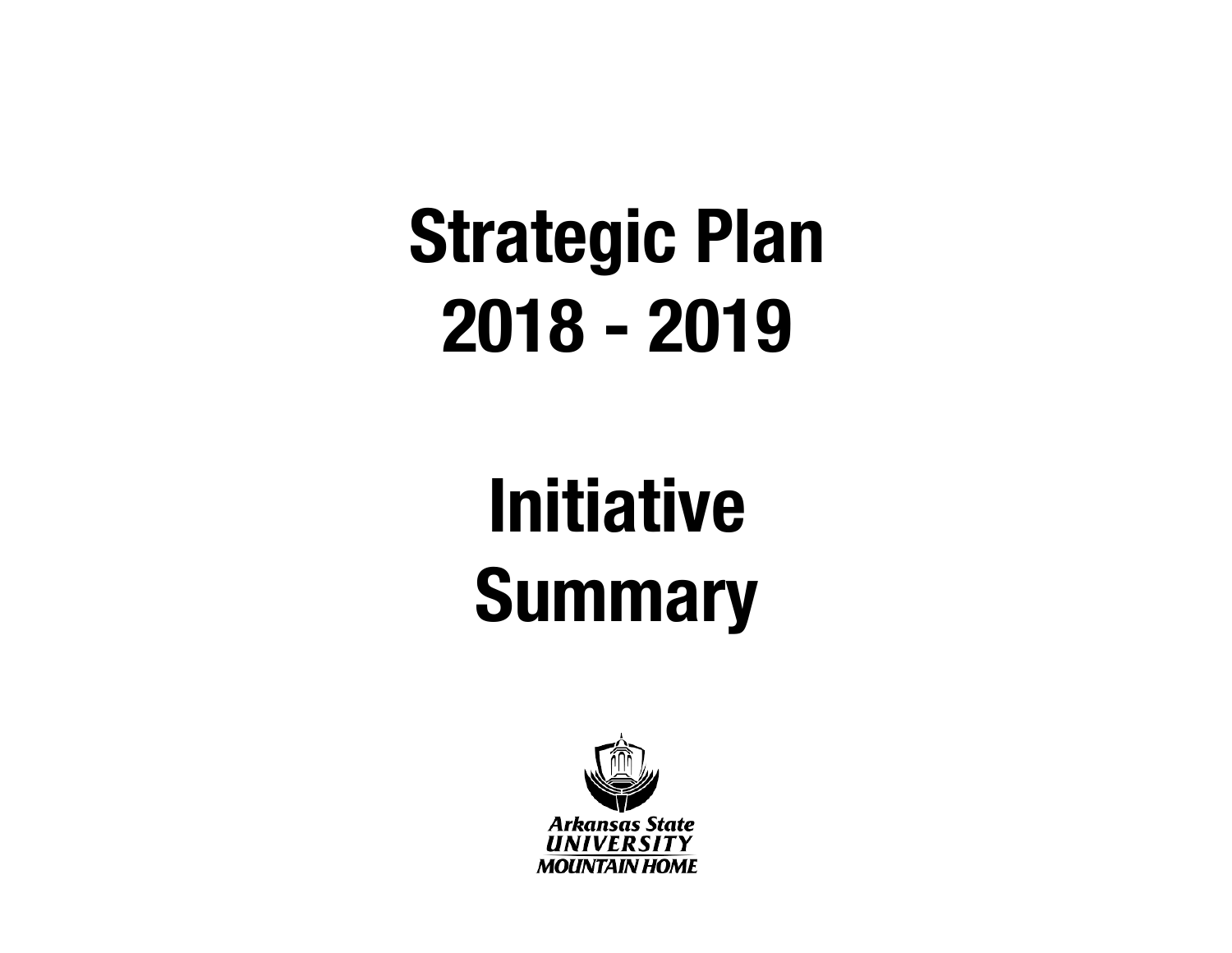# Strategic Plan 2018 - 2019

# Initiative Summary

Arkansas State UNIVERSITY MOUNTAIN HOME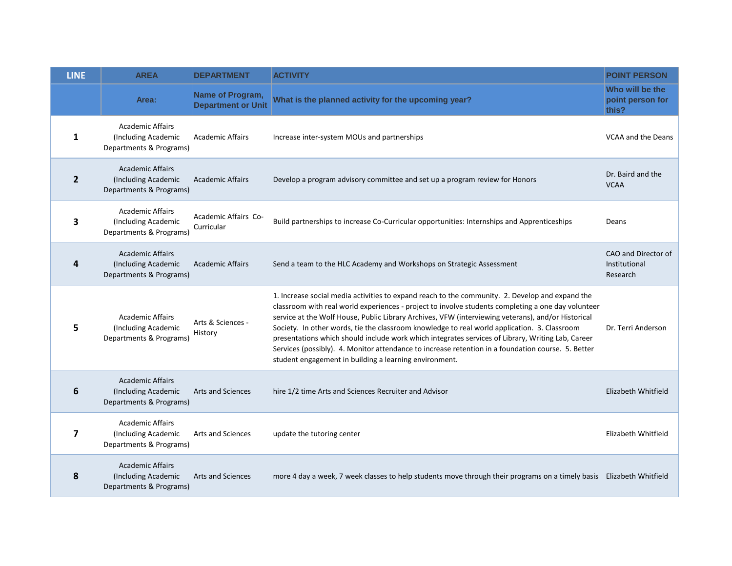| LINE | AREA | DEPARTMENT | ACTIVITY | POINT PERSON |
|---|---|---|---|---|
| | Area: | Name of Program, Department or Unit | What is the planned activity for the upcoming year? | Who will be the point person for this? |
| 1 | Academic Affairs (Including Academic Departments & Programs) | Academic Affairs | Increase inter-system MOUs and partnerships | VCAA and the Deans |
| 2 | Academic Affairs (Including Academic Departments & Programs) | Academic Affairs | Develop a program advisory committee and set up a program review for Honors | Dr. Baird and the VCAA |
| 3 | Academic Affairs (Including Academic Departments & Programs) | Academic Affairs Co-Curricular | Build partnerships to increase Co-Curricular opportunities: Internships and Apprenticeships | Deans |
| 4 | Academic Affairs (Including Academic Departments & Programs) | Academic Affairs | Send a team to the HLC Academy and Workshops on Strategic Assessment | CAO and Director of Institutional Research |
| 5 | Academic Affairs (Including Academic Departments & Programs) | Arts & Sciences - History | 1. Increase social media activities to expand reach to the community. 2. Develop and expand the classroom with real world experiences - project to involve students completing a one day volunteer service at the Wolf House, Public Library Archives, VFW (interviewing veterans), and/or Historical Society. In other words, tie the classroom knowledge to real world application. 3. Classroom presentations which should include work which integrates services of Library, Writing Lab, Career Services (possibly). 4. Monitor attendance to increase retention in a foundation course. 5. Better student engagement in building a learning environment. | Dr. Terri Anderson |
| 6 | Academic Affairs (Including Academic Departments & Programs) | Arts and Sciences | hire 1/2 time Arts and Sciences Recruiter and Advisor | Elizabeth Whitfield |
| 7 | Academic Affairs (Including Academic Departments & Programs) | Arts and Sciences | update the tutoring center | Elizabeth Whitfield |
| 8 | Academic Affairs (Including Academic Departments & Programs) | Arts and Sciences | more 4 day a week, 7 week classes to help students move through their programs on a timely basis | Elizabeth Whitfield |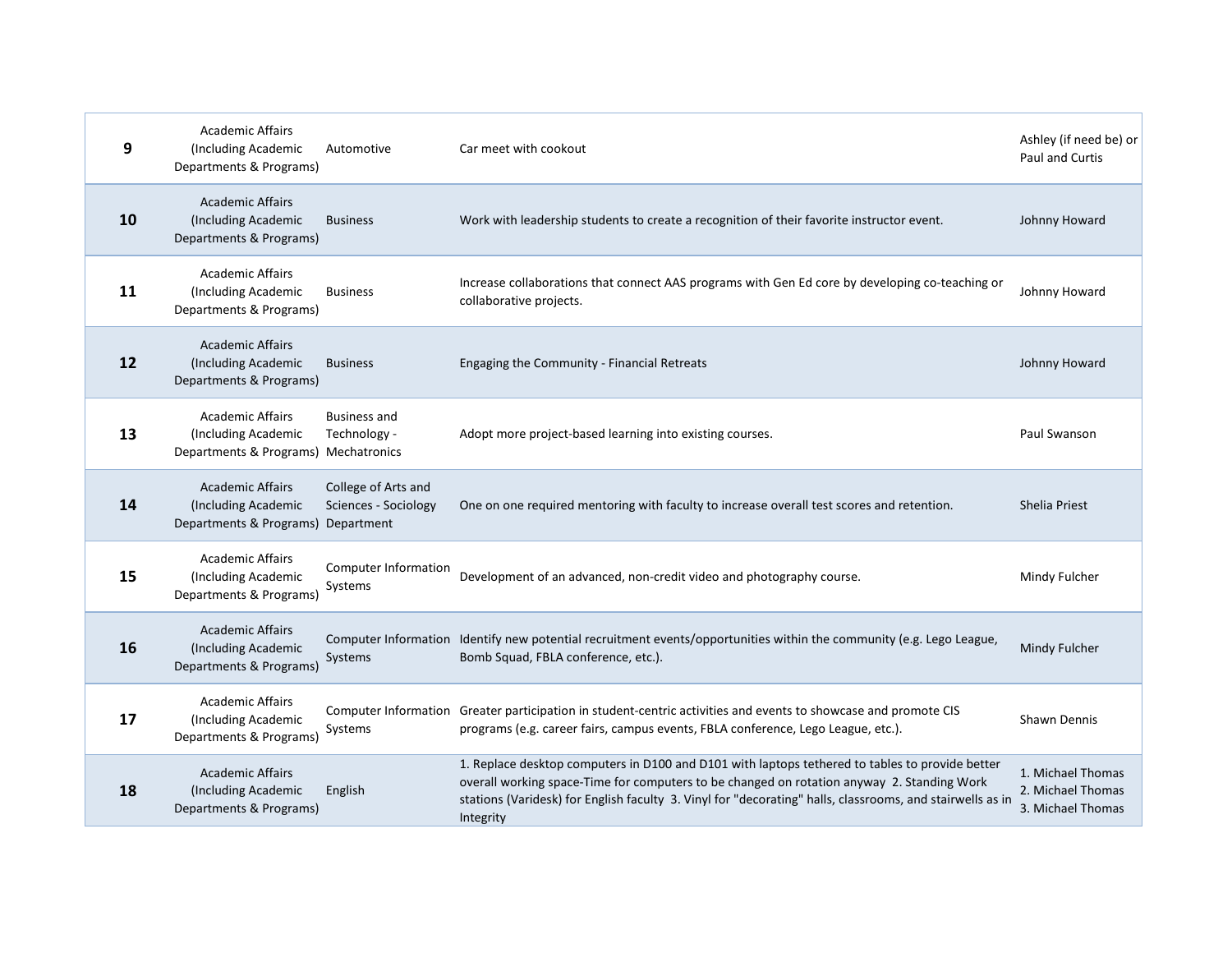| | | | | |
|---|---|---|---|---|
| **9** | Academic Affairs (Including Academic Departments & Programs) | Automotive | Car meet with cookout | Ashley (if need be) or Paul and Curtis |
| **10** | Academic Affairs (Including Academic Departments & Programs) | Business | Work with leadership students to create a recognition of their favorite instructor event. | Johnny Howard |
| **11** | Academic Affairs (Including Academic Departments & Programs) | Business | Increase collaborations that connect AAS programs with Gen Ed core by developing co-teaching or collaborative projects. | Johnny Howard |
| **12** | Academic Affairs (Including Academic Departments & Programs) | Business | Engaging the Community - Financial Retreats | Johnny Howard |
| **13** | Academic Affairs (Including Academic Departments & Programs) | Business and Technology - Mechatronics | Adopt more project-based learning into existing courses. | Paul Swanson |
| **14** | Academic Affairs (Including Academic Departments & Programs) | College of Arts and Sciences - Sociology Department | One on one required mentoring with faculty to increase overall test scores and retention. | Shelia Priest |
| **15** | Academic Affairs (Including Academic Departments & Programs) | Computer Information Systems | Development of an advanced, non-credit video and photography course. | Mindy Fulcher |
| **16** | Academic Affairs (Including Academic Departments & Programs) | Computer Information Systems | Identify new potential recruitment events/opportunities within the community (e.g. Lego League, Bomb Squad, FBLA conference, etc.). | Mindy Fulcher |
| **17** | Academic Affairs (Including Academic Departments & Programs) | Computer Information Systems | Greater participation in student-centric activities and events to showcase and promote CIS programs (e.g. career fairs, campus events, FBLA conference, Lego League, etc.). | Shawn Dennis |
| **18** | Academic Affairs (Including Academic Departments & Programs) | English | 1. Replace desktop computers in D100 and D101 with laptops tethered to tables to provide better overall working space-Time for computers to be changed on rotation anyway 2. Standing Work stations (Varidesk) for English faculty 3. Vinyl for "decorating" halls, classrooms, and stairwells as in Integrity | 1. Michael Thomas 2. Michael Thomas 3. Michael Thomas |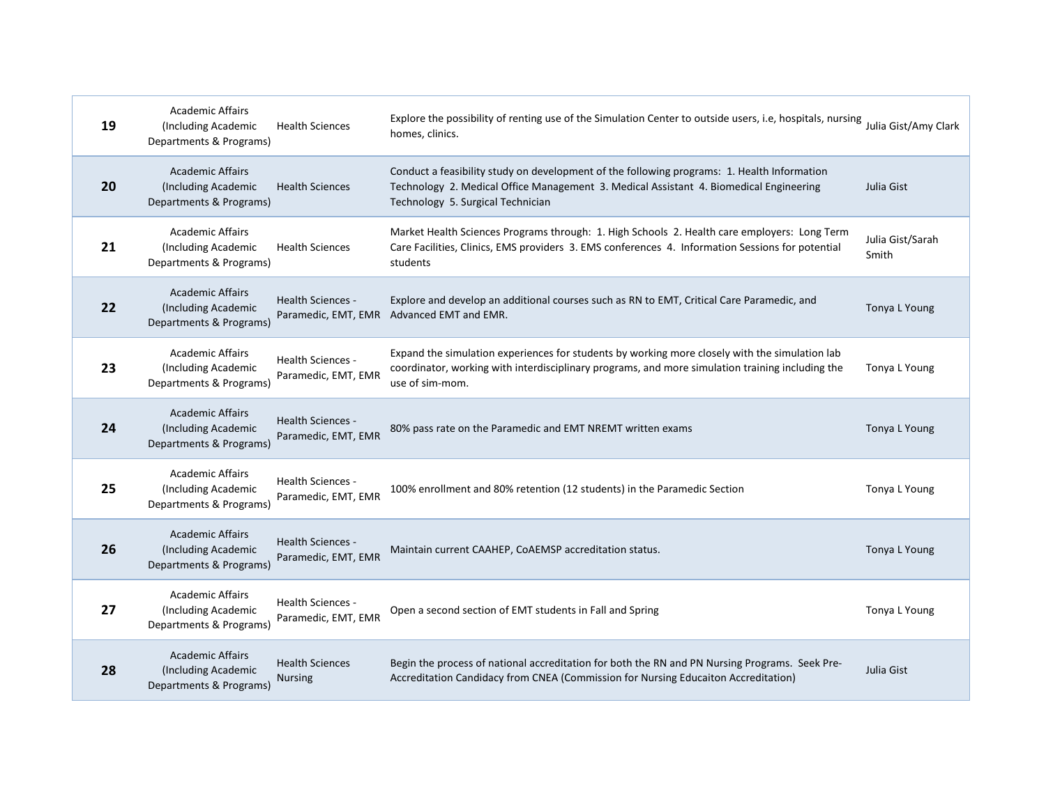| | | | | |
|---|---|---|---|---|
| **19** | Academic Affairs (Including Academic Departments & Programs) | Health Sciences | Explore the possibility of renting use of the Simulation Center to outside users, i.e, hospitals, nursing homes, clinics. | Julia Gist/Amy Clark |
| **20** | Academic Affairs (Including Academic Departments & Programs) | Health Sciences | Conduct a feasibility study on development of the following programs: 1. Health Information Technology 2. Medical Office Management 3. Medical Assistant 4. Biomedical Engineering Technology 5. Surgical Technician | Julia Gist |
| **21** | Academic Affairs (Including Academic Departments & Programs) | Health Sciences | Market Health Sciences Programs through: 1. High Schools 2. Health care employers: Long Term Care Facilities, Clinics, EMS providers 3. EMS conferences 4. Information Sessions for potential students | Julia Gist/Sarah Smith |
| **22** | Academic Affairs (Including Academic Departments & Programs) | Health Sciences - Paramedic, EMT, EMR | Explore and develop an additional courses such as RN to EMT, Critical Care Paramedic, and Advanced EMT and EMR. | Tonya L Young |
| **23** | Academic Affairs (Including Academic Departments & Programs) | Health Sciences - Paramedic, EMT, EMR | Expand the simulation experiences for students by working more closely with the simulation lab coordinator, working with interdisciplinary programs, and more simulation training including the use of sim-mom. | Tonya L Young |
| **24** | Academic Affairs (Including Academic Departments & Programs) | Health Sciences - Paramedic, EMT, EMR | 80% pass rate on the Paramedic and EMT NREMT written exams | Tonya L Young |
| **25** | Academic Affairs (Including Academic Departments & Programs) | Health Sciences - Paramedic, EMT, EMR | 100% enrollment and 80% retention (12 students) in the Paramedic Section | Tonya L Young |
| **26** | Academic Affairs (Including Academic Departments & Programs) | Health Sciences - Paramedic, EMT, EMR | Maintain current CAAHEP, CoAEMSP accreditation status. | Tonya L Young |
| **27** | Academic Affairs (Including Academic Departments & Programs) | Health Sciences - Paramedic, EMT, EMR | Open a second section of EMT students in Fall and Spring | Tonya L Young |
| **28** | Academic Affairs (Including Academic Departments & Programs) | Health Sciences Nursing | Begin the process of national accreditation for both the RN and PN Nursing Programs. Seek Pre-Accreditation Candidacy from CNEA (Commission for Nursing Educaiton Accreditation) | Julia Gist |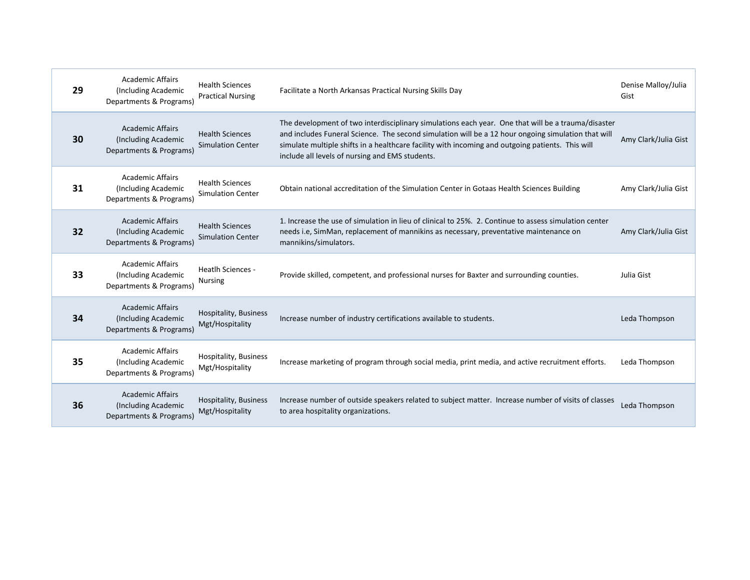| | | | | |
|---|---|---|---|---|
| **29** | Academic Affairs (Including Academic Departments & Programs) | Health Sciences Practical Nursing | Facilitate a North Arkansas Practical Nursing Skills Day | Denise Malloy/Julia Gist |
| **30** | Academic Affairs (Including Academic Departments & Programs) | Health Sciences Simulation Center | The development of two interdisciplinary simulations each year. One that will be a trauma/disaster and includes Funeral Science. The second simulation will be a 12 hour ongoing simulation that will simulate multiple shifts in a healthcare facility with incoming and outgoing patients. This will include all levels of nursing and EMS students. | Amy Clark/Julia Gist |
| **31** | Academic Affairs (Including Academic Departments & Programs) | Health Sciences Simulation Center | Obtain national accreditation of the Simulation Center in Gotaas Health Sciences Building | Amy Clark/Julia Gist |
| **32** | Academic Affairs (Including Academic Departments & Programs) | Health Sciences Simulation Center | 1. Increase the use of simulation in lieu of clinical to 25%. 2. Continue to assess simulation center needs i.e, SimMan, replacement of mannikins as necessary, preventative maintenance on mannikins/simulators. | Amy Clark/Julia Gist |
| **33** | Academic Affairs (Including Academic Departments & Programs) | Heatlh Sciences - Nursing | Provide skilled, competent, and professional nurses for Baxter and surrounding counties. | Julia Gist |
| **34** | Academic Affairs (Including Academic Departments & Programs) | Hospitality, Business Mgt/Hospitality | Increase number of industry certifications available to students. | Leda Thompson |
| **35** | Academic Affairs (Including Academic Departments & Programs) | Hospitality, Business Mgt/Hospitality | Increase marketing of program through social media, print media, and active recruitment efforts. | Leda Thompson |
| **36** | Academic Affairs (Including Academic Departments & Programs) | Hospitality, Business Mgt/Hospitality | Increase number of outside speakers related to subject matter. Increase number of visits of classes to area hospitality organizations. | Leda Thompson |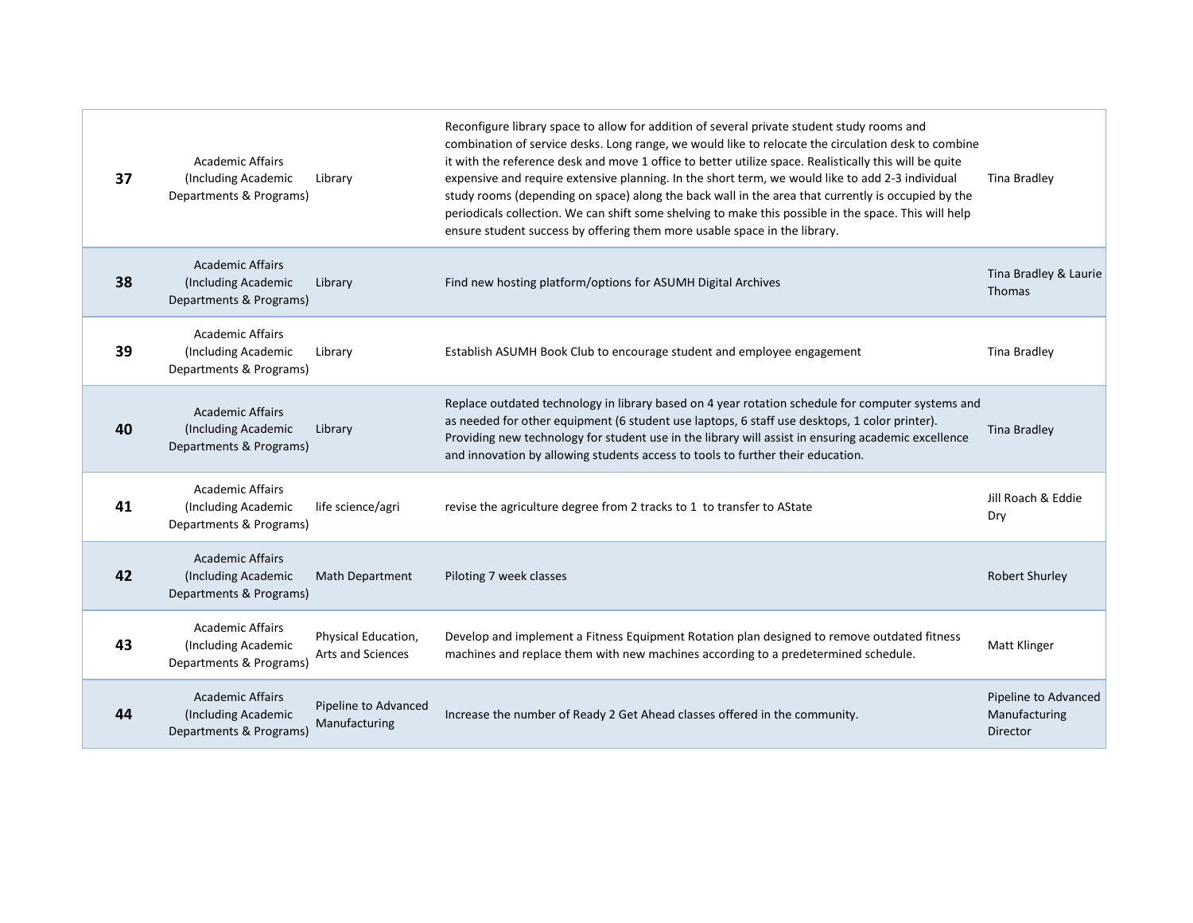| | | | | |
|---|---|---|---|---|
| **37** | Academic Affairs (Including Academic Departments & Programs) | Library | Reconfigure library space to allow for addition of several private student study rooms and combination of service desks. Long range, we would like to relocate the circulation desk to combine it with the reference desk and move 1 office to better utilize space. Realistically this will be quite expensive and require extensive planning. In the short term, we would like to add 2-3 individual study rooms (depending on space) along the back wall in the area that currently is occupied by the periodicals collection. We can shift some shelving to make this possible in the space. This will help ensure student success by offering them more usable space in the library. | Tina Bradley |
| **38** | Academic Affairs (Including Academic Departments & Programs) | Library | Find new hosting platform/options for ASUMH Digital Archives | Tina Bradley & Laurie Thomas |
| **39** | Academic Affairs (Including Academic Departments & Programs) | Library | Establish ASUMH Book Club to encourage student and employee engagement | Tina Bradley |
| **40** | Academic Affairs (Including Academic Departments & Programs) | Library | Replace outdated technology in library based on 4 year rotation schedule for computer systems and as needed for other equipment (6 student use laptops, 6 staff use desktops, 1 color printer). Providing new technology for student use in the library will assist in ensuring academic excellence and innovation by allowing students access to tools to further their education. | Tina Bradley |
| **41** | Academic Affairs (Including Academic Departments & Programs) | life science/agri | revise the agriculture degree from 2 tracks to 1 to transfer to AState | Jill Roach & Eddie Dry |
| **42** | Academic Affairs (Including Academic Departments & Programs) | Math Department | Piloting 7 week classes | Robert Shurley |
| **43** | Academic Affairs (Including Academic Departments & Programs) | Physical Education, Arts and Sciences | Develop and implement a Fitness Equipment Rotation plan designed to remove outdated fitness machines and replace them with new machines according to a predetermined schedule. | Matt Klinger |
| **44** | Academic Affairs (Including Academic Departments & Programs) | Pipeline to Advanced Manufacturing | Increase the number of Ready 2 Get Ahead classes offered in the community. | Pipeline to Advanced Manufacturing Director |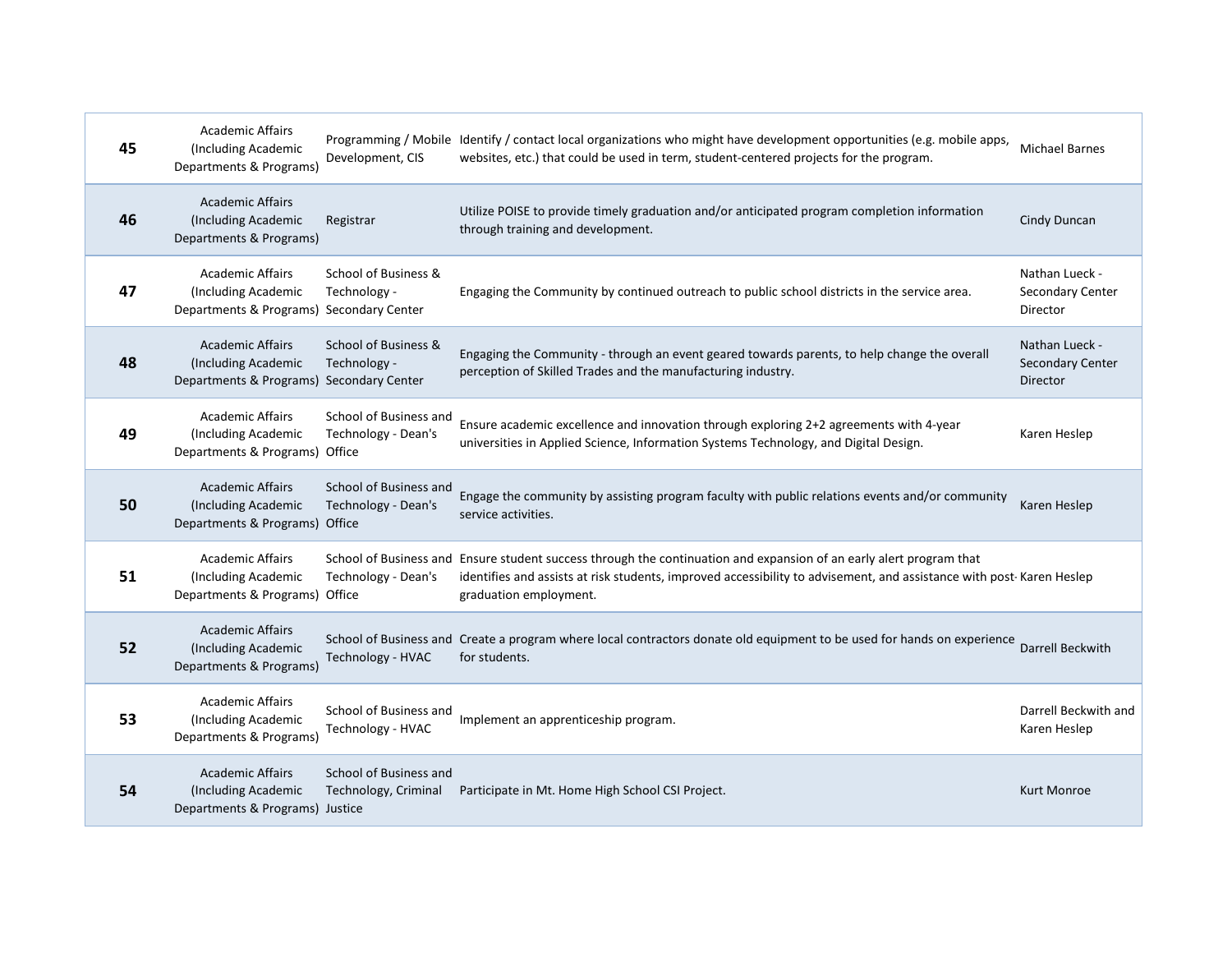| | | | | |
|---|---|---|---|---|
| **45** | Academic Affairs (Including Academic Departments & Programs) | Programming / Mobile Development, CIS | Identify / contact local organizations who might have development opportunities (e.g. mobile apps, websites, etc.) that could be used in term, student-centered projects for the program. | Michael Barnes |
| **46** | Academic Affairs (Including Academic Departments & Programs) | Registrar | Utilize POISE to provide timely graduation and/or anticipated program completion information through training and development. | Cindy Duncan |
| **47** | Academic Affairs (Including Academic Departments & Programs) | School of Business & Technology - Secondary Center | Engaging the Community by continued outreach to public school districts in the service area. | Nathan Lueck - Secondary Center Director |
| **48** | Academic Affairs (Including Academic Departments & Programs) | School of Business & Technology - Secondary Center | Engaging the Community - through an event geared towards parents, to help change the overall perception of Skilled Trades and the manufacturing industry. | Nathan Lueck - Secondary Center Director |
| **49** | Academic Affairs (Including Academic Departments & Programs) | School of Business and Technology - Dean's Office | Ensure academic excellence and innovation through exploring 2+2 agreements with 4-year universities in Applied Science, Information Systems Technology, and Digital Design. | Karen Heslep |
| **50** | Academic Affairs (Including Academic Departments & Programs) | School of Business and Technology - Dean's Office | Engage the community by assisting program faculty with public relations events and/or community service activities. | Karen Heslep |
| **51** | Academic Affairs (Including Academic Departments & Programs) | School of Business and Technology - Dean's Office | Ensure student success through the continuation and expansion of an early alert program that identifies and assists at risk students, improved accessibility to advisement, and assistance with post-graduation employment. | Karen Heslep |
| **52** | Academic Affairs (Including Academic Departments & Programs) | School of Business and Technology - HVAC | Create a program where local contractors donate old equipment to be used for hands on experience for students. | Darrell Beckwith |
| **53** | Academic Affairs (Including Academic Departments & Programs) | School of Business and Technology - HVAC | Implement an apprenticeship program. | Darrell Beckwith and Karen Heslep |
| **54** | Academic Affairs (Including Academic Departments & Programs) | School of Business and Technology, Criminal Justice | Participate in Mt. Home High School CSI Project. | Kurt Monroe |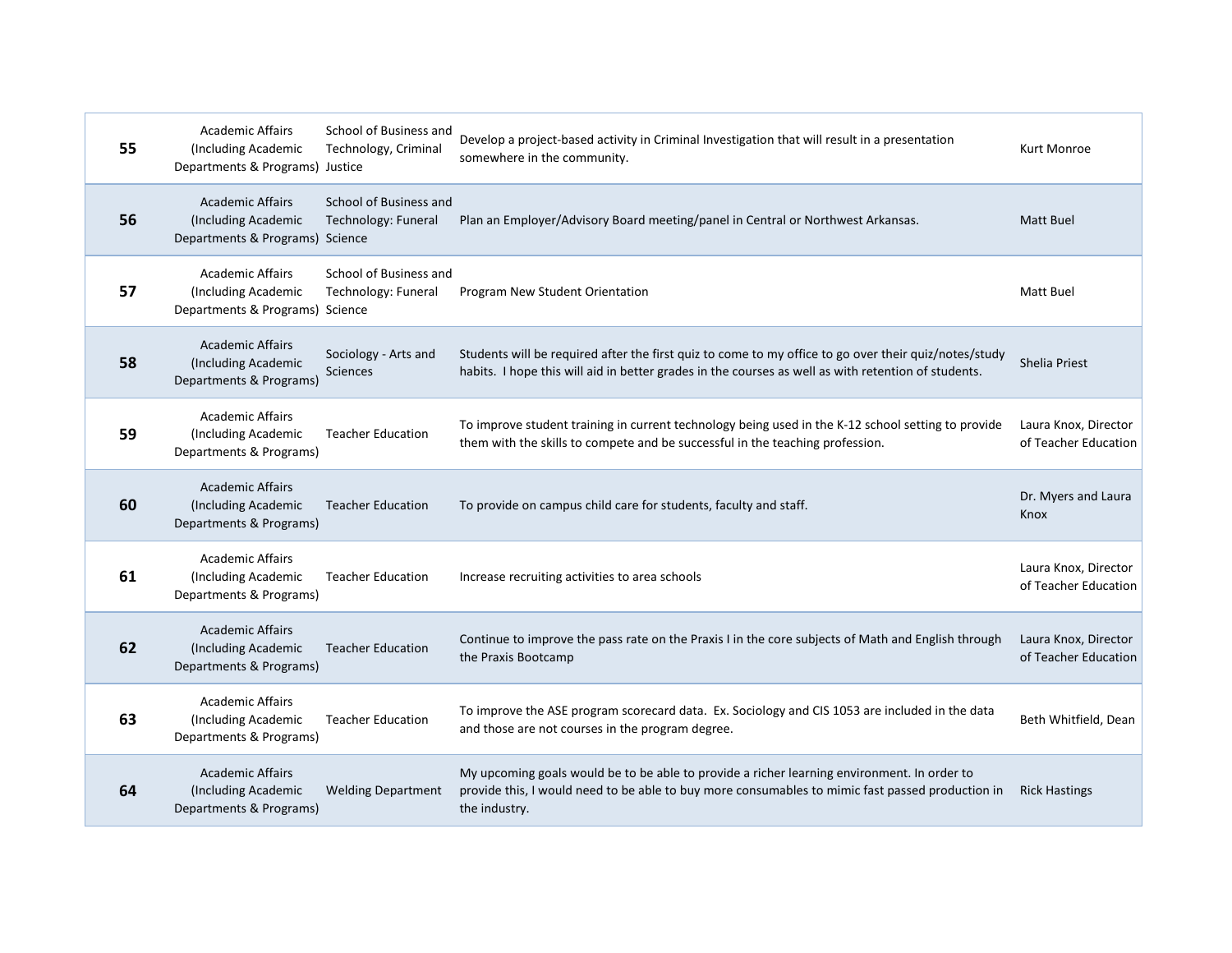| | | | | |
|---|---|---|---|---|
| **55** | Academic Affairs (Including Academic Departments & Programs) | School of Business and Technology, Criminal Justice | Develop a project-based activity in Criminal Investigation that will result in a presentation somewhere in the community. | Kurt Monroe |
| **56** | Academic Affairs (Including Academic Departments & Programs) | School of Business and Technology: Funeral Science | Plan an Employer/Advisory Board meeting/panel in Central or Northwest Arkansas. | Matt Buel |
| **57** | Academic Affairs (Including Academic Departments & Programs) | School of Business and Technology: Funeral Science | Program New Student Orientation | Matt Buel |
| **58** | Academic Affairs (Including Academic Departments & Programs) | Sociology - Arts and Sciences | Students will be required after the first quiz to come to my office to go over their quiz/notes/study habits. I hope this will aid in better grades in the courses as well as with retention of students. | Shelia Priest |
| **59** | Academic Affairs (Including Academic Departments & Programs) | Teacher Education | To improve student training in current technology being used in the K-12 school setting to provide them with the skills to compete and be successful in the teaching profession. | Laura Knox, Director of Teacher Education |
| **60** | Academic Affairs (Including Academic Departments & Programs) | Teacher Education | To provide on campus child care for students, faculty and staff. | Dr. Myers and Laura Knox |
| **61** | Academic Affairs (Including Academic Departments & Programs) | Teacher Education | Increase recruiting activities to area schools | Laura Knox, Director of Teacher Education |
| **62** | Academic Affairs (Including Academic Departments & Programs) | Teacher Education | Continue to improve the pass rate on the Praxis I in the core subjects of Math and English through the Praxis Bootcamp | Laura Knox, Director of Teacher Education |
| **63** | Academic Affairs (Including Academic Departments & Programs) | Teacher Education | To improve the ASE program scorecard data. Ex. Sociology and CIS 1053 are included in the data and those are not courses in the program degree. | Beth Whitfield, Dean |
| **64** | Academic Affairs (Including Academic Departments & Programs) | Welding Department | My upcoming goals would be to be able to provide a richer learning environment. In order to provide this, I would need to be able to buy more consumables to mimic fast passed production in the industry. | Rick Hastings |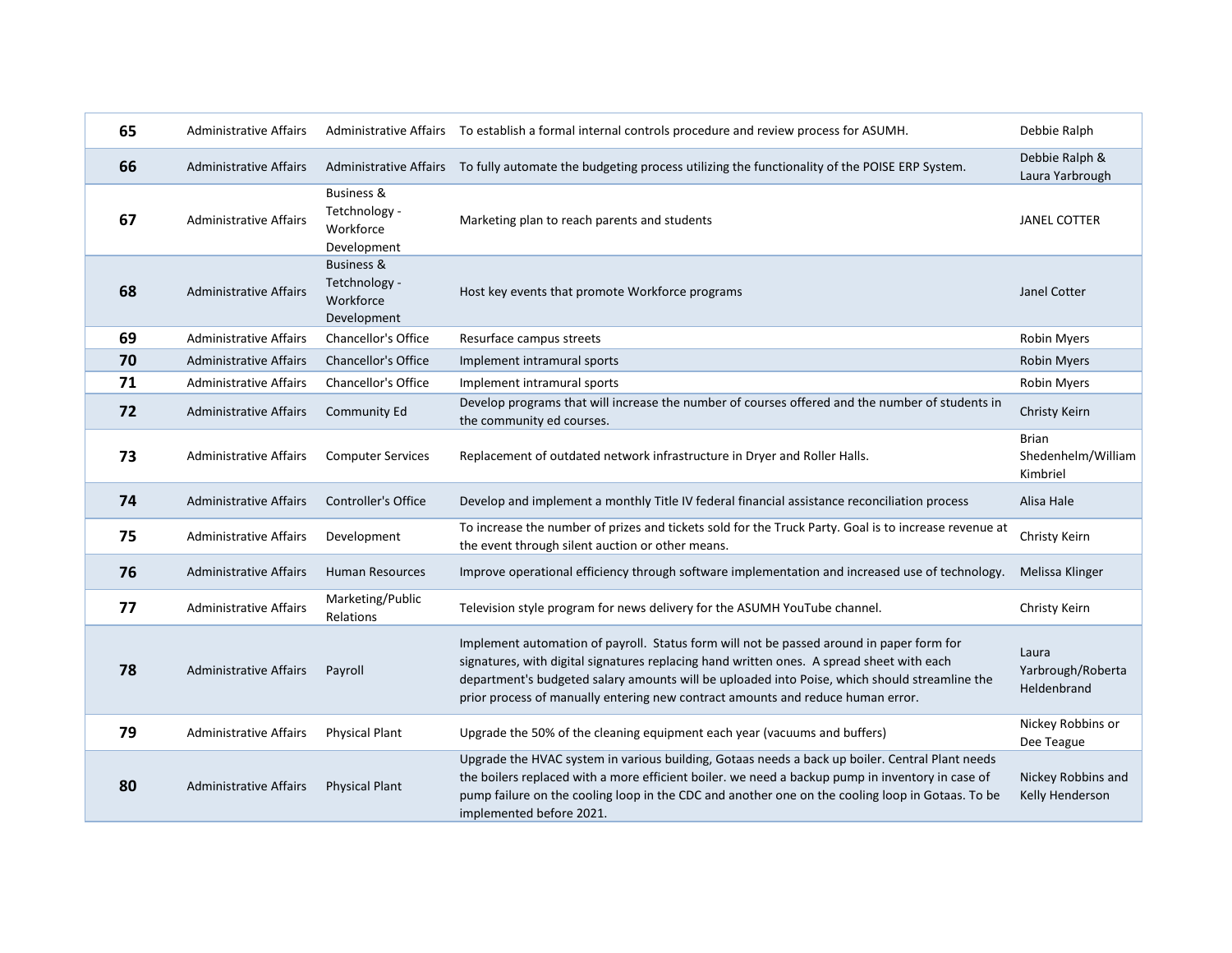| | | | | |
|---|---|---|---|---|
| **65** | Administrative Affairs | Administrative Affairs | To establish a formal internal controls procedure and review process for ASUMH. | Debbie Ralph |
| **66** | Administrative Affairs | Administrative Affairs | To fully automate the budgeting process utilizing the functionality of the POISE ERP System. | Debbie Ralph & Laura Yarbrough |
| **67** | Administrative Affairs | Business & Tetchnology - Workforce Development | Marketing plan to reach parents and students | JANEL COTTER |
| **68** | Administrative Affairs | Business & Tetchnology - Workforce Development | Host key events that promote Workforce programs | Janel Cotter |
| **69** | Administrative Affairs | Chancellor's Office | Resurface campus streets | Robin Myers |
| **70** | Administrative Affairs | Chancellor's Office | Implement intramural sports | Robin Myers |
| **71** | Administrative Affairs | Chancellor's Office | Implement intramural sports | Robin Myers |
| **72** | Administrative Affairs | Community Ed | Develop programs that will increase the number of courses offered and the number of students in the community ed courses. | Christy Keirn |
| **73** | Administrative Affairs | Computer Services | Replacement of outdated network infrastructure in Dryer and Roller Halls. | Brian Shedenhelm/William Kimbriel |
| **74** | Administrative Affairs | Controller's Office | Develop and implement a monthly Title IV federal financial assistance reconciliation process | Alisa Hale |
| **75** | Administrative Affairs | Development | To increase the number of prizes and tickets sold for the Truck Party. Goal is to increase revenue at the event through silent auction or other means. | Christy Keirn |
| **76** | Administrative Affairs | Human Resources | Improve operational efficiency through software implementation and increased use of technology. | Melissa Klinger |
| **77** | Administrative Affairs | Marketing/Public Relations | Television style program for news delivery for the ASUMH YouTube channel. | Christy Keirn |
| **78** | Administrative Affairs | Payroll | Implement automation of payroll. Status form will not be passed around in paper form for signatures, with digital signatures replacing hand written ones. A spread sheet with each department's budgeted salary amounts will be uploaded into Poise, which should streamline the prior process of manually entering new contract amounts and reduce human error. | Laura Yarbrough/Roberta Heldenbrand |
| **79** | Administrative Affairs | Physical Plant | Upgrade the 50% of the cleaning equipment each year (vacuums and buffers) | Nickey Robbins or Dee Teague |
| **80** | Administrative Affairs | Physical Plant | Upgrade the HVAC system in various building, Gotaas needs a back up boiler. Central Plant needs the boilers replaced with a more efficient boiler. we need a backup pump in inventory in case of pump failure on the cooling loop in the CDC and another one on the cooling loop in Gotaas. To be implemented before 2021. | Nickey Robbins and Kelly Henderson |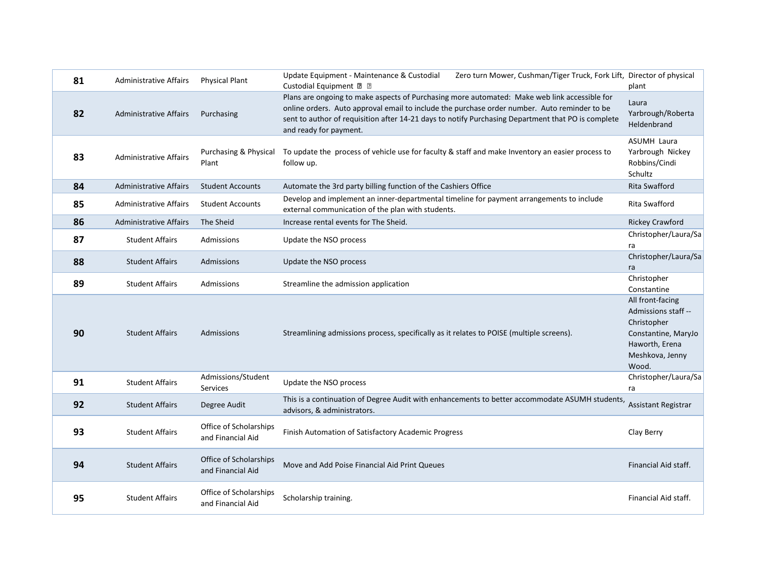| 81 | Administrative Affairs | Physical Plant | Update Equipment - Maintenance & Custodial Zero turn Mower, Cushman/Tiger Truck, Fork Lift, Custodial Equipment | Director of physical plant |
|---|---|---|---|---|
| 82 | Administrative Affairs | Purchasing | Plans are ongoing to make aspects of Purchasing more automated: Make web link accessible for online orders. Auto approval email to include the purchase order number. Auto reminder to be sent to author of requisition after 14-21 days to notify Purchasing Department that PO is complete and ready for payment. | Laura Yarbrough/Roberta Heldenbrand |
| 83 | Administrative Affairs | Purchasing & Physical Plant | To update the process of vehicle use for faculty & staff and make Inventory an easier process to follow up. | ASUMH Laura Yarbrough Nickey Robbins/Cindi Schultz |
| 84 | Administrative Affairs | Student Accounts | Automate the 3rd party billing function of the Cashiers Office | Rita Swafford |
| 85 | Administrative Affairs | Student Accounts | Develop and implement an inner-departmental timeline for payment arrangements to include external communication of the plan with students. | Rita Swafford |
| 86 | Administrative Affairs | The Sheid | Increase rental events for The Sheid. | Rickey Crawford |
| 87 | Student Affairs | Admissions | Update the NSO process | Christopher/Laura/Sara |
| 88 | Student Affairs | Admissions | Update the NSO process | Christopher/Laura/Sara |
| 89 | Student Affairs | Admissions | Streamline the admission application | Christopher Constantine |
| 90 | Student Affairs | Admissions | Streamlining admissions process, specifically as it relates to POISE (multiple screens). | All front-facing Admissions staff -- Christopher Constantine, MaryJo Haworth, Erena Meshkova, Jenny Wood. |
| 91 | Student Affairs | Admissions/Student Services | Update the NSO process | Christopher/Laura/Sara |
| 92 | Student Affairs | Degree Audit | This is a continuation of Degree Audit with enhancements to better accommodate ASUMH students, advisors, & administrators. | Assistant Registrar |
| 93 | Student Affairs | Office of Scholarships and Financial Aid | Finish Automation of Satisfactory Academic Progress | Clay Berry |
| 94 | Student Affairs | Office of Scholarships and Financial Aid | Move and Add Poise Financial Aid Print Queues | Financial Aid staff. |
| 95 | Student Affairs | Office of Scholarships and Financial Aid | Scholarship training. | Financial Aid staff. |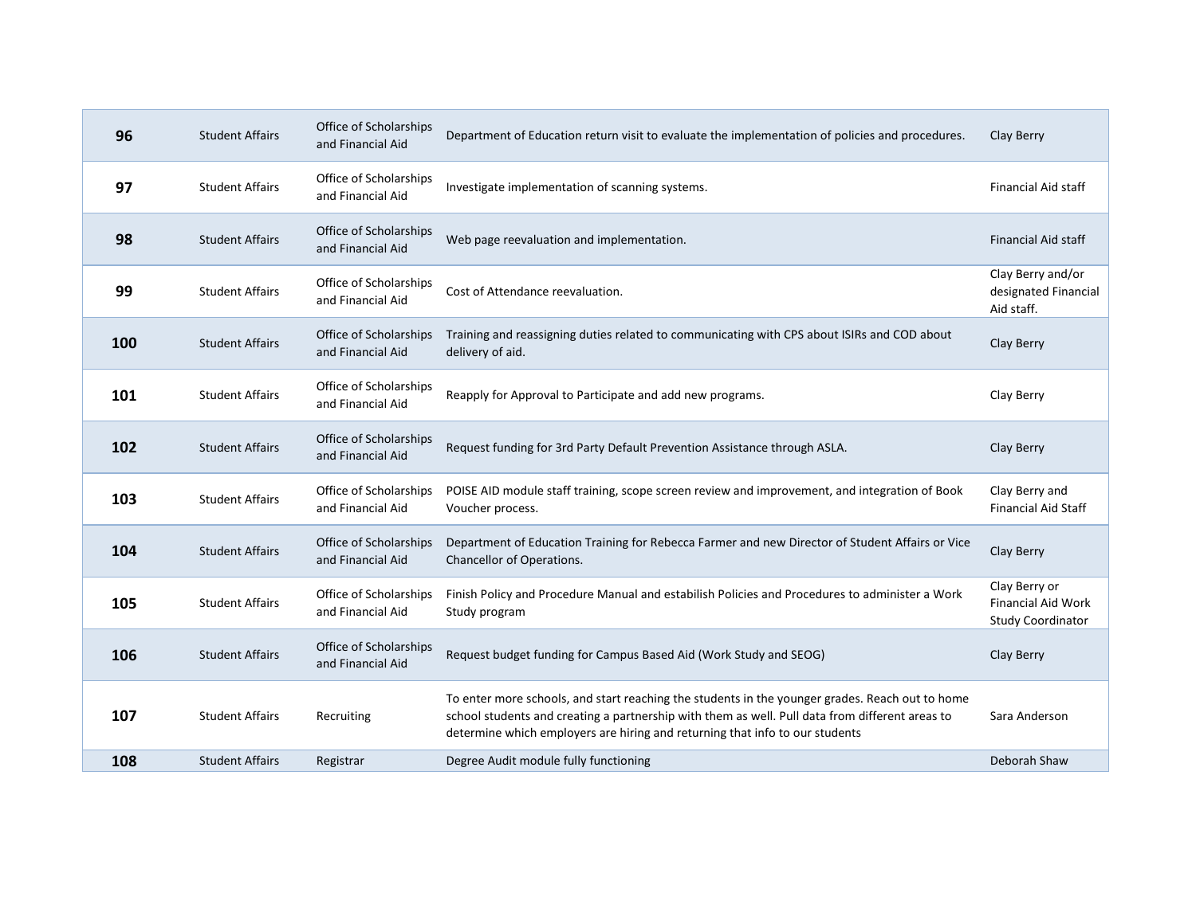| | | | | |
|---|---|---|---|---|
| **96** | Student Affairs | Office of Scholarships and Financial Aid | Department of Education return visit to evaluate the implementation of policies and procedures. | Clay Berry |
| **97** | Student Affairs | Office of Scholarships and Financial Aid | Investigate implementation of scanning systems. | Financial Aid staff |
| **98** | Student Affairs | Office of Scholarships and Financial Aid | Web page reevaluation and implementation. | Financial Aid staff |
| **99** | Student Affairs | Office of Scholarships and Financial Aid | Cost of Attendance reevaluation. | Clay Berry and/or designated Financial Aid staff. |
| **100** | Student Affairs | Office of Scholarships and Financial Aid | Training and reassigning duties related to communicating with CPS about ISIRs and COD about delivery of aid. | Clay Berry |
| **101** | Student Affairs | Office of Scholarships and Financial Aid | Reapply for Approval to Participate and add new programs. | Clay Berry |
| **102** | Student Affairs | Office of Scholarships and Financial Aid | Request funding for 3rd Party Default Prevention Assistance through ASLA. | Clay Berry |
| **103** | Student Affairs | Office of Scholarships and Financial Aid | POISE AID module staff training, scope screen review and improvement, and integration of Book Voucher process. | Clay Berry and Financial Aid Staff |
| **104** | Student Affairs | Office of Scholarships and Financial Aid | Department of Education Training for Rebecca Farmer and new Director of Student Affairs or Vice Chancellor of Operations. | Clay Berry |
| **105** | Student Affairs | Office of Scholarships and Financial Aid | Finish Policy and Procedure Manual and estabilish Policies and Procedures to administer a Work Study program | Clay Berry or Financial Aid Work Study Coordinator |
| **106** | Student Affairs | Office of Scholarships and Financial Aid | Request budget funding for Campus Based Aid (Work Study and SEOG) | Clay Berry |
| **107** | Student Affairs | Recruiting | To enter more schools, and start reaching the students in the younger grades. Reach out to home school students and creating a partnership with them as well. Pull data from different areas to determine which employers are hiring and returning that info to our students | Sara Anderson |
| **108** | Student Affairs | Registrar | Degree Audit module fully functioning | Deborah Shaw |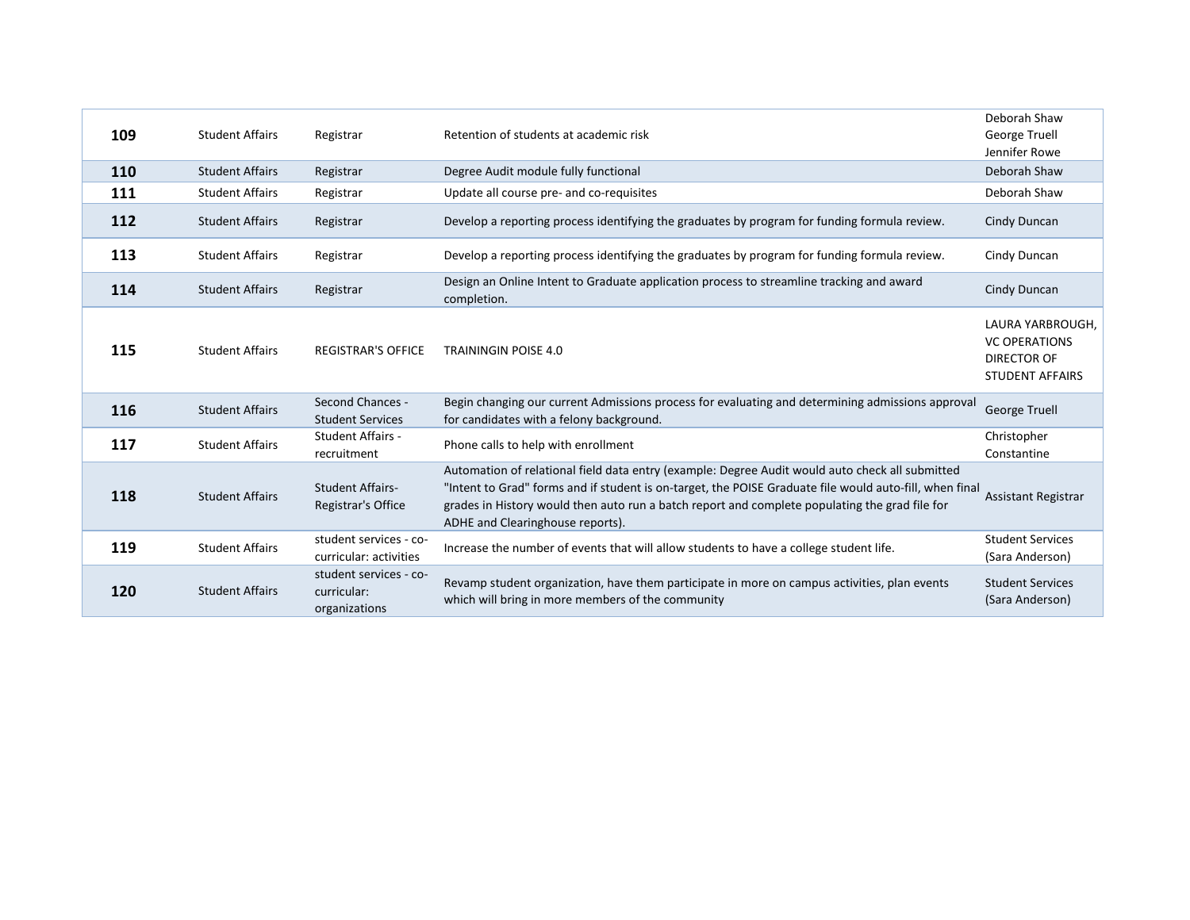| | | | | |
|---|---|---|---|---|
| **109** | Student Affairs | Registrar | Retention of students at academic risk | Deborah Shaw<br>George Truell<br>Jennifer Rowe |
| **110** | Student Affairs | Registrar | Degree Audit module fully functional | Deborah Shaw |
| **111** | Student Affairs | Registrar | Update all course pre- and co-requisites | Deborah Shaw |
| **112** | Student Affairs | Registrar | Develop a reporting process identifying the graduates by program for funding formula review. | Cindy Duncan |
| **113** | Student Affairs | Registrar | Develop a reporting process identifying the graduates by program for funding formula review. | Cindy Duncan |
| **114** | Student Affairs | Registrar | Design an Online Intent to Graduate application process to streamline tracking and award completion. | Cindy Duncan |
| **115** | Student Affairs | REGISTRAR'S OFFICE | TRAININGIN POISE 4.0 | LAURA YARBROUGH, VC OPERATIONS DIRECTOR OF STUDENT AFFAIRS |
| **116** | Student Affairs | Second Chances - Student Services | Begin changing our current Admissions process for evaluating and determining admissions approval for candidates with a felony background. | George Truell |
| **117** | Student Affairs | Student Affairs - recruitment | Phone calls to help with enrollment | Christopher Constantine |
| **118** | Student Affairs | Student Affairs-Registrar's Office | Automation of relational field data entry (example: Degree Audit would auto check all submitted "Intent to Grad" forms and if student is on-target, the POISE Graduate file would auto-fill, when final grades in History would then auto run a batch report and complete populating the grad file for ADHE and Clearinghouse reports). | Assistant Registrar |
| **119** | Student Affairs | student services - co-curricular: activities | Increase the number of events that will allow students to have a college student life. | Student Services (Sara Anderson) |
| **120** | Student Affairs | student services - co-curricular: organizations | Revamp student organization, have them participate in more on campus activities, plan events which will bring in more members of the community | Student Services (Sara Anderson) |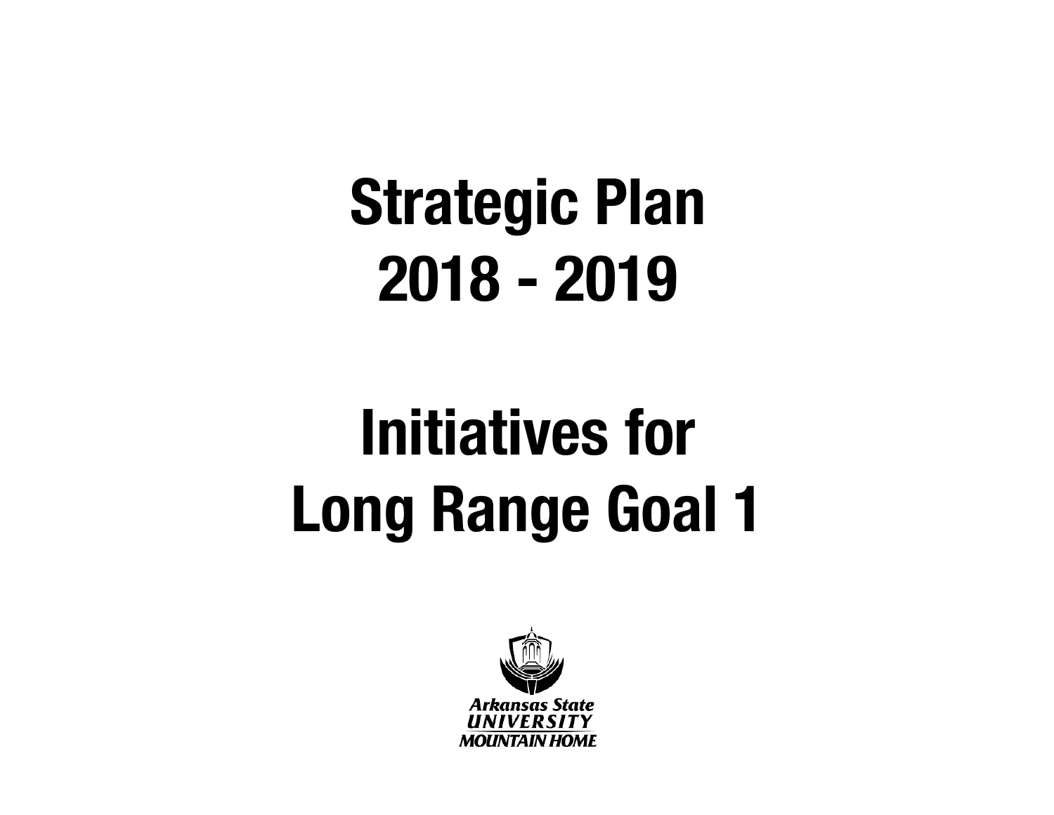# Strategic Plan
# 2018 - 2019

# Initiatives for
# Long Range Goal 1

Arkansas State
UNIVERSITY
MOUNTAIN HOME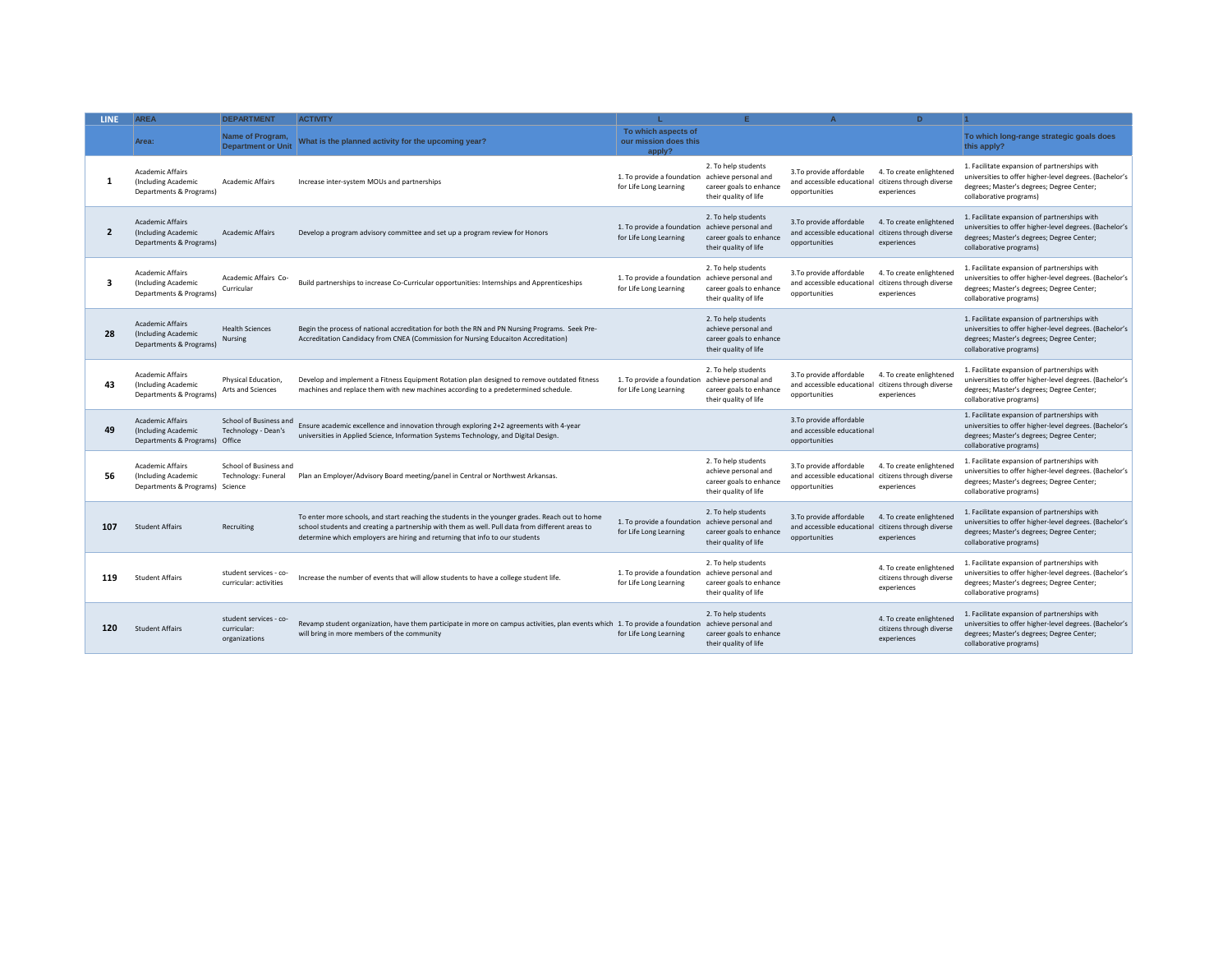| LINE | AREA | DEPARTMENT | ACTIVITY | L | E | A | D | 1 |
|---|---|---|---|---|---|---|---|---|
| | Area: | Name of Program, Department or Unit | What is the planned activity for the upcoming year? | To which aspects of our mission does this apply? | | | | To which long-range strategic goals does this apply? |
| 1 | Academic Affairs (Including Academic Departments & Programs) | Academic Affairs | Increase inter-system MOUs and partnerships | 1. To provide a foundation for Life Long Learning | 2. To help students achieve personal and career goals to enhance their quality of life | 3.To provide affordable and accessible educational opportunities | 4. To create enlightened citizens through diverse experiences | 1. Facilitate expansion of partnerships with universities to offer higher-level degrees. (Bachelor's degrees; Master's degrees; Degree Center; collaborative programs) |
| 2 | Academic Affairs (Including Academic Departments & Programs) | Academic Affairs | Develop a program advisory committee and set up a program review for Honors | 1. To provide a foundation for Life Long Learning | 2. To help students achieve personal and career goals to enhance their quality of life | 3.To provide affordable and accessible educational opportunities | 4. To create enlightened citizens through diverse experiences | 1. Facilitate expansion of partnerships with universities to offer higher-level degrees. (Bachelor's degrees; Master's degrees; Degree Center; collaborative programs) |
| 3 | Academic Affairs (Including Academic Departments & Programs) | Academic Affairs Co-Curricular | Build partnerships to increase Co-Curricular opportunities: Internships and Apprenticeships | 1. To provide a foundation for Life Long Learning | 2. To help students achieve personal and career goals to enhance their quality of life | 3.To provide affordable and accessible educational opportunities | 4. To create enlightened citizens through diverse experiences | 1. Facilitate expansion of partnerships with universities to offer higher-level degrees. (Bachelor's degrees; Master's degrees; Degree Center; collaborative programs) |
| 28 | Academic Affairs (Including Academic Departments & Programs) | Health Sciences Nursing | Begin the process of national accreditation for both the RN and PN Nursing Programs. Seek Pre-Accreditation Candidacy from CNEA (Commission for Nursing Educaiton Accreditation) | | 2. To help students achieve personal and career goals to enhance their quality of life | | | 1. Facilitate expansion of partnerships with universities to offer higher-level degrees. (Bachelor's degrees; Master's degrees; Degree Center; collaborative programs) |
| 43 | Academic Affairs (Including Academic Departments & Programs) | Physical Education, Arts and Sciences | Develop and implement a Fitness Equipment Rotation plan designed to remove outdated fitness machines and replace them with new machines according to a predetermined schedule. | 1. To provide a foundation for Life Long Learning | 2. To help students achieve personal and career goals to enhance their quality of life | 3.To provide affordable and accessible educational opportunities | 4. To create enlightened citizens through diverse experiences | 1. Facilitate expansion of partnerships with universities to offer higher-level degrees. (Bachelor's degrees; Master's degrees; Degree Center; collaborative programs) |
| 49 | Academic Affairs (Including Academic Departments & Programs) | School of Business and Technology - Dean's Office | Ensure academic excellence and innovation through exploring 2+2 agreements with 4-year universities in Applied Science, Information Systems Technology, and Digital Design. | | | 3.To provide affordable and accessible educational opportunities | | 1. Facilitate expansion of partnerships with universities to offer higher-level degrees. (Bachelor's degrees; Master's degrees; Degree Center; collaborative programs) |
| 56 | Academic Affairs (Including Academic Departments & Programs) | School of Business and Technology: Funeral Science | Plan an Employer/Advisory Board meeting/panel in Central or Northwest Arkansas. | | 2. To help students achieve personal and career goals to enhance their quality of life | 3.To provide affordable and accessible educational opportunities | 4. To create enlightened citizens through diverse experiences | 1. Facilitate expansion of partnerships with universities to offer higher-level degrees. (Bachelor's degrees; Master's degrees; Degree Center; collaborative programs) |
| 107 | Student Affairs | Recruiting | To enter more schools, and start reaching the students in the younger grades. Reach out to home school students and creating a partnership with them as well. Pull data from different areas to determine which employers are hiring and returning that info to our students | 1. To provide a foundation for Life Long Learning | 2. To help students achieve personal and career goals to enhance their quality of life | 3.To provide affordable and accessible educational opportunities | 4. To create enlightened citizens through diverse experiences | 1. Facilitate expansion of partnerships with universities to offer higher-level degrees. (Bachelor's degrees; Master's degrees; Degree Center; collaborative programs) |
| 119 | Student Affairs | student services - co-curricular: activities | Increase the number of events that will allow students to have a college student life. | 1. To provide a foundation for Life Long Learning | 2. To help students achieve personal and career goals to enhance their quality of life | | 4. To create enlightened citizens through diverse experiences | 1. Facilitate expansion of partnerships with universities to offer higher-level degrees. (Bachelor's degrees; Master's degrees; Degree Center; collaborative programs) |
| 120 | Student Affairs | student services - co-curricular: organizations | Revamp student organization, have them participate in more on campus activities, plan events which will bring in more members of the community | 1. To provide a foundation for Life Long Learning | 2. To help students achieve personal and career goals to enhance their quality of life | | 4. To create enlightened citizens through diverse experiences | 1. Facilitate expansion of partnerships with universities to offer higher-level degrees. (Bachelor's degrees; Master's degrees; Degree Center; collaborative programs) |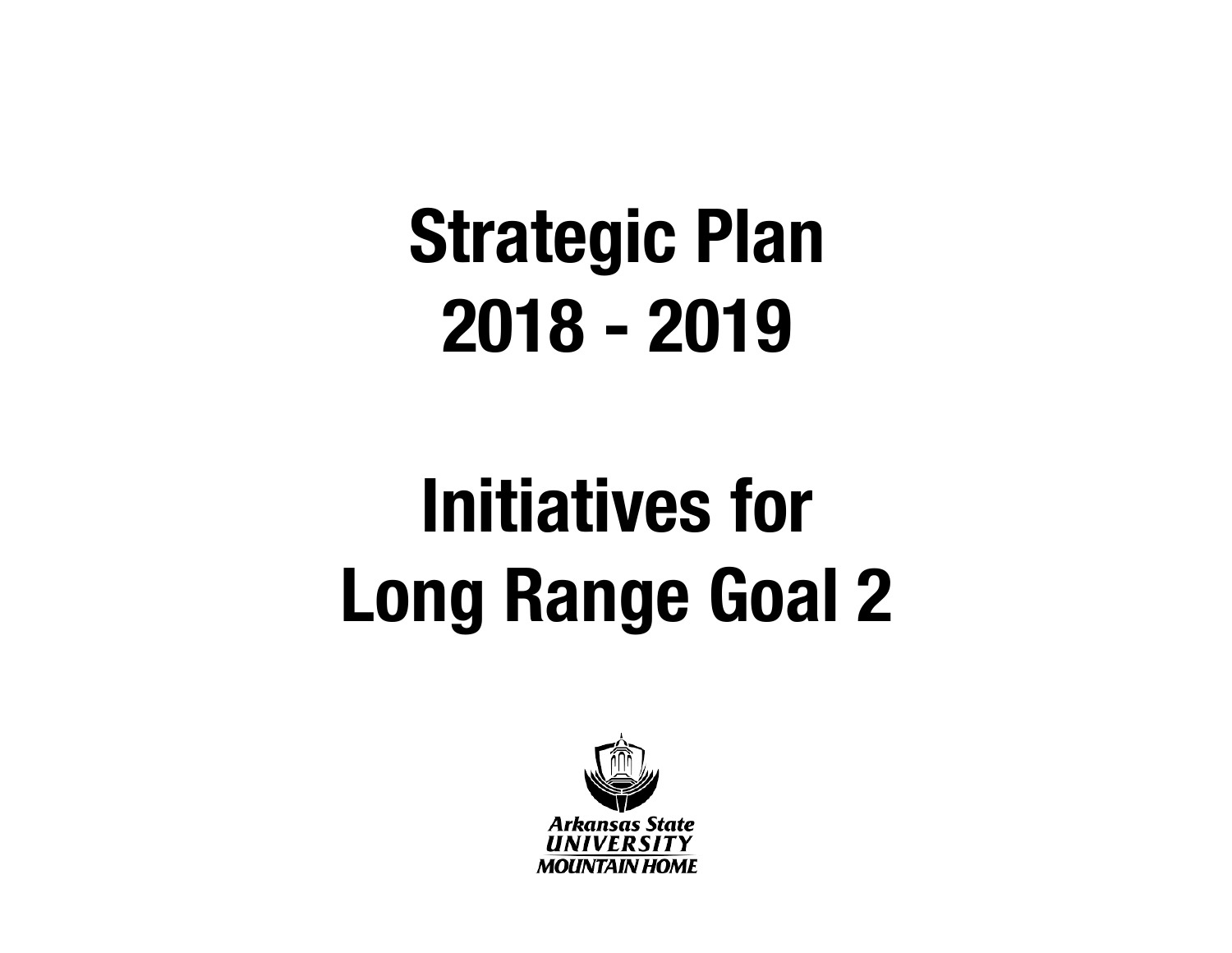# Strategic Plan
# 2018 - 2019

# Initiatives for
# Long Range Goal 2

Arkansas State
UNIVERSITY
MOUNTAIN HOME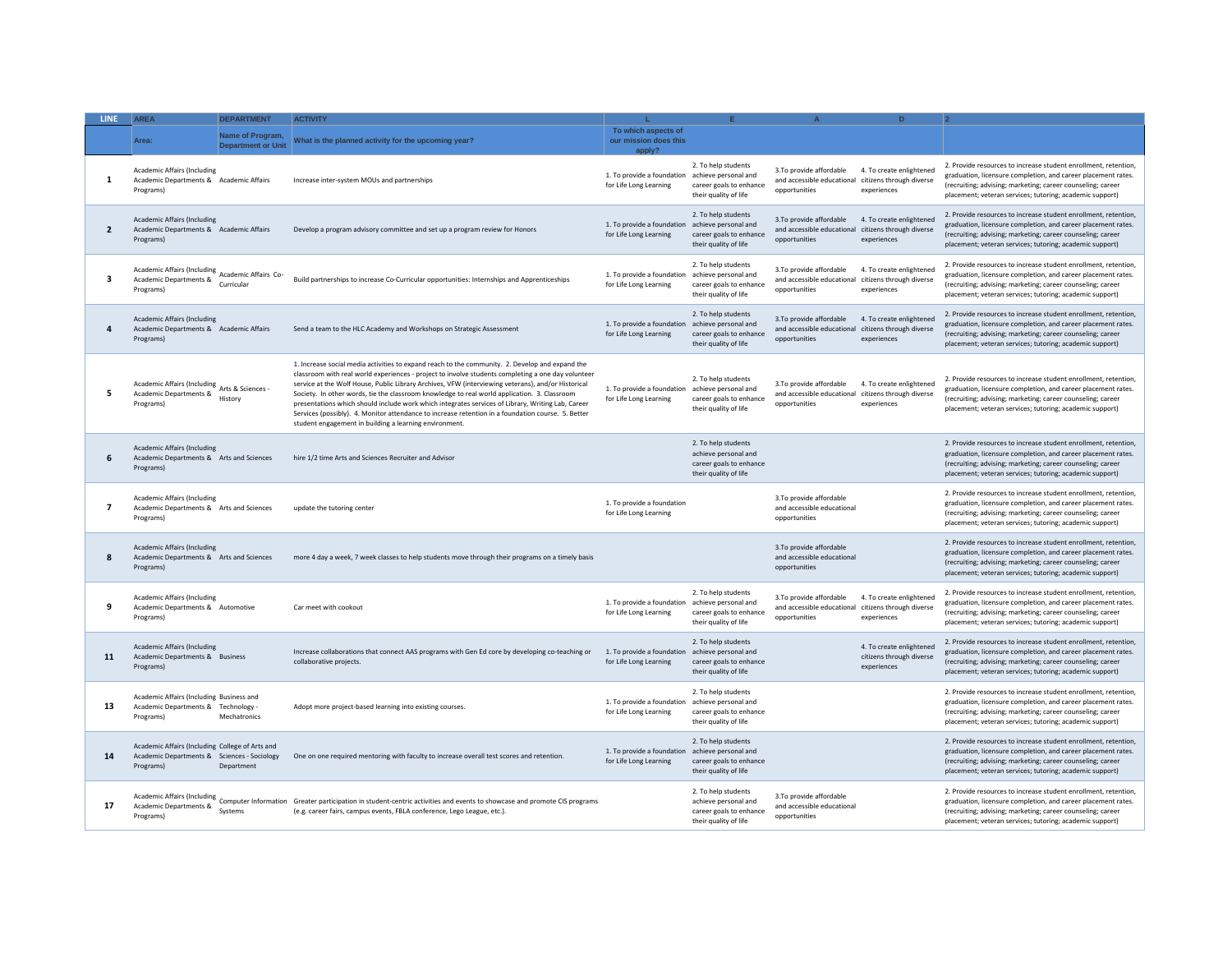| LINE | AREA | DEPARTMENT | ACTIVITY | L | E | A | D | 2 |
|---|---|---|---|---|---|---|---|---|
| | Area: | Name of Program, Department or Unit | What is the planned activity for the upcoming year? | To which aspects of our mission does this apply? | | | | |
| 1 | Academic Affairs (Including Academic Departments & Programs) | Academic Affairs | Increase inter-system MOUs and partnerships | 1. To provide a foundation for Life Long Learning | 2. To help students achieve personal and career goals to enhance their quality of life | 3.To provide affordable and accessible educational opportunities | 4. To create enlightened citizens through diverse experiences | 2. Provide resources to increase student enrollment, retention, graduation, licensure completion, and career placement rates. (recruiting; advising; marketing; career counseling; career placement; veteran services; tutoring; academic support) |
| 2 | Academic Affairs (Including Academic Departments & Programs) | Academic Affairs | Develop a program advisory committee and set up a program review for Honors | 1. To provide a foundation for Life Long Learning | 2. To help students achieve personal and career goals to enhance their quality of life | 3.To provide affordable and accessible educational opportunities | 4. To create enlightened citizens through diverse experiences | 2. Provide resources to increase student enrollment, retention, graduation, licensure completion, and career placement rates. (recruiting; advising; marketing; career counseling; career placement; veteran services; tutoring; academic support) |
| 3 | Academic Affairs (Including Academic Departments & Programs) | Academic Affairs Co-Curricular | Build partnerships to increase Co-Curricular opportunities: Internships and Apprenticeships | 1. To provide a foundation for Life Long Learning | 2. To help students achieve personal and career goals to enhance their quality of life | 3.To provide affordable and accessible educational opportunities | 4. To create enlightened citizens through diverse experiences | 2. Provide resources to increase student enrollment, retention, graduation, licensure completion, and career placement rates. (recruiting; advising; marketing; career counseling; career placement; veteran services; tutoring; academic support) |
| 4 | Academic Affairs (Including Academic Departments & Programs) | Academic Affairs | Send a team to the HLC Academy and Workshops on Strategic Assessment | 1. To provide a foundation for Life Long Learning | 2. To help students achieve personal and career goals to enhance their quality of life | 3.To provide affordable and accessible educational opportunities | 4. To create enlightened citizens through diverse experiences | 2. Provide resources to increase student enrollment, retention, graduation, licensure completion, and career placement rates. (recruiting; advising; marketing; career counseling; career placement; veteran services; tutoring; academic support) |
| 5 | Academic Affairs (Including Academic Departments & Programs) | Arts & Sciences - History | 1. Increase social media activities to expand reach to the community. 2. Develop and expand the classroom with real world experiences - project to involve students completing a one day volunteer service at the Wolf House, Public Library Archives, VFW (interviewing veterans), and/or Historical Society. In other words, tie the classroom knowledge to real world application. 3. Classroom presentations which should include work which integrates services of Library, Writing Lab, Career Services (possibly). 4. Monitor attendance to increase retention in a foundation course. 5. Better student engagement in building a learning environment. | 1. To provide a foundation for Life Long Learning | 2. To help students achieve personal and career goals to enhance their quality of life | 3.To provide affordable and accessible educational opportunities | 4. To create enlightened citizens through diverse experiences | 2. Provide resources to increase student enrollment, retention, graduation, licensure completion, and career placement rates. (recruiting; advising; marketing; career counseling; career placement; veteran services; tutoring; academic support) |
| 6 | Academic Affairs (Including Academic Departments & Programs) | Arts and Sciences | hire 1/2 time Arts and Sciences Recruiter and Advisor | | 2. To help students achieve personal and career goals to enhance their quality of life | | | 2. Provide resources to increase student enrollment, retention, graduation, licensure completion, and career placement rates. (recruiting; advising; marketing; career counseling; career placement; veteran services; tutoring; academic support) |
| 7 | Academic Affairs (Including Academic Departments & Programs) | Arts and Sciences | update the tutoring center | 1. To provide a foundation for Life Long Learning | | 3.To provide affordable and accessible educational opportunities | | 2. Provide resources to increase student enrollment, retention, graduation, licensure completion, and career placement rates. (recruiting; advising; marketing; career counseling; career placement; veteran services; tutoring; academic support) |
| 8 | Academic Affairs (Including Academic Departments & Programs) | Arts and Sciences | more 4 day a week, 7 week classes to help students move through their programs on a timely basis | | | 3.To provide affordable and accessible educational opportunities | | 2. Provide resources to increase student enrollment, retention, graduation, licensure completion, and career placement rates. (recruiting; advising; marketing; career counseling; career placement; veteran services; tutoring; academic support) |
| 9 | Academic Affairs (Including Academic Departments & Programs) | Automotive | Car meet with cookout | 1. To provide a foundation for Life Long Learning | 2. To help students achieve personal and career goals to enhance their quality of life | 3.To provide affordable and accessible educational opportunities | 4. To create enlightened citizens through diverse experiences | 2. Provide resources to increase student enrollment, retention, graduation, licensure completion, and career placement rates. (recruiting; advising; marketing; career counseling; career placement; veteran services; tutoring; academic support) |
| 11 | Academic Affairs (Including Academic Departments & Programs) | Business | Increase collaborations that connect AAS programs with Gen Ed core by developing co-teaching or collaborative projects. | 1. To provide a foundation for Life Long Learning | 2. To help students achieve personal and career goals to enhance their quality of life | | 4. To create enlightened citizens through diverse experiences | 2. Provide resources to increase student enrollment, retention, graduation, licensure completion, and career placement rates. (recruiting; advising; marketing; career counseling; career placement; veteran services; tutoring; academic support) |
| 13 | Academic Affairs (Including Academic Departments & Programs) | Business and Technology - Mechatronics | Adopt more project-based learning into existing courses. | 1. To provide a foundation for Life Long Learning | 2. To help students achieve personal and career goals to enhance their quality of life | | | 2. Provide resources to increase student enrollment, retention, graduation, licensure completion, and career placement rates. (recruiting; advising; marketing; career counseling; career placement; veteran services; tutoring; academic support) |
| 14 | Academic Affairs (Including Academic Departments & Programs) | College of Arts and Sciences - Sociology Department | One on one required mentoring with faculty to increase overall test scores and retention. | 1. To provide a foundation for Life Long Learning | 2. To help students achieve personal and career goals to enhance their quality of life | | | 2. Provide resources to increase student enrollment, retention, graduation, licensure completion, and career placement rates. (recruiting; advising; marketing; career counseling; career placement; veteran services; tutoring; academic support) |
| 17 | Academic Affairs (Including Academic Departments & Programs) | Computer Information Systems | Greater participation in student-centric activities and events to showcase and promote CIS programs (e.g. career fairs, campus events, FBLA conference, Lego League, etc.). | | 2. To help students achieve personal and career goals to enhance their quality of life | 3.To provide affordable and accessible educational opportunities | | 2. Provide resources to increase student enrollment, retention, graduation, licensure completion, and career placement rates. (recruiting; advising; marketing; career counseling; career placement; veteran services; tutoring; academic support) |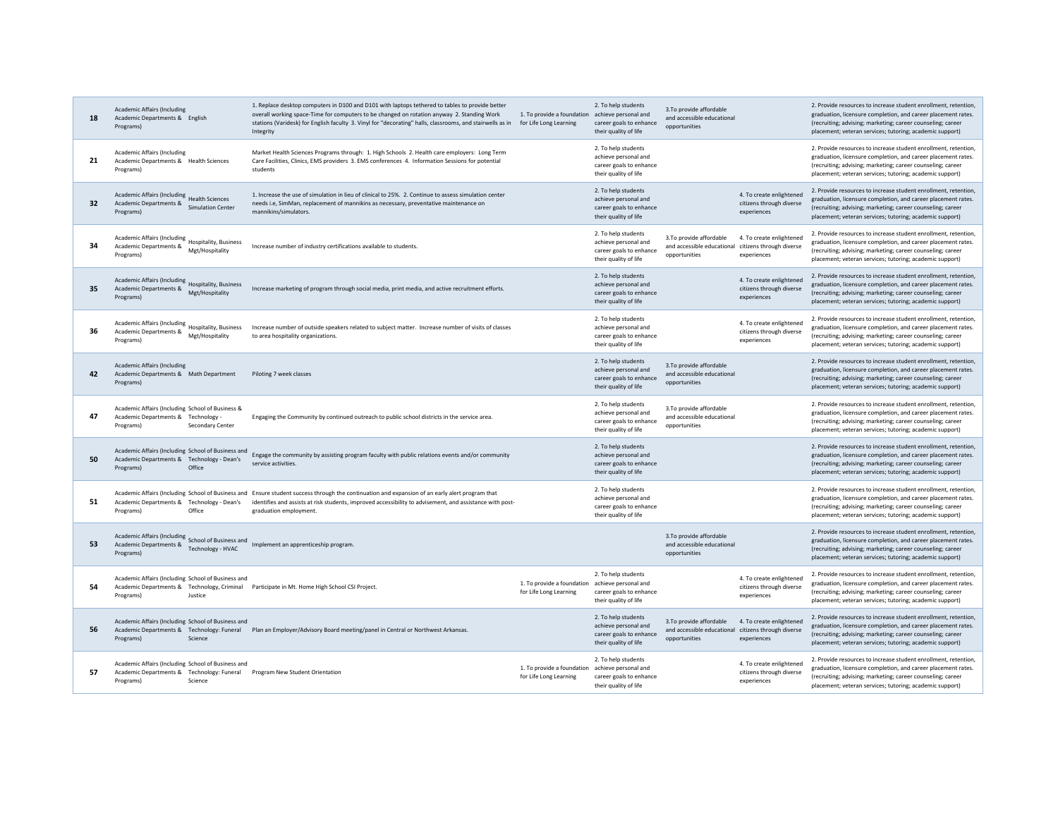| | | | | | | | | |
|---|---|---|---|---|---|---|---|---|
| 18 | Academic Affairs (Including Academic Departments & Programs) | English | 1. Replace desktop computers in D100 and D101 with laptops tethered to tables to provide better overall working space-Time for computers to be changed on rotation anyway 2. Standing Work stations (Varidesk) for English faculty 3. Vinyl for "decorating" halls, classrooms, and stairwells as in Integrity | 1. To provide a foundation for Life Long Learning | 2. To help students achieve personal and career goals to enhance their quality of life | 3.To provide affordable and accessible educational opportunities | | 2. Provide resources to increase student enrollment, retention, graduation, licensure completion, and career placement rates. (recruiting; advising; marketing; career counseling; career placement; veteran services; tutoring; academic support) |
| 21 | Academic Affairs (Including Academic Departments & Programs) | Health Sciences | Market Health Sciences Programs through: 1. High Schools 2. Health care employers: Long Term Care Facilities, Clinics, EMS providers 3. EMS conferences 4. Information Sessions for potential students | | 2. To help students achieve personal and career goals to enhance their quality of life | | | 2. Provide resources to increase student enrollment, retention, graduation, licensure completion, and career placement rates. (recruiting; advising; marketing; career counseling; career placement; veteran services; tutoring; academic support) |
| 32 | Academic Affairs (Including Academic Departments & Programs) | Health Sciences Simulation Center | 1. Increase the use of simulation in lieu of clinical to 25%. 2. Continue to assess simulation center needs i.e, SimMan, replacement of mannikins as necessary, preventative maintenance on mannikins/simulators. | | 2. To help students achieve personal and career goals to enhance their quality of life | | 4. To create enlightened citizens through diverse experiences | 2. Provide resources to increase student enrollment, retention, graduation, licensure completion, and career placement rates. (recruiting; advising; marketing; career counseling; career placement; veteran services; tutoring; academic support) |
| 34 | Academic Affairs (Including Academic Departments & Programs) | Hospitality, Business Mgt/Hospitality | Increase number of industry certifications available to students. | | 2. To help students achieve personal and career goals to enhance their quality of life | 3.To provide affordable and accessible educational opportunities | 4. To create enlightened citizens through diverse experiences | 2. Provide resources to increase student enrollment, retention, graduation, licensure completion, and career placement rates. (recruiting; advising; marketing; career counseling; career placement; veteran services; tutoring; academic support) |
| 35 | Academic Affairs (Including Academic Departments & Programs) | Hospitality, Business Mgt/Hospitality | Increase marketing of program through social media, print media, and active recruitment efforts. | | 2. To help students achieve personal and career goals to enhance their quality of life | | 4. To create enlightened citizens through diverse experiences | 2. Provide resources to increase student enrollment, retention, graduation, licensure completion, and career placement rates. (recruiting; advising; marketing; career counseling; career placement; veteran services; tutoring; academic support) |
| 36 | Academic Affairs (Including Academic Departments & Programs) | Hospitality, Business Mgt/Hospitality | Increase number of outside speakers related to subject matter. Increase number of visits of classes to area hospitality organizations. | | 2. To help students achieve personal and career goals to enhance their quality of life | | 4. To create enlightened citizens through diverse experiences | 2. Provide resources to increase student enrollment, retention, graduation, licensure completion, and career placement rates. (recruiting; advising; marketing; career counseling; career placement; veteran services; tutoring; academic support) |
| 42 | Academic Affairs (Including Academic Departments & Programs) | Math Department | Piloting 7 week classes | | 2. To help students achieve personal and career goals to enhance their quality of life | 3.To provide affordable and accessible educational opportunities | | 2. Provide resources to increase student enrollment, retention, graduation, licensure completion, and career placement rates. (recruiting; advising; marketing; career counseling; career placement; veteran services; tutoring; academic support) |
| 47 | Academic Affairs (Including Academic Departments & Programs) | School of Business & Technology - Secondary Center | Engaging the Community by continued outreach to public school districts in the service area. | | 2. To help students achieve personal and career goals to enhance their quality of life | 3.To provide affordable and accessible educational opportunities | | 2. Provide resources to increase student enrollment, retention, graduation, licensure completion, and career placement rates. (recruiting; advising; marketing; career counseling; career placement; veteran services; tutoring; academic support) |
| 50 | Academic Affairs (Including Academic Departments & Programs) | School of Business and Technology - Dean's Office | Engage the community by assisting program faculty with public relations events and/or community service activities. | | 2. To help students achieve personal and career goals to enhance their quality of life | | | 2. Provide resources to increase student enrollment, retention, graduation, licensure completion, and career placement rates. (recruiting; advising; marketing; career counseling; career placement; veteran services; tutoring; academic support) |
| 51 | Academic Affairs (Including Academic Departments & Programs) | School of Business and Technology - Dean's Office | Ensure student success through the continuation and expansion of an early alert program that identifies and assists at risk students, improved accessibility to advisement, and assistance with post-graduation employment. | | 2. To help students achieve personal and career goals to enhance their quality of life | | | 2. Provide resources to increase student enrollment, retention, graduation, licensure completion, and career placement rates. (recruiting; advising; marketing; career counseling; career placement; veteran services; tutoring; academic support) |
| 53 | Academic Affairs (Including Academic Departments & Programs) | School of Business and Technology - HVAC | Implement an apprenticeship program. | | | 3.To provide affordable and accessible educational opportunities | | 2. Provide resources to increase student enrollment, retention, graduation, licensure completion, and career placement rates. (recruiting; advising; marketing; career counseling; career placement; veteran services; tutoring; academic support) |
| 54 | Academic Affairs (Including Academic Departments & Programs) | School of Business and Technology, Criminal Justice | Participate in Mt. Home High School CSI Project. | 1. To provide a foundation for Life Long Learning | 2. To help students achieve personal and career goals to enhance their quality of life | | 4. To create enlightened citizens through diverse experiences | 2. Provide resources to increase student enrollment, retention, graduation, licensure completion, and career placement rates. (recruiting; advising; marketing; career counseling; career placement; veteran services; tutoring; academic support) |
| 56 | Academic Affairs (Including Academic Departments & Programs) | School of Business and Technology: Funeral Science | Plan an Employer/Advisory Board meeting/panel in Central or Northwest Arkansas. | | 2. To help students achieve personal and career goals to enhance their quality of life | 3.To provide affordable and accessible educational opportunities | 4. To create enlightened citizens through diverse experiences | 2. Provide resources to increase student enrollment, retention, graduation, licensure completion, and career placement rates. (recruiting; advising; marketing; career counseling; career placement; veteran services; tutoring; academic support) |
| 57 | Academic Affairs (Including Academic Departments & Programs) | School of Business and Technology: Funeral Science | Program New Student Orientation | 1. To provide a foundation for Life Long Learning | 2. To help students achieve personal and career goals to enhance their quality of life | | 4. To create enlightened citizens through diverse experiences | 2. Provide resources to increase student enrollment, retention, graduation, licensure completion, and career placement rates. (recruiting; advising; marketing; career counseling; career placement; veteran services; tutoring; academic support) |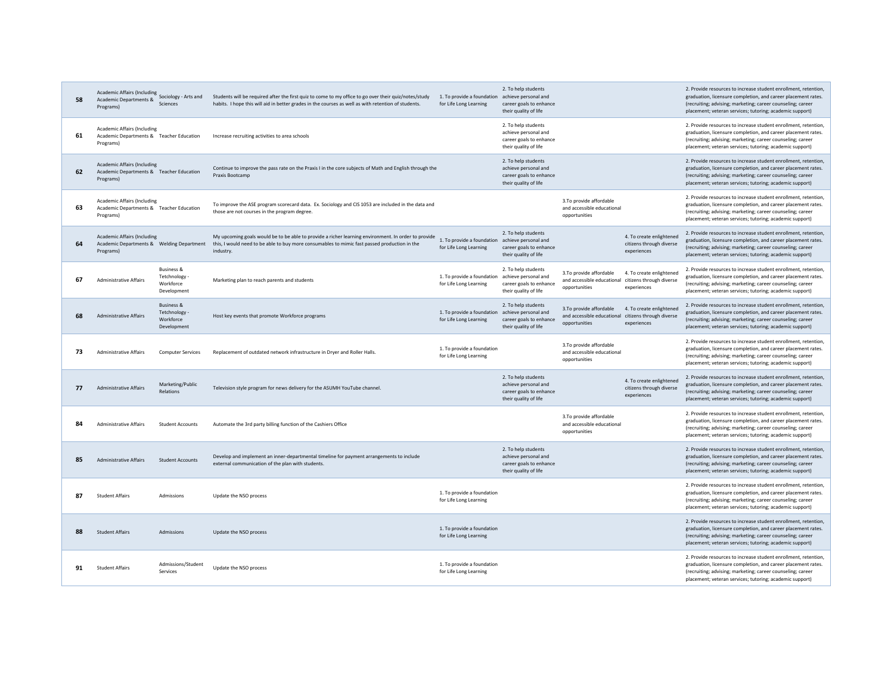| | | | | | | | | |
|---|---|---|---|---|---|---|---|---|
| 58 | Academic Affairs (Including Academic Departments & Programs) | Sociology - Arts and Sciences | Students will be required after the first quiz to come to my office to go over their quiz/notes/study habits. I hope this will aid in better grades in the courses as well as with retention of students. | 1. To provide a foundation for Life Long Learning | 2. To help students achieve personal and career goals to enhance their quality of life | | | 2. Provide resources to increase student enrollment, retention, graduation, licensure completion, and career placement rates. (recruiting; advising; marketing; career counseling; career placement; veteran services; tutoring; academic support) |
| 61 | Academic Affairs (Including Academic Departments & Programs) | Teacher Education | Increase recruiting activities to area schools | | 2. To help students achieve personal and career goals to enhance their quality of life | | | 2. Provide resources to increase student enrollment, retention, graduation, licensure completion, and career placement rates. (recruiting; advising; marketing; career counseling; career placement; veteran services; tutoring; academic support) |
| 62 | Academic Affairs (Including Academic Departments & Programs) | Teacher Education | Continue to improve the pass rate on the Praxis I in the core subjects of Math and English through the Praxis Bootcamp | | 2. To help students achieve personal and career goals to enhance their quality of life | | | 2. Provide resources to increase student enrollment, retention, graduation, licensure completion, and career placement rates. (recruiting; advising; marketing; career counseling; career placement; veteran services; tutoring; academic support) |
| 63 | Academic Affairs (Including Academic Departments & Programs) | Teacher Education | To improve the ASE program scorecard data. Ex. Sociology and CIS 1053 are included in the data and those are not courses in the program degree. | | | 3.To provide affordable and accessible educational opportunities | | 2. Provide resources to increase student enrollment, retention, graduation, licensure completion, and career placement rates. (recruiting; advising; marketing; career counseling; career placement; veteran services; tutoring; academic support) |
| 64 | Academic Affairs (Including Academic Departments & Programs) | Welding Department | My upcoming goals would be to be able to provide a richer learning environment. In order to provide this, I would need to be able to buy more consumables to mimic fast passed production in the industry. | 1. To provide a foundation for Life Long Learning | 2. To help students achieve personal and career goals to enhance their quality of life | | 4. To create enlightened citizens through diverse experiences | 2. Provide resources to increase student enrollment, retention, graduation, licensure completion, and career placement rates. (recruiting; advising; marketing; career counseling; career placement; veteran services; tutoring; academic support) |
| 67 | Administrative Affairs | Business & Tetchnology - Workforce Development | Marketing plan to reach parents and students | 1. To provide a foundation for Life Long Learning | 2. To help students achieve personal and career goals to enhance their quality of life | 3.To provide affordable and accessible educational opportunities | 4. To create enlightened citizens through diverse experiences | 2. Provide resources to increase student enrollment, retention, graduation, licensure completion, and career placement rates. (recruiting; advising; marketing; career counseling; career placement; veteran services; tutoring; academic support) |
| 68 | Administrative Affairs | Business & Tetchnology - Workforce Development | Host key events that promote Workforce programs | 1. To provide a foundation for Life Long Learning | 2. To help students achieve personal and career goals to enhance their quality of life | 3.To provide affordable and accessible educational opportunities | 4. To create enlightened citizens through diverse experiences | 2. Provide resources to increase student enrollment, retention, graduation, licensure completion, and career placement rates. (recruiting; advising; marketing; career counseling; career placement; veteran services; tutoring; academic support) |
| 73 | Administrative Affairs | Computer Services | Replacement of outdated network infrastructure in Dryer and Roller Halls. | 1. To provide a foundation for Life Long Learning | | 3.To provide affordable and accessible educational opportunities | | 2. Provide resources to increase student enrollment, retention, graduation, licensure completion, and career placement rates. (recruiting; advising; marketing; career counseling; career placement; veteran services; tutoring; academic support) |
| 77 | Administrative Affairs | Marketing/Public Relations | Television style program for news delivery for the ASUMH YouTube channel. | | 2. To help students achieve personal and career goals to enhance their quality of life | | 4. To create enlightened citizens through diverse experiences | 2. Provide resources to increase student enrollment, retention, graduation, licensure completion, and career placement rates. (recruiting; advising; marketing; career counseling; career placement; veteran services; tutoring; academic support) |
| 84 | Administrative Affairs | Student Accounts | Automate the 3rd party billing function of the Cashiers Office | | | 3.To provide affordable and accessible educational opportunities | | 2. Provide resources to increase student enrollment, retention, graduation, licensure completion, and career placement rates. (recruiting; advising; marketing; career counseling; career placement; veteran services; tutoring; academic support) |
| 85 | Administrative Affairs | Student Accounts | Develop and implement an inner-departmental timeline for payment arrangements to include external communication of the plan with students. | | 2. To help students achieve personal and career goals to enhance their quality of life | | | 2. Provide resources to increase student enrollment, retention, graduation, licensure completion, and career placement rates. (recruiting; advising; marketing; career counseling; career placement; veteran services; tutoring; academic support) |
| 87 | Student Affairs | Admissions | Update the NSO process | 1. To provide a foundation for Life Long Learning | | | | 2. Provide resources to increase student enrollment, retention, graduation, licensure completion, and career placement rates. (recruiting; advising; marketing; career counseling; career placement; veteran services; tutoring; academic support) |
| 88 | Student Affairs | Admissions | Update the NSO process | 1. To provide a foundation for Life Long Learning | | | | 2. Provide resources to increase student enrollment, retention, graduation, licensure completion, and career placement rates. (recruiting; advising; marketing; career counseling; career placement; veteran services; tutoring; academic support) |
| 91 | Student Affairs | Admissions/Student Services | Update the NSO process | 1. To provide a foundation for Life Long Learning | | | | 2. Provide resources to increase student enrollment, retention, graduation, licensure completion, and career placement rates. (recruiting; advising; marketing; career counseling; career placement; veteran services; tutoring; academic support) |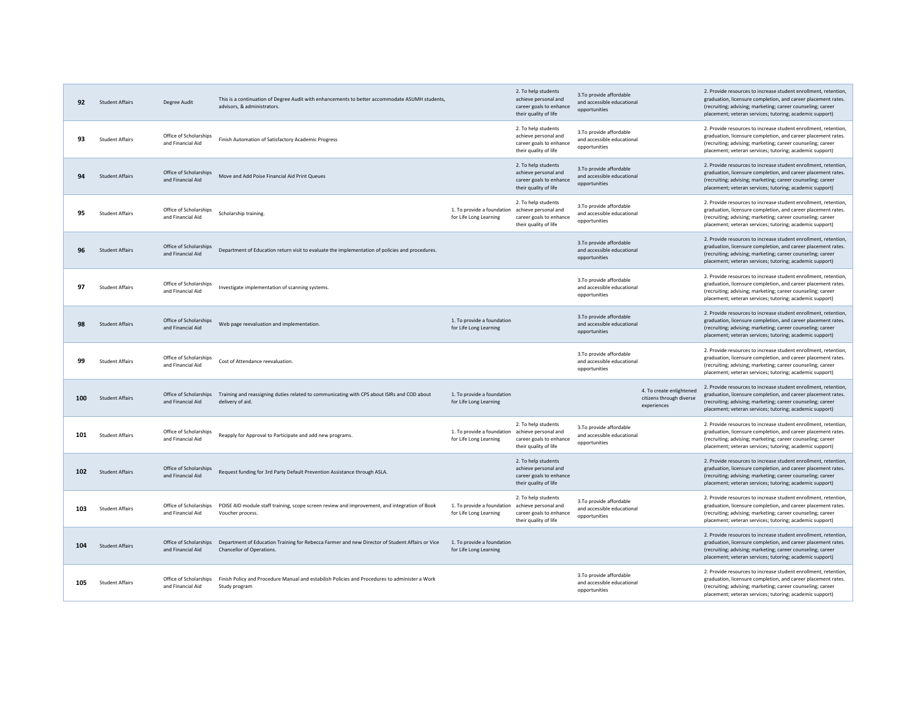| | | | | | | | | |
|---|---|---|---|---|---|---|---|---|
| **92** | Student Affairs | Degree Audit | This is a continuation of Degree Audit with enhancements to better accommodate ASUMH students, advisors, & administrators. | | 2. To help students achieve personal and career goals to enhance their quality of life | 3.To provide affordable and accessible educational opportunities | | 2. Provide resources to increase student enrollment, retention, graduation, licensure completion, and career placement rates. (recruiting; advising; marketing; career counseling; career placement; veteran services; tutoring; academic support) |
| **93** | Student Affairs | Office of Scholarships and Financial Aid | Finish Automation of Satisfactory Academic Progress | | 2. To help students achieve personal and career goals to enhance their quality of life | 3.To provide affordable and accessible educational opportunities | | 2. Provide resources to increase student enrollment, retention, graduation, licensure completion, and career placement rates. (recruiting; advising; marketing; career counseling; career placement; veteran services; tutoring; academic support) |
| **94** | Student Affairs | Office of Scholarships and Financial Aid | Move and Add Poise Financial Aid Print Queues | | 2. To help students achieve personal and career goals to enhance their quality of life | 3.To provide affordable and accessible educational opportunities | | 2. Provide resources to increase student enrollment, retention, graduation, licensure completion, and career placement rates. (recruiting; advising; marketing; career counseling; career placement; veteran services; tutoring; academic support) |
| **95** | Student Affairs | Office of Scholarships and Financial Aid | Scholarship training. | 1. To provide a foundation for Life Long Learning | 2. To help students achieve personal and career goals to enhance their quality of life | 3.To provide affordable and accessible educational opportunities | | 2. Provide resources to increase student enrollment, retention, graduation, licensure completion, and career placement rates. (recruiting; advising; marketing; career counseling; career placement; veteran services; tutoring; academic support) |
| **96** | Student Affairs | Office of Scholarships and Financial Aid | Department of Education return visit to evaluate the implementation of policies and procedures. | | | 3.To provide affordable and accessible educational opportunities | | 2. Provide resources to increase student enrollment, retention, graduation, licensure completion, and career placement rates. (recruiting; advising; marketing; career counseling; career placement; veteran services; tutoring; academic support) |
| **97** | Student Affairs | Office of Scholarships and Financial Aid | Investigate implementation of scanning systems. | | | 3.To provide affordable and accessible educational opportunities | | 2. Provide resources to increase student enrollment, retention, graduation, licensure completion, and career placement rates. (recruiting; advising; marketing; career counseling; career placement; veteran services; tutoring; academic support) |
| **98** | Student Affairs | Office of Scholarships and Financial Aid | Web page reevaluation and implementation. | 1. To provide a foundation for Life Long Learning | | 3.To provide affordable and accessible educational opportunities | | 2. Provide resources to increase student enrollment, retention, graduation, licensure completion, and career placement rates. (recruiting; advising; marketing; career counseling; career placement; veteran services; tutoring; academic support) |
| **99** | Student Affairs | Office of Scholarships and Financial Aid | Cost of Attendance reevaluation. | | | 3.To provide affordable and accessible educational opportunities | | 2. Provide resources to increase student enrollment, retention, graduation, licensure completion, and career placement rates. (recruiting; advising; marketing; career counseling; career placement; veteran services; tutoring; academic support) |
| **100** | Student Affairs | Office of Scholarships and Financial Aid | Training and reassigning duties related to communicating with CPS about ISIRs and COD about delivery of aid. | 1. To provide a foundation for Life Long Learning | | | 4. To create enlightened citizens through diverse experiences | 2. Provide resources to increase student enrollment, retention, graduation, licensure completion, and career placement rates. (recruiting; advising; marketing; career counseling; career placement; veteran services; tutoring; academic support) |
| **101** | Student Affairs | Office of Scholarships and Financial Aid | Reapply for Approval to Participate and add new programs. | 1. To provide a foundation for Life Long Learning | 2. To help students achieve personal and career goals to enhance their quality of life | 3.To provide affordable and accessible educational opportunities | | 2. Provide resources to increase student enrollment, retention, graduation, licensure completion, and career placement rates. (recruiting; advising; marketing; career counseling; career placement; veteran services; tutoring; academic support) |
| **102** | Student Affairs | Office of Scholarships and Financial Aid | Request funding for 3rd Party Default Prevention Assistance through ASLA. | | 2. To help students achieve personal and career goals to enhance their quality of life | | | 2. Provide resources to increase student enrollment, retention, graduation, licensure completion, and career placement rates. (recruiting; advising; marketing; career counseling; career placement; veteran services; tutoring; academic support) |
| **103** | Student Affairs | Office of Scholarships and Financial Aid | POISE AID module staff training, scope screen review and improvement, and integration of Book Voucher process. | 1. To provide a foundation for Life Long Learning | 2. To help students achieve personal and career goals to enhance their quality of life | 3.To provide affordable and accessible educational opportunities | | 2. Provide resources to increase student enrollment, retention, graduation, licensure completion, and career placement rates. (recruiting; advising; marketing; career counseling; career placement; veteran services; tutoring; academic support) |
| **104** | Student Affairs | Office of Scholarships and Financial Aid | Department of Education Training for Rebecca Farmer and new Director of Student Affairs or Vice Chancellor of Operations. | 1. To provide a foundation for Life Long Learning | | | | 2. Provide resources to increase student enrollment, retention, graduation, licensure completion, and career placement rates. (recruiting; advising; marketing; career counseling; career placement; veteran services; tutoring; academic support) |
| **105** | Student Affairs | Office of Scholarships and Financial Aid | Finish Policy and Procedure Manual and estabilish Policies and Procedures to administer a Work Study program | | | 3.To provide affordable and accessible educational opportunities | | 2. Provide resources to increase student enrollment, retention, graduation, licensure completion, and career placement rates. (recruiting; advising; marketing; career counseling; career placement; veteran services; tutoring; academic support) |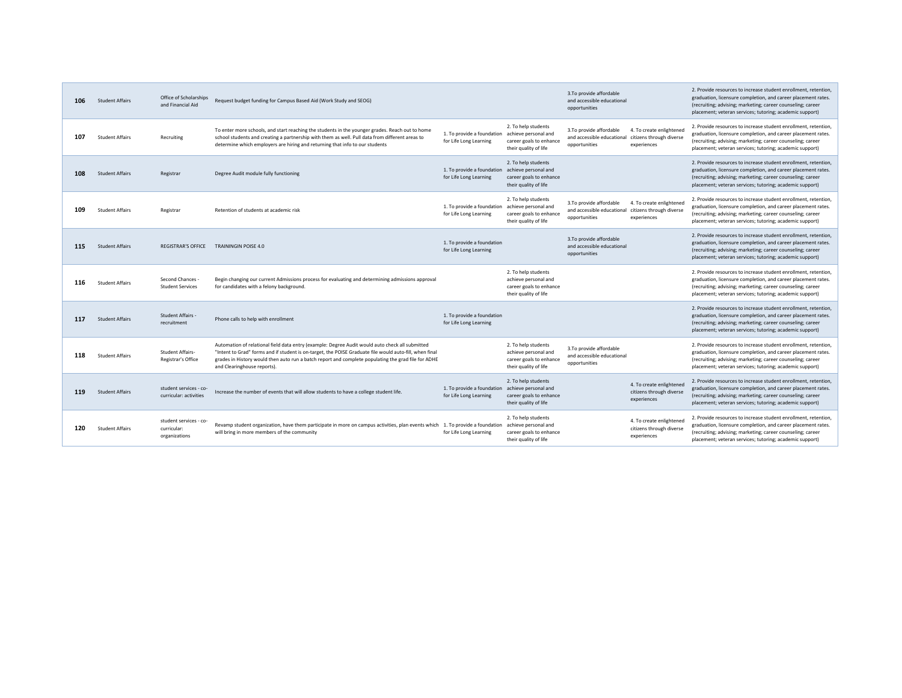| | | | | | | | | |
|---|---|---|---|---|---|---|---|---|
| 106 | Student Affairs | Office of Scholarships and Financial Aid | Request budget funding for Campus Based Aid (Work Study and SEOG) | | | 3.To provide affordable and accessible educational opportunities | | 2. Provide resources to increase student enrollment, retention, graduation, licensure completion, and career placement rates. (recruiting; advising; marketing; career counseling; career placement; veteran services; tutoring; academic support) |
| 107 | Student Affairs | Recruiting | To enter more schools, and start reaching the students in the younger grades. Reach out to home school students and creating a partnership with them as well. Pull data from different areas to determine which employers are hiring and returning that info to our students | 1. To provide a foundation for Life Long Learning | 2. To help students achieve personal and career goals to enhance their quality of life | 3.To provide affordable and accessible educational opportunities | 4. To create enlightened citizens through diverse experiences | 2. Provide resources to increase student enrollment, retention, graduation, licensure completion, and career placement rates. (recruiting; advising; marketing; career counseling; career placement; veteran services; tutoring; academic support) |
| 108 | Student Affairs | Registrar | Degree Audit module fully functioning | 1. To provide a foundation for Life Long Learning | 2. To help students achieve personal and career goals to enhance their quality of life | | | 2. Provide resources to increase student enrollment, retention, graduation, licensure completion, and career placement rates. (recruiting; advising; marketing; career counseling; career placement; veteran services; tutoring; academic support) |
| 109 | Student Affairs | Registrar | Retention of students at academic risk | 1. To provide a foundation for Life Long Learning | 2. To help students achieve personal and career goals to enhance their quality of life | 3.To provide affordable and accessible educational opportunities | 4. To create enlightened citizens through diverse experiences | 2. Provide resources to increase student enrollment, retention, graduation, licensure completion, and career placement rates. (recruiting; advising; marketing; career counseling; career placement; veteran services; tutoring; academic support) |
| 115 | Student Affairs | REGISTRAR'S OFFICE | TRAININGIN POISE 4.0 | 1. To provide a foundation for Life Long Learning | | 3.To provide affordable and accessible educational opportunities | | 2. Provide resources to increase student enrollment, retention, graduation, licensure completion, and career placement rates. (recruiting; advising; marketing; career counseling; career placement; veteran services; tutoring; academic support) |
| 116 | Student Affairs | Second Chances - Student Services | Begin changing our current Admissions process for evaluating and determining admissions approval for candidates with a felony background. | | 2. To help students achieve personal and career goals to enhance their quality of life | | | 2. Provide resources to increase student enrollment, retention, graduation, licensure completion, and career placement rates. (recruiting; advising; marketing; career counseling; career placement; veteran services; tutoring; academic support) |
| 117 | Student Affairs | Student Affairs - recruitment | Phone calls to help with enrollment | 1. To provide a foundation for Life Long Learning | | | | 2. Provide resources to increase student enrollment, retention, graduation, licensure completion, and career placement rates. (recruiting; advising; marketing; career counseling; career placement; veteran services; tutoring; academic support) |
| 118 | Student Affairs | Student Affairs-Registrar's Office | Automation of relational field data entry (example: Degree Audit would auto check all submitted "Intent to Grad" forms and if student is on-target, the POISE Graduate file would auto-fill, when final grades in History would then auto run a batch report and complete populating the grad file for ADHE and Clearinghouse reports). | | 2. To help students achieve personal and career goals to enhance their quality of life | 3.To provide affordable and accessible educational opportunities | | 2. Provide resources to increase student enrollment, retention, graduation, licensure completion, and career placement rates. (recruiting; advising; marketing; career counseling; career placement; veteran services; tutoring; academic support) |
| 119 | Student Affairs | student services - co-curricular: activities | Increase the number of events that will allow students to have a college student life. | 1. To provide a foundation for Life Long Learning | 2. To help students achieve personal and career goals to enhance their quality of life | | 4. To create enlightened citizens through diverse experiences | 2. Provide resources to increase student enrollment, retention, graduation, licensure completion, and career placement rates. (recruiting; advising; marketing; career counseling; career placement; veteran services; tutoring; academic support) |
| 120 | Student Affairs | student services - co-curricular: organizations | Revamp student organization, have them participate in more on campus activities, plan events which will bring in more members of the community | 1. To provide a foundation for Life Long Learning | 2. To help students achieve personal and career goals to enhance their quality of life | | 4. To create enlightened citizens through diverse experiences | 2. Provide resources to increase student enrollment, retention, graduation, licensure completion, and career placement rates. (recruiting; advising; marketing; career counseling; career placement; veteran services; tutoring; academic support) |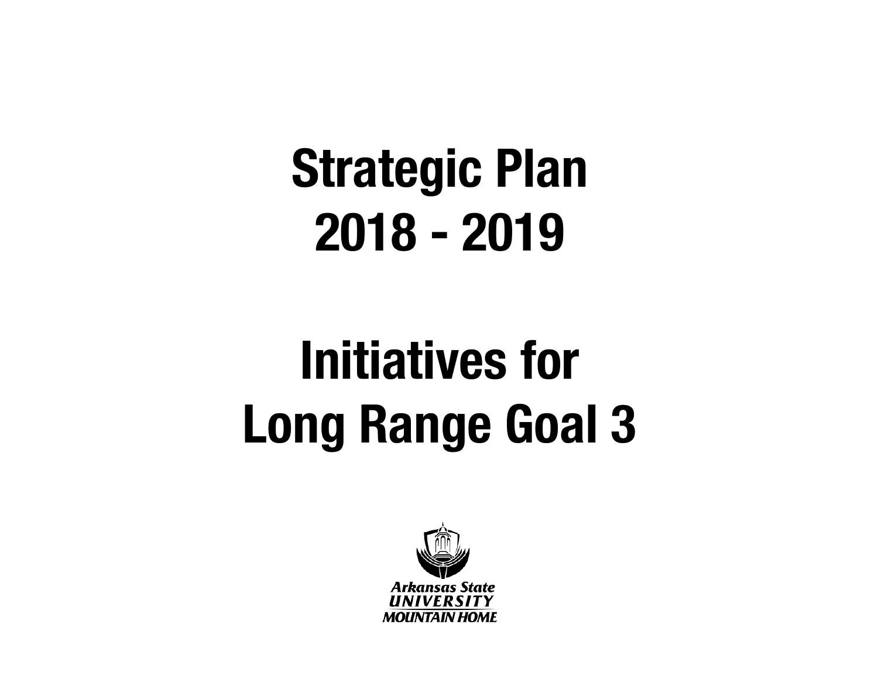# Strategic Plan
# 2018 - 2019

# Initiatives for
# Long Range Goal 3

Arkansas State
UNIVERSITY
MOUNTAIN HOME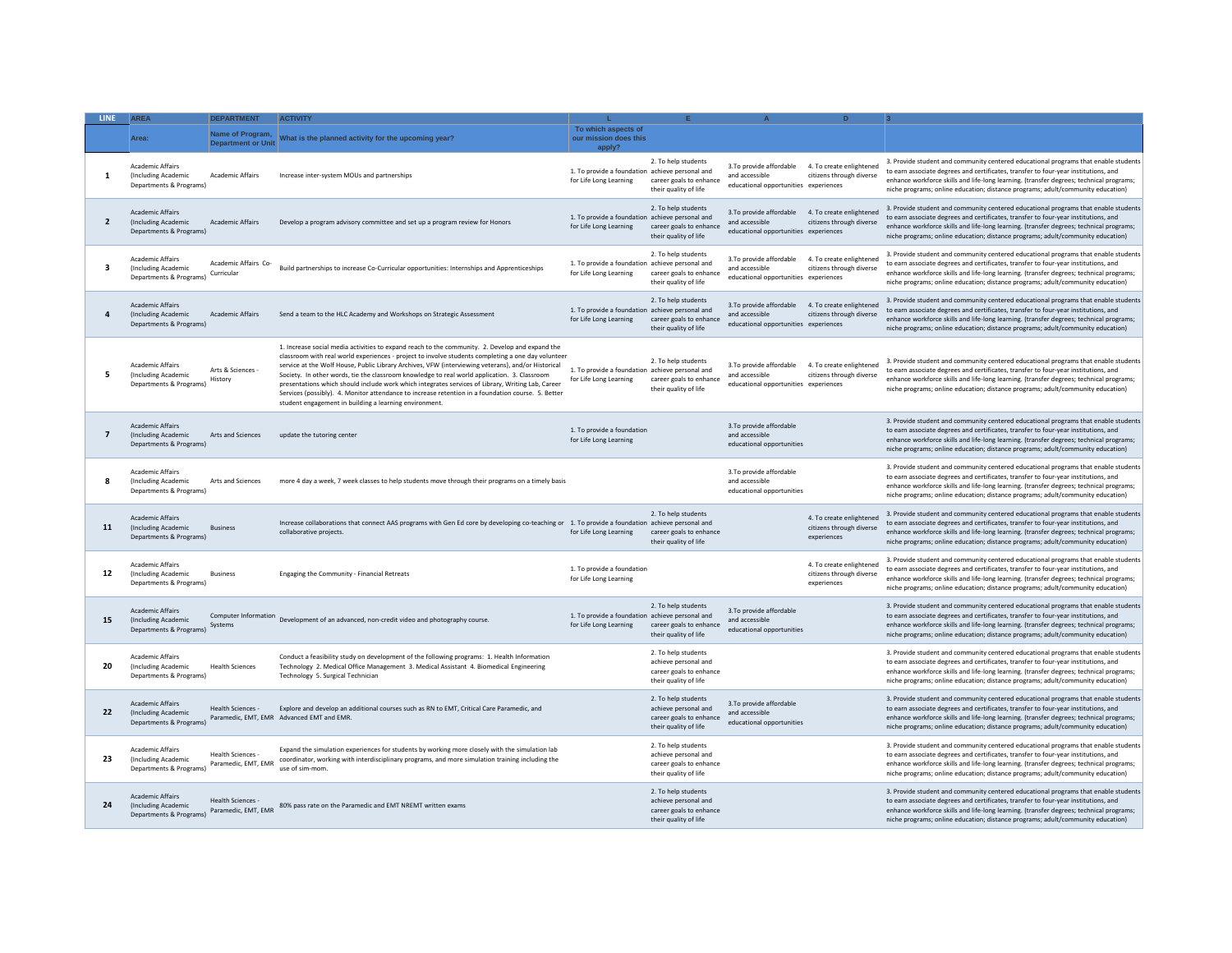| LINE | AREA | DEPARTMENT | ACTIVITY | L | E | A | D | 3 |
|---|---|---|---|---|---|---|---|---|
| | Area: | Name of Program, Department or Unit | What is the planned activity for the upcoming year? | To which aspects of our mission does this apply? | | | | |
| 1 | Academic Affairs (Including Academic Departments & Programs) | Academic Affairs | Increase inter-system MOUs and partnerships | 1. To provide a foundation for Life Long Learning | 2. To help students achieve personal and career goals to enhance their quality of life | 3.To provide affordable and accessible educational opportunities | 4. To create enlightened citizens through diverse experiences | 3. Provide student and community centered educational programs that enable students to earn associate degrees and certificates, transfer to four-year institutions, and enhance workforce skills and life-long learning. (transfer degrees; technical programs; niche programs; online education; distance programs; adult/community education) |
| 2 | Academic Affairs (Including Academic Departments & Programs) | Academic Affairs | Develop a program advisory committee and set up a program review for Honors | 1. To provide a foundation for Life Long Learning | 2. To help students achieve personal and career goals to enhance their quality of life | 3.To provide affordable and accessible educational opportunities | 4. To create enlightened citizens through diverse experiences | 3. Provide student and community centered educational programs that enable students to earn associate degrees and certificates, transfer to four-year institutions, and enhance workforce skills and life-long learning. (transfer degrees; technical programs; niche programs; online education; distance programs; adult/community education) |
| 3 | Academic Affairs (Including Academic Departments & Programs) | Academic Affairs Co-Curricular | Build partnerships to increase Co-Curricular opportunities: Internships and Apprenticeships | 1. To provide a foundation for Life Long Learning | 2. To help students achieve personal and career goals to enhance their quality of life | 3.To provide affordable and accessible educational opportunities | 4. To create enlightened citizens through diverse experiences | 3. Provide student and community centered educational programs that enable students to earn associate degrees and certificates, transfer to four-year institutions, and enhance workforce skills and life-long learning. (transfer degrees; technical programs; niche programs; online education; distance programs; adult/community education) |
| 4 | Academic Affairs (Including Academic Departments & Programs) | Academic Affairs | Send a team to the HLC Academy and Workshops on Strategic Assessment | 1. To provide a foundation for Life Long Learning | 2. To help students achieve personal and career goals to enhance their quality of life | 3.To provide affordable and accessible educational opportunities | 4. To create enlightened citizens through diverse experiences | 3. Provide student and community centered educational programs that enable students to earn associate degrees and certificates, transfer to four-year institutions, and enhance workforce skills and life-long learning. (transfer degrees; technical programs; niche programs; online education; distance programs; adult/community education) |
| 5 | Academic Affairs (Including Academic Departments & Programs) | Arts & Sciences - History | 1. Increase social media activities to expand reach to the community. 2. Develop and expand the classroom with real world experiences - project to involve students completing a one day volunteer service at the Wolf House, Public Library Archives, VFW (interviewing veterans), and/or Historical Society. In other words, tie the classroom knowledge to real world application. 3. Classroom presentations which should include work which integrates services of Library, Writing Lab, Career Services (possibly). 4. Monitor attendance to increase retention in a foundation course. 5. Better student engagement in building a learning environment. | 1. To provide a foundation for Life Long Learning | 2. To help students achieve personal and career goals to enhance their quality of life | 3.To provide affordable and accessible educational opportunities | 4. To create enlightened citizens through diverse experiences | 3. Provide student and community centered educational programs that enable students to earn associate degrees and certificates, transfer to four-year institutions, and enhance workforce skills and life-long learning. (transfer degrees; technical programs; niche programs; online education; distance programs; adult/community education) |
| 7 | Academic Affairs (Including Academic Departments & Programs) | Arts and Sciences | update the tutoring center | 1. To provide a foundation for Life Long Learning | | 3.To provide affordable and accessible educational opportunities | | 3. Provide student and community centered educational programs that enable students to earn associate degrees and certificates, transfer to four-year institutions, and enhance workforce skills and life-long learning. (transfer degrees; technical programs; niche programs; online education; distance programs; adult/community education) |
| 8 | Academic Affairs (Including Academic Departments & Programs) | Arts and Sciences | more 4 day a week, 7 week classes to help students move through their programs on a timely basis | | | 3.To provide affordable and accessible educational opportunities | | 3. Provide student and community centered educational programs that enable students to earn associate degrees and certificates, transfer to four-year institutions, and enhance workforce skills and life-long learning. (transfer degrees; technical programs; niche programs; online education; distance programs; adult/community education) |
| 11 | Academic Affairs (Including Academic Departments & Programs) | Business | Increase collaborations that connect AAS programs with Gen Ed core by developing co-teaching or collaborative projects. | 1. To provide a foundation for Life Long Learning | 2. To help students achieve personal and career goals to enhance their quality of life | | 4. To create enlightened citizens through diverse experiences | 3. Provide student and community centered educational programs that enable students to earn associate degrees and certificates, transfer to four-year institutions, and enhance workforce skills and life-long learning. (transfer degrees; technical programs; niche programs; online education; distance programs; adult/community education) |
| 12 | Academic Affairs (Including Academic Departments & Programs) | Business | Engaging the Community - Financial Retreats | 1. To provide a foundation for Life Long Learning | | | 4. To create enlightened citizens through diverse experiences | 3. Provide student and community centered educational programs that enable students to earn associate degrees and certificates, transfer to four-year institutions, and enhance workforce skills and life-long learning. (transfer degrees; technical programs; niche programs; online education; distance programs; adult/community education) |
| 15 | Academic Affairs (Including Academic Departments & Programs) | Computer Information Systems | Development of an advanced, non-credit video and photography course. | 1. To provide a foundation for Life Long Learning | 2. To help students achieve personal and career goals to enhance their quality of life | 3.To provide affordable and accessible educational opportunities | | 3. Provide student and community centered educational programs that enable students to earn associate degrees and certificates, transfer to four-year institutions, and enhance workforce skills and life-long learning. (transfer degrees; technical programs; niche programs; online education; distance programs; adult/community education) |
| 20 | Academic Affairs (Including Academic Departments & Programs) | Health Sciences | Conduct a feasibility study on development of the following programs: 1. Health Information Technology 2. Medical Office Management 3. Medical Assistant 4. Biomedical Engineering Technology 5. Surgical Technician | | 2. To help students achieve personal and career goals to enhance their quality of life | | | 3. Provide student and community centered educational programs that enable students to earn associate degrees and certificates, transfer to four-year institutions, and enhance workforce skills and life-long learning. (transfer degrees; technical programs; niche programs; online education; distance programs; adult/community education) |
| 22 | Academic Affairs (Including Academic Departments & Programs) | Health Sciences - Paramedic, EMT, EMR | Explore and develop an additional courses such as RN to EMT, Critical Care Paramedic, and Advanced EMT and EMR. | | 2. To help students achieve personal and career goals to enhance their quality of life | 3.To provide affordable and accessible educational opportunities | | 3. Provide student and community centered educational programs that enable students to earn associate degrees and certificates, transfer to four-year institutions, and enhance workforce skills and life-long learning. (transfer degrees; technical programs; niche programs; online education; distance programs; adult/community education) |
| 23 | Academic Affairs (Including Academic Departments & Programs) | Health Sciences - Paramedic, EMT, EMR | Expand the simulation experiences for students by working more closely with the simulation lab coordinator, working with interdisciplinary programs, and more simulation training including the use of sim-mom. | | 2. To help students achieve personal and career goals to enhance their quality of life | | | 3. Provide student and community centered educational programs that enable students to earn associate degrees and certificates, transfer to four-year institutions, and enhance workforce skills and life-long learning. (transfer degrees; technical programs; niche programs; online education; distance programs; adult/community education) |
| 24 | Academic Affairs (Including Academic Departments & Programs) | Health Sciences - Paramedic, EMT, EMR | 80% pass rate on the Paramedic and EMT NREMT written exams | | 2. To help students achieve personal and career goals to enhance their quality of life | | | 3. Provide student and community centered educational programs that enable students to earn associate degrees and certificates, transfer to four-year institutions, and enhance workforce skills and life-long learning. (transfer degrees; technical programs; niche programs; online education; distance programs; adult/community education) |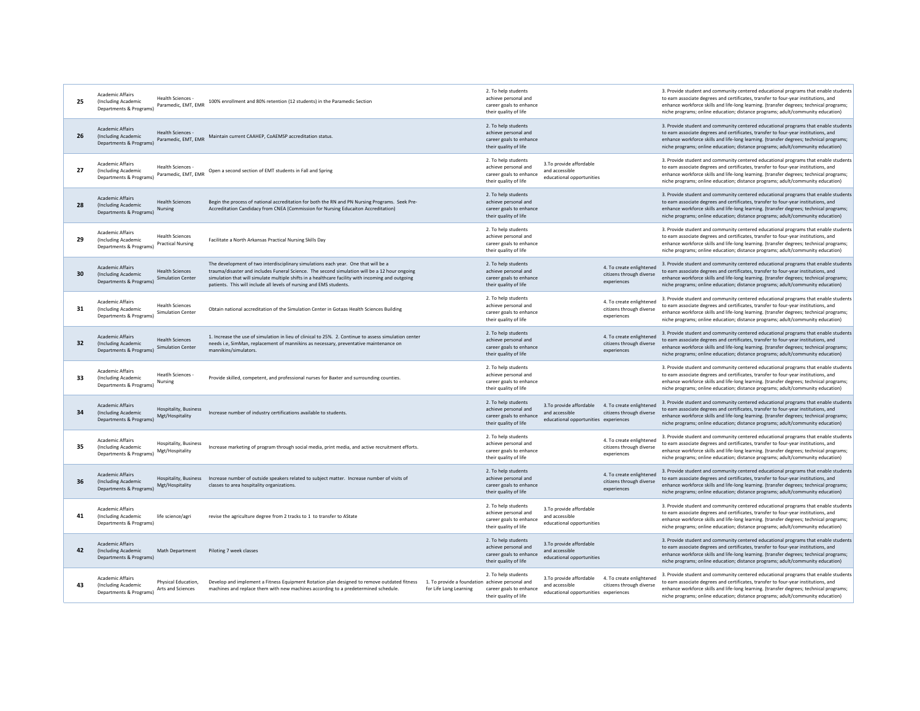| | | | | | | | | |
|---|---|---|---|---|---|---|---|---|
| 25 | Academic Affairs (Including Academic Departments & Programs) | Health Sciences - Paramedic, EMT, EMR | 100% enrollment and 80% retention (12 students) in the Paramedic Section | | 2. To help students achieve personal and career goals to enhance their quality of life | | | 3. Provide student and community centered educational programs that enable students to earn associate degrees and certificates, transfer to four-year institutions, and enhance workforce skills and life-long learning. (transfer degrees; technical programs; niche programs; online education; distance programs; adult/community education) |
| 26 | Academic Affairs (Including Academic Departments & Programs) | Health Sciences - Paramedic, EMT, EMR | Maintain current CAAHEP, CoAEMSP accreditation status. | | 2. To help students achieve personal and career goals to enhance their quality of life | | | 3. Provide student and community centered educational programs that enable students to earn associate degrees and certificates, transfer to four-year institutions, and enhance workforce skills and life-long learning. (transfer degrees; technical programs; niche programs; online education; distance programs; adult/community education) |
| 27 | Academic Affairs (Including Academic Departments & Programs) | Health Sciences - Paramedic, EMT, EMR | Open a second section of EMT students in Fall and Spring | | 2. To help students achieve personal and career goals to enhance their quality of life | 3.To provide affordable and accessible educational opportunities | | 3. Provide student and community centered educational programs that enable students to earn associate degrees and certificates, transfer to four-year institutions, and enhance workforce skills and life-long learning. (transfer degrees; technical programs; niche programs; online education; distance programs; adult/community education) |
| 28 | Academic Affairs (Including Academic Departments & Programs) | Health Sciences Nursing | Begin the process of national accreditation for both the RN and PN Nursing Programs. Seek Pre-Accreditation Candidacy from CNEA (Commission for Nursing Educaiton Accreditation) | | 2. To help students achieve personal and career goals to enhance their quality of life | | | 3. Provide student and community centered educational programs that enable students to earn associate degrees and certificates, transfer to four-year institutions, and enhance workforce skills and life-long learning. (transfer degrees; technical programs; niche programs; online education; distance programs; adult/community education) |
| 29 | Academic Affairs (Including Academic Departments & Programs) | Health Sciences Practical Nursing | Facilitate a North Arkansas Practical Nursing Skills Day | | 2. To help students achieve personal and career goals to enhance their quality of life | | | 3. Provide student and community centered educational programs that enable students to earn associate degrees and certificates, transfer to four-year institutions, and enhance workforce skills and life-long learning. (transfer degrees; technical programs; niche programs; online education; distance programs; adult/community education) |
| 30 | Academic Affairs (Including Academic Departments & Programs) | Health Sciences Simulation Center | The development of two interdisciplinary simulations each year. One that will be a trauma/disaster and includes Funeral Science. The second simulation will be a 12 hour ongoing simulation that will simulate multiple shifts in a healthcare facility with incoming and outgoing patients. This will include all levels of nursing and EMS students. | | 2. To help students achieve personal and career goals to enhance their quality of life | | 4. To create enlightened citizens through diverse experiences | 3. Provide student and community centered educational programs that enable students to earn associate degrees and certificates, transfer to four-year institutions, and enhance workforce skills and life-long learning. (transfer degrees; technical programs; niche programs; online education; distance programs; adult/community education) |
| 31 | Academic Affairs (Including Academic Departments & Programs) | Health Sciences Simulation Center | Obtain national accreditation of the Simulation Center in Gotaas Health Sciences Building | | 2. To help students achieve personal and career goals to enhance their quality of life | | 4. To create enlightened citizens through diverse experiences | 3. Provide student and community centered educational programs that enable students to earn associate degrees and certificates, transfer to four-year institutions, and enhance workforce skills and life-long learning. (transfer degrees; technical programs; niche programs; online education; distance programs; adult/community education) |
| 32 | Academic Affairs (Including Academic Departments & Programs) | Health Sciences Simulation Center | 1. Increase the use of simulation in lieu of clinical to 25%. 2. Continue to assess simulation center needs i.e, SimMan, replacement of mannikins as necessary, preventative maintenance on mannikins/simulators. | | 2. To help students achieve personal and career goals to enhance their quality of life | | 4. To create enlightened citizens through diverse experiences | 3. Provide student and community centered educational programs that enable students to earn associate degrees and certificates, transfer to four-year institutions, and enhance workforce skills and life-long learning. (transfer degrees; technical programs; niche programs; online education; distance programs; adult/community education) |
| 33 | Academic Affairs (Including Academic Departments & Programs) | Health Sciences - Nursing | Provide skilled, competent, and professional nurses for Baxter and surrounding counties. | | 2. To help students achieve personal and career goals to enhance their quality of life | | | 3. Provide student and community centered educational programs that enable students to earn associate degrees and certificates, transfer to four-year institutions, and enhance workforce skills and life-long learning. (transfer degrees; technical programs; niche programs; online education; distance programs; adult/community education) |
| 34 | Academic Affairs (Including Academic Departments & Programs) | Hospitality, Business Mgt/Hospitality | Increase number of industry certifications available to students. | | 2. To help students achieve personal and career goals to enhance their quality of life | 3.To provide affordable and accessible educational opportunities | 4. To create enlightened citizens through diverse experiences | 3. Provide student and community centered educational programs that enable students to earn associate degrees and certificates, transfer to four-year institutions, and enhance workforce skills and life-long learning. (transfer degrees; technical programs; niche programs; online education; distance programs; adult/community education) |
| 35 | Academic Affairs (Including Academic Departments & Programs) | Hospitality, Business Mgt/Hospitality | Increase marketing of program through social media, print media, and active recruitment efforts. | | 2. To help students achieve personal and career goals to enhance their quality of life | | 4. To create enlightened citizens through diverse experiences | 3. Provide student and community centered educational programs that enable students to earn associate degrees and certificates, transfer to four-year institutions, and enhance workforce skills and life-long learning. (transfer degrees; technical programs; niche programs; online education; distance programs; adult/community education) |
| 36 | Academic Affairs (Including Academic Departments & Programs) | Hospitality, Business Mgt/Hospitality | Increase number of outside speakers related to subject matter. Increase number of visits of classes to area hospitality organizations. | | 2. To help students achieve personal and career goals to enhance their quality of life | | 4. To create enlightened citizens through diverse experiences | 3. Provide student and community centered educational programs that enable students to earn associate degrees and certificates, transfer to four-year institutions, and enhance workforce skills and life-long learning. (transfer degrees; technical programs; niche programs; online education; distance programs; adult/community education) |
| 41 | Academic Affairs (Including Academic Departments & Programs) | life science/agri | revise the agriculture degree from 2 tracks to 1 to transfer to AState | | 2. To help students achieve personal and career goals to enhance their quality of life | 3.To provide affordable and accessible educational opportunities | | 3. Provide student and community centered educational programs that enable students to earn associate degrees and certificates, transfer to four-year institutions, and enhance workforce skills and life-long learning. (transfer degrees; technical programs; niche programs; online education; distance programs; adult/community education) |
| 42 | Academic Affairs (Including Academic Departments & Programs) | Math Department | Piloting 7 week classes | | 2. To help students achieve personal and career goals to enhance their quality of life | 3.To provide affordable and accessible educational opportunities | | 3. Provide student and community centered educational programs that enable students to earn associate degrees and certificates, transfer to four-year institutions, and enhance workforce skills and life-long learning. (transfer degrees; technical programs; niche programs; online education; distance programs; adult/community education) |
| 43 | Academic Affairs (Including Academic Departments & Programs) | Physical Education, Arts and Sciences | Develop and implement a Fitness Equipment Rotation plan designed to remove outdated fitness machines and replace them with new machines according to a predetermined schedule. | 1. To provide a foundation for Life Long Learning | 2. To help students achieve personal and career goals to enhance their quality of life | 3.To provide affordable and accessible educational opportunities | 4. To create enlightened citizens through diverse experiences | 3. Provide student and community centered educational programs that enable students to earn associate degrees and certificates, transfer to four-year institutions, and enhance workforce skills and life-long learning. (transfer degrees; technical programs; niche programs; online education; distance programs; adult/community education) |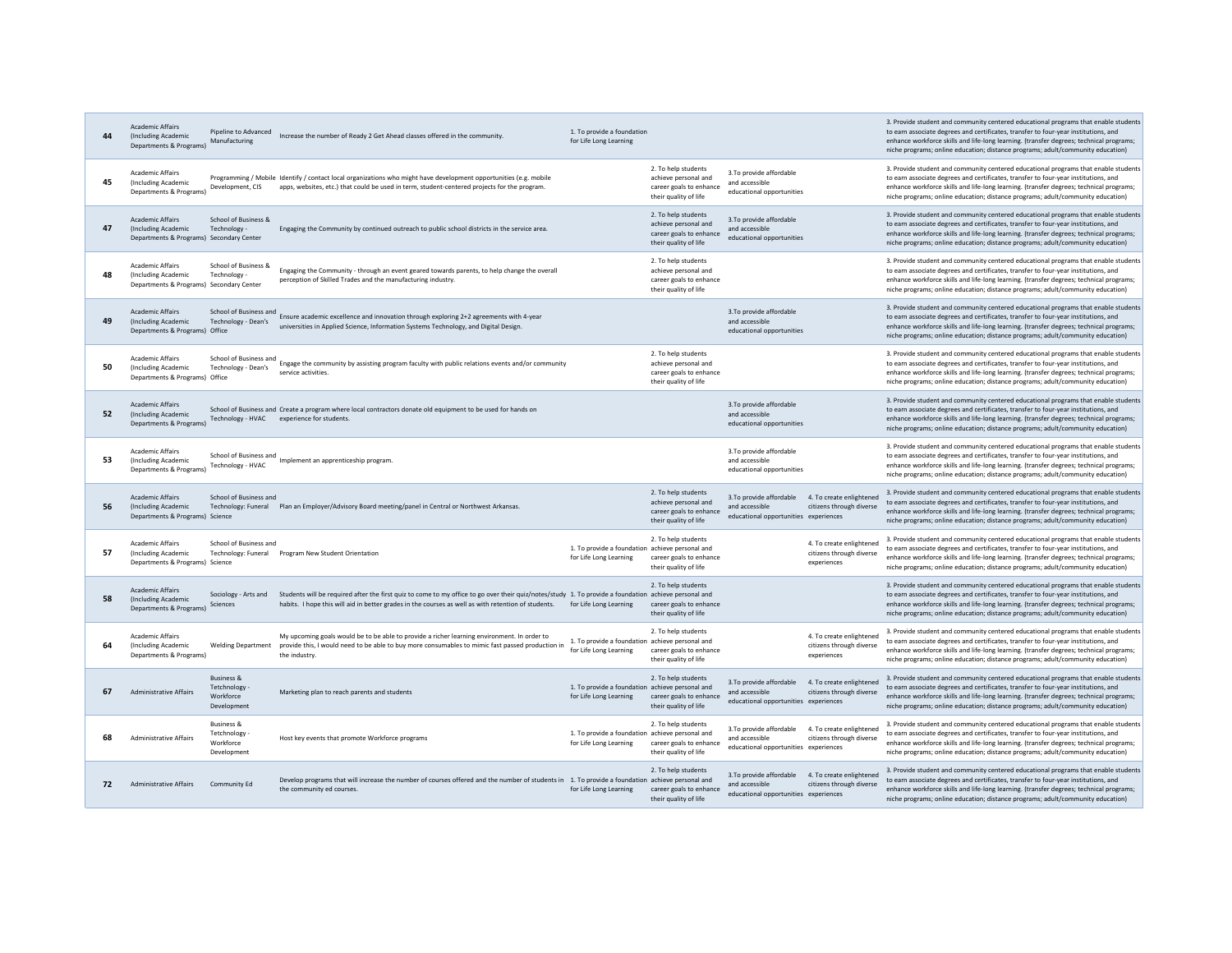| | | | | | | | | |
|---|---|---|---|---|---|---|---|---|
| 44 | Academic Affairs (Including Academic Departments & Programs) | Pipeline to Advanced Manufacturing | Increase the number of Ready 2 Get Ahead classes offered in the community. | 1. To provide a foundation for Life Long Learning | | | | 3. Provide student and community centered educational programs that enable students to earn associate degrees and certificates, transfer to four-year institutions, and enhance workforce skills and life-long learning. (transfer degrees; technical programs; niche programs; online education; distance programs; adult/community education) |
| 45 | Academic Affairs (Including Academic Departments & Programs) | Programming / Mobile Development, CIS | Identify / contact local organizations who might have development opportunities (e.g. mobile apps, websites, etc.) that could be used in term, student-centered projects for the program. | | 2. To help students achieve personal and career goals to enhance their quality of life | 3.To provide affordable and accessible educational opportunities | | 3. Provide student and community centered educational programs that enable students to earn associate degrees and certificates, transfer to four-year institutions, and enhance workforce skills and life-long learning. (transfer degrees; technical programs; niche programs; online education; distance programs; adult/community education) |
| 47 | Academic Affairs (Including Academic Departments & Programs) | School of Business & Technology - Secondary Center | Engaging the Community by continued outreach to public school districts in the service area. | | 2. To help students achieve personal and career goals to enhance their quality of life | 3.To provide affordable and accessible educational opportunities | | 3. Provide student and community centered educational programs that enable students to earn associate degrees and certificates, transfer to four-year institutions, and enhance workforce skills and life-long learning. (transfer degrees; technical programs; niche programs; online education; distance programs; adult/community education) |
| 48 | Academic Affairs (Including Academic Departments & Programs) | School of Business & Technology - Secondary Center | Engaging the Community - through an event geared towards parents, to help change the overall perception of Skilled Trades and the manufacturing industry. | | 2. To help students achieve personal and career goals to enhance their quality of life | | | 3. Provide student and community centered educational programs that enable students to earn associate degrees and certificates, transfer to four-year institutions, and enhance workforce skills and life-long learning. (transfer degrees; technical programs; niche programs; online education; distance programs; adult/community education) |
| 49 | Academic Affairs (Including Academic Departments & Programs) | School of Business and Technology - Dean's Office | Ensure academic excellence and innovation through exploring 2+2 agreements with 4-year universities in Applied Science, Information Systems Technology, and Digital Design. | | | 3.To provide affordable and accessible educational opportunities | | 3. Provide student and community centered educational programs that enable students to earn associate degrees and certificates, transfer to four-year institutions, and enhance workforce skills and life-long learning. (transfer degrees; technical programs; niche programs; online education; distance programs; adult/community education) |
| 50 | Academic Affairs (Including Academic Departments & Programs) | School of Business and Technology - Dean's Office | Engage the community by assisting program faculty with public relations events and/or community service activities. | | 2. To help students achieve personal and career goals to enhance their quality of life | | | 3. Provide student and community centered educational programs that enable students to earn associate degrees and certificates, transfer to four-year institutions, and enhance workforce skills and life-long learning. (transfer degrees; technical programs; niche programs; online education; distance programs; adult/community education) |
| 52 | Academic Affairs (Including Academic Departments & Programs) | School of Business and Technology - HVAC | Create a program where local contractors donate old equipment to be used for hands on experience for students. | | | 3.To provide affordable and accessible educational opportunities | | 3. Provide student and community centered educational programs that enable students to earn associate degrees and certificates, transfer to four-year institutions, and enhance workforce skills and life-long learning. (transfer degrees; technical programs; niche programs; online education; distance programs; adult/community education) |
| 53 | Academic Affairs (Including Academic Departments & Programs) | School of Business and Technology - HVAC | Implement an apprenticeship program. | | | 3.To provide affordable and accessible educational opportunities | | 3. Provide student and community centered educational programs that enable students to earn associate degrees and certificates, transfer to four-year institutions, and enhance workforce skills and life-long learning. (transfer degrees; technical programs; niche programs; online education; distance programs; adult/community education) |
| 56 | Academic Affairs (Including Academic Departments & Programs) | School of Business and Technology: Funeral Science | Plan an Employer/Advisory Board meeting/panel in Central or Northwest Arkansas. | | 2. To help students achieve personal and career goals to enhance their quality of life | 3.To provide affordable and accessible educational opportunities | 4. To create enlightened citizens through diverse experiences | 3. Provide student and community centered educational programs that enable students to earn associate degrees and certificates, transfer to four-year institutions, and enhance workforce skills and life-long learning. (transfer degrees; technical programs; niche programs; online education; distance programs; adult/community education) |
| 57 | Academic Affairs (Including Academic Departments & Programs) | School of Business and Technology: Funeral Science | Program New Student Orientation | 1. To provide a foundation for Life Long Learning | 2. To help students achieve personal and career goals to enhance their quality of life | | 4. To create enlightened citizens through diverse experiences | 3. Provide student and community centered educational programs that enable students to earn associate degrees and certificates, transfer to four-year institutions, and enhance workforce skills and life-long learning. (transfer degrees; technical programs; niche programs; online education; distance programs; adult/community education) |
| 58 | Academic Affairs (Including Academic Departments & Programs) | Sociology - Arts and Sciences | Students will be required after the first quiz to come to my office to go over their quiz/notes/study habits. I hope this will aid in better grades in the courses as well as with retention of students. | 1. To provide a foundation for Life Long Learning | 2. To help students achieve personal and career goals to enhance their quality of life | | | 3. Provide student and community centered educational programs that enable students to earn associate degrees and certificates, transfer to four-year institutions, and enhance workforce skills and life-long learning. (transfer degrees; technical programs; niche programs; online education; distance programs; adult/community education) |
| 64 | Academic Affairs (Including Academic Departments & Programs) | Welding Department | My upcoming goals would be to be able to provide a richer learning environment. In order to provide this, I would need to be able to buy more consumables to mimic fast passed production in the industry. | 1. To provide a foundation for Life Long Learning | 2. To help students achieve personal and career goals to enhance their quality of life | | 4. To create enlightened citizens through diverse experiences | 3. Provide student and community centered educational programs that enable students to earn associate degrees and certificates, transfer to four-year institutions, and enhance workforce skills and life-long learning. (transfer degrees; technical programs; niche programs; online education; distance programs; adult/community education) |
| 67 | Administrative Affairs | Business & Tetchnology - Workforce Development | Marketing plan to reach parents and students | 1. To provide a foundation for Life Long Learning | 2. To help students achieve personal and career goals to enhance their quality of life | 3.To provide affordable and accessible educational opportunities | 4. To create enlightened citizens through diverse experiences | 3. Provide student and community centered educational programs that enable students to earn associate degrees and certificates, transfer to four-year institutions, and enhance workforce skills and life-long learning. (transfer degrees; technical programs; niche programs; online education; distance programs; adult/community education) |
| 68 | Administrative Affairs | Business & Tetchnology - Workforce Development | Host key events that promote Workforce programs | 1. To provide a foundation for Life Long Learning | 2. To help students achieve personal and career goals to enhance their quality of life | 3.To provide affordable and accessible educational opportunities | 4. To create enlightened citizens through diverse experiences | 3. Provide student and community centered educational programs that enable students to earn associate degrees and certificates, transfer to four-year institutions, and enhance workforce skills and life-long learning. (transfer degrees; technical programs; niche programs; online education; distance programs; adult/community education) |
| 72 | Administrative Affairs | Community Ed | Develop programs that will increase the number of courses offered and the number of students in the community ed courses. | 1. To provide a foundation for Life Long Learning | 2. To help students achieve personal and career goals to enhance their quality of life | 3.To provide affordable and accessible educational opportunities | 4. To create enlightened citizens through diverse experiences | 3. Provide student and community centered educational programs that enable students to earn associate degrees and certificates, transfer to four-year institutions, and enhance workforce skills and life-long learning. (transfer degrees; technical programs; niche programs; online education; distance programs; adult/community education) |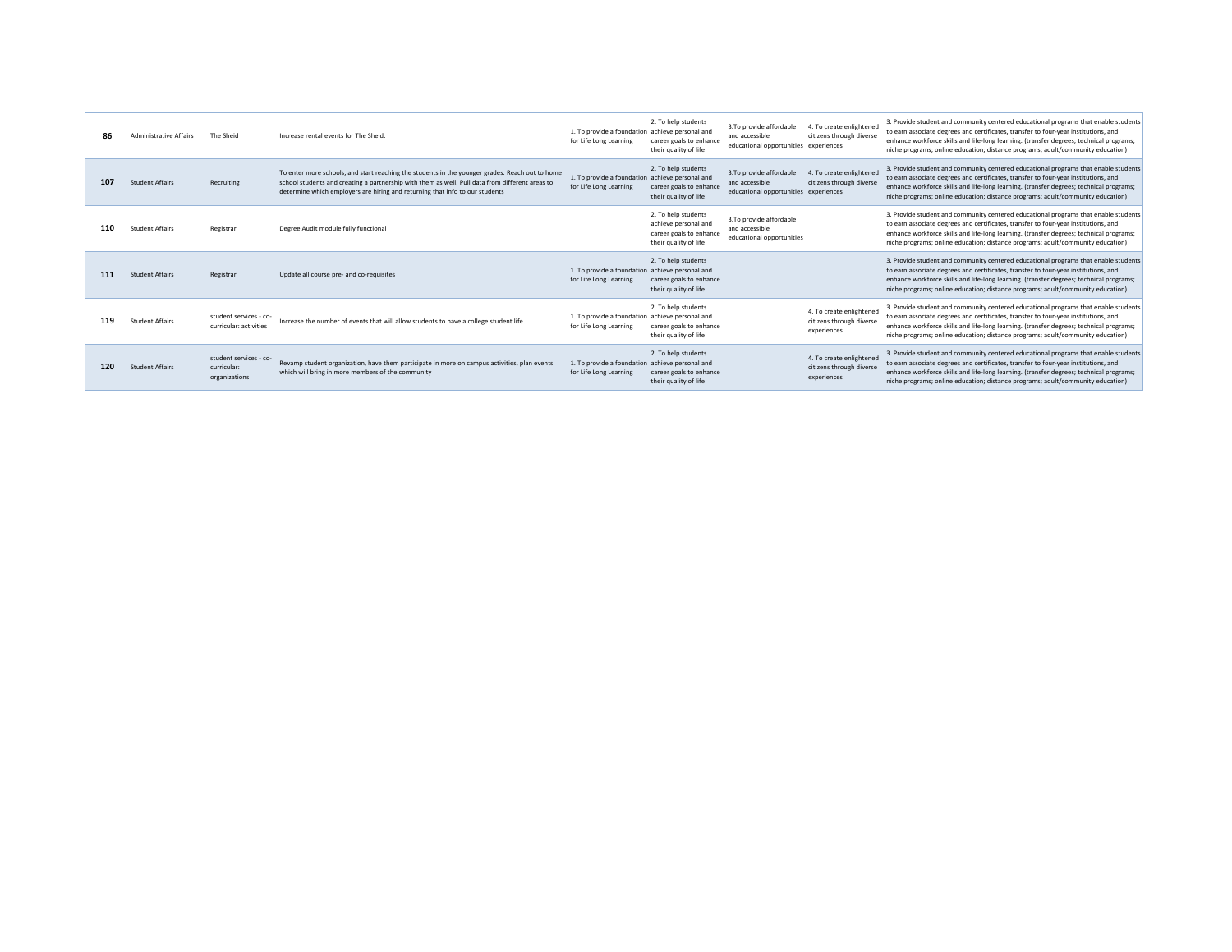| | | | | | | | | |
|---|---|---|---|---|---|---|---|---|
| **86** | Administrative Affairs | The Sheid | Increase rental events for The Sheid. | 1. To provide a foundation for Life Long Learning | 2. To help students achieve personal and career goals to enhance their quality of life | 3.To provide affordable and accessible educational opportunities | 4. To create enlightened citizens through diverse experiences | 3. Provide student and community centered educational programs that enable students to earn associate degrees and certificates, transfer to four-year institutions, and enhance workforce skills and life-long learning. (transfer degrees; technical programs; niche programs; online education; distance programs; adult/community education) |
| **107** | Student Affairs | Recruiting | To enter more schools, and start reaching the students in the younger grades. Reach out to home school students and creating a partnership with them as well. Pull data from different areas to determine which employers are hiring and returning that info to our students | 1. To provide a foundation for Life Long Learning | 2. To help students achieve personal and career goals to enhance their quality of life | 3.To provide affordable and accessible educational opportunities | 4. To create enlightened citizens through diverse experiences | 3. Provide student and community centered educational programs that enable students to earn associate degrees and certificates, transfer to four-year institutions, and enhance workforce skills and life-long learning. (transfer degrees; technical programs; niche programs; online education; distance programs; adult/community education) |
| **110** | Student Affairs | Registrar | Degree Audit module fully functional | | 2. To help students achieve personal and career goals to enhance their quality of life | 3.To provide affordable and accessible educational opportunities | | 3. Provide student and community centered educational programs that enable students to earn associate degrees and certificates, transfer to four-year institutions, and enhance workforce skills and life-long learning. (transfer degrees; technical programs; niche programs; online education; distance programs; adult/community education) |
| **111** | Student Affairs | Registrar | Update all course pre- and co-requisites | 1. To provide a foundation for Life Long Learning | 2. To help students achieve personal and career goals to enhance their quality of life | | | 3. Provide student and community centered educational programs that enable students to earn associate degrees and certificates, transfer to four-year institutions, and enhance workforce skills and life-long learning. (transfer degrees; technical programs; niche programs; online education; distance programs; adult/community education) |
| **119** | Student Affairs | student services - co-curricular: activities | Increase the number of events that will allow students to have a college student life. | 1. To provide a foundation for Life Long Learning | 2. To help students achieve personal and career goals to enhance their quality of life | | 4. To create enlightened citizens through diverse experiences | 3. Provide student and community centered educational programs that enable students to earn associate degrees and certificates, transfer to four-year institutions, and enhance workforce skills and life-long learning. (transfer degrees; technical programs; niche programs; online education; distance programs; adult/community education) |
| **120** | Student Affairs | student services - co-curricular: organizations | Revamp student organization, have them participate in more on campus activities, plan events which will bring in more members of the community | 1. To provide a foundation for Life Long Learning | 2. To help students achieve personal and career goals to enhance their quality of life | | 4. To create enlightened citizens through diverse experiences | 3. Provide student and community centered educational programs that enable students to earn associate degrees and certificates, transfer to four-year institutions, and enhance workforce skills and life-long learning. (transfer degrees; technical programs; niche programs; online education; distance programs; adult/community education) |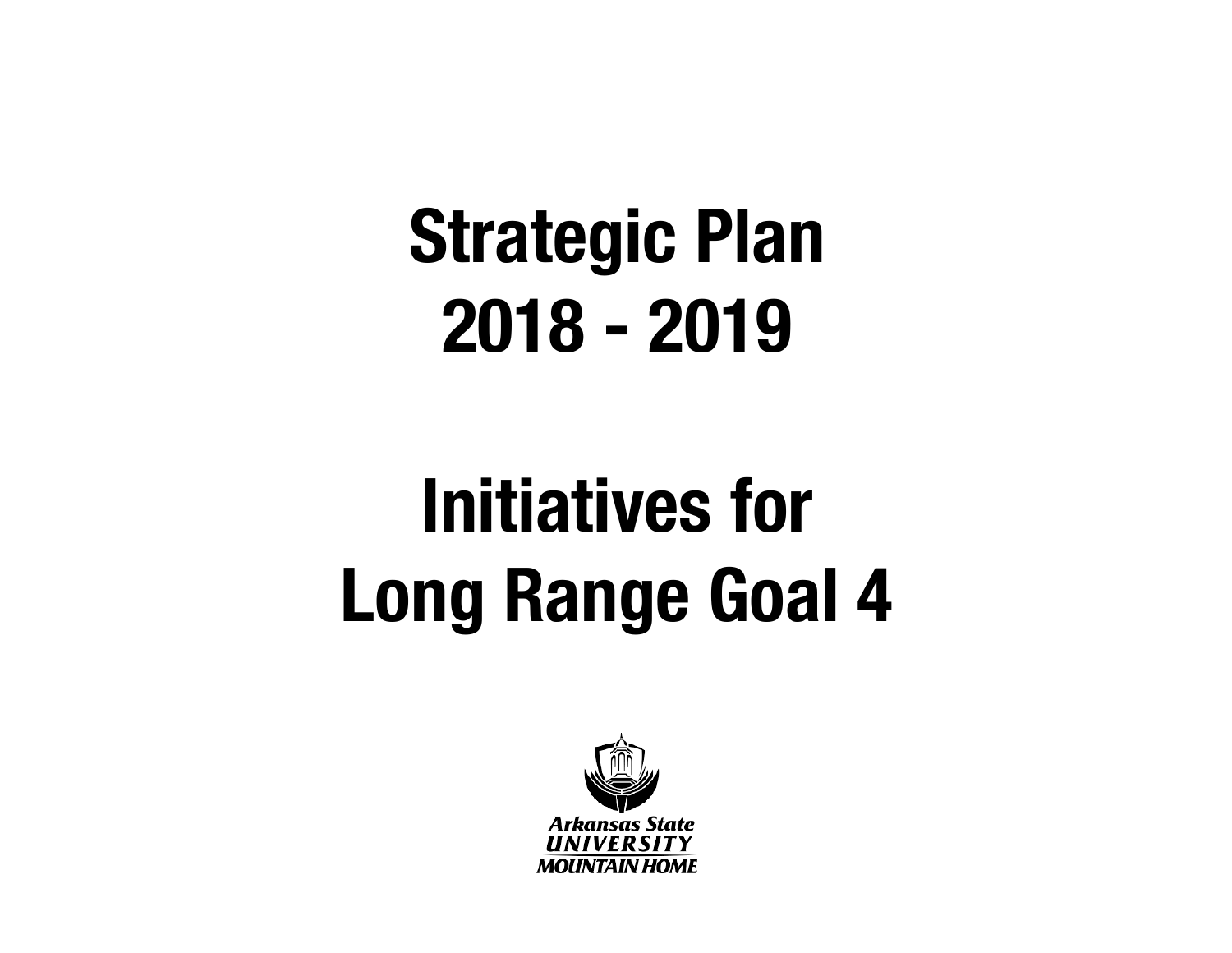# Strategic Plan 2018 - 2019

# Initiatives for Long Range Goal 4

Arkansas State UNIVERSITY MOUNTAIN HOME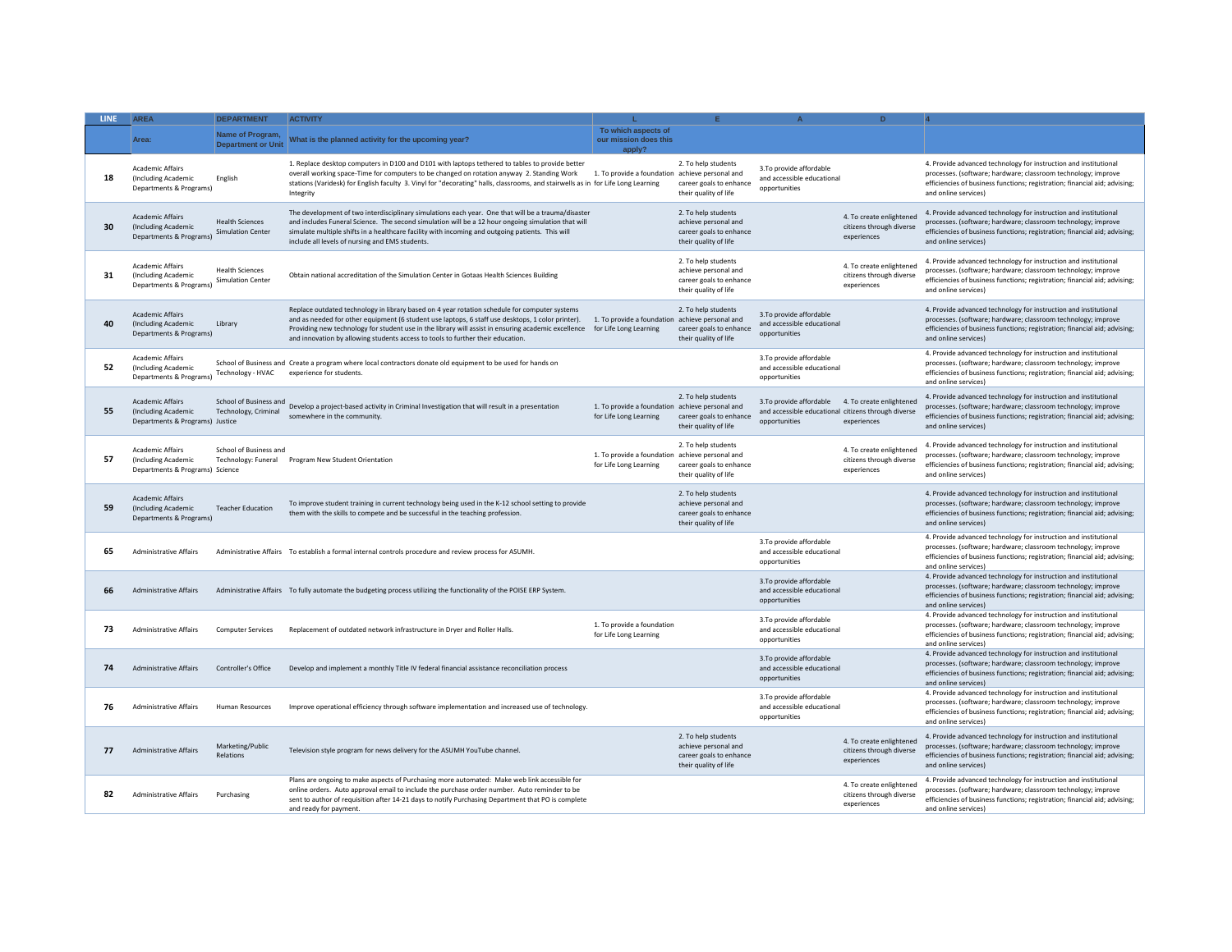| LINE | AREA | DEPARTMENT | ACTIVITY | L | E | A | D | 4 |
|---|---|---|---|---|---|---|---|---|
| | Area: | Name of Program, Department or Unit | What is the planned activity for the upcoming year? | To which aspects of our mission does this apply? | | | | |
| 18 | Academic Affairs (Including Academic Departments & Programs) | English | 1. Replace desktop computers in D100 and D101 with laptops tethered to tables to provide better overall working space-Time for computers to be changed on rotation anyway 2. Standing Work stations (Varidesk) for English faculty 3. Vinyl for "decorating" halls, classrooms, and stairwells as in Integrity | 1. To provide a foundation for Life Long Learning | 2. To help students achieve personal and career goals to enhance their quality of life | 3.To provide affordable and accessible educational opportunities | | 4. Provide advanced technology for instruction and institutional processes. (software; hardware; classroom technology; improve efficiencies of business functions; registration; financial aid; advising; and online services) |
| 30 | Academic Affairs (Including Academic Departments & Programs) | Health Sciences Simulation Center | The development of two interdisciplinary simulations each year. One that will be a trauma/disaster and includes Funeral Science. The second simulation will be a 12 hour ongoing simulation that will simulate multiple shifts in a healthcare facility with incoming and outgoing patients. This will include all levels of nursing and EMS students. | | 2. To help students achieve personal and career goals to enhance their quality of life | | 4. To create enlightened citizens through diverse experiences | 4. Provide advanced technology for instruction and institutional processes. (software; hardware; classroom technology; improve efficiencies of business functions; registration; financial aid; advising; and online services) |
| 31 | Academic Affairs (Including Academic Departments & Programs) | Health Sciences Simulation Center | Obtain national accreditation of the Simulation Center in Gotaas Health Sciences Building | | 2. To help students achieve personal and career goals to enhance their quality of life | | 4. To create enlightened citizens through diverse experiences | 4. Provide advanced technology for instruction and institutional processes. (software; hardware; classroom technology; improve efficiencies of business functions; registration; financial aid; advising; and online services) |
| 40 | Academic Affairs (Including Academic Departments & Programs) | Library | Replace outdated technology in library based on 4 year rotation schedule for computer systems and as needed for other equipment (6 student use laptops, 6 staff use desktops, 1 color printer). Providing new technology for student use in the library will assist in ensuring academic excellence and innovation by allowing students access to tools to further their education. | 1. To provide a foundation for Life Long Learning | 2. To help students achieve personal and career goals to enhance their quality of life | 3.To provide affordable and accessible educational opportunities | | 4. Provide advanced technology for instruction and institutional processes. (software; hardware; classroom technology; improve efficiencies of business functions; registration; financial aid; advising; and online services) |
| 52 | Academic Affairs (Including Academic Departments & Programs) | School of Business and Technology - HVAC | Create a program where local contractors donate old equipment to be used for hands on experience for students. | | | 3.To provide affordable and accessible educational opportunities | | 4. Provide advanced technology for instruction and institutional processes. (software; hardware; classroom technology; improve efficiencies of business functions; registration; financial aid; advising; and online services) |
| 55 | Academic Affairs (Including Academic Departments & Programs) | School of Business and Technology, Criminal Justice | Develop a project-based activity in Criminal Investigation that will result in a presentation somewhere in the community. | 1. To provide a foundation for Life Long Learning | 2. To help students achieve personal and career goals to enhance their quality of life | 3.To provide affordable and accessible educational opportunities | 4. To create enlightened citizens through diverse experiences | 4. Provide advanced technology for instruction and institutional processes. (software; hardware; classroom technology; improve efficiencies of business functions; registration; financial aid; advising; and online services) |
| 57 | Academic Affairs (Including Academic Departments & Programs) | School of Business and Technology: Funeral Science | Program New Student Orientation | 1. To provide a foundation for Life Long Learning | 2. To help students achieve personal and career goals to enhance their quality of life | | 4. To create enlightened citizens through diverse experiences | 4. Provide advanced technology for instruction and institutional processes. (software; hardware; classroom technology; improve efficiencies of business functions; registration; financial aid; advising; and online services) |
| 59 | Academic Affairs (Including Academic Departments & Programs) | Teacher Education | To improve student training in current technology being used in the K-12 school setting to provide them with the skills to compete and be successful in the teaching profession. | | 2. To help students achieve personal and career goals to enhance their quality of life | | | 4. Provide advanced technology for instruction and institutional processes. (software; hardware; classroom technology; improve efficiencies of business functions; registration; financial aid; advising; and online services) |
| 65 | Administrative Affairs | Administrative Affairs | To establish a formal internal controls procedure and review process for ASUMH. | | | 3.To provide affordable and accessible educational opportunities | | 4. Provide advanced technology for instruction and institutional processes. (software; hardware; classroom technology; improve efficiencies of business functions; registration; financial aid; advising; and online services) |
| 66 | Administrative Affairs | Administrative Affairs | To fully automate the budgeting process utilizing the functionality of the POISE ERP System. | | | 3.To provide affordable and accessible educational opportunities | | 4. Provide advanced technology for instruction and institutional processes. (software; hardware; classroom technology; improve efficiencies of business functions; registration; financial aid; advising; and online services) |
| 73 | Administrative Affairs | Computer Services | Replacement of outdated network infrastructure in Dryer and Roller Halls. | 1. To provide a foundation for Life Long Learning | | 3.To provide affordable and accessible educational opportunities | | 4. Provide advanced technology for instruction and institutional processes. (software; hardware; classroom technology; improve efficiencies of business functions; registration; financial aid; advising; and online services) |
| 74 | Administrative Affairs | Controller's Office | Develop and implement a monthly Title IV federal financial assistance reconciliation process | | | 3.To provide affordable and accessible educational opportunities | | 4. Provide advanced technology for instruction and institutional processes. (software; hardware; classroom technology; improve efficiencies of business functions; registration; financial aid; advising; and online services) |
| 76 | Administrative Affairs | Human Resources | Improve operational efficiency through software implementation and increased use of technology. | | | 3.To provide affordable and accessible educational opportunities | | 4. Provide advanced technology for instruction and institutional processes. (software; hardware; classroom technology; improve efficiencies of business functions; registration; financial aid; advising; and online services) |
| 77 | Administrative Affairs | Marketing/Public Relations | Television style program for news delivery for the ASUMH YouTube channel. | | 2. To help students achieve personal and career goals to enhance their quality of life | | 4. To create enlightened citizens through diverse experiences | 4. Provide advanced technology for instruction and institutional processes. (software; hardware; classroom technology; improve efficiencies of business functions; registration; financial aid; advising; and online services) |
| 82 | Administrative Affairs | Purchasing | Plans are ongoing to make aspects of Purchasing more automated: Make web link accessible for online orders. Auto approval email to include the purchase order number. Auto reminder to be sent to author of requisition after 14-21 days to notify Purchasing Department that PO is complete and ready for payment. | | | | 4. To create enlightened citizens through diverse experiences | 4. Provide advanced technology for instruction and institutional processes. (software; hardware; classroom technology; improve efficiencies of business functions; registration; financial aid; advising; and online services) |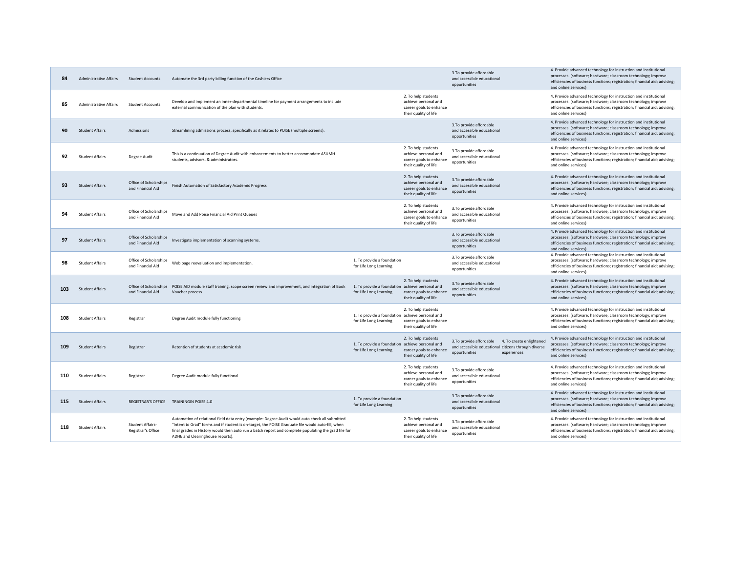| | | | | | | | | |
|---|---|---|---|---|---|---|---|---|
| 84 | Administrative Affairs | Student Accounts | Automate the 3rd party billing function of the Cashiers Office | | | 3.To provide affordable and accessible educational opportunities | | 4. Provide advanced technology for instruction and institutional processes. (software; hardware; classroom technology; improve efficiencies of business functions; registration; financial aid; advising; and online services) |
| 85 | Administrative Affairs | Student Accounts | Develop and implement an inner-departmental timeline for payment arrangements to include external communication of the plan with students. | | 2. To help students achieve personal and career goals to enhance their quality of life | | | 4. Provide advanced technology for instruction and institutional processes. (software; hardware; classroom technology; improve efficiencies of business functions; registration; financial aid; advising; and online services) |
| 90 | Student Affairs | Admissions | Streamlining admissions process, specifically as it relates to POISE (multiple screens). | | | 3.To provide affordable and accessible educational opportunities | | 4. Provide advanced technology for instruction and institutional processes. (software; hardware; classroom technology; improve efficiencies of business functions; registration; financial aid; advising; and online services) |
| 92 | Student Affairs | Degree Audit | This is a continuation of Degree Audit with enhancements to better accommodate ASUMH students, advisors, & administrators. | | 2. To help students achieve personal and career goals to enhance their quality of life | 3.To provide affordable and accessible educational opportunities | | 4. Provide advanced technology for instruction and institutional processes. (software; hardware; classroom technology; improve efficiencies of business functions; registration; financial aid; advising; and online services) |
| 93 | Student Affairs | Office of Scholarships and Financial Aid | Finish Automation of Satisfactory Academic Progress | | 2. To help students achieve personal and career goals to enhance their quality of life | 3.To provide affordable and accessible educational opportunities | | 4. Provide advanced technology for instruction and institutional processes. (software; hardware; classroom technology; improve efficiencies of business functions; registration; financial aid; advising; and online services) |
| 94 | Student Affairs | Office of Scholarships and Financial Aid | Move and Add Poise Financial Aid Print Queues | | 2. To help students achieve personal and career goals to enhance their quality of life | 3.To provide affordable and accessible educational opportunities | | 4. Provide advanced technology for instruction and institutional processes. (software; hardware; classroom technology; improve efficiencies of business functions; registration; financial aid; advising; and online services) |
| 97 | Student Affairs | Office of Scholarships and Financial Aid | Investigate implementation of scanning systems. | | | 3.To provide affordable and accessible educational opportunities | | 4. Provide advanced technology for instruction and institutional processes. (software; hardware; classroom technology; improve efficiencies of business functions; registration; financial aid; advising; and online services) |
| 98 | Student Affairs | Office of Scholarships and Financial Aid | Web page reevaluation and implementation. | 1. To provide a foundation for Life Long Learning | | 3.To provide affordable and accessible educational opportunities | | 4. Provide advanced technology for instruction and institutional processes. (software; hardware; classroom technology; improve efficiencies of business functions; registration; financial aid; advising; and online services) |
| 103 | Student Affairs | Office of Scholarships and Financial Aid | POISE AID module staff training, scope screen review and improvement, and integration of Book Voucher process. | 1. To provide a foundation for Life Long Learning | 2. To help students achieve personal and career goals to enhance their quality of life | 3.To provide affordable and accessible educational opportunities | | 4. Provide advanced technology for instruction and institutional processes. (software; hardware; classroom technology; improve efficiencies of business functions; registration; financial aid; advising; and online services) |
| 108 | Student Affairs | Registrar | Degree Audit module fully functioning | 1. To provide a foundation for Life Long Learning | 2. To help students achieve personal and career goals to enhance their quality of life | | | 4. Provide advanced technology for instruction and institutional processes. (software; hardware; classroom technology; improve efficiencies of business functions; registration; financial aid; advising; and online services) |
| 109 | Student Affairs | Registrar | Retention of students at academic risk | 1. To provide a foundation for Life Long Learning | 2. To help students achieve personal and career goals to enhance their quality of life | 3.To provide affordable and accessible educational opportunities | 4. To create enlightened citizens through diverse experiences | 4. Provide advanced technology for instruction and institutional processes. (software; hardware; classroom technology; improve efficiencies of business functions; registration; financial aid; advising; and online services) |
| 110 | Student Affairs | Registrar | Degree Audit module fully functional | | 2. To help students achieve personal and career goals to enhance their quality of life | 3.To provide affordable and accessible educational opportunities | | 4. Provide advanced technology for instruction and institutional processes. (software; hardware; classroom technology; improve efficiencies of business functions; registration; financial aid; advising; and online services) |
| 115 | Student Affairs | REGISTRAR'S OFFICE | TRAININGIN POISE 4.0 | 1. To provide a foundation for Life Long Learning | | 3.To provide affordable and accessible educational opportunities | | 4. Provide advanced technology for instruction and institutional processes. (software; hardware; classroom technology; improve efficiencies of business functions; registration; financial aid; advising; and online services) |
| 118 | Student Affairs | Student Affairs-Registrar's Office | Automation of relational field data entry (example: Degree Audit would auto check all submitted "Intent to Grad" forms and if student is on-target, the POISE Graduate file would auto-fill, when final grades in History would then auto run a batch report and complete populating the grad file for ADHE and Clearinghouse reports). | | 2. To help students achieve personal and career goals to enhance their quality of life | 3.To provide affordable and accessible educational opportunities | | 4. Provide advanced technology for instruction and institutional processes. (software; hardware; classroom technology; improve efficiencies of business functions; registration; financial aid; advising; and online services) |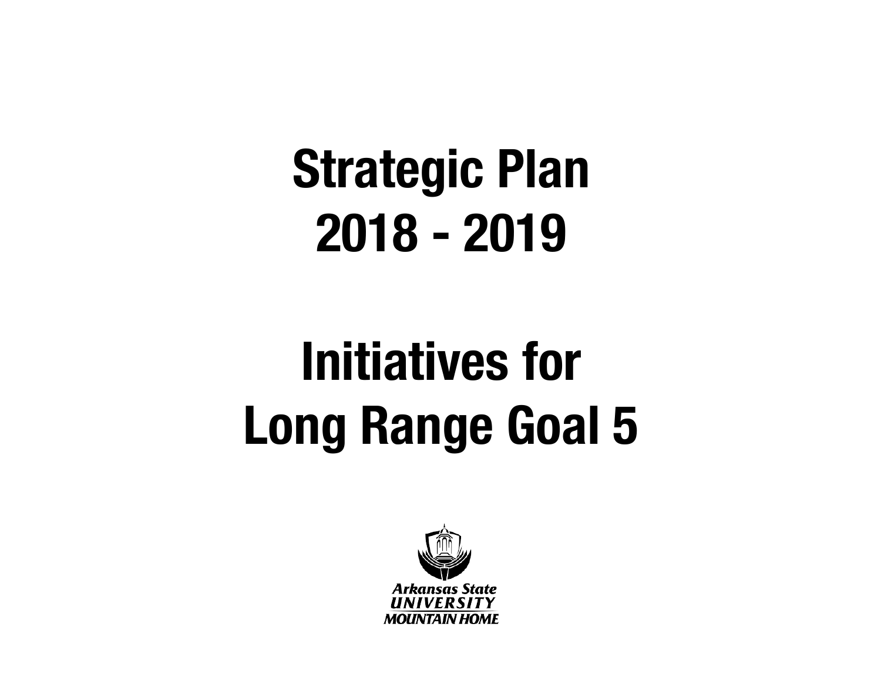# Strategic Plan
# 2018 - 2019

# Initiatives for
# Long Range Goal 5

Arkansas State
UNIVERSITY
MOUNTAIN HOME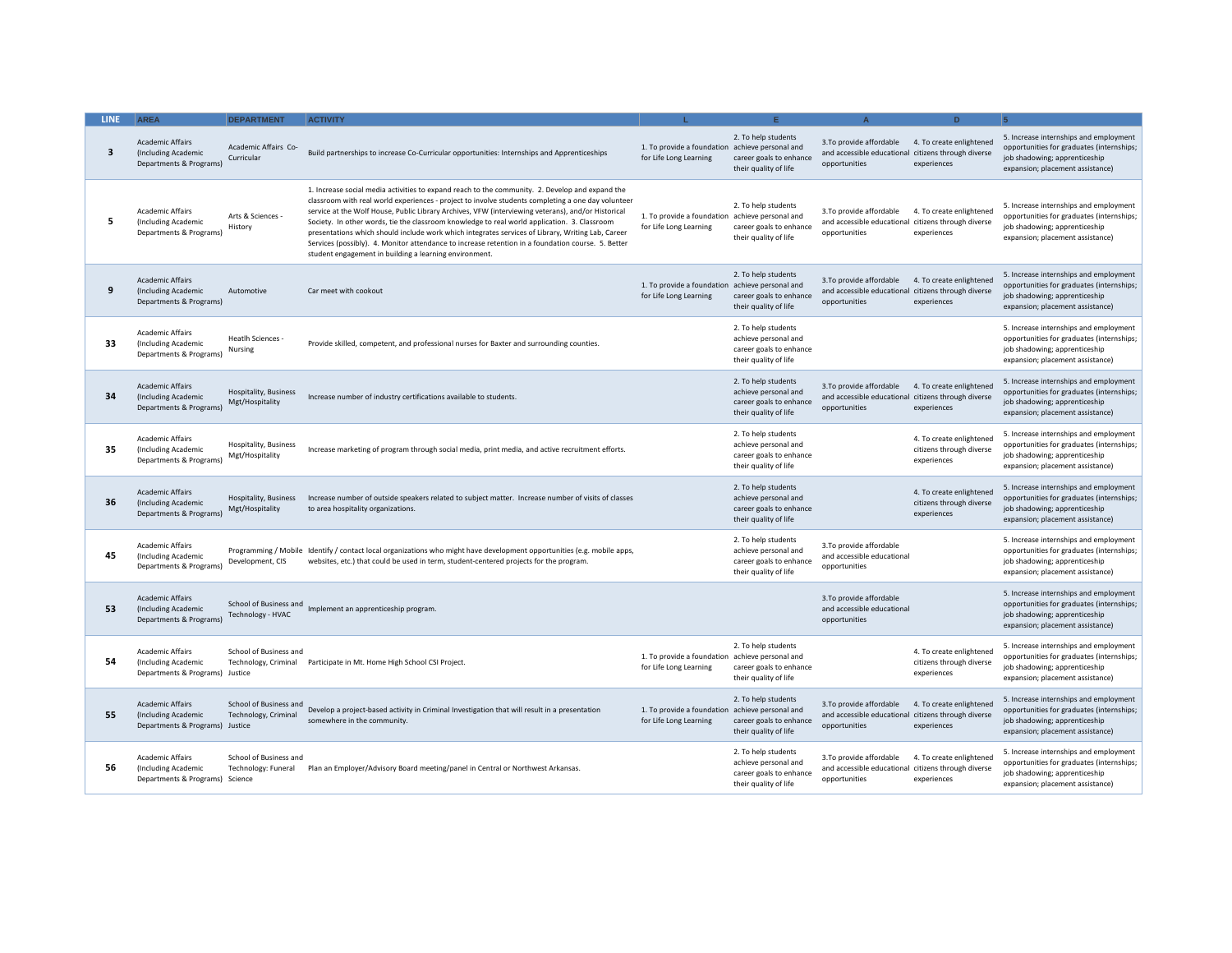| LINE | AREA | DEPARTMENT | ACTIVITY | L | E | A | D | S |
|---|---|---|---|---|---|---|---|---|
| 3 | Academic Affairs (Including Academic Departments & Programs) | Academic Affairs Co-Curricular | Build partnerships to increase Co-Curricular opportunities: Internships and Apprenticeships | 1. To provide a foundation for Life Long Learning | 2. To help students achieve personal and career goals to enhance their quality of life | 3.To provide affordable and accessible educational opportunities | 4. To create enlightened citizens through diverse experiences | 5. Increase internships and employment opportunities for graduates (internships; job shadowing; apprenticeship expansion; placement assistance) |
| 5 | Academic Affairs (Including Academic Departments & Programs) | Arts & Sciences - History | 1. Increase social media activities to expand reach to the community. 2. Develop and expand the classroom with real world experiences - project to involve students completing a one day volunteer service at the Wolf House, Public Library Archives, VFW (interviewing veterans), and/or Historical Society. In other words, tie the classroom knowledge to real world application. 3. Classroom presentations which should include work which integrates services of Library, Writing Lab, Career Services (possibly). 4. Monitor attendance to increase retention in a foundation course. 5. Better student engagement in building a learning environment. | 1. To provide a foundation for Life Long Learning | 2. To help students achieve personal and career goals to enhance their quality of life | 3.To provide affordable and accessible educational opportunities | 4. To create enlightened citizens through diverse experiences | 5. Increase internships and employment opportunities for graduates (internships; job shadowing; apprenticeship expansion; placement assistance) |
| 9 | Academic Affairs (Including Academic Departments & Programs) | Automotive | Car meet with cookout | 1. To provide a foundation for Life Long Learning | 2. To help students achieve personal and career goals to enhance their quality of life | 3.To provide affordable and accessible educational opportunities | 4. To create enlightened citizens through diverse experiences | 5. Increase internships and employment opportunities for graduates (internships; job shadowing; apprenticeship expansion; placement assistance) |
| 33 | Academic Affairs (Including Academic Departments & Programs) | Heatlh Sciences - Nursing | Provide skilled, competent, and professional nurses for Baxter and surrounding counties. | | 2. To help students achieve personal and career goals to enhance their quality of life | | | 5. Increase internships and employment opportunities for graduates (internships; job shadowing; apprenticeship expansion; placement assistance) |
| 34 | Academic Affairs (Including Academic Departments & Programs) | Hospitality, Business Mgt/Hospitality | Increase number of industry certifications available to students. | | 2. To help students achieve personal and career goals to enhance their quality of life | 3.To provide affordable and accessible educational opportunities | 4. To create enlightened citizens through diverse experiences | 5. Increase internships and employment opportunities for graduates (internships; job shadowing; apprenticeship expansion; placement assistance) |
| 35 | Academic Affairs (Including Academic Departments & Programs) | Hospitality, Business Mgt/Hospitality | Increase marketing of program through social media, print media, and active recruitment efforts. | | 2. To help students achieve personal and career goals to enhance their quality of life | | 4. To create enlightened citizens through diverse experiences | 5. Increase internships and employment opportunities for graduates (internships; job shadowing; apprenticeship expansion; placement assistance) |
| 36 | Academic Affairs (Including Academic Departments & Programs) | Hospitality, Business Mgt/Hospitality | Increase number of outside speakers related to subject matter. Increase number of visits of classes to area hospitality organizations. | | 2. To help students achieve personal and career goals to enhance their quality of life | | 4. To create enlightened citizens through diverse experiences | 5. Increase internships and employment opportunities for graduates (internships; job shadowing; apprenticeship expansion; placement assistance) |
| 45 | Academic Affairs (Including Academic Departments & Programs) | Programming / Mobile Development, CIS | Identify / contact local organizations who might have development opportunities (e.g. mobile apps, websites, etc.) that could be used in term, student-centered projects for the program. | | 2. To help students achieve personal and career goals to enhance their quality of life | 3.To provide affordable and accessible educational opportunities | | 5. Increase internships and employment opportunities for graduates (internships; job shadowing; apprenticeship expansion; placement assistance) |
| 53 | Academic Affairs (Including Academic Departments & Programs) | School of Business and Technology - HVAC | Implement an apprenticeship program. | | | 3.To provide affordable and accessible educational opportunities | | 5. Increase internships and employment opportunities for graduates (internships; job shadowing; apprenticeship expansion; placement assistance) |
| 54 | Academic Affairs (Including Academic Departments & Programs) | School of Business and Technology, Criminal Justice | Participate in Mt. Home High School CSI Project. | 1. To provide a foundation for Life Long Learning | 2. To help students achieve personal and career goals to enhance their quality of life | | 4. To create enlightened citizens through diverse experiences | 5. Increase internships and employment opportunities for graduates (internships; job shadowing; apprenticeship expansion; placement assistance) |
| 55 | Academic Affairs (Including Academic Departments & Programs) | School of Business and Technology, Criminal Justice | Develop a project-based activity in Criminal Investigation that will result in a presentation somewhere in the community. | 1. To provide a foundation for Life Long Learning | 2. To help students achieve personal and career goals to enhance their quality of life | 3.To provide affordable and accessible educational opportunities | 4. To create enlightened citizens through diverse experiences | 5. Increase internships and employment opportunities for graduates (internships; job shadowing; apprenticeship expansion; placement assistance) |
| 56 | Academic Affairs (Including Academic Departments & Programs) | School of Business and Technology: Funeral Science | Plan an Employer/Advisory Board meeting/panel in Central or Northwest Arkansas. | | 2. To help students achieve personal and career goals to enhance their quality of life | 3.To provide affordable and accessible educational opportunities | 4. To create enlightened citizens through diverse experiences | 5. Increase internships and employment opportunities for graduates (internships; job shadowing; apprenticeship expansion; placement assistance) |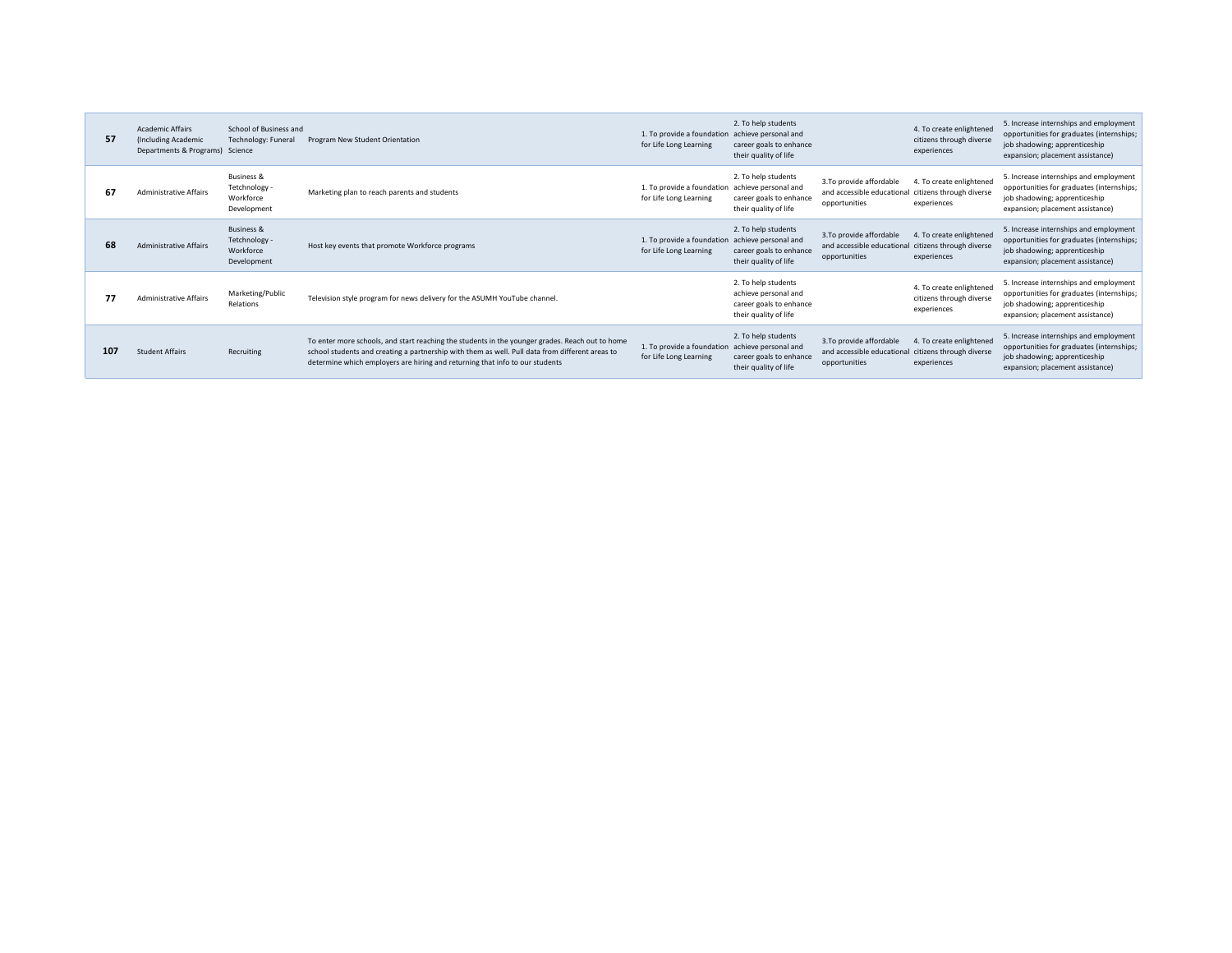| | | | | | | | | |
|---|---|---|---|---|---|---|---|---|
| **57** | Academic Affairs (Including Academic Departments & Programs) | School of Business and Technology: Funeral Science | Program New Student Orientation | 1. To provide a foundation for Life Long Learning | 2. To help students achieve personal and career goals to enhance their quality of life | | 4. To create enlightened citizens through diverse experiences | 5. Increase internships and employment opportunities for graduates (internships; job shadowing; apprenticeship expansion; placement assistance) |
| **67** | Administrative Affairs | Business & Tetchnology - Workforce Development | Marketing plan to reach parents and students | 1. To provide a foundation for Life Long Learning | 2. To help students achieve personal and career goals to enhance their quality of life | 3.To provide affordable and accessible educational opportunities | 4. To create enlightened citizens through diverse experiences | 5. Increase internships and employment opportunities for graduates (internships; job shadowing; apprenticeship expansion; placement assistance) |
| **68** | Administrative Affairs | Business & Tetchnology - Workforce Development | Host key events that promote Workforce programs | 1. To provide a foundation for Life Long Learning | 2. To help students achieve personal and career goals to enhance their quality of life | 3.To provide affordable and accessible educational opportunities | 4. To create enlightened citizens through diverse experiences | 5. Increase internships and employment opportunities for graduates (internships; job shadowing; apprenticeship expansion; placement assistance) |
| **77** | Administrative Affairs | Marketing/Public Relations | Television style program for news delivery for the ASUMH YouTube channel. | | 2. To help students achieve personal and career goals to enhance their quality of life | | 4. To create enlightened citizens through diverse experiences | 5. Increase internships and employment opportunities for graduates (internships; job shadowing; apprenticeship expansion; placement assistance) |
| **107** | Student Affairs | Recruiting | To enter more schools, and start reaching the students in the younger grades. Reach out to home school students and creating a partnership with them as well. Pull data from different areas to determine which employers are hiring and returning that info to our students | 1. To provide a foundation for Life Long Learning | 2. To help students achieve personal and career goals to enhance their quality of life | 3.To provide affordable and accessible educational opportunities | 4. To create enlightened citizens through diverse experiences | 5. Increase internships and employment opportunities for graduates (internships; job shadowing; apprenticeship expansion; placement assistance) |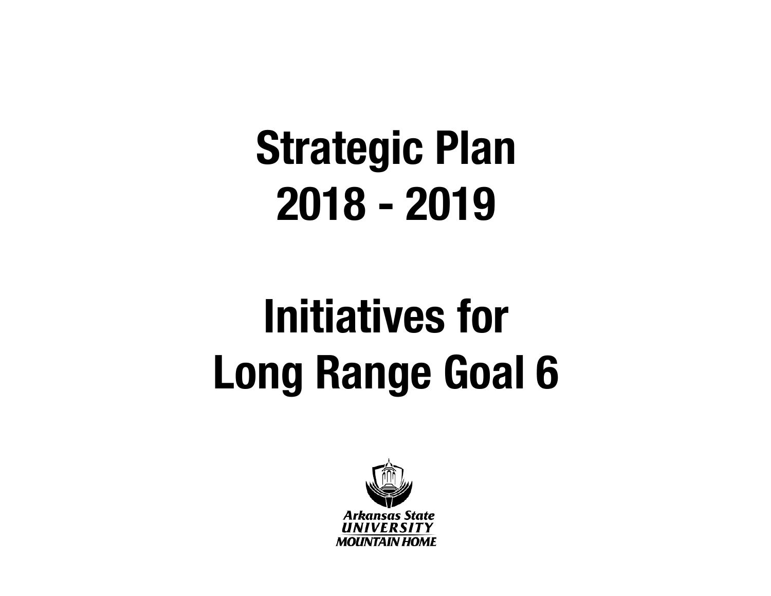# Strategic Plan
# 2018 - 2019

# Initiatives for
# Long Range Goal 6

Arkansas State
UNIVERSITY
MOUNTAIN HOME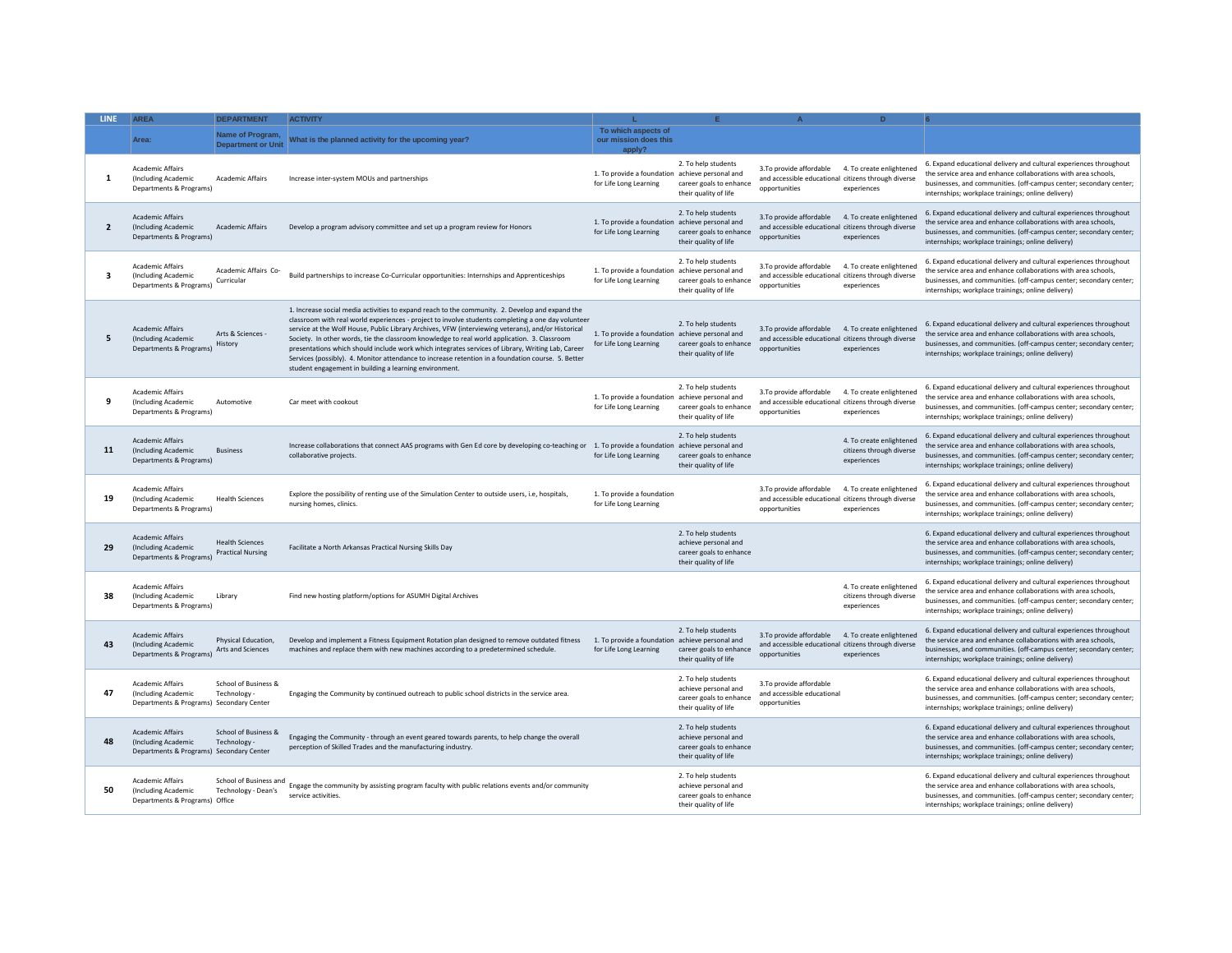| LINE | AREA | DEPARTMENT | ACTIVITY | L | E | A | D | 6 |
|---|---|---|---|---|---|---|---|---|
| | Area: | Name of Program, Department or Unit | What is the planned activity for the upcoming year? | To which aspects of our mission does this apply? | | | | |
| 1 | Academic Affairs (Including Academic Departments & Programs) | Academic Affairs | Increase inter-system MOUs and partnerships | 1. To provide a foundation for Life Long Learning | 2. To help students achieve personal and career goals to enhance their quality of life | 3.To provide affordable and accessible educational opportunities | 4. To create enlightened citizens through diverse experiences | 6. Expand educational delivery and cultural experiences throughout the service area and enhance collaborations with area schools, businesses, and communities. (off-campus center; secondary center; internships; workplace trainings; online delivery) |
| 2 | Academic Affairs (Including Academic Departments & Programs) | Academic Affairs | Develop a program advisory committee and set up a program review for Honors | 1. To provide a foundation for Life Long Learning | 2. To help students achieve personal and career goals to enhance their quality of life | 3.To provide affordable and accessible educational opportunities | 4. To create enlightened citizens through diverse experiences | 6. Expand educational delivery and cultural experiences throughout the service area and enhance collaborations with area schools, businesses, and communities. (off-campus center; secondary center; internships; workplace trainings; online delivery) |
| 3 | Academic Affairs (Including Academic Departments & Programs) | Academic Affairs Co-Curricular | Build partnerships to increase Co-Curricular opportunities: Internships and Apprenticeships | 1. To provide a foundation for Life Long Learning | 2. To help students achieve personal and career goals to enhance their quality of life | 3.To provide affordable and accessible educational opportunities | 4. To create enlightened citizens through diverse experiences | 6. Expand educational delivery and cultural experiences throughout the service area and enhance collaborations with area schools, businesses, and communities. (off-campus center; secondary center; internships; workplace trainings; online delivery) |
| 5 | Academic Affairs (Including Academic Departments & Programs) | Arts & Sciences - History | 1. Increase social media activities to expand reach to the community. 2. Develop and expand the classroom with real world experiences - project to involve students completing a one day volunteer service at the Wolf House, Public Library Archives, VFW (interviewing veterans), and/or Historical Society. In other words, tie the classroom knowledge to real world application. 3. Classroom presentations which should include work which integrates services of Library, Writing Lab, Career Services (possibly). 4. Monitor attendance to increase retention in a foundation course. 5. Better student engagement in building a learning environment. | 1. To provide a foundation for Life Long Learning | 2. To help students achieve personal and career goals to enhance their quality of life | 3.To provide affordable and accessible educational opportunities | 4. To create enlightened citizens through diverse experiences | 6. Expand educational delivery and cultural experiences throughout the service area and enhance collaborations with area schools, businesses, and communities. (off-campus center; secondary center; internships; workplace trainings; online delivery) |
| 9 | Academic Affairs (Including Academic Departments & Programs) | Automotive | Car meet with cookout | 1. To provide a foundation for Life Long Learning | 2. To help students achieve personal and career goals to enhance their quality of life | 3.To provide affordable and accessible educational opportunities | 4. To create enlightened citizens through diverse experiences | 6. Expand educational delivery and cultural experiences throughout the service area and enhance collaborations with area schools, businesses, and communities. (off-campus center; secondary center; internships; workplace trainings; online delivery) |
| 11 | Academic Affairs (Including Academic Departments & Programs) | Business | Increase collaborations that connect AAS programs with Gen Ed core by developing co-teaching or collaborative projects. | 1. To provide a foundation for Life Long Learning | 2. To help students achieve personal and career goals to enhance their quality of life | | 4. To create enlightened citizens through diverse experiences | 6. Expand educational delivery and cultural experiences throughout the service area and enhance collaborations with area schools, businesses, and communities. (off-campus center; secondary center; internships; workplace trainings; online delivery) |
| 19 | Academic Affairs (Including Academic Departments & Programs) | Health Sciences | Explore the possibility of renting use of the Simulation Center to outside users, i.e, hospitals, nursing homes, clinics. | 1. To provide a foundation for Life Long Learning | | 3.To provide affordable and accessible educational opportunities | 4. To create enlightened citizens through diverse experiences | 6. Expand educational delivery and cultural experiences throughout the service area and enhance collaborations with area schools, businesses, and communities. (off-campus center; secondary center; internships; workplace trainings; online delivery) |
| 29 | Academic Affairs (Including Academic Departments & Programs) | Health Sciences Practical Nursing | Facilitate a North Arkansas Practical Nursing Skills Day | | 2. To help students achieve personal and career goals to enhance their quality of life | | | 6. Expand educational delivery and cultural experiences throughout the service area and enhance collaborations with area schools, businesses, and communities. (off-campus center; secondary center; internships; workplace trainings; online delivery) |
| 38 | Academic Affairs (Including Academic Departments & Programs) | Library | Find new hosting platform/options for ASUMH Digital Archives | | | | 4. To create enlightened citizens through diverse experiences | 6. Expand educational delivery and cultural experiences throughout the service area and enhance collaborations with area schools, businesses, and communities. (off-campus center; secondary center; internships; workplace trainings; online delivery) |
| 43 | Academic Affairs (Including Academic Departments & Programs) | Physical Education, Arts and Sciences | Develop and implement a Fitness Equipment Rotation plan designed to remove outdated fitness machines and replace them with new machines according to a predetermined schedule. | 1. To provide a foundation for Life Long Learning | 2. To help students achieve personal and career goals to enhance their quality of life | 3.To provide affordable and accessible educational opportunities | 4. To create enlightened citizens through diverse experiences | 6. Expand educational delivery and cultural experiences throughout the service area and enhance collaborations with area schools, businesses, and communities. (off-campus center; secondary center; internships; workplace trainings; online delivery) |
| 47 | Academic Affairs (Including Academic Departments & Programs) | School of Business & Technology - Secondary Center | Engaging the Community by continued outreach to public school districts in the service area. | | 2. To help students achieve personal and career goals to enhance their quality of life | 3.To provide affordable and accessible educational opportunities | | 6. Expand educational delivery and cultural experiences throughout the service area and enhance collaborations with area schools, businesses, and communities. (off-campus center; secondary center; internships; workplace trainings; online delivery) |
| 48 | Academic Affairs (Including Academic Departments & Programs) | School of Business & Technology - Secondary Center | Engaging the Community - through an event geared towards parents, to help change the overall perception of Skilled Trades and the manufacturing industry. | | 2. To help students achieve personal and career goals to enhance their quality of life | | | 6. Expand educational delivery and cultural experiences throughout the service area and enhance collaborations with area schools, businesses, and communities. (off-campus center; secondary center; internships; workplace trainings; online delivery) |
| 50 | Academic Affairs (Including Academic Departments & Programs) | School of Business and Technology - Dean's Office | Engage the community by assisting program faculty with public relations events and/or community service activities. | | 2. To help students achieve personal and career goals to enhance their quality of life | | | 6. Expand educational delivery and cultural experiences throughout the service area and enhance collaborations with area schools, businesses, and communities. (off-campus center; secondary center; internships; workplace trainings; online delivery) |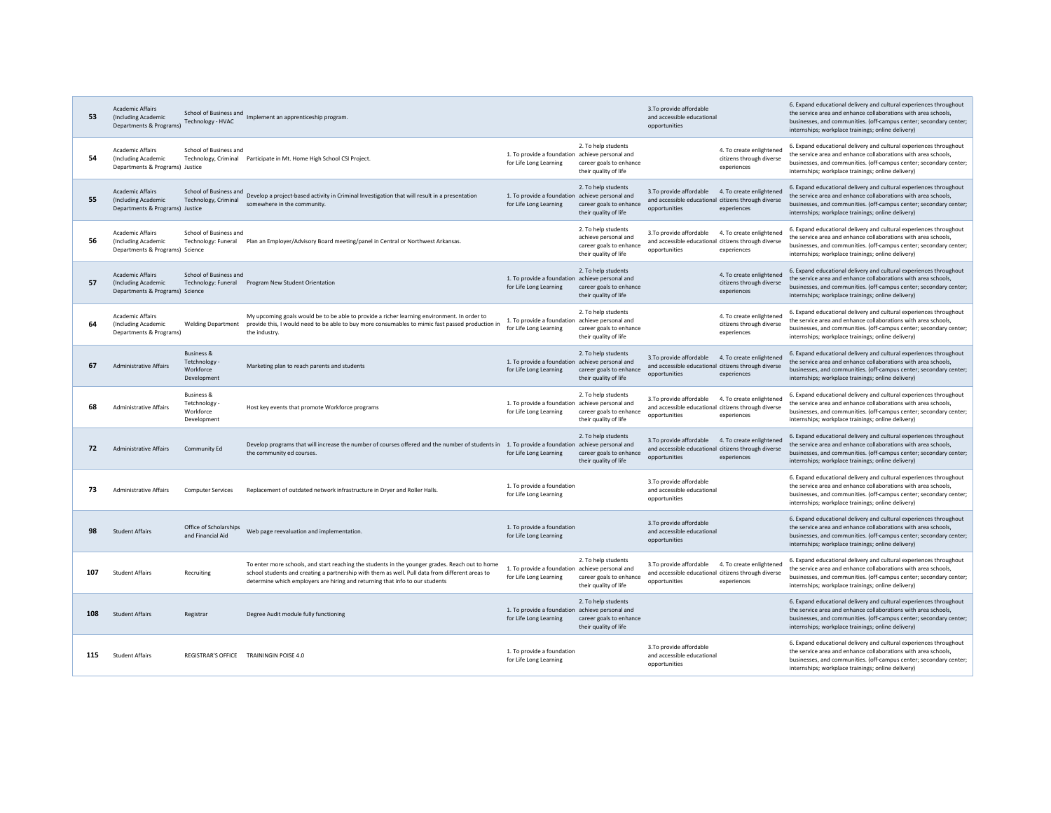| | | | | | | | | |
|---|---|---|---|---|---|---|---|---|
| 53 | Academic Affairs (Including Academic Departments & Programs) | School of Business and Technology - HVAC | Implement an apprenticeship program. | | | 3.To provide affordable and accessible educational opportunities | | 6. Expand educational delivery and cultural experiences throughout the service area and enhance collaborations with area schools, businesses, and communities. (off-campus center; secondary center; internships; workplace trainings; online delivery) |
| 54 | Academic Affairs (Including Academic Departments & Programs) | School of Business and Technology, Criminal Justice | Participate in Mt. Home High School CSI Project. | 1. To provide a foundation for Life Long Learning | 2. To help students achieve personal and career goals to enhance their quality of life | | 4. To create enlightened citizens through diverse experiences | 6. Expand educational delivery and cultural experiences throughout the service area and enhance collaborations with area schools, businesses, and communities. (off-campus center; secondary center; internships; workplace trainings; online delivery) |
| 55 | Academic Affairs (Including Academic Departments & Programs) | School of Business and Technology, Criminal Justice | Develop a project-based activity in Criminal Investigation that will result in a presentation somewhere in the community. | 1. To provide a foundation for Life Long Learning | 2. To help students achieve personal and career goals to enhance their quality of life | 3.To provide affordable and accessible educational opportunities | 4. To create enlightened citizens through diverse experiences | 6. Expand educational delivery and cultural experiences throughout the service area and enhance collaborations with area schools, businesses, and communities. (off-campus center; secondary center; internships; workplace trainings; online delivery) |
| 56 | Academic Affairs (Including Academic Departments & Programs) | School of Business and Technology: Funeral Science | Plan an Employer/Advisory Board meeting/panel in Central or Northwest Arkansas. | | 2. To help students achieve personal and career goals to enhance their quality of life | 3.To provide affordable and accessible educational opportunities | 4. To create enlightened citizens through diverse experiences | 6. Expand educational delivery and cultural experiences throughout the service area and enhance collaborations with area schools, businesses, and communities. (off-campus center; secondary center; internships; workplace trainings; online delivery) |
| 57 | Academic Affairs (Including Academic Departments & Programs) | School of Business and Technology: Funeral Science | Program New Student Orientation | 1. To provide a foundation for Life Long Learning | 2. To help students achieve personal and career goals to enhance their quality of life | | 4. To create enlightened citizens through diverse experiences | 6. Expand educational delivery and cultural experiences throughout the service area and enhance collaborations with area schools, businesses, and communities. (off-campus center; secondary center; internships; workplace trainings; online delivery) |
| 64 | Academic Affairs (Including Academic Departments & Programs) | Welding Department | My upcoming goals would be to be able to provide a richer learning environment. In order to provide this, I would need to be able to buy more consumables to mimic fast passed production in the industry. | 1. To provide a foundation for Life Long Learning | 2. To help students achieve personal and career goals to enhance their quality of life | | 4. To create enlightened citizens through diverse experiences | 6. Expand educational delivery and cultural experiences throughout the service area and enhance collaborations with area schools, businesses, and communities. (off-campus center; secondary center; internships; workplace trainings; online delivery) |
| 67 | Administrative Affairs | Business & Tetchnology - Workforce Development | Marketing plan to reach parents and students | 1. To provide a foundation for Life Long Learning | 2. To help students achieve personal and career goals to enhance their quality of life | 3.To provide affordable and accessible educational opportunities | 4. To create enlightened citizens through diverse experiences | 6. Expand educational delivery and cultural experiences throughout the service area and enhance collaborations with area schools, businesses, and communities. (off-campus center; secondary center; internships; workplace trainings; online delivery) |
| 68 | Administrative Affairs | Business & Tetchnology - Workforce Development | Host key events that promote Workforce programs | 1. To provide a foundation for Life Long Learning | 2. To help students achieve personal and career goals to enhance their quality of life | 3.To provide affordable and accessible educational opportunities | 4. To create enlightened citizens through diverse experiences | 6. Expand educational delivery and cultural experiences throughout the service area and enhance collaborations with area schools, businesses, and communities. (off-campus center; secondary center; internships; workplace trainings; online delivery) |
| 72 | Administrative Affairs | Community Ed | Develop programs that will increase the number of courses offered and the number of students in the community ed courses. | 1. To provide a foundation for Life Long Learning | 2. To help students achieve personal and career goals to enhance their quality of life | 3.To provide affordable and accessible educational opportunities | 4. To create enlightened citizens through diverse experiences | 6. Expand educational delivery and cultural experiences throughout the service area and enhance collaborations with area schools, businesses, and communities. (off-campus center; secondary center; internships; workplace trainings; online delivery) |
| 73 | Administrative Affairs | Computer Services | Replacement of outdated network infrastructure in Dryer and Roller Halls. | 1. To provide a foundation for Life Long Learning | | 3.To provide affordable and accessible educational opportunities | | 6. Expand educational delivery and cultural experiences throughout the service area and enhance collaborations with area schools, businesses, and communities. (off-campus center; secondary center; internships; workplace trainings; online delivery) |
| 98 | Student Affairs | Office of Scholarships and Financial Aid | Web page reevaluation and implementation. | 1. To provide a foundation for Life Long Learning | | 3.To provide affordable and accessible educational opportunities | | 6. Expand educational delivery and cultural experiences throughout the service area and enhance collaborations with area schools, businesses, and communities. (off-campus center; secondary center; internships; workplace trainings; online delivery) |
| 107 | Student Affairs | Recruiting | To enter more schools, and start reaching the students in the younger grades. Reach out to home school students and creating a partnership with them as well. Pull data from different areas to determine which employers are hiring and returning that info to our students | 1. To provide a foundation for Life Long Learning | 2. To help students achieve personal and career goals to enhance their quality of life | 3.To provide affordable and accessible educational opportunities | 4. To create enlightened citizens through diverse experiences | 6. Expand educational delivery and cultural experiences throughout the service area and enhance collaborations with area schools, businesses, and communities. (off-campus center; secondary center; internships; workplace trainings; online delivery) |
| 108 | Student Affairs | Registrar | Degree Audit module fully functioning | 1. To provide a foundation for Life Long Learning | 2. To help students achieve personal and career goals to enhance their quality of life | | | 6. Expand educational delivery and cultural experiences throughout the service area and enhance collaborations with area schools, businesses, and communities. (off-campus center; secondary center; internships; workplace trainings; online delivery) |
| 115 | Student Affairs | REGISTRAR'S OFFICE | TRAININGIN POISE 4.0 | 1. To provide a foundation for Life Long Learning | | 3.To provide affordable and accessible educational opportunities | | 6. Expand educational delivery and cultural experiences throughout the service area and enhance collaborations with area schools, businesses, and communities. (off-campus center; secondary center; internships; workplace trainings; online delivery) |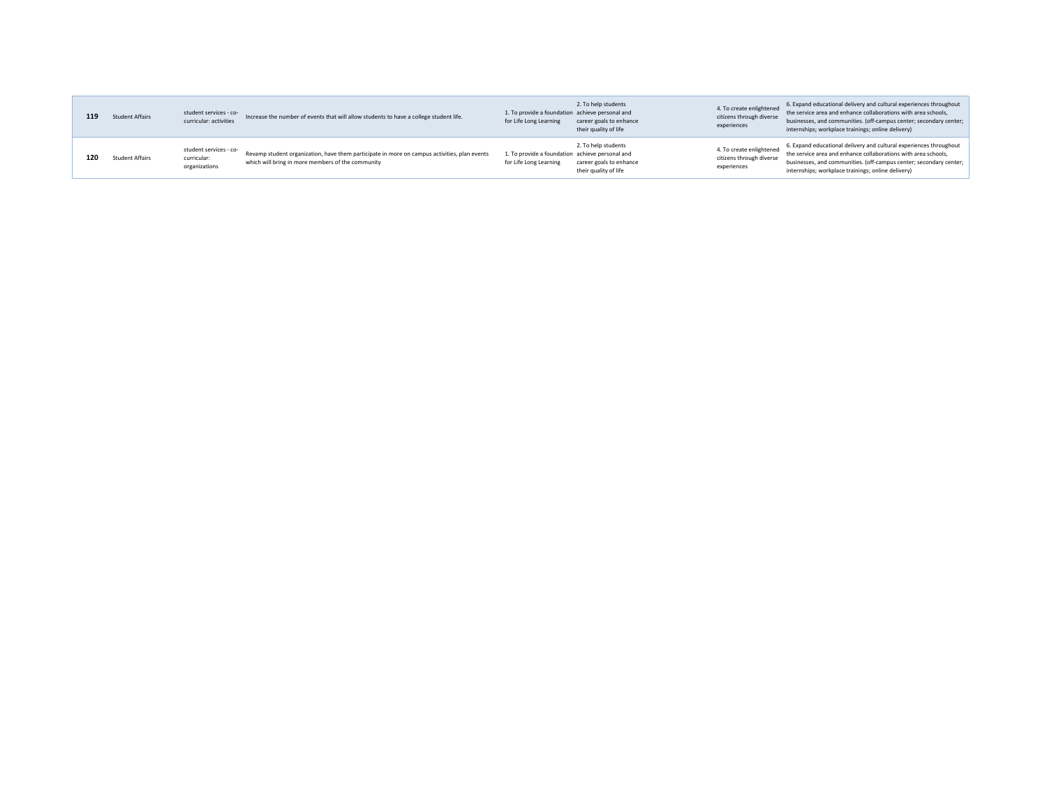| | | | | | | | |
|---|---|---|---|---|---|---|---|
| **119** | Student Affairs | student services - co-curricular: activities | Increase the number of events that will allow students to have a college student life. | 1. To provide a foundation for Life Long Learning | 2. To help students achieve personal and career goals to enhance their quality of life | 4. To create enlightened citizens through diverse experiences | 6. Expand educational delivery and cultural experiences throughout the service area and enhance collaborations with area schools, businesses, and communities. (off-campus center; secondary center; internships; workplace trainings; online delivery) |
| **120** | Student Affairs | student services - co-curricular: organizations | Revamp student organization, have them participate in more on campus activities, plan events which will bring in more members of the community | 1. To provide a foundation for Life Long Learning | 2. To help students achieve personal and career goals to enhance their quality of life | 4. To create enlightened citizens through diverse experiences | 6. Expand educational delivery and cultural experiences throughout the service area and enhance collaborations with area schools, businesses, and communities. (off-campus center; secondary center; internships; workplace trainings; online delivery) |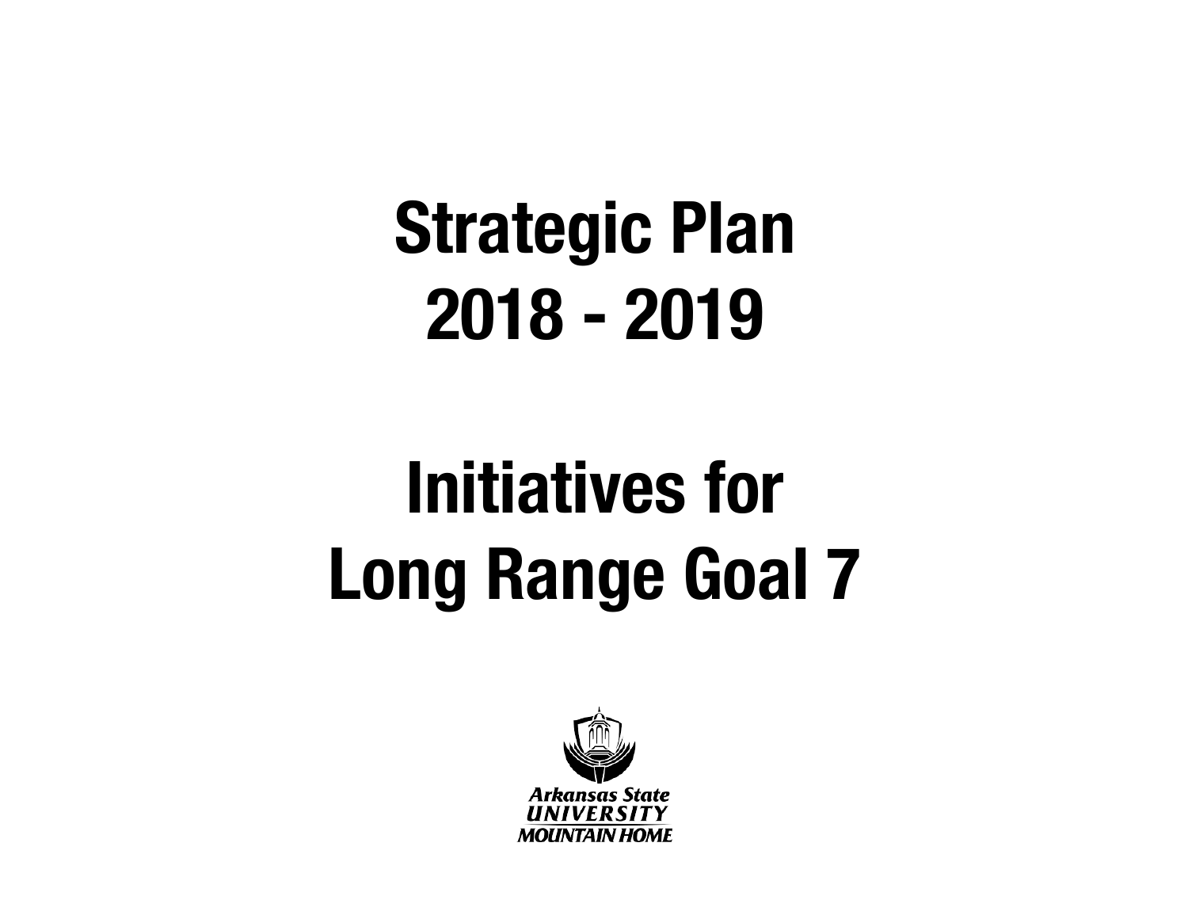# Strategic Plan
# 2018 - 2019

# Initiatives for
# Long Range Goal 7

Arkansas State
UNIVERSITY
MOUNTAIN HOME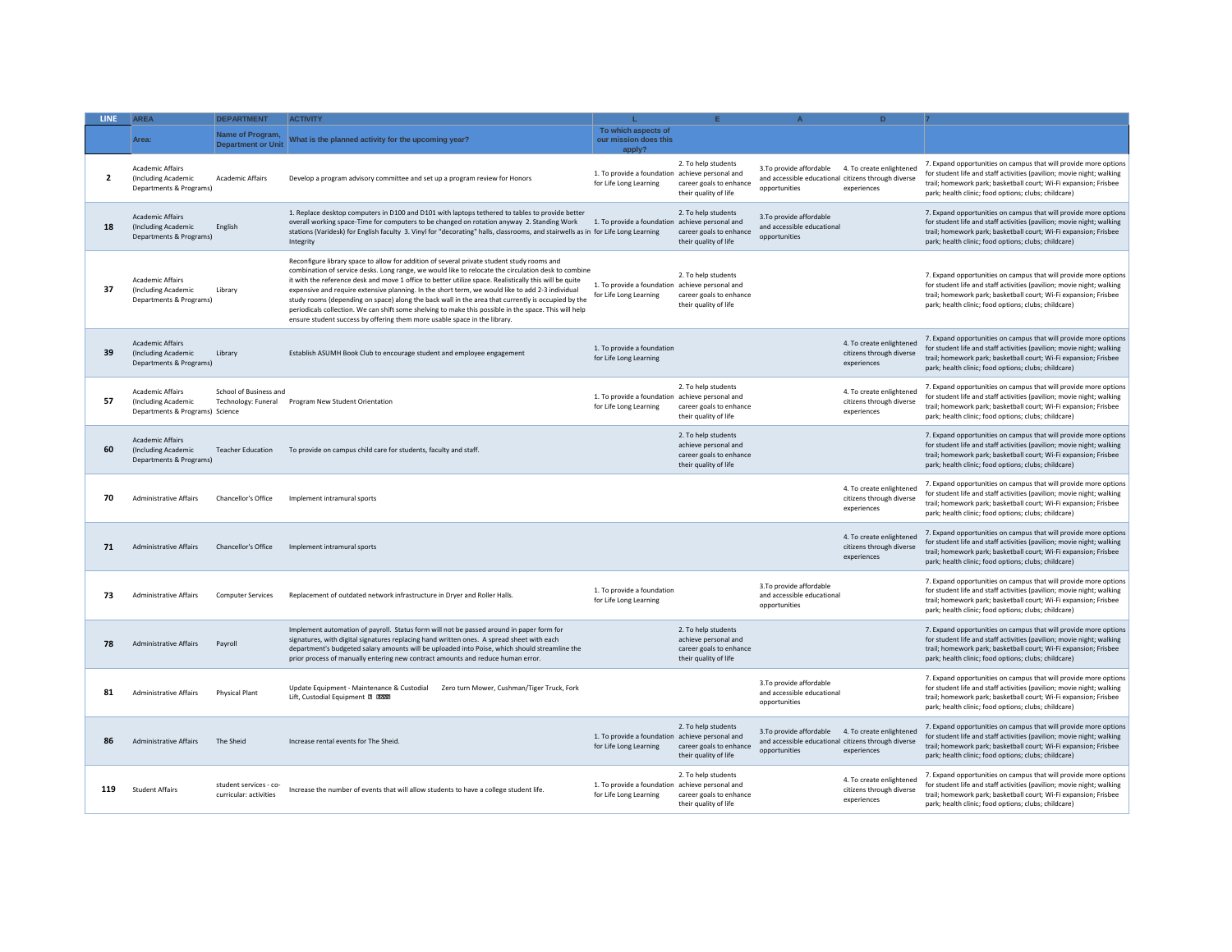| LINE | AREA | DEPARTMENT | ACTIVITY | L | E | A | D | 7 |
|---|---|---|---|---|---|---|---|---|
| | Area: | Name of Program, Department or Unit | What is the planned activity for the upcoming year? | To which aspects of our mission does this apply? | | | | |
| 2 | Academic Affairs (Including Academic Departments & Programs) | Academic Affairs | Develop a program advisory committee and set up a program review for Honors | 1. To provide a foundation for Life Long Learning | 2. To help students achieve personal and career goals to enhance their quality of life | 3.To provide affordable and accessible educational opportunities | 4. To create enlightened citizens through diverse experiences | 7. Expand opportunities on campus that will provide more options for student life and staff activities (pavilion; movie night; walking trail; homework park; basketball court; Wi-Fi expansion; Frisbee park; health clinic; food options; clubs; childcare) |
| 18 | Academic Affairs (Including Academic Departments & Programs) | English | 1. Replace desktop computers in D100 and D101 with laptops tethered to tables to provide better overall working space-Time for computers to be changed on rotation anyway 2. Standing Work stations (Varidesk) for English faculty 3. Vinyl for "decorating" halls, classrooms, and stairwells as in Integrity | 1. To provide a foundation for Life Long Learning | 2. To help students achieve personal and career goals to enhance their quality of life | 3.To provide affordable and accessible educational opportunities | | 7. Expand opportunities on campus that will provide more options for student life and staff activities (pavilion; movie night; walking trail; homework park; basketball court; Wi-Fi expansion; Frisbee park; health clinic; food options; clubs; childcare) |
| 37 | Academic Affairs (Including Academic Departments & Programs) | Library | Reconfigure library space to allow for addition of several private student study rooms and combination of service desks. Long range, we would like to relocate the circulation desk to combine it with the reference desk and move 1 office to better utilize space. Realistically this will be quite expensive and require extensive planning. In the short term, we would like to add 2-3 individual study rooms (depending on space) along the back wall in the area that currently is occupied by the periodicals collection. We can shift some shelving to make this possible in the space. This will help ensure student success by offering them more usable space in the library. | 1. To provide a foundation for Life Long Learning | 2. To help students achieve personal and career goals to enhance their quality of life | | | 7. Expand opportunities on campus that will provide more options for student life and staff activities (pavilion; movie night; walking trail; homework park; basketball court; Wi-Fi expansion; Frisbee park; health clinic; food options; clubs; childcare) |
| 39 | Academic Affairs (Including Academic Departments & Programs) | Library | Establish ASUMH Book Club to encourage student and employee engagement | 1. To provide a foundation for Life Long Learning | | | 4. To create enlightened citizens through diverse experiences | 7. Expand opportunities on campus that will provide more options for student life and staff activities (pavilion; movie night; walking trail; homework park; basketball court; Wi-Fi expansion; Frisbee park; health clinic; food options; clubs; childcare) |
| 57 | Academic Affairs (Including Academic Departments & Programs) | School of Business and Technology: Funeral Science | Program New Student Orientation | 1. To provide a foundation for Life Long Learning | 2. To help students achieve personal and career goals to enhance their quality of life | | 4. To create enlightened citizens through diverse experiences | 7. Expand opportunities on campus that will provide more options for student life and staff activities (pavilion; movie night; walking trail; homework park; basketball court; Wi-Fi expansion; Frisbee park; health clinic; food options; clubs; childcare) |
| 60 | Academic Affairs (Including Academic Departments & Programs) | Teacher Education | To provide on campus child care for students, faculty and staff. | | 2. To help students achieve personal and career goals to enhance their quality of life | | | 7. Expand opportunities on campus that will provide more options for student life and staff activities (pavilion; movie night; walking trail; homework park; basketball court; Wi-Fi expansion; Frisbee park; health clinic; food options; clubs; childcare) |
| 70 | Administrative Affairs | Chancellor's Office | Implement intramural sports | | | | 4. To create enlightened citizens through diverse experiences | 7. Expand opportunities on campus that will provide more options for student life and staff activities (pavilion; movie night; walking trail; homework park; basketball court; Wi-Fi expansion; Frisbee park; health clinic; food options; clubs; childcare) |
| 71 | Administrative Affairs | Chancellor's Office | Implement intramural sports | | | | 4. To create enlightened citizens through diverse experiences | 7. Expand opportunities on campus that will provide more options for student life and staff activities (pavilion; movie night; walking trail; homework park; basketball court; Wi-Fi expansion; Frisbee park; health clinic; food options; clubs; childcare) |
| 73 | Administrative Affairs | Computer Services | Replacement of outdated network infrastructure in Dryer and Roller Halls. | 1. To provide a foundation for Life Long Learning | | 3.To provide affordable and accessible educational opportunities | | 7. Expand opportunities on campus that will provide more options for student life and staff activities (pavilion; movie night; walking trail; homework park; basketball court; Wi-Fi expansion; Frisbee park; health clinic; food options; clubs; childcare) |
| 78 | Administrative Affairs | Payroll | Implement automation of payroll. Status form will not be passed around in paper form for signatures, with digital signatures replacing hand written ones. A spread sheet with each department's budgeted salary amounts will be uploaded into Poise, which should streamline the prior process of manually entering new contract amounts and reduce human error. | | 2. To help students achieve personal and career goals to enhance their quality of life | | | 7. Expand opportunities on campus that will provide more options for student life and staff activities (pavilion; movie night; walking trail; homework park; basketball court; Wi-Fi expansion; Frisbee park; health clinic; food options; clubs; childcare) |
| 81 | Administrative Affairs | Physical Plant | Update Equipment - Maintenance & Custodial Zero turn Mower, Cushman/Tiger Truck, Fork Lift, Custodial Equipment | | | 3.To provide affordable and accessible educational opportunities | | 7. Expand opportunities on campus that will provide more options for student life and staff activities (pavilion; movie night; walking trail; homework park; basketball court; Wi-Fi expansion; Frisbee park; health clinic; food options; clubs; childcare) |
| 86 | Administrative Affairs | The Sheid | Increase rental events for The Sheid. | 1. To provide a foundation for Life Long Learning | 2. To help students achieve personal and career goals to enhance their quality of life | 3.To provide affordable and accessible educational opportunities | 4. To create enlightened citizens through diverse experiences | 7. Expand opportunities on campus that will provide more options for student life and staff activities (pavilion; movie night; walking trail; homework park; basketball court; Wi-Fi expansion; Frisbee park; health clinic; food options; clubs; childcare) |
| 119 | Student Affairs | student services - co-curricular: activities | Increase the number of events that will allow students to have a college student life. | 1. To provide a foundation for Life Long Learning | 2. To help students achieve personal and career goals to enhance their quality of life | | 4. To create enlightened citizens through diverse experiences | 7. Expand opportunities on campus that will provide more options for student life and staff activities (pavilion; movie night; walking trail; homework park; basketball court; Wi-Fi expansion; Frisbee park; health clinic; food options; clubs; childcare) |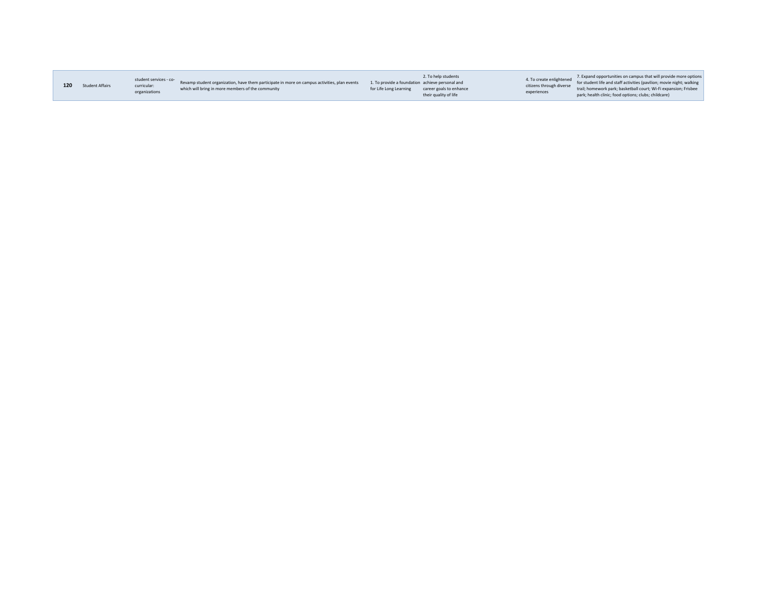| | | | | | | | | |
|---|---|---|---|---|---|---|---|---|
| **120** | Student Affairs | student services - co-curricular: organizations | Revamp student organization, have them participate in more on campus activities, plan events which will bring in more members of the community | 1. To provide a foundation for Life Long Learning | 2. To help students achieve personal and career goals to enhance their quality of life | | 4. To create enlightened citizens through diverse experiences | 7. Expand opportunities on campus that will provide more options for student life and staff activities (pavilion; movie night; walking trail; homework park; basketball court; Wi-Fi expansion; Frisbee park; health clinic; food options; clubs; childcare) |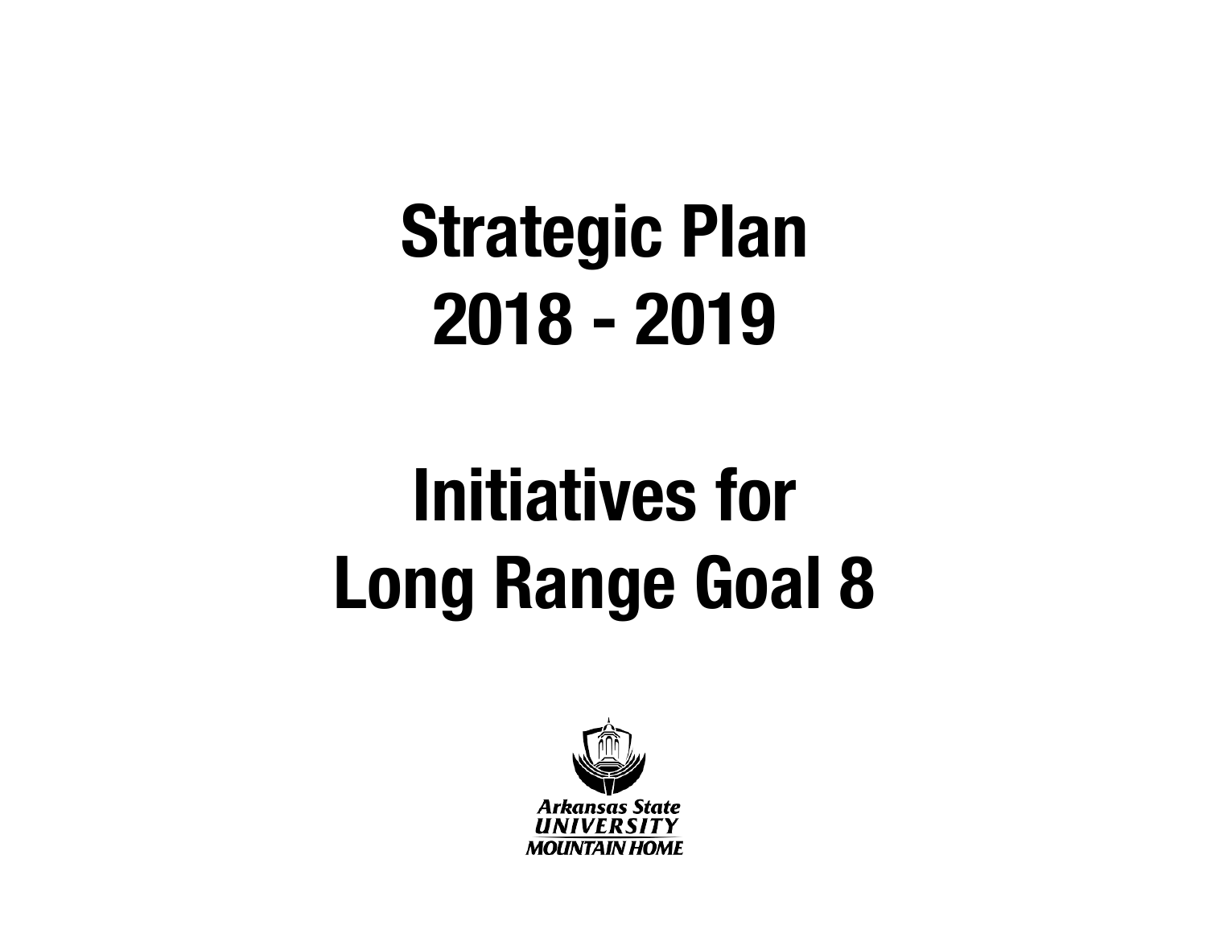# Strategic Plan
# 2018 - 2019

# Initiatives for
# Long Range Goal 8

Arkansas State
UNIVERSITY
MOUNTAIN HOME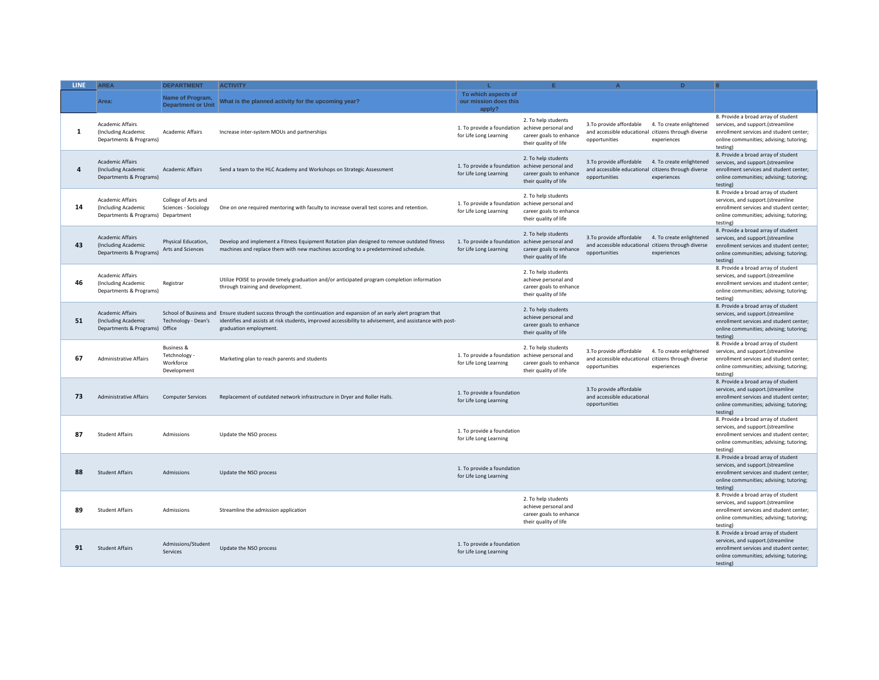| LINE | AREA | DEPARTMENT | ACTIVITY | L | E | A | D | 8 |
|---|---|---|---|---|---|---|---|---|
| | Area: | Name of Program, Department or Unit | What is the planned activity for the upcoming year? | To which aspects of our mission does this apply? | | | | |
| 1 | Academic Affairs (Including Academic Departments & Programs) | Academic Affairs | Increase inter-system MOUs and partnerships | 1. To provide a foundation for Life Long Learning | 2. To help students achieve personal and career goals to enhance their quality of life | 3.To provide affordable and accessible educational opportunities | 4. To create enlightened citizens through diverse experiences | 8. Provide a broad array of student services, and support.(streamline enrollment services and student center; online communities; advising; tutoring; testing) |
| 4 | Academic Affairs (Including Academic Departments & Programs) | Academic Affairs | Send a team to the HLC Academy and Workshops on Strategic Assessment | 1. To provide a foundation for Life Long Learning | 2. To help students achieve personal and career goals to enhance their quality of life | 3.To provide affordable and accessible educational opportunities | 4. To create enlightened citizens through diverse experiences | 8. Provide a broad array of student services, and support.(streamline enrollment services and student center; online communities; advising; tutoring; testing) |
| 14 | Academic Affairs (Including Academic Departments & Programs) | College of Arts and Sciences - Sociology Department | One on one required mentoring with faculty to increase overall test scores and retention. | 1. To provide a foundation for Life Long Learning | 2. To help students achieve personal and career goals to enhance their quality of life | | | 8. Provide a broad array of student services, and support.(streamline enrollment services and student center; online communities; advising; tutoring; testing) |
| 43 | Academic Affairs (Including Academic Departments & Programs) | Physical Education, Arts and Sciences | Develop and implement a Fitness Equipment Rotation plan designed to remove outdated fitness machines and replace them with new machines according to a predetermined schedule. | 1. To provide a foundation for Life Long Learning | 2. To help students achieve personal and career goals to enhance their quality of life | 3.To provide affordable and accessible educational opportunities | 4. To create enlightened citizens through diverse experiences | 8. Provide a broad array of student services, and support.(streamline enrollment services and student center; online communities; advising; tutoring; testing) |
| 46 | Academic Affairs (Including Academic Departments & Programs) | Registrar | Utilize POISE to provide timely graduation and/or anticipated program completion information through training and development. | | 2. To help students achieve personal and career goals to enhance their quality of life | | | 8. Provide a broad array of student services, and support.(streamline enrollment services and student center; online communities; advising; tutoring; testing) |
| 51 | Academic Affairs (Including Academic Departments & Programs) | School of Business and Technology - Dean's Office | Ensure student success through the continuation and expansion of an early alert program that identifies and assists at risk students, improved accessibility to advisement, and assistance with post-graduation employment. | | 2. To help students achieve personal and career goals to enhance their quality of life | | | 8. Provide a broad array of student services, and support.(streamline enrollment services and student center; online communities; advising; tutoring; testing) |
| 67 | Administrative Affairs | Business & Tetchnology - Workforce Development | Marketing plan to reach parents and students | 1. To provide a foundation for Life Long Learning | 2. To help students achieve personal and career goals to enhance their quality of life | 3.To provide affordable and accessible educational opportunities | 4. To create enlightened citizens through diverse experiences | 8. Provide a broad array of student services, and support.(streamline enrollment services and student center; online communities; advising; tutoring; testing) |
| 73 | Administrative Affairs | Computer Services | Replacement of outdated network infrastructure in Dryer and Roller Halls. | 1. To provide a foundation for Life Long Learning | | 3.To provide affordable and accessible educational opportunities | | 8. Provide a broad array of student services, and support.(streamline enrollment services and student center; online communities; advising; tutoring; testing) |
| 87 | Student Affairs | Admissions | Update the NSO process | 1. To provide a foundation for Life Long Learning | | | | 8. Provide a broad array of student services, and support.(streamline enrollment services and student center; online communities; advising; tutoring; testing) |
| 88 | Student Affairs | Admissions | Update the NSO process | 1. To provide a foundation for Life Long Learning | | | | 8. Provide a broad array of student services, and support.(streamline enrollment services and student center; online communities; advising; tutoring; testing) |
| 89 | Student Affairs | Admissions | Streamline the admission application | | 2. To help students achieve personal and career goals to enhance their quality of life | | | 8. Provide a broad array of student services, and support.(streamline enrollment services and student center; online communities; advising; tutoring; testing) |
| 91 | Student Affairs | Admissions/Student Services | Update the NSO process | 1. To provide a foundation for Life Long Learning | | | | 8. Provide a broad array of student services, and support.(streamline enrollment services and student center; online communities; advising; tutoring; testing) |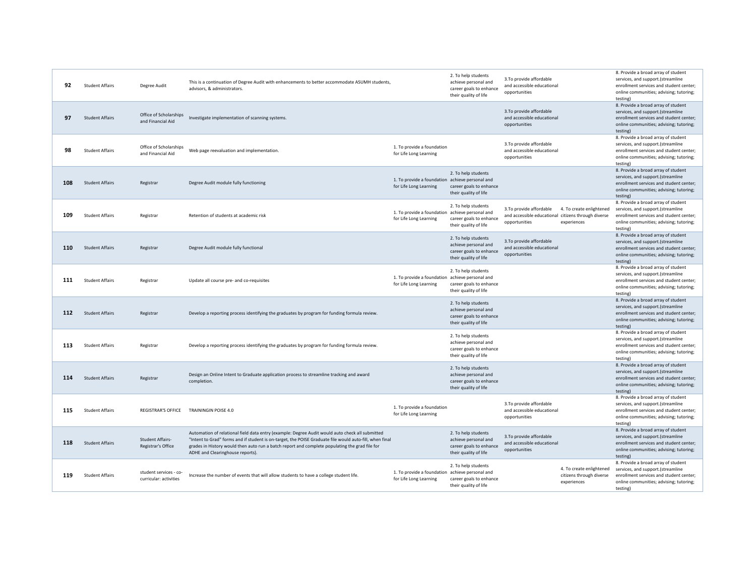| | | | | | | | | |
|---|---|---|---|---|---|---|---|---|
| **92** | Student Affairs | Degree Audit | This is a continuation of Degree Audit with enhancements to better accommodate ASUMH students, advisors, & administrators. | | 2. To help students achieve personal and career goals to enhance their quality of life | 3.To provide affordable and accessible educational opportunities | | 8. Provide a broad array of student services, and support.(streamline enrollment services and student center; online communities; advising; tutoring; testing) |
| **97** | Student Affairs | Office of Scholarships and Financial Aid | Investigate implementation of scanning systems. | | | 3.To provide affordable and accessible educational opportunities | | 8. Provide a broad array of student services, and support.(streamline enrollment services and student center; online communities; advising; tutoring; testing) |
| **98** | Student Affairs | Office of Scholarships and Financial Aid | Web page reevaluation and implementation. | 1. To provide a foundation for Life Long Learning | | 3.To provide affordable and accessible educational opportunities | | 8. Provide a broad array of student services, and support.(streamline enrollment services and student center; online communities; advising; tutoring; testing) |
| **108** | Student Affairs | Registrar | Degree Audit module fully functioning | 1. To provide a foundation for Life Long Learning | 2. To help students achieve personal and career goals to enhance their quality of life | | | 8. Provide a broad array of student services, and support.(streamline enrollment services and student center; online communities; advising; tutoring; testing) |
| **109** | Student Affairs | Registrar | Retention of students at academic risk | 1. To provide a foundation for Life Long Learning | 2. To help students achieve personal and career goals to enhance their quality of life | 3.To provide affordable and accessible educational opportunities | 4. To create enlightened citizens through diverse experiences | 8. Provide a broad array of student services, and support.(streamline enrollment services and student center; online communities; advising; tutoring; testing) |
| **110** | Student Affairs | Registrar | Degree Audit module fully functional | | 2. To help students achieve personal and career goals to enhance their quality of life | 3.To provide affordable and accessible educational opportunities | | 8. Provide a broad array of student services, and support.(streamline enrollment services and student center; online communities; advising; tutoring; testing) |
| **111** | Student Affairs | Registrar | Update all course pre- and co-requisites | 1. To provide a foundation for Life Long Learning | 2. To help students achieve personal and career goals to enhance their quality of life | | | 8. Provide a broad array of student services, and support.(streamline enrollment services and student center; online communities; advising; tutoring; testing) |
| **112** | Student Affairs | Registrar | Develop a reporting process identifying the graduates by program for funding formula review. | | 2. To help students achieve personal and career goals to enhance their quality of life | | | 8. Provide a broad array of student services, and support.(streamline enrollment services and student center; online communities; advising; tutoring; testing) |
| **113** | Student Affairs | Registrar | Develop a reporting process identifying the graduates by program for funding formula review. | | 2. To help students achieve personal and career goals to enhance their quality of life | | | 8. Provide a broad array of student services, and support.(streamline enrollment services and student center; online communities; advising; tutoring; testing) |
| **114** | Student Affairs | Registrar | Design an Online Intent to Graduate application process to streamline tracking and award completion. | | 2. To help students achieve personal and career goals to enhance their quality of life | | | 8. Provide a broad array of student services, and support.(streamline enrollment services and student center; online communities; advising; tutoring; testing) |
| **115** | Student Affairs | REGISTRAR'S OFFICE | TRAININGIN POISE 4.0 | 1. To provide a foundation for Life Long Learning | | 3.To provide affordable and accessible educational opportunities | | 8. Provide a broad array of student services, and support.(streamline enrollment services and student center; online communities; advising; tutoring; testing) |
| **118** | Student Affairs | Student Affairs-Registrar's Office | Automation of relational field data entry (example: Degree Audit would auto check all submitted "Intent to Grad" forms and if student is on-target, the POISE Graduate file would auto-fill, when final grades in History would then auto run a batch report and complete populating the grad file for ADHE and Clearinghouse reports). | | 2. To help students achieve personal and career goals to enhance their quality of life | 3.To provide affordable and accessible educational opportunities | | 8. Provide a broad array of student services, and support.(streamline enrollment services and student center; online communities; advising; tutoring; testing) |
| **119** | Student Affairs | student services - co-curricular: activities | Increase the number of events that will allow students to have a college student life. | 1. To provide a foundation for Life Long Learning | 2. To help students achieve personal and career goals to enhance their quality of life | | 4. To create enlightened citizens through diverse experiences | 8. Provide a broad array of student services, and support.(streamline enrollment services and student center; online communities; advising; tutoring; testing) |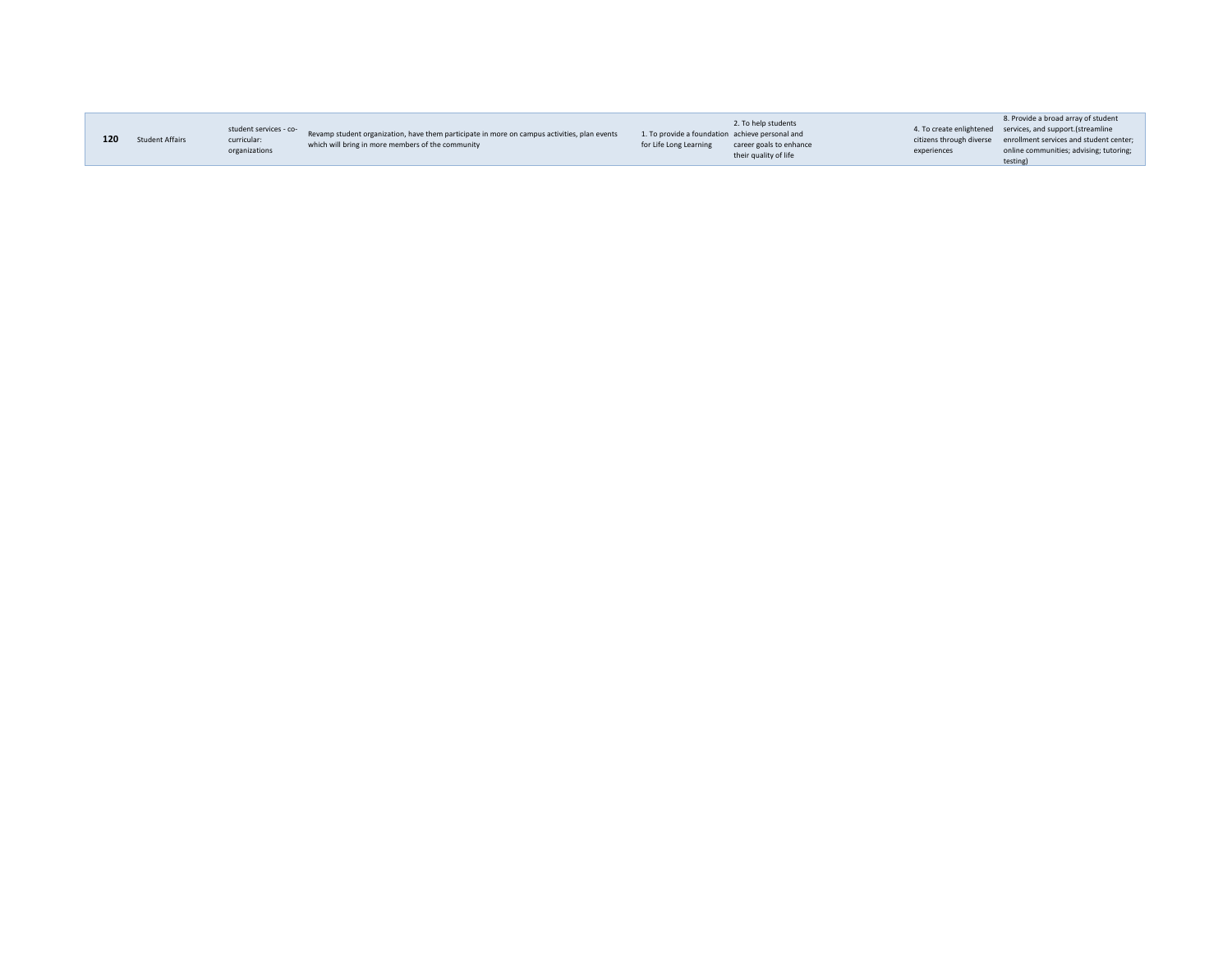| | | | | | | | | |
|---|---|---|---|---|---|---|---|---|
| **120** | Student Affairs | student services - co-curricular: organizations | Revamp student organization, have them participate in more on campus activities, plan events which will bring in more members of the community | 1. To provide a foundation for Life Long Learning | 2. To help students achieve personal and career goals to enhance their quality of life | | 4. To create enlightened citizens through diverse experiences | 8. Provide a broad array of student services, and support.(streamline enrollment services and student center; online communities; advising; tutoring; testing) |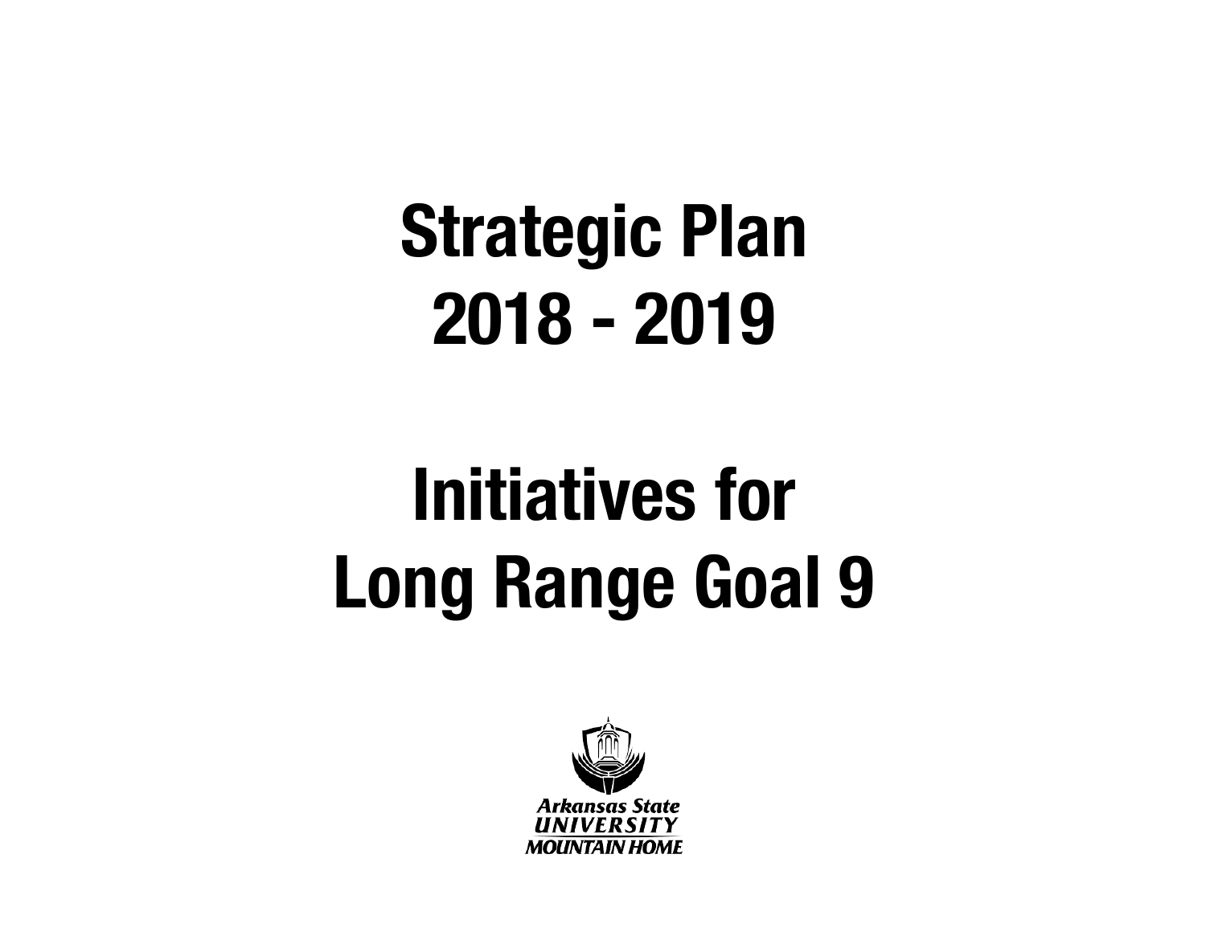# Strategic Plan
# 2018 - 2019

# Initiatives for
# Long Range Goal 9

Arkansas State
UNIVERSITY
MOUNTAIN HOME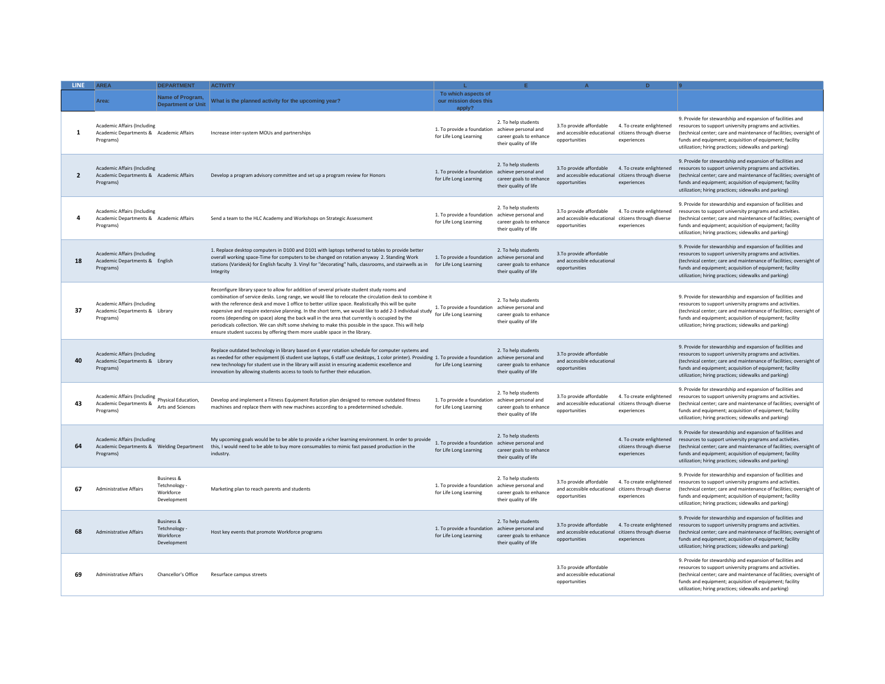| LINE | AREA | DEPARTMENT | ACTIVITY | L | E | A | D | 9 |
|---|---|---|---|---|---|---|---|---|
| | Area: | Name of Program, Department or Unit | What is the planned activity for the upcoming year? | To which aspects of our mission does this apply? | | | | |
| 1 | Academic Affairs (Including Academic Departments & Programs) | Academic Affairs | Increase inter-system MOUs and partnerships | 1. To provide a foundation for Life Long Learning | 2. To help students achieve personal and career goals to enhance their quality of life | 3.To provide affordable and accessible educational opportunities | 4. To create enlightened citizens through diverse experiences | 9. Provide for stewardship and expansion of facilities and resources to support university programs and activities. (technical center; care and maintenance of facilities; oversight of funds and equipment; acquisition of equipment; facility utilization; hiring practices; sidewalks and parking) |
| 2 | Academic Affairs (Including Academic Departments & Programs) | Academic Affairs | Develop a program advisory committee and set up a program review for Honors | 1. To provide a foundation for Life Long Learning | 2. To help students achieve personal and career goals to enhance their quality of life | 3.To provide affordable and accessible educational opportunities | 4. To create enlightened citizens through diverse experiences | 9. Provide for stewardship and expansion of facilities and resources to support university programs and activities. (technical center; care and maintenance of facilities; oversight of funds and equipment; acquisition of equipment; facility utilization; hiring practices; sidewalks and parking) |
| 4 | Academic Affairs (Including Academic Departments & Programs) | Academic Affairs | Send a team to the HLC Academy and Workshops on Strategic Assessment | 1. To provide a foundation for Life Long Learning | 2. To help students achieve personal and career goals to enhance their quality of life | 3.To provide affordable and accessible educational opportunities | 4. To create enlightened citizens through diverse experiences | 9. Provide for stewardship and expansion of facilities and resources to support university programs and activities. (technical center; care and maintenance of facilities; oversight of funds and equipment; acquisition of equipment; facility utilization; hiring practices; sidewalks and parking) |
| 18 | Academic Affairs (Including Academic Departments & Programs) | English | 1. Replace desktop computers in D100 and D101 with laptops tethered to tables to provide better overall working space-Time for computers to be changed on rotation anyway 2. Standing Work stations (Varidesk) for English faculty 3. Vinyl for "decorating" halls, classrooms, and stairwells as in Integrity | 1. To provide a foundation for Life Long Learning | 2. To help students achieve personal and career goals to enhance their quality of life | 3.To provide affordable and accessible educational opportunities | | 9. Provide for stewardship and expansion of facilities and resources to support university programs and activities. (technical center; care and maintenance of facilities; oversight of funds and equipment; acquisition of equipment; facility utilization; hiring practices; sidewalks and parking) |
| 37 | Academic Affairs (Including Academic Departments & Programs) | Library | Reconfigure library space to allow for addition of several private student study rooms and combination of service desks. Long range, we would like to relocate the circulation desk to combine it with the reference desk and move 1 office to better utilize space. Realistically this will be quite expensive and require extensive planning. In the short term, we would like to add 2-3 individual study rooms (depending on space) along the back wall in the area that currently is occupied by the periodicals collection. We can shift some shelving to make this possible in the space. This will help ensure student success by offering them more usable space in the library. | 1. To provide a foundation for Life Long Learning | 2. To help students achieve personal and career goals to enhance their quality of life | | | 9. Provide for stewardship and expansion of facilities and resources to support university programs and activities. (technical center; care and maintenance of facilities; oversight of funds and equipment; acquisition of equipment; facility utilization; hiring practices; sidewalks and parking) |
| 40 | Academic Affairs (Including Academic Departments & Programs) | Library | Replace outdated technology in library based on 4 year rotation schedule for computer systems and as needed for other equipment (6 student use laptops, 6 staff use desktops, 1 color printer). Providing new technology for student use in the library will assist in ensuring academic excellence and innovation by allowing students access to tools to further their education. | 1. To provide a foundation for Life Long Learning | 2. To help students achieve personal and career goals to enhance their quality of life | 3.To provide affordable and accessible educational opportunities | | 9. Provide for stewardship and expansion of facilities and resources to support university programs and activities. (technical center; care and maintenance of facilities; oversight of funds and equipment; acquisition of equipment; facility utilization; hiring practices; sidewalks and parking) |
| 43 | Academic Affairs (Including Academic Departments & Programs) | Physical Education, Arts and Sciences | Develop and implement a Fitness Equipment Rotation plan designed to remove outdated fitness machines and replace them with new machines according to a predetermined schedule. | 1. To provide a foundation for Life Long Learning | 2. To help students achieve personal and career goals to enhance their quality of life | 3.To provide affordable and accessible educational opportunities | 4. To create enlightened citizens through diverse experiences | 9. Provide for stewardship and expansion of facilities and resources to support university programs and activities. (technical center; care and maintenance of facilities; oversight of funds and equipment; acquisition of equipment; facility utilization; hiring practices; sidewalks and parking) |
| 64 | Academic Affairs (Including Academic Departments & Programs) | Welding Department | My upcoming goals would be to be able to provide a richer learning environment. In order to provide this, I would need to be able to buy more consumables to mimic fast passed production in the industry. | 1. To provide a foundation for Life Long Learning | 2. To help students achieve personal and career goals to enhance their quality of life | | 4. To create enlightened citizens through diverse experiences | 9. Provide for stewardship and expansion of facilities and resources to support university programs and activities. (technical center; care and maintenance of facilities; oversight of funds and equipment; acquisition of equipment; facility utilization; hiring practices; sidewalks and parking) |
| 67 | Administrative Affairs | Business & Tetchnology - Workforce Development | Marketing plan to reach parents and students | 1. To provide a foundation for Life Long Learning | 2. To help students achieve personal and career goals to enhance their quality of life | 3.To provide affordable and accessible educational opportunities | 4. To create enlightened citizens through diverse experiences | 9. Provide for stewardship and expansion of facilities and resources to support university programs and activities. (technical center; care and maintenance of facilities; oversight of funds and equipment; acquisition of equipment; facility utilization; hiring practices; sidewalks and parking) |
| 68 | Administrative Affairs | Business & Tetchnology - Workforce Development | Host key events that promote Workforce programs | 1. To provide a foundation for Life Long Learning | 2. To help students achieve personal and career goals to enhance their quality of life | 3.To provide affordable and accessible educational opportunities | 4. To create enlightened citizens through diverse experiences | 9. Provide for stewardship and expansion of facilities and resources to support university programs and activities. (technical center; care and maintenance of facilities; oversight of funds and equipment; acquisition of equipment; facility utilization; hiring practices; sidewalks and parking) |
| 69 | Administrative Affairs | Chancellor's Office | Resurface campus streets | | | 3.To provide affordable and accessible educational opportunities | | 9. Provide for stewardship and expansion of facilities and resources to support university programs and activities. (technical center; care and maintenance of facilities; oversight of funds and equipment; acquisition of equipment; facility utilization; hiring practices; sidewalks and parking) |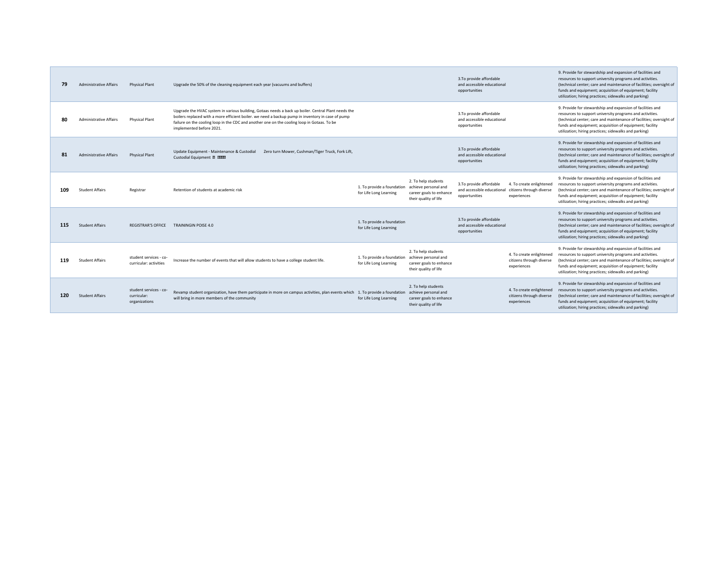| | | | | | | | | |
|---|---|---|---|---|---|---|---|---|
| **79** | Administrative Affairs | Physical Plant | Upgrade the 50% of the cleaning equipment each year (vacuums and buffers) | | | 3.To provide affordable and accessible educational opportunities | | 9. Provide for stewardship and expansion of facilities and resources to support university programs and activities. (technical center; care and maintenance of facilities; oversight of funds and equipment; acquisition of equipment; facility utilization; hiring practices; sidewalks and parking) |
| **80** | Administrative Affairs | Physical Plant | Upgrade the HVAC system in various building, Gotaas needs a back up boiler. Central Plant needs the boilers replaced with a more efficient boiler. we need a backup pump in inventory in case of pump failure on the cooling loop in the CDC and another one on the cooling loop in Gotaas. To be implemented before 2021. | | | 3.To provide affordable and accessible educational opportunities | | 9. Provide for stewardship and expansion of facilities and resources to support university programs and activities. (technical center; care and maintenance of facilities; oversight of funds and equipment; acquisition of equipment; facility utilization; hiring practices; sidewalks and parking) |
| **81** | Administrative Affairs | Physical Plant | Update Equipment - Maintenance & Custodial Zero turn Mower, Cushman/Tiger Truck, Fork Lift, Custodial Equipment | | | 3.To provide affordable and accessible educational opportunities | | 9. Provide for stewardship and expansion of facilities and resources to support university programs and activities. (technical center; care and maintenance of facilities; oversight of funds and equipment; acquisition of equipment; facility utilization; hiring practices; sidewalks and parking) |
| **109** | Student Affairs | Registrar | Retention of students at academic risk | 1. To provide a foundation for Life Long Learning | 2. To help students achieve personal and career goals to enhance their quality of life | 3.To provide affordable and accessible educational opportunities | 4. To create enlightened citizens through diverse experiences | 9. Provide for stewardship and expansion of facilities and resources to support university programs and activities. (technical center; care and maintenance of facilities; oversight of funds and equipment; acquisition of equipment; facility utilization; hiring practices; sidewalks and parking) |
| **115** | Student Affairs | REGISTRAR'S OFFICE | TRAININGIN POISE 4.0 | 1. To provide a foundation for Life Long Learning | | 3.To provide affordable and accessible educational opportunities | | 9. Provide for stewardship and expansion of facilities and resources to support university programs and activities. (technical center; care and maintenance of facilities; oversight of funds and equipment; acquisition of equipment; facility utilization; hiring practices; sidewalks and parking) |
| **119** | Student Affairs | student services - co-curricular: activities | Increase the number of events that will allow students to have a college student life. | 1. To provide a foundation for Life Long Learning | 2. To help students achieve personal and career goals to enhance their quality of life | | 4. To create enlightened citizens through diverse experiences | 9. Provide for stewardship and expansion of facilities and resources to support university programs and activities. (technical center; care and maintenance of facilities; oversight of funds and equipment; acquisition of equipment; facility utilization; hiring practices; sidewalks and parking) |
| **120** | Student Affairs | student services - co-curricular: organizations | Revamp student organization, have them participate in more on campus activities, plan events which will bring in more members of the community | 1. To provide a foundation for Life Long Learning | 2. To help students achieve personal and career goals to enhance their quality of life | | 4. To create enlightened citizens through diverse experiences | 9. Provide for stewardship and expansion of facilities and resources to support university programs and activities. (technical center; care and maintenance of facilities; oversight of funds and equipment; acquisition of equipment; facility utilization; hiring practices; sidewalks and parking) |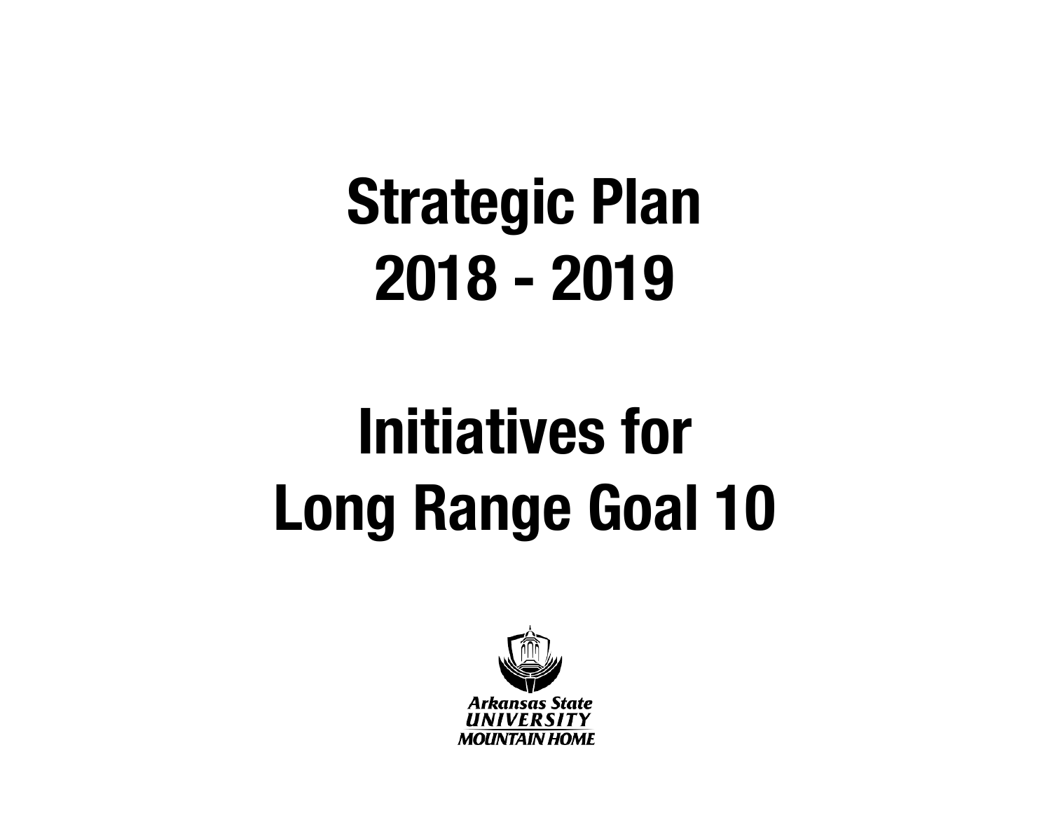# Strategic Plan
# 2018 - 2019

# Initiatives for
# Long Range Goal 10

Arkansas State
UNIVERSITY
MOUNTAIN HOME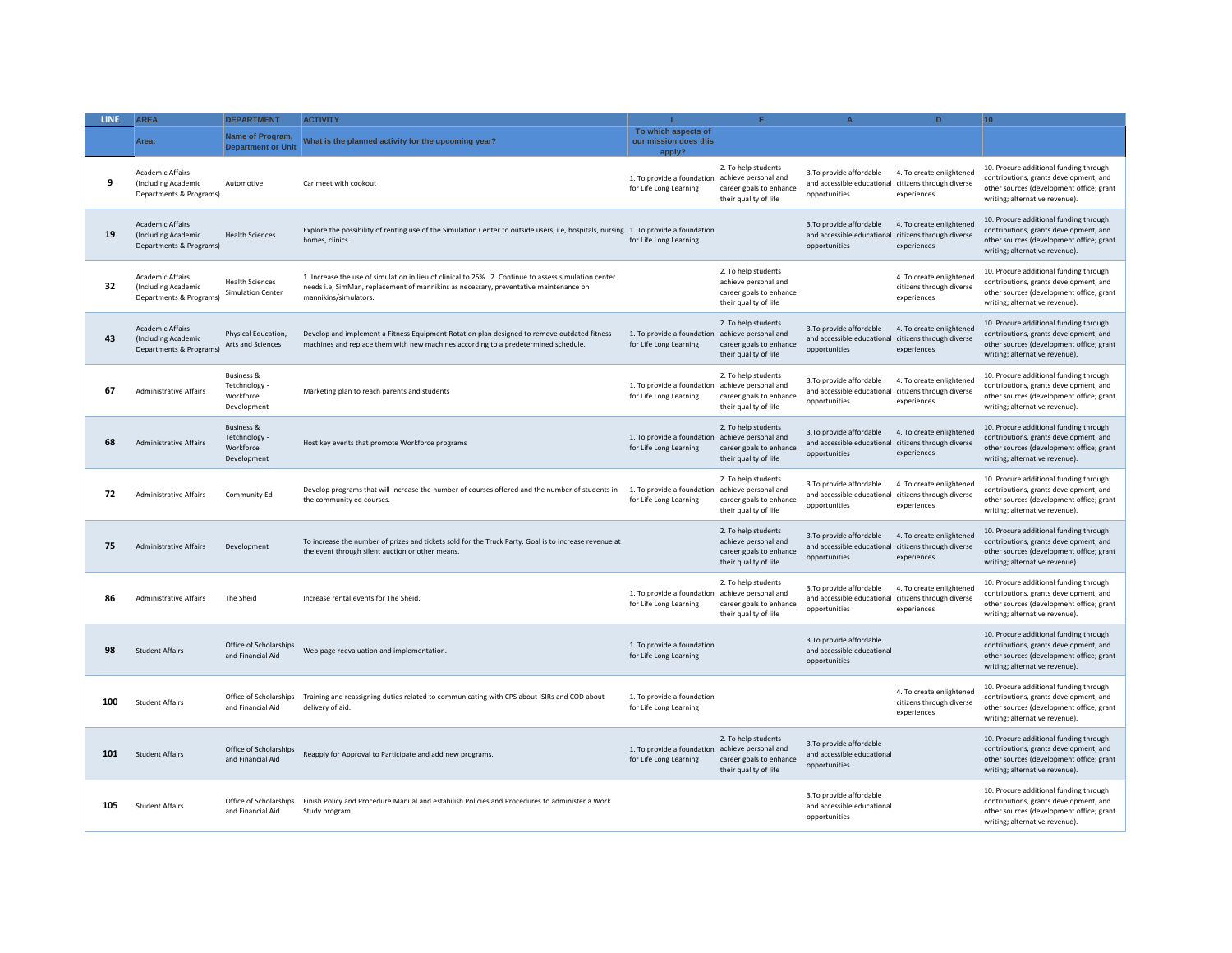| LINE | AREA | DEPARTMENT | ACTIVITY | L | E | A | D | 10 |
|---|---|---|---|---|---|---|---|---|
| | Area: | Name of Program, Department or Unit | What is the planned activity for the upcoming year? | To which aspects of our mission does this apply? | | | | |
| 9 | Academic Affairs (Including Academic Departments & Programs) | Automotive | Car meet with cookout | 1. To provide a foundation for Life Long Learning | 2. To help students achieve personal and career goals to enhance their quality of life | 3.To provide affordable and accessible educational opportunities | 4. To create enlightened citizens through diverse experiences | 10. Procure additional funding through contributions, grants development, and other sources (development office; grant writing; alternative revenue). |
| 19 | Academic Affairs (Including Academic Departments & Programs) | Health Sciences | Explore the possibility of renting use of the Simulation Center to outside users, i.e, hospitals, nursing homes, clinics. | 1. To provide a foundation for Life Long Learning | | 3.To provide affordable and accessible educational opportunities | 4. To create enlightened citizens through diverse experiences | 10. Procure additional funding through contributions, grants development, and other sources (development office; grant writing; alternative revenue). |
| 32 | Academic Affairs (Including Academic Departments & Programs) | Health Sciences Simulation Center | 1. Increase the use of simulation in lieu of clinical to 25%. 2. Continue to assess simulation center needs i.e, SimMan, replacement of mannikins as necessary, preventative maintenance on mannikins/simulators. | | 2. To help students achieve personal and career goals to enhance their quality of life | | 4. To create enlightened citizens through diverse experiences | 10. Procure additional funding through contributions, grants development, and other sources (development office; grant writing; alternative revenue). |
| 43 | Academic Affairs (Including Academic Departments & Programs) | Physical Education, Arts and Sciences | Develop and implement a Fitness Equipment Rotation plan designed to remove outdated fitness machines and replace them with new machines according to a predetermined schedule. | 1. To provide a foundation for Life Long Learning | 2. To help students achieve personal and career goals to enhance their quality of life | 3.To provide affordable and accessible educational opportunities | 4. To create enlightened citizens through diverse experiences | 10. Procure additional funding through contributions, grants development, and other sources (development office; grant writing; alternative revenue). |
| 67 | Administrative Affairs | Business & Tetchnology - Workforce Development | Marketing plan to reach parents and students | 1. To provide a foundation for Life Long Learning | 2. To help students achieve personal and career goals to enhance their quality of life | 3.To provide affordable and accessible educational opportunities | 4. To create enlightened citizens through diverse experiences | 10. Procure additional funding through contributions, grants development, and other sources (development office; grant writing; alternative revenue). |
| 68 | Administrative Affairs | Business & Tetchnology - Workforce Development | Host key events that promote Workforce programs | 1. To provide a foundation for Life Long Learning | 2. To help students achieve personal and career goals to enhance their quality of life | 3.To provide affordable and accessible educational opportunities | 4. To create enlightened citizens through diverse experiences | 10. Procure additional funding through contributions, grants development, and other sources (development office; grant writing; alternative revenue). |
| 72 | Administrative Affairs | Community Ed | Develop programs that will increase the number of courses offered and the number of students in the community ed courses. | 1. To provide a foundation for Life Long Learning | 2. To help students achieve personal and career goals to enhance their quality of life | 3.To provide affordable and accessible educational opportunities | 4. To create enlightened citizens through diverse experiences | 10. Procure additional funding through contributions, grants development, and other sources (development office; grant writing; alternative revenue). |
| 75 | Administrative Affairs | Development | To increase the number of prizes and tickets sold for the Truck Party. Goal is to increase revenue at the event through silent auction or other means. | | 2. To help students achieve personal and career goals to enhance their quality of life | 3.To provide affordable and accessible educational opportunities | 4. To create enlightened citizens through diverse experiences | 10. Procure additional funding through contributions, grants development, and other sources (development office; grant writing; alternative revenue). |
| 86 | Administrative Affairs | The Sheid | Increase rental events for The Sheid. | 1. To provide a foundation for Life Long Learning | 2. To help students achieve personal and career goals to enhance their quality of life | 3.To provide affordable and accessible educational opportunities | 4. To create enlightened citizens through diverse experiences | 10. Procure additional funding through contributions, grants development, and other sources (development office; grant writing; alternative revenue). |
| 98 | Student Affairs | Office of Scholarships and Financial Aid | Web page reevaluation and implementation. | 1. To provide a foundation for Life Long Learning | | 3.To provide affordable and accessible educational opportunities | | 10. Procure additional funding through contributions, grants development, and other sources (development office; grant writing; alternative revenue). |
| 100 | Student Affairs | Office of Scholarships and Financial Aid | Training and reassigning duties related to communicating with CPS about ISIRs and COD about delivery of aid. | 1. To provide a foundation for Life Long Learning | | | 4. To create enlightened citizens through diverse experiences | 10. Procure additional funding through contributions, grants development, and other sources (development office; grant writing; alternative revenue). |
| 101 | Student Affairs | Office of Scholarships and Financial Aid | Reapply for Approval to Participate and add new programs. | 1. To provide a foundation for Life Long Learning | 2. To help students achieve personal and career goals to enhance their quality of life | 3.To provide affordable and accessible educational opportunities | | 10. Procure additional funding through contributions, grants development, and other sources (development office; grant writing; alternative revenue). |
| 105 | Student Affairs | Office of Scholarships and Financial Aid | Finish Policy and Procedure Manual and estabilish Policies and Procedures to administer a Work Study program | | | 3.To provide affordable and accessible educational opportunities | | 10. Procure additional funding through contributions, grants development, and other sources (development office; grant writing; alternative revenue). |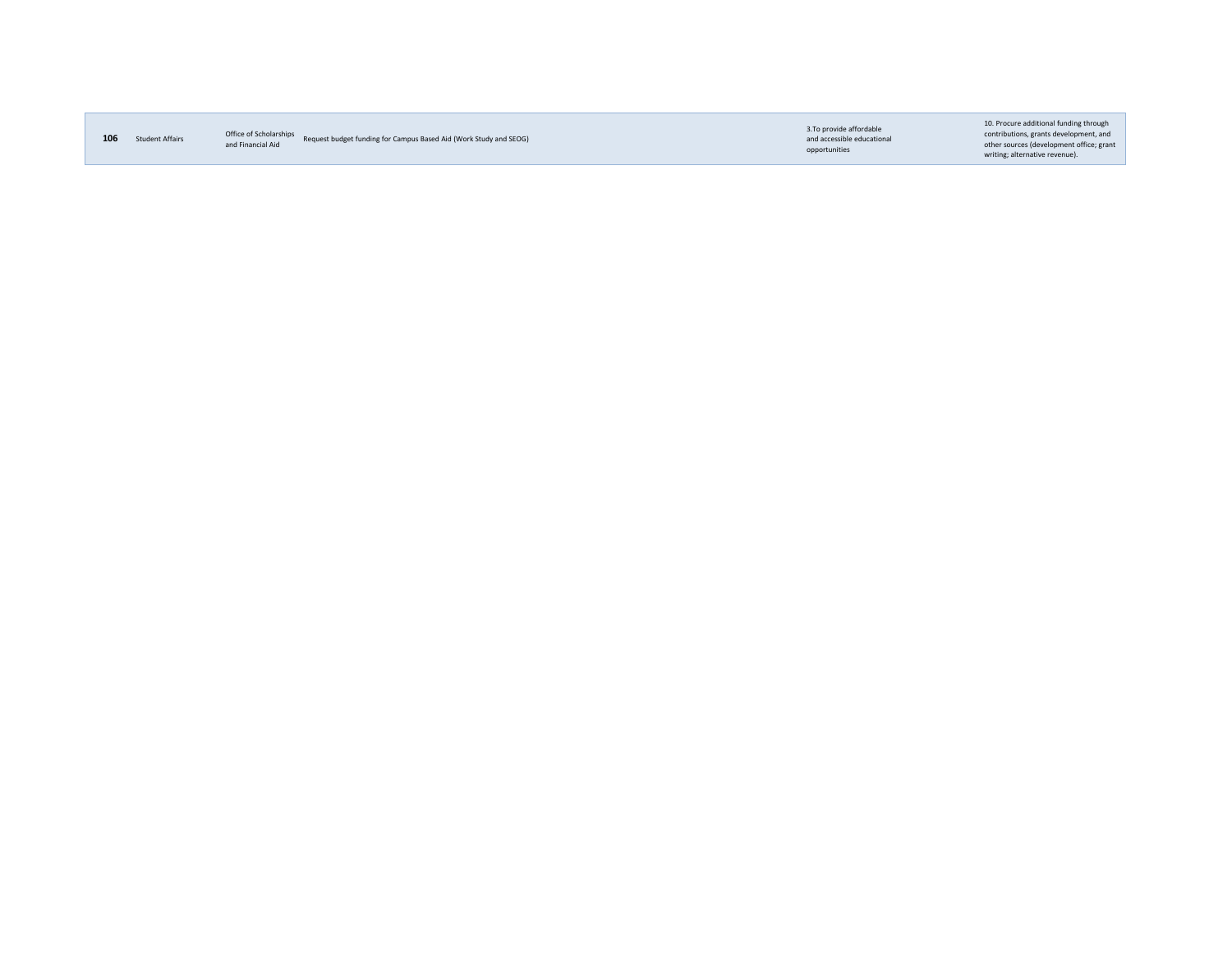| | | | | | |
|---|---|---|---|---|---|
| **106** | Student Affairs | Office of Scholarships and Financial Aid | Request budget funding for Campus Based Aid (Work Study and SEOG) | 3.To provide affordable and accessible educational opportunities | 10. Procure additional funding through contributions, grants development, and other sources (development office; grant writing; alternative revenue). |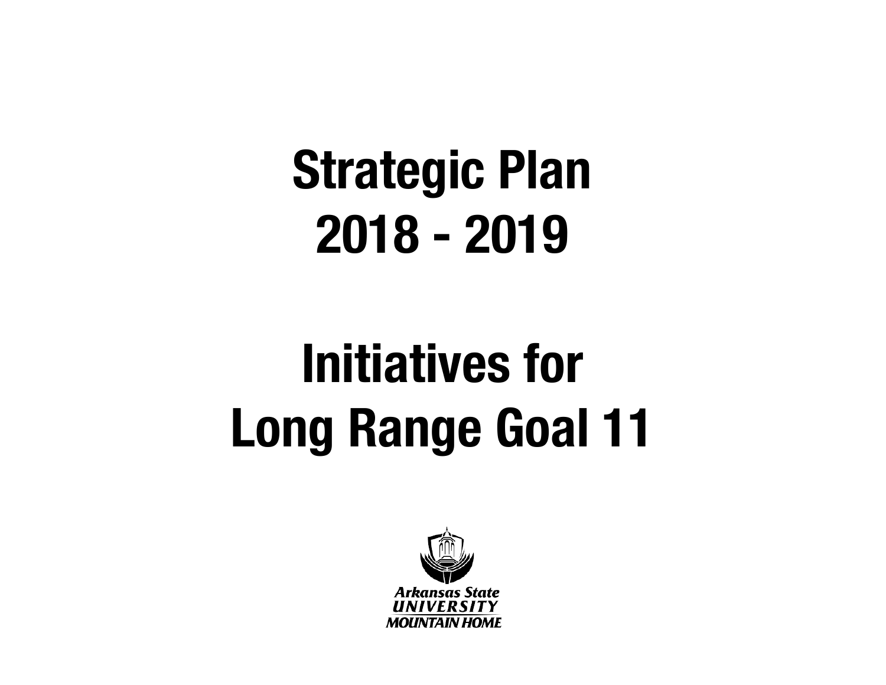# Strategic Plan
# 2018 - 2019

# Initiatives for
# Long Range Goal 11

Arkansas State
UNIVERSITY
MOUNTAIN HOME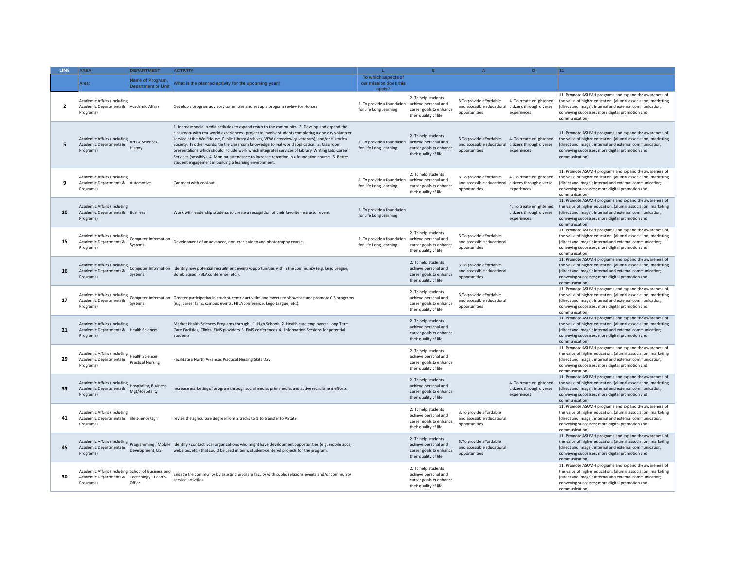| LINE | AREA | DEPARTMENT | ACTIVITY | L | E | A | D | 11 |
|---|---|---|---|---|---|---|---|---|
| | Area: | Name of Program, Department or Unit | What is the planned activity for the upcoming year? | To which aspects of our mission does this apply? | | | | |
| 2 | Academic Affairs (Including Academic Departments & Programs) | Academic Affairs | Develop a program advisory committee and set up a program review for Honors | 1. To provide a foundation for Life Long Learning | 2. To help students achieve personal and career goals to enhance their quality of life | 3.To provide affordable and accessible educational opportunities | 4. To create enlightened citizens through diverse experiences | 11. Promote ASUMH programs and expand the awareness of the value of higher education. (alumni association; marketing [direct and image]; internal and external communication; conveying successes; more digital promotion and communication) |
| 5 | Academic Affairs (Including Academic Departments & Programs) | Arts & Sciences - History | 1. Increase social media activities to expand reach to the community. 2. Develop and expand the classroom with real world experiences - project to involve students completing a one day volunteer service at the Wolf House, Public Library Archives, VFW (interviewing veterans), and/or Historical Society. In other words, tie the classroom knowledge to real world application. 3. Classroom presentations which should include work which integrates services of Library, Writing Lab, Career Services (possibly). 4. Monitor attendance to increase retention in a foundation course. 5. Better student engagement in building a learning environment. | 1. To provide a foundation for Life Long Learning | 2. To help students achieve personal and career goals to enhance their quality of life | 3.To provide affordable and accessible educational opportunities | 4. To create enlightened citizens through diverse experiences | 11. Promote ASUMH programs and expand the awareness of the value of higher education. (alumni association; marketing [direct and image]; internal and external communication; conveying successes; more digital promotion and communication) |
| 9 | Academic Affairs (Including Academic Departments & Programs) | Automotive | Car meet with cookout | 1. To provide a foundation for Life Long Learning | 2. To help students achieve personal and career goals to enhance their quality of life | 3.To provide affordable and accessible educational opportunities | 4. To create enlightened citizens through diverse experiences | 11. Promote ASUMH programs and expand the awareness of the value of higher education. (alumni association; marketing [direct and image]; internal and external communication; conveying successes; more digital promotion and communication) |
| 10 | Academic Affairs (Including Academic Departments & Programs) | Business | Work with leadership students to create a recognition of their favorite instructor event. | 1. To provide a foundation for Life Long Learning | | | 4. To create enlightened citizens through diverse experiences | 11. Promote ASUMH programs and expand the awareness of the value of higher education. (alumni association; marketing [direct and image]; internal and external communication; conveying successes; more digital promotion and communication) |
| 15 | Academic Affairs (Including Academic Departments & Programs) | Computer Information Systems | Development of an advanced, non-credit video and photography course. | 1. To provide a foundation for Life Long Learning | 2. To help students achieve personal and career goals to enhance their quality of life | 3.To provide affordable and accessible educational opportunities | | 11. Promote ASUMH programs and expand the awareness of the value of higher education. (alumni association; marketing [direct and image]; internal and external communication; conveying successes; more digital promotion and communication) |
| 16 | Academic Affairs (Including Academic Departments & Programs) | Computer Information Systems | Identify new potential recruitment events/opportunities within the community (e.g. Lego League, Bomb Squad, FBLA conference, etc.). | | 2. To help students achieve personal and career goals to enhance their quality of life | 3.To provide affordable and accessible educational opportunities | | 11. Promote ASUMH programs and expand the awareness of the value of higher education. (alumni association; marketing [direct and image]; internal and external communication; conveying successes; more digital promotion and communication) |
| 17 | Academic Affairs (Including Academic Departments & Programs) | Computer Information Systems | Greater participation in student-centric activities and events to showcase and promote CIS programs (e.g. career fairs, campus events, FBLA conference, Lego League, etc.). | | 2. To help students achieve personal and career goals to enhance their quality of life | 3.To provide affordable and accessible educational opportunities | | 11. Promote ASUMH programs and expand the awareness of the value of higher education. (alumni association; marketing [direct and image]; internal and external communication; conveying successes; more digital promotion and communication) |
| 21 | Academic Affairs (Including Academic Departments & Programs) | Health Sciences | Market Health Sciences Programs through: 1. High Schools 2. Health care employers: Long Term Care Facilities, Clinics, EMS providers 3. EMS conferences 4. Information Sessions for potential students | | 2. To help students achieve personal and career goals to enhance their quality of life | | | 11. Promote ASUMH programs and expand the awareness of the value of higher education. (alumni association; marketing [direct and image]; internal and external communication; conveying successes; more digital promotion and communication) |
| 29 | Academic Affairs (Including Academic Departments & Programs) | Health Sciences Practical Nursing | Facilitate a North Arkansas Practical Nursing Skills Day | | 2. To help students achieve personal and career goals to enhance their quality of life | | | 11. Promote ASUMH programs and expand the awareness of the value of higher education. (alumni association; marketing [direct and image]; internal and external communication; conveying successes; more digital promotion and communication) |
| 35 | Academic Affairs (Including Academic Departments & Programs) | Hospitality, Business Mgt/Hospitality | Increase marketing of program through social media, print media, and active recruitment efforts. | | 2. To help students achieve personal and career goals to enhance their quality of life | | 4. To create enlightened citizens through diverse experiences | 11. Promote ASUMH programs and expand the awareness of the value of higher education. (alumni association; marketing [direct and image]; internal and external communication; conveying successes; more digital promotion and communication) |
| 41 | Academic Affairs (Including Academic Departments & Programs) | life science/agri | revise the agriculture degree from 2 tracks to 1 to transfer to AState | | 2. To help students achieve personal and career goals to enhance their quality of life | 3.To provide affordable and accessible educational opportunities | | 11. Promote ASUMH programs and expand the awareness of the value of higher education. (alumni association; marketing [direct and image]; internal and external communication; conveying successes; more digital promotion and communication) |
| 45 | Academic Affairs (Including Academic Departments & Programs) | Programming / Mobile Development, CIS | Identify / contact local organizations who might have development opportunities (e.g. mobile apps, websites, etc.) that could be used in term, student-centered projects for the program. | | 2. To help students achieve personal and career goals to enhance their quality of life | 3.To provide affordable and accessible educational opportunities | | 11. Promote ASUMH programs and expand the awareness of the value of higher education. (alumni association; marketing [direct and image]; internal and external communication; conveying successes; more digital promotion and communication) |
| 50 | Academic Affairs (Including Academic Departments & Programs) | School of Business and Technology - Dean's Office | Engage the community by assisting program faculty with public relations events and/or community service activities. | | 2. To help students achieve personal and career goals to enhance their quality of life | | | 11. Promote ASUMH programs and expand the awareness of the value of higher education. (alumni association; marketing [direct and image]; internal and external communication; conveying successes; more digital promotion and communication) |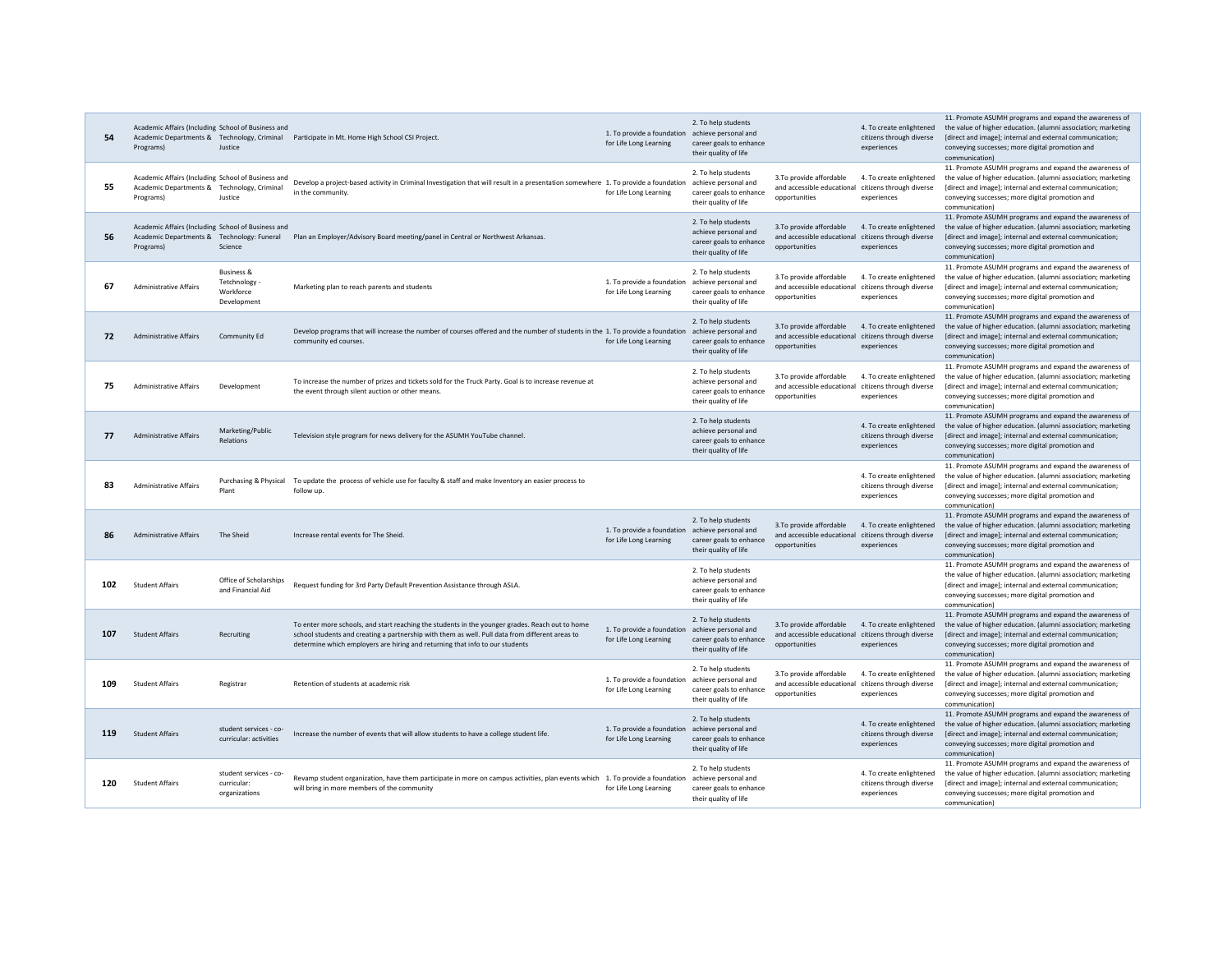| | | | | | | | | |
|---|---|---|---|---|---|---|---|---|
| 54 | Academic Affairs (Including Academic Departments & Programs) | School of Business and Technology, Criminal Justice | Participate in Mt. Home High School CSI Project. | 1. To provide a foundation for Life Long Learning | 2. To help students achieve personal and career goals to enhance their quality of life | | 4. To create enlightened citizens through diverse experiences | 11. Promote ASUMH programs and expand the awareness of the value of higher education. (alumni association; marketing [direct and image]; internal and external communication; conveying successes; more digital promotion and communication) |
| 55 | Academic Affairs (Including Academic Departments & Programs) | School of Business and Technology, Criminal Justice | Develop a project-based activity in Criminal Investigation that will result in a presentation somewhere in the community. | 1. To provide a foundation for Life Long Learning | 2. To help students achieve personal and career goals to enhance their quality of life | 3.To provide affordable and accessible educational opportunities | 4. To create enlightened citizens through diverse experiences | 11. Promote ASUMH programs and expand the awareness of the value of higher education. (alumni association; marketing [direct and image]; internal and external communication; conveying successes; more digital promotion and communication) |
| 56 | Academic Affairs (Including Academic Departments & Programs) | School of Business and Technology: Funeral Science | Plan an Employer/Advisory Board meeting/panel in Central or Northwest Arkansas. | | 2. To help students achieve personal and career goals to enhance their quality of life | 3.To provide affordable and accessible educational opportunities | 4. To create enlightened citizens through diverse experiences | 11. Promote ASUMH programs and expand the awareness of the value of higher education. (alumni association; marketing [direct and image]; internal and external communication; conveying successes; more digital promotion and communication) |
| 67 | Administrative Affairs | Business & Tetchnology - Workforce Development | Marketing plan to reach parents and students | 1. To provide a foundation for Life Long Learning | 2. To help students achieve personal and career goals to enhance their quality of life | 3.To provide affordable and accessible educational opportunities | 4. To create enlightened citizens through diverse experiences | 11. Promote ASUMH programs and expand the awareness of the value of higher education. (alumni association; marketing [direct and image]; internal and external communication; conveying successes; more digital promotion and communication) |
| 72 | Administrative Affairs | Community Ed | Develop programs that will increase the number of courses offered and the number of students in the community ed courses. | 1. To provide a foundation for Life Long Learning | 2. To help students achieve personal and career goals to enhance their quality of life | 3.To provide affordable and accessible educational opportunities | 4. To create enlightened citizens through diverse experiences | 11. Promote ASUMH programs and expand the awareness of the value of higher education. (alumni association; marketing [direct and image]; internal and external communication; conveying successes; more digital promotion and communication) |
| 75 | Administrative Affairs | Development | To increase the number of prizes and tickets sold for the Truck Party. Goal is to increase revenue at the event through silent auction or other means. | | 2. To help students achieve personal and career goals to enhance their quality of life | 3.To provide affordable and accessible educational opportunities | 4. To create enlightened citizens through diverse experiences | 11. Promote ASUMH programs and expand the awareness of the value of higher education. (alumni association; marketing [direct and image]; internal and external communication; conveying successes; more digital promotion and communication) |
| 77 | Administrative Affairs | Marketing/Public Relations | Television style program for news delivery for the ASUMH YouTube channel. | | 2. To help students achieve personal and career goals to enhance their quality of life | | 4. To create enlightened citizens through diverse experiences | 11. Promote ASUMH programs and expand the awareness of the value of higher education. (alumni association; marketing [direct and image]; internal and external communication; conveying successes; more digital promotion and communication) |
| 83 | Administrative Affairs | Purchasing & Physical Plant | To update the process of vehicle use for faculty & staff and make Inventory an easier process to follow up. | | | | 4. To create enlightened citizens through diverse experiences | 11. Promote ASUMH programs and expand the awareness of the value of higher education. (alumni association; marketing [direct and image]; internal and external communication; conveying successes; more digital promotion and communication) |
| 86 | Administrative Affairs | The Sheid | Increase rental events for The Sheid. | 1. To provide a foundation for Life Long Learning | 2. To help students achieve personal and career goals to enhance their quality of life | 3.To provide affordable and accessible educational opportunities | 4. To create enlightened citizens through diverse experiences | 11. Promote ASUMH programs and expand the awareness of the value of higher education. (alumni association; marketing [direct and image]; internal and external communication; conveying successes; more digital promotion and communication) |
| 102 | Student Affairs | Office of Scholarships and Financial Aid | Request funding for 3rd Party Default Prevention Assistance through ASLA. | | 2. To help students achieve personal and career goals to enhance their quality of life | | | 11. Promote ASUMH programs and expand the awareness of the value of higher education. (alumni association; marketing [direct and image]; internal and external communication; conveying successes; more digital promotion and communication) |
| 107 | Student Affairs | Recruiting | To enter more schools, and start reaching the students in the younger grades. Reach out to home school students and creating a partnership with them as well. Pull data from different areas to determine which employers are hiring and returning that info to our students | 1. To provide a foundation for Life Long Learning | 2. To help students achieve personal and career goals to enhance their quality of life | 3.To provide affordable and accessible educational opportunities | 4. To create enlightened citizens through diverse experiences | 11. Promote ASUMH programs and expand the awareness of the value of higher education. (alumni association; marketing [direct and image]; internal and external communication; conveying successes; more digital promotion and communication) |
| 109 | Student Affairs | Registrar | Retention of students at academic risk | 1. To provide a foundation for Life Long Learning | 2. To help students achieve personal and career goals to enhance their quality of life | 3.To provide affordable and accessible educational opportunities | 4. To create enlightened citizens through diverse experiences | 11. Promote ASUMH programs and expand the awareness of the value of higher education. (alumni association; marketing [direct and image]; internal and external communication; conveying successes; more digital promotion and communication) |
| 119 | Student Affairs | student services - co-curricular: activities | Increase the number of events that will allow students to have a college student life. | 1. To provide a foundation for Life Long Learning | 2. To help students achieve personal and career goals to enhance their quality of life | | 4. To create enlightened citizens through diverse experiences | 11. Promote ASUMH programs and expand the awareness of the value of higher education. (alumni association; marketing [direct and image]; internal and external communication; conveying successes; more digital promotion and communication) |
| 120 | Student Affairs | student services - co-curricular: organizations | Revamp student organization, have them participate in more on campus activities, plan events which will bring in more members of the community | 1. To provide a foundation for Life Long Learning | 2. To help students achieve personal and career goals to enhance their quality of life | | 4. To create enlightened citizens through diverse experiences | 11. Promote ASUMH programs and expand the awareness of the value of higher education. (alumni association; marketing [direct and image]; internal and external communication; conveying successes; more digital promotion and communication) |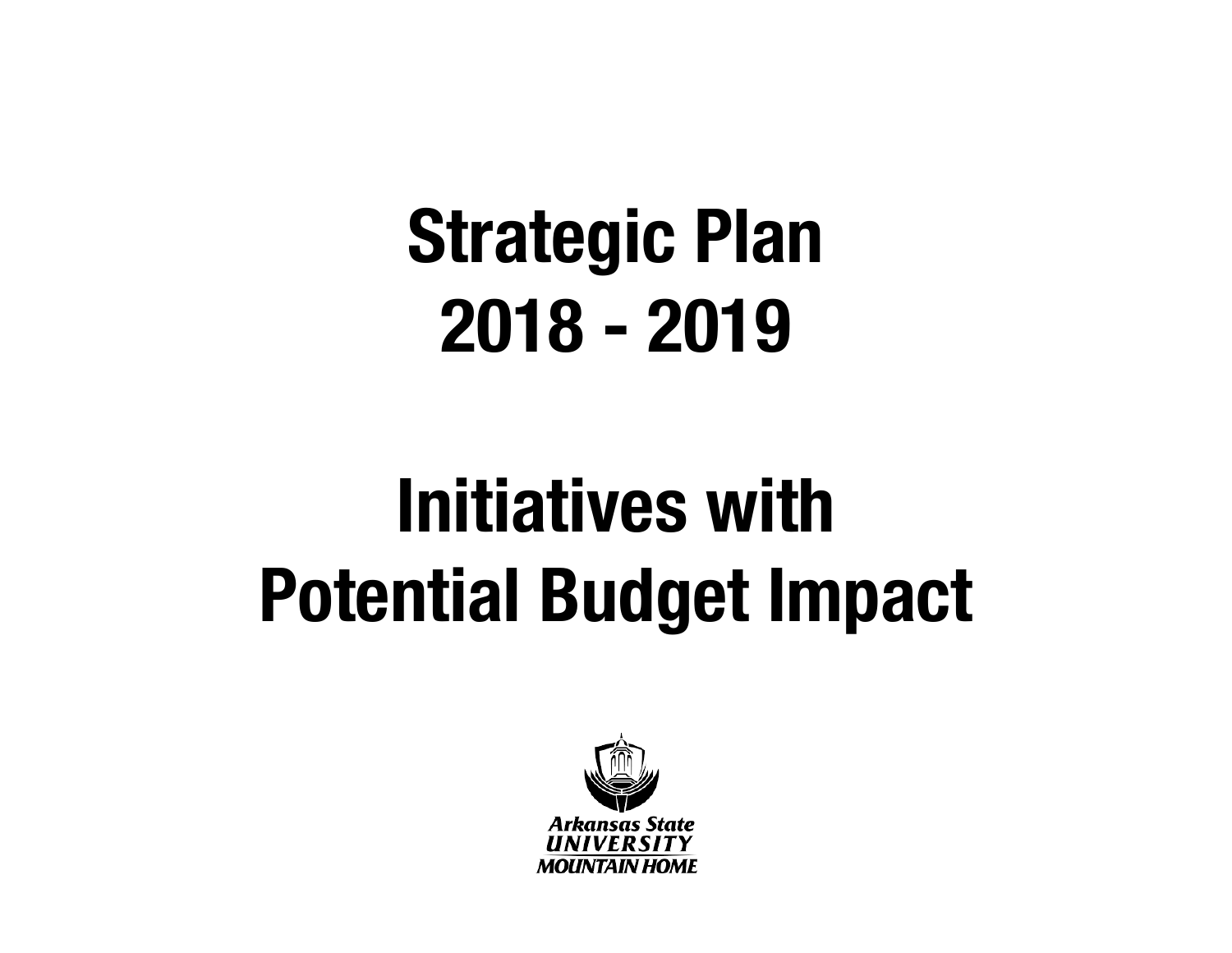# Strategic Plan
# 2018 - 2019

# Initiatives with
# Potential Budget Impact

Arkansas State
UNIVERSITY
MOUNTAIN HOME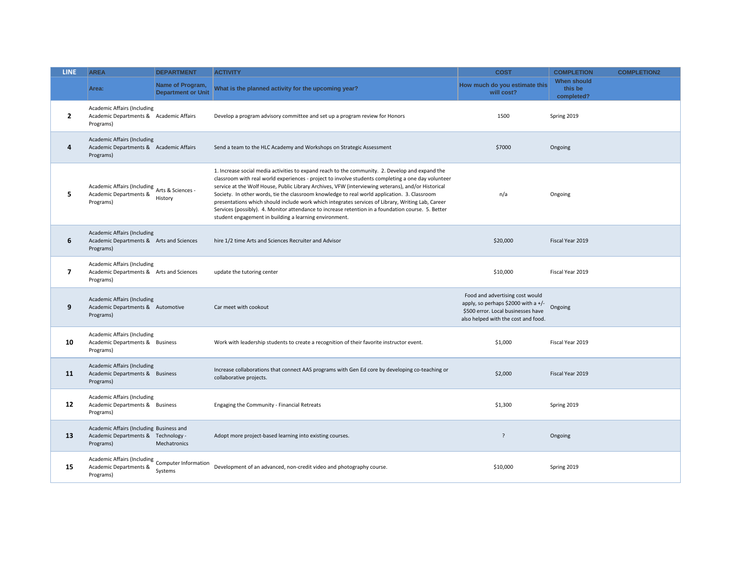| LINE | AREA | DEPARTMENT | ACTIVITY | COST | COMPLETION | COMPLETION2 |
|---|---|---|---|---|---|---|
| | Area: | Name of Program, Department or Unit | What is the planned activity for the upcoming year? | How much do you estimate this will cost? | When should this be completed? | |
| 2 | Academic Affairs (Including Academic Departments & Programs) | Academic Affairs | Develop a program advisory committee and set up a program review for Honors | 1500 | Spring 2019 | |
| 4 | Academic Affairs (Including Academic Departments & Programs) | Academic Affairs | Send a team to the HLC Academy and Workshops on Strategic Assessment | $7000 | Ongoing | |
| 5 | Academic Affairs (Including Academic Departments & Programs) | Arts & Sciences - History | 1. Increase social media activities to expand reach to the community. 2. Develop and expand the classroom with real world experiences - project to involve students completing a one day volunteer service at the Wolf House, Public Library Archives, VFW (interviewing veterans), and/or Historical Society. In other words, tie the classroom knowledge to real world application. 3. Classroom presentations which should include work which integrates services of Library, Writing Lab, Career Services (possibly). 4. Monitor attendance to increase retention in a foundation course. 5. Better student engagement in building a learning environment. | n/a | Ongoing | |
| 6 | Academic Affairs (Including Academic Departments & Programs) | Arts and Sciences | hire 1/2 time Arts and Sciences Recruiter and Advisor | $20,000 | Fiscal Year 2019 | |
| 7 | Academic Affairs (Including Academic Departments & Programs) | Arts and Sciences | update the tutoring center | $10,000 | Fiscal Year 2019 | |
| 9 | Academic Affairs (Including Academic Departments & Programs) | Automotive | Car meet with cookout | Food and advertising cost would apply, so perhaps $2000 with a +/- $500 error. Local businesses have also helped with the cost and food. | Ongoing | |
| 10 | Academic Affairs (Including Academic Departments & Programs) | Business | Work with leadership students to create a recognition of their favorite instructor event. | $1,000 | Fiscal Year 2019 | |
| 11 | Academic Affairs (Including Academic Departments & Programs) | Business | Increase collaborations that connect AAS programs with Gen Ed core by developing co-teaching or collaborative projects. | $2,000 | Fiscal Year 2019 | |
| 12 | Academic Affairs (Including Academic Departments & Programs) | Business | Engaging the Community - Financial Retreats | $1,300 | Spring 2019 | |
| 13 | Academic Affairs (Including Academic Departments & Programs) | Business and Technology - Mechatronics | Adopt more project-based learning into existing courses. | ? | Ongoing | |
| 15 | Academic Affairs (Including Academic Departments & Programs) | Computer Information Systems | Development of an advanced, non-credit video and photography course. | $10,000 | Spring 2019 | |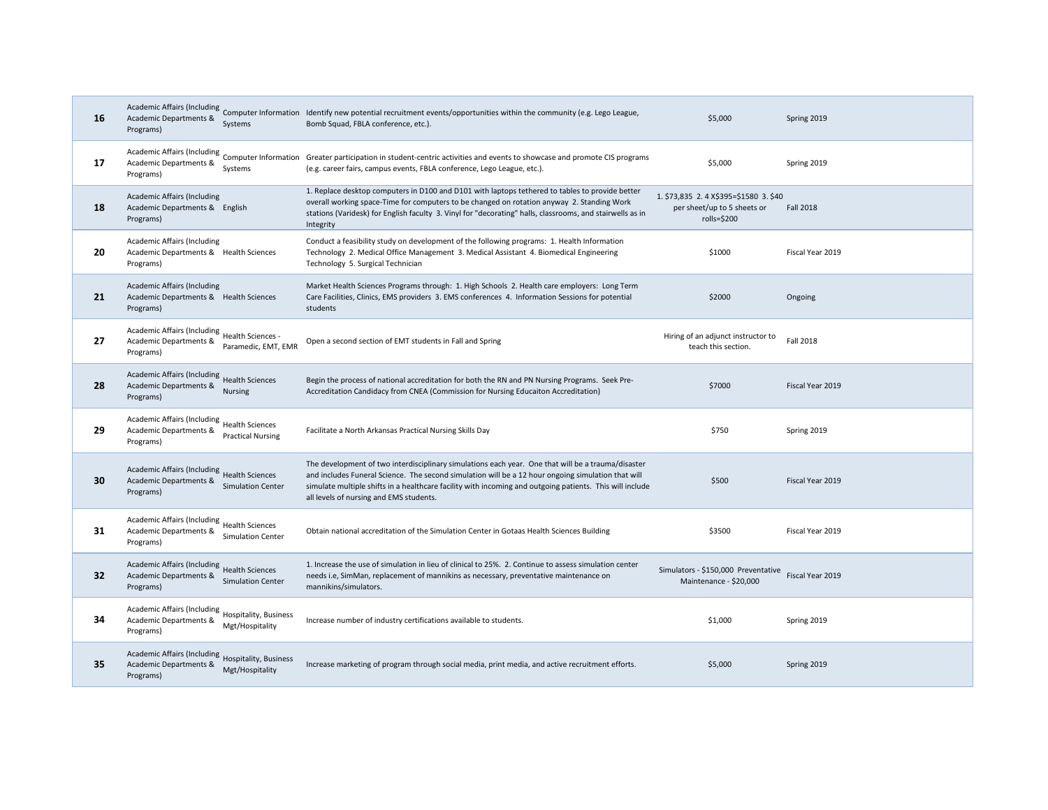| | | | | | |
|---|---|---|---|---|---|
| 16 | Academic Affairs (Including Academic Departments & Programs) | Computer Information Systems | Identify new potential recruitment events/opportunities within the community (e.g. Lego League, Bomb Squad, FBLA conference, etc.). | $5,000 | Spring 2019 |
| 17 | Academic Affairs (Including Academic Departments & Programs) | Computer Information Systems | Greater participation in student-centric activities and events to showcase and promote CIS programs (e.g. career fairs, campus events, FBLA conference, Lego League, etc.). | $5,000 | Spring 2019 |
| 18 | Academic Affairs (Including Academic Departments & Programs) | English | 1. Replace desktop computers in D100 and D101 with laptops tethered to tables to provide better overall working space-Time for computers to be changed on rotation anyway 2. Standing Work stations (Varidesk) for English faculty 3. Vinyl for "decorating" halls, classrooms, and stairwells as in Integrity | 1. $73,835 2. 4 X$395=$1580 3. $40 per sheet/up to 5 sheets or rolls=$200 | Fall 2018 |
| 20 | Academic Affairs (Including Academic Departments & Programs) | Health Sciences | Conduct a feasibility study on development of the following programs: 1. Health Information Technology 2. Medical Office Management 3. Medical Assistant 4. Biomedical Engineering Technology 5. Surgical Technician | $1000 | Fiscal Year 2019 |
| 21 | Academic Affairs (Including Academic Departments & Programs) | Health Sciences | Market Health Sciences Programs through: 1. High Schools 2. Health care employers: Long Term Care Facilities, Clinics, EMS providers 3. EMS conferences 4. Information Sessions for potential students | $2000 | Ongoing |
| 27 | Academic Affairs (Including Academic Departments & Programs) | Health Sciences - Paramedic, EMT, EMR | Open a second section of EMT students in Fall and Spring | Hiring of an adjunct instructor to teach this section. | Fall 2018 |
| 28 | Academic Affairs (Including Academic Departments & Programs) | Health Sciences Nursing | Begin the process of national accreditation for both the RN and PN Nursing Programs. Seek Pre-Accreditation Candidacy from CNEA (Commission for Nursing Educaiton Accreditation) | $7000 | Fiscal Year 2019 |
| 29 | Academic Affairs (Including Academic Departments & Programs) | Health Sciences Practical Nursing | Facilitate a North Arkansas Practical Nursing Skills Day | $750 | Spring 2019 |
| 30 | Academic Affairs (Including Academic Departments & Programs) | Health Sciences Simulation Center | The development of two interdisciplinary simulations each year. One that will be a trauma/disaster and includes Funeral Science. The second simulation will be a 12 hour ongoing simulation that will simulate multiple shifts in a healthcare facility with incoming and outgoing patients. This will include all levels of nursing and EMS students. | $500 | Fiscal Year 2019 |
| 31 | Academic Affairs (Including Academic Departments & Programs) | Health Sciences Simulation Center | Obtain national accreditation of the Simulation Center in Gotaas Health Sciences Building | $3500 | Fiscal Year 2019 |
| 32 | Academic Affairs (Including Academic Departments & Programs) | Health Sciences Simulation Center | 1. Increase the use of simulation in lieu of clinical to 25%. 2. Continue to assess simulation center needs i.e, SimMan, replacement of mannikins as necessary, preventative maintenance on mannikins/simulators. | Simulators - $150,000 Preventative Maintenance - $20,000 | Fiscal Year 2019 |
| 34 | Academic Affairs (Including Academic Departments & Programs) | Hospitality, Business Mgt/Hospitality | Increase number of industry certifications available to students. | $1,000 | Spring 2019 |
| 35 | Academic Affairs (Including Academic Departments & Programs) | Hospitality, Business Mgt/Hospitality | Increase marketing of program through social media, print media, and active recruitment efforts. | $5,000 | Spring 2019 |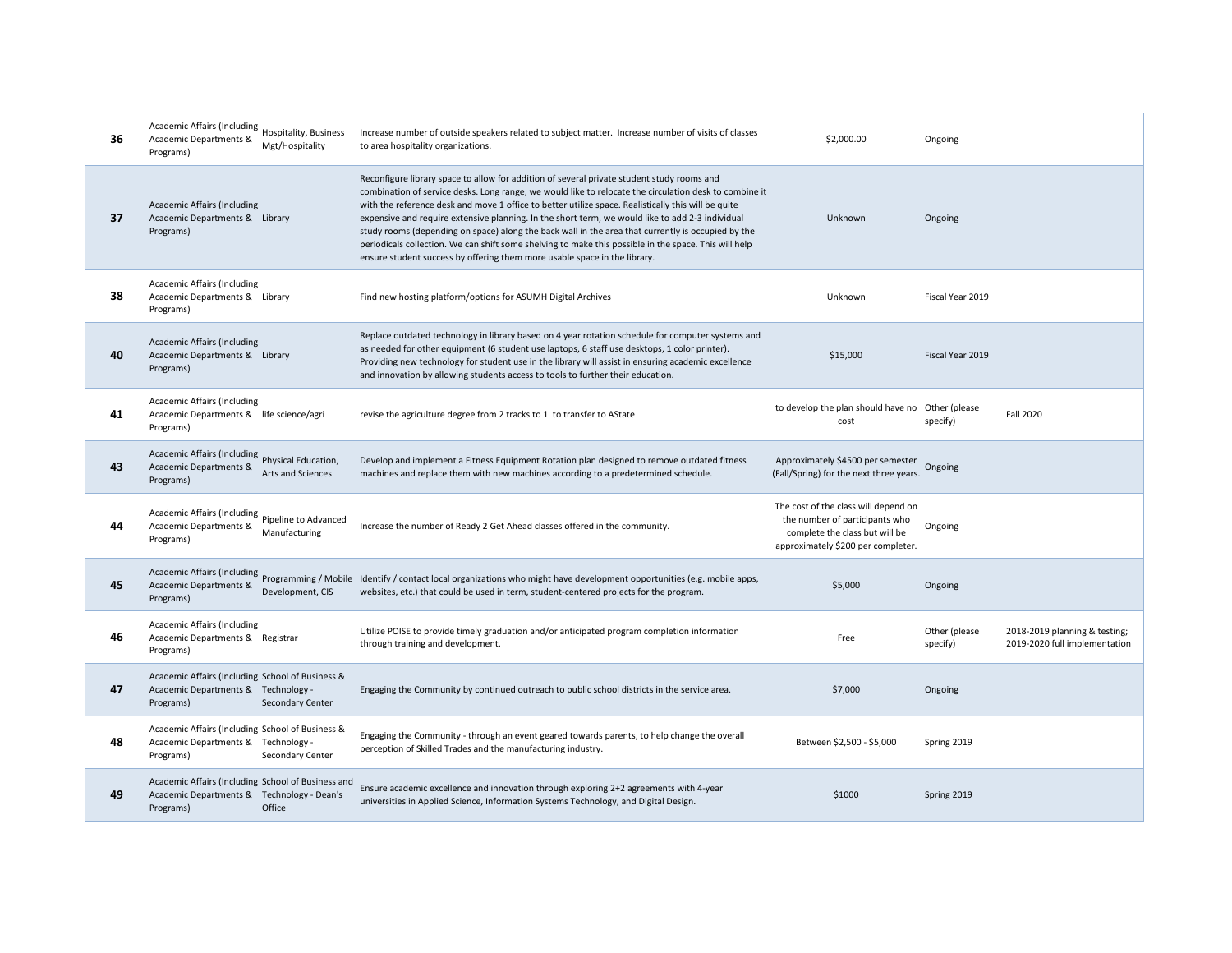| | | | | | | |
|---|---|---|---|---|---|---|
| **36** | Academic Affairs (Including Academic Departments & Programs) | Hospitality, Business Mgt/Hospitality | Increase number of outside speakers related to subject matter. Increase number of visits of classes to area hospitality organizations. | $2,000.00 | Ongoing | |
| **37** | Academic Affairs (Including Academic Departments & Programs) | Library | Reconfigure library space to allow for addition of several private student study rooms and combination of service desks. Long range, we would like to relocate the circulation desk to combine it with the reference desk and move 1 office to better utilize space. Realistically this will be quite expensive and require extensive planning. In the short term, we would like to add 2-3 individual study rooms (depending on space) along the back wall in the area that currently is occupied by the periodicals collection. We can shift some shelving to make this possible in the space. This will help ensure student success by offering them more usable space in the library. | Unknown | Ongoing | |
| **38** | Academic Affairs (Including Academic Departments & Programs) | Library | Find new hosting platform/options for ASUMH Digital Archives | Unknown | Fiscal Year 2019 | |
| **40** | Academic Affairs (Including Academic Departments & Programs) | Library | Replace outdated technology in library based on 4 year rotation schedule for computer systems and as needed for other equipment (6 student use laptops, 6 staff use desktops, 1 color printer). Providing new technology for student use in the library will assist in ensuring academic excellence and innovation by allowing students access to tools to further their education. | $15,000 | Fiscal Year 2019 | |
| **41** | Academic Affairs (Including Academic Departments & Programs) | life science/agri | revise the agriculture degree from 2 tracks to 1 to transfer to AState | to develop the plan should have no cost | Other (please specify) | Fall 2020 |
| **43** | Academic Affairs (Including Academic Departments & Programs) | Physical Education, Arts and Sciences | Develop and implement a Fitness Equipment Rotation plan designed to remove outdated fitness machines and replace them with new machines according to a predetermined schedule. | Approximately $4500 per semester (Fall/Spring) for the next three years. | Ongoing | |
| **44** | Academic Affairs (Including Academic Departments & Programs) | Pipeline to Advanced Manufacturing | Increase the number of Ready 2 Get Ahead classes offered in the community. | The cost of the class will depend on the number of participants who complete the class but will be approximately $200 per completer. | Ongoing | |
| **45** | Academic Affairs (Including Academic Departments & Programs) | Programming / Mobile Development, CIS | Identify / contact local organizations who might have development opportunities (e.g. mobile apps, websites, etc.) that could be used in term, student-centered projects for the program. | $5,000 | Ongoing | |
| **46** | Academic Affairs (Including Academic Departments & Programs) | Registrar | Utilize POISE to provide timely graduation and/or anticipated program completion information through training and development. | Free | Other (please specify) | 2018-2019 planning & testing; 2019-2020 full implementation |
| **47** | Academic Affairs (Including Academic Departments & Programs) | School of Business & Technology - Secondary Center | Engaging the Community by continued outreach to public school districts in the service area. | $7,000 | Ongoing | |
| **48** | Academic Affairs (Including Academic Departments & Programs) | School of Business & Technology - Secondary Center | Engaging the Community - through an event geared towards parents, to help change the overall perception of Skilled Trades and the manufacturing industry. | Between $2,500 - $5,000 | Spring 2019 | |
| **49** | Academic Affairs (Including Academic Departments & Programs) | School of Business and Technology - Dean's Office | Ensure academic excellence and innovation through exploring 2+2 agreements with 4-year universities in Applied Science, Information Systems Technology, and Digital Design. | $1000 | Spring 2019 | |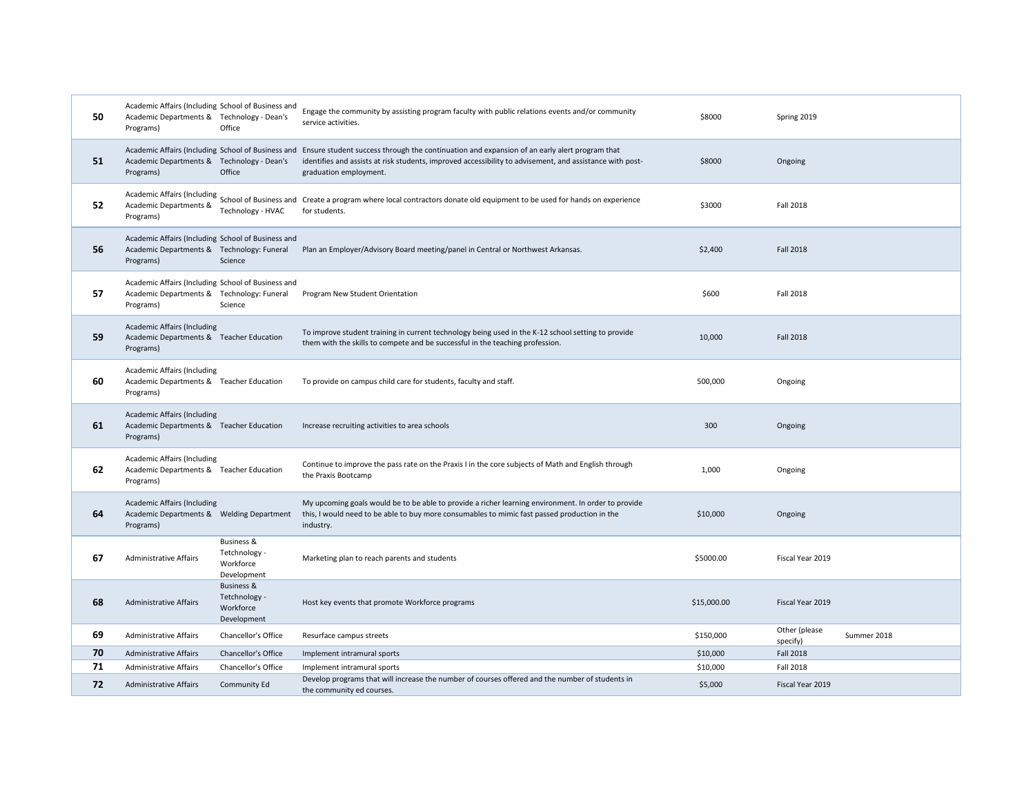| | | | | | | |
|---|---|---|---|---|---|---|
| 50 | Academic Affairs (Including Academic Departments & Programs) | School of Business and Technology - Dean's Office | Engage the community by assisting program faculty with public relations events and/or community service activities. | $8000 | Spring 2019 | |
| 51 | Academic Affairs (Including Academic Departments & Programs) | School of Business and Technology - Dean's Office | Ensure student success through the continuation and expansion of an early alert program that identifies and assists at risk students, improved accessibility to advisement, and assistance with post-graduation employment. | $8000 | Ongoing | |
| 52 | Academic Affairs (Including Academic Departments & Programs) | School of Business and Technology - HVAC | Create a program where local contractors donate old equipment to be used for hands on experience for students. | $3000 | Fall 2018 | |
| 56 | Academic Affairs (Including Academic Departments & Programs) | School of Business and Technology: Funeral Science | Plan an Employer/Advisory Board meeting/panel in Central or Northwest Arkansas. | $2,400 | Fall 2018 | |
| 57 | Academic Affairs (Including Academic Departments & Programs) | School of Business and Technology: Funeral Science | Program New Student Orientation | $600 | Fall 2018 | |
| 59 | Academic Affairs (Including Academic Departments & Programs) | Teacher Education | To improve student training in current technology being used in the K-12 school setting to provide them with the skills to compete and be successful in the teaching profession. | 10,000 | Fall 2018 | |
| 60 | Academic Affairs (Including Academic Departments & Programs) | Teacher Education | To provide on campus child care for students, faculty and staff. | 500,000 | Ongoing | |
| 61 | Academic Affairs (Including Academic Departments & Programs) | Teacher Education | Increase recruiting activities to area schools | 300 | Ongoing | |
| 62 | Academic Affairs (Including Academic Departments & Programs) | Teacher Education | Continue to improve the pass rate on the Praxis I in the core subjects of Math and English through the Praxis Bootcamp | 1,000 | Ongoing | |
| 64 | Academic Affairs (Including Academic Departments & Programs) | Welding Department | My upcoming goals would be to be able to provide a richer learning environment. In order to provide this, I would need to be able to buy more consumables to mimic fast passed production in the industry. | $10,000 | Ongoing | |
| 67 | Administrative Affairs | Business & Tetchnology - Workforce Development | Marketing plan to reach parents and students | $5000.00 | Fiscal Year 2019 | |
| 68 | Administrative Affairs | Business & Tetchnology - Workforce Development | Host key events that promote Workforce programs | $15,000.00 | Fiscal Year 2019 | |
| 69 | Administrative Affairs | Chancellor's Office | Resurface campus streets | $150,000 | Other (please specify) | Summer 2018 |
| 70 | Administrative Affairs | Chancellor's Office | Implement intramural sports | $10,000 | Fall 2018 | |
| 71 | Administrative Affairs | Chancellor's Office | Implement intramural sports | $10,000 | Fall 2018 | |
| 72 | Administrative Affairs | Community Ed | Develop programs that will increase the number of courses offered and the number of students in the community ed courses. | $5,000 | Fiscal Year 2019 | |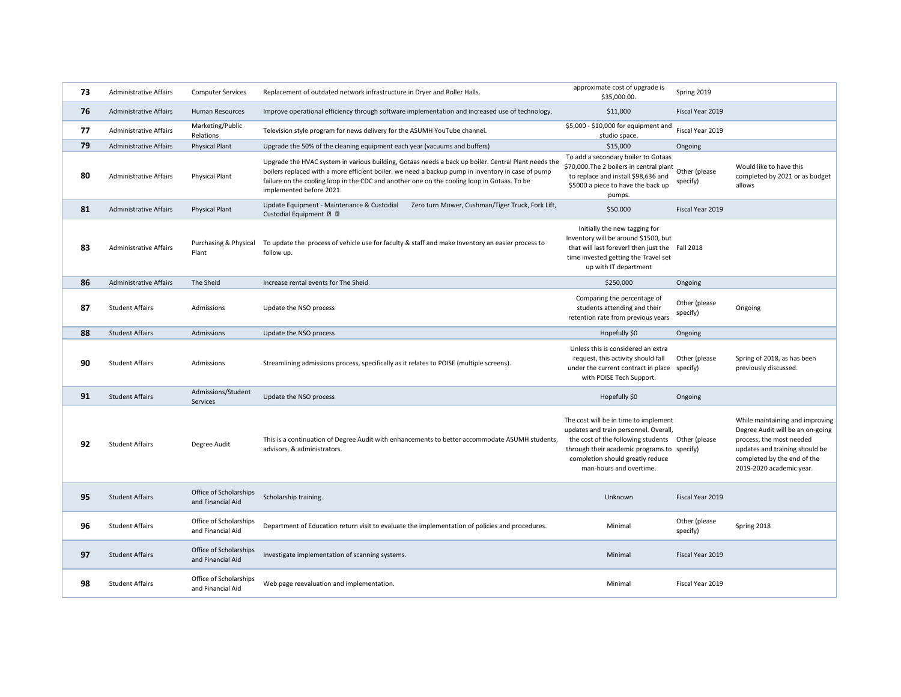| 73 | Administrative Affairs | Computer Services | Replacement of outdated network infrastructure in Dryer and Roller Halls. | approximate cost of upgrade is $35,000.00. | Spring 2019 | |
|---|---|---|---|---|---|---|
| 76 | Administrative Affairs | Human Resources | Improve operational efficiency through software implementation and increased use of technology. | $11,000 | Fiscal Year 2019 | |
| 77 | Administrative Affairs | Marketing/Public Relations | Television style program for news delivery for the ASUMH YouTube channel. | $5,000 - $10,000 for equipment and studio space. | Fiscal Year 2019 | |
| 79 | Administrative Affairs | Physical Plant | Upgrade the 50% of the cleaning equipment each year (vacuums and buffers) | $15,000 | Ongoing | |
| 80 | Administrative Affairs | Physical Plant | Upgrade the HVAC system in various building, Gotaas needs a back up boiler. Central Plant needs the boilers replaced with a more efficient boiler. we need a backup pump in inventory in case of pump failure on the cooling loop in the CDC and another one on the cooling loop in Gotaas. To be implemented before 2021. | To add a secondary boiler to Gotaas $70,000.The 2 boilers in central plant to replace and install $98,636 and $5000 a piece to have the back up pumps. | Other (please specify) | Would like to have this completed by 2021 or as budget allows |
| 81 | Administrative Affairs | Physical Plant | Update Equipment - Maintenance & Custodial Zero turn Mower, Cushman/Tiger Truck, Fork Lift, Custodial Equipment | $50.000 | Fiscal Year 2019 | |
| 83 | Administrative Affairs | Purchasing & Physical Plant | To update the process of vehicle use for faculty & staff and make Inventory an easier process to follow up. | Initially the new tagging for Inventory will be around $1500, but that will last forever! then just the time invested getting the Travel set up with IT department | Fall 2018 | |
| 86 | Administrative Affairs | The Sheid | Increase rental events for The Sheid. | $250,000 | Ongoing | |
| 87 | Student Affairs | Admissions | Update the NSO process | Comparing the percentage of students attending and their retention rate from previous years | Other (please specify) | Ongoing |
| 88 | Student Affairs | Admissions | Update the NSO process | Hopefully $0 | Ongoing | |
| 90 | Student Affairs | Admissions | Streamlining admissions process, specifically as it relates to POISE (multiple screens). | Unless this is considered an extra request, this activity should fall under the current contract in place with POISE Tech Support. | Other (please specify) | Spring of 2018, as has been previously discussed. |
| 91 | Student Affairs | Admissions/Student Services | Update the NSO process | Hopefully $0 | Ongoing | |
| 92 | Student Affairs | Degree Audit | This is a continuation of Degree Audit with enhancements to better accommodate ASUMH students, advisors, & administrators. | The cost will be in time to implement updates and train personnel. Overall, the cost of the following students through their academic programs to completion should greatly reduce man-hours and overtime. | Other (please specify) | While maintaining and improving Degree Audit will be an on-going process, the most needed updates and training should be completed by the end of the 2019-2020 academic year. |
| 95 | Student Affairs | Office of Scholarships and Financial Aid | Scholarship training. | Unknown | Fiscal Year 2019 | |
| 96 | Student Affairs | Office of Scholarships and Financial Aid | Department of Education return visit to evaluate the implementation of policies and procedures. | Minimal | Other (please specify) | Spring 2018 |
| 97 | Student Affairs | Office of Scholarships and Financial Aid | Investigate implementation of scanning systems. | Minimal | Fiscal Year 2019 | |
| 98 | Student Affairs | Office of Scholarships and Financial Aid | Web page reevaluation and implementation. | Minimal | Fiscal Year 2019 | |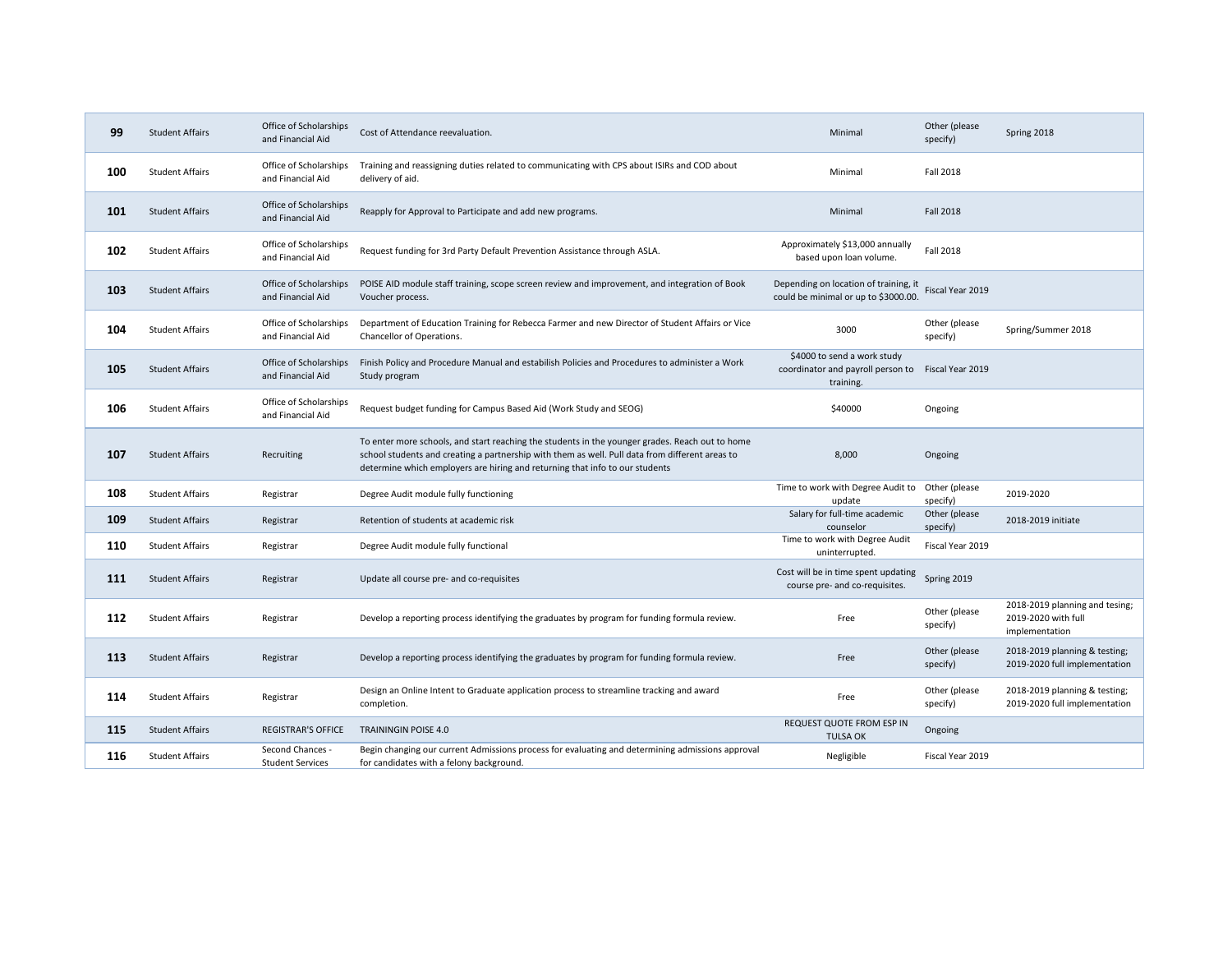| | | | | | | |
|---|---|---|---|---|---|---|
| **99** | Student Affairs | Office of Scholarships and Financial Aid | Cost of Attendance reevaluation. | Minimal | Other (please specify) | Spring 2018 |
| **100** | Student Affairs | Office of Scholarships and Financial Aid | Training and reassigning duties related to communicating with CPS about ISIRs and COD about delivery of aid. | Minimal | Fall 2018 | |
| **101** | Student Affairs | Office of Scholarships and Financial Aid | Reapply for Approval to Participate and add new programs. | Minimal | Fall 2018 | |
| **102** | Student Affairs | Office of Scholarships and Financial Aid | Request funding for 3rd Party Default Prevention Assistance through ASLA. | Approximately $13,000 annually based upon loan volume. | Fall 2018 | |
| **103** | Student Affairs | Office of Scholarships and Financial Aid | POISE AID module staff training, scope screen review and improvement, and integration of Book Voucher process. | Depending on location of training, it could be minimal or up to $3000.00. | Fiscal Year 2019 | |
| **104** | Student Affairs | Office of Scholarships and Financial Aid | Department of Education Training for Rebecca Farmer and new Director of Student Affairs or Vice Chancellor of Operations. | 3000 | Other (please specify) | Spring/Summer 2018 |
| **105** | Student Affairs | Office of Scholarships and Financial Aid | Finish Policy and Procedure Manual and estabilish Policies and Procedures to administer a Work Study program | $4000 to send a work study coordinator and payroll person to training. | Fiscal Year 2019 | |
| **106** | Student Affairs | Office of Scholarships and Financial Aid | Request budget funding for Campus Based Aid (Work Study and SEOG) | $40000 | Ongoing | |
| **107** | Student Affairs | Recruiting | To enter more schools, and start reaching the students in the younger grades. Reach out to home school students and creating a partnership with them as well. Pull data from different areas to determine which employers are hiring and returning that info to our students | 8,000 | Ongoing | |
| **108** | Student Affairs | Registrar | Degree Audit module fully functioning | Time to work with Degree Audit to update | Other (please specify) | 2019-2020 |
| **109** | Student Affairs | Registrar | Retention of students at academic risk | Salary for full-time academic counselor | Other (please specify) | 2018-2019 initiate |
| **110** | Student Affairs | Registrar | Degree Audit module fully functional | Time to work with Degree Audit uninterrupted. | Fiscal Year 2019 | |
| **111** | Student Affairs | Registrar | Update all course pre- and co-requisites | Cost will be in time spent updating course pre- and co-requisites. | Spring 2019 | |
| **112** | Student Affairs | Registrar | Develop a reporting process identifying the graduates by program for funding formula review. | Free | Other (please specify) | 2018-2019 planning and tesing; 2019-2020 with full implementation |
| **113** | Student Affairs | Registrar | Develop a reporting process identifying the graduates by program for funding formula review. | Free | Other (please specify) | 2018-2019 planning & testing; 2019-2020 full implementation |
| **114** | Student Affairs | Registrar | Design an Online Intent to Graduate application process to streamline tracking and award completion. | Free | Other (please specify) | 2018-2019 planning & testing; 2019-2020 full implementation |
| **115** | Student Affairs | REGISTRAR'S OFFICE | TRAININGIN POISE 4.0 | REQUEST QUOTE FROM ESP IN TULSA OK | Ongoing | |
| **116** | Student Affairs | Second Chances - Student Services | Begin changing our current Admissions process for evaluating and determining admissions approval for candidates with a felony background. | Negligible | Fiscal Year 2019 | |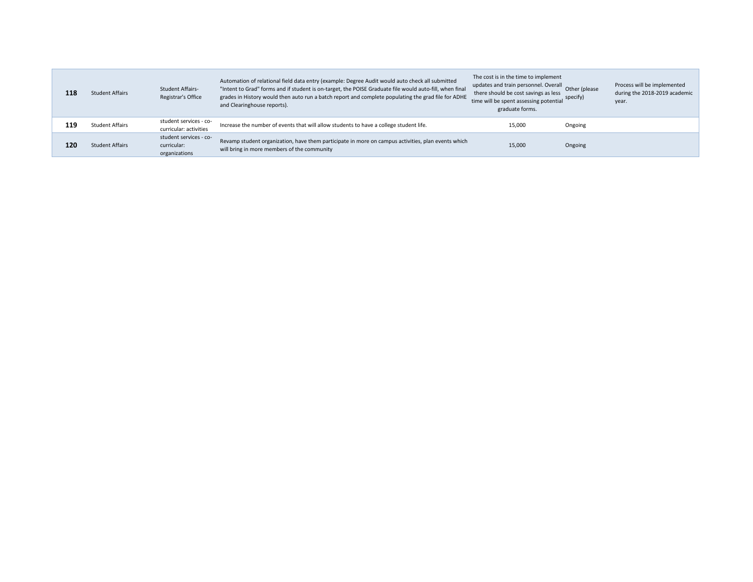| | | | | | | |
|---|---|---|---|---|---|---|
| **118** | Student Affairs | Student Affairs-Registrar's Office | Automation of relational field data entry (example: Degree Audit would auto check all submitted "Intent to Grad" forms and if student is on-target, the POISE Graduate file would auto-fill, when final grades in History would then auto run a batch report and complete populating the grad file for ADHE and Clearinghouse reports). | The cost is in the time to implement updates and train personnel. Overall there should be cost savings as less time will be spent assessing potential graduate forms. | Other (please specify) | Process will be implemented during the 2018-2019 academic year. |
| **119** | Student Affairs | student services - co-curricular: activities | Increase the number of events that will allow students to have a college student life. | 15,000 | Ongoing | |
| **120** | Student Affairs | student services - co-curricular: organizations | Revamp student organization, have them participate in more on campus activities, plan events which will bring in more members of the community | 15,000 | Ongoing | |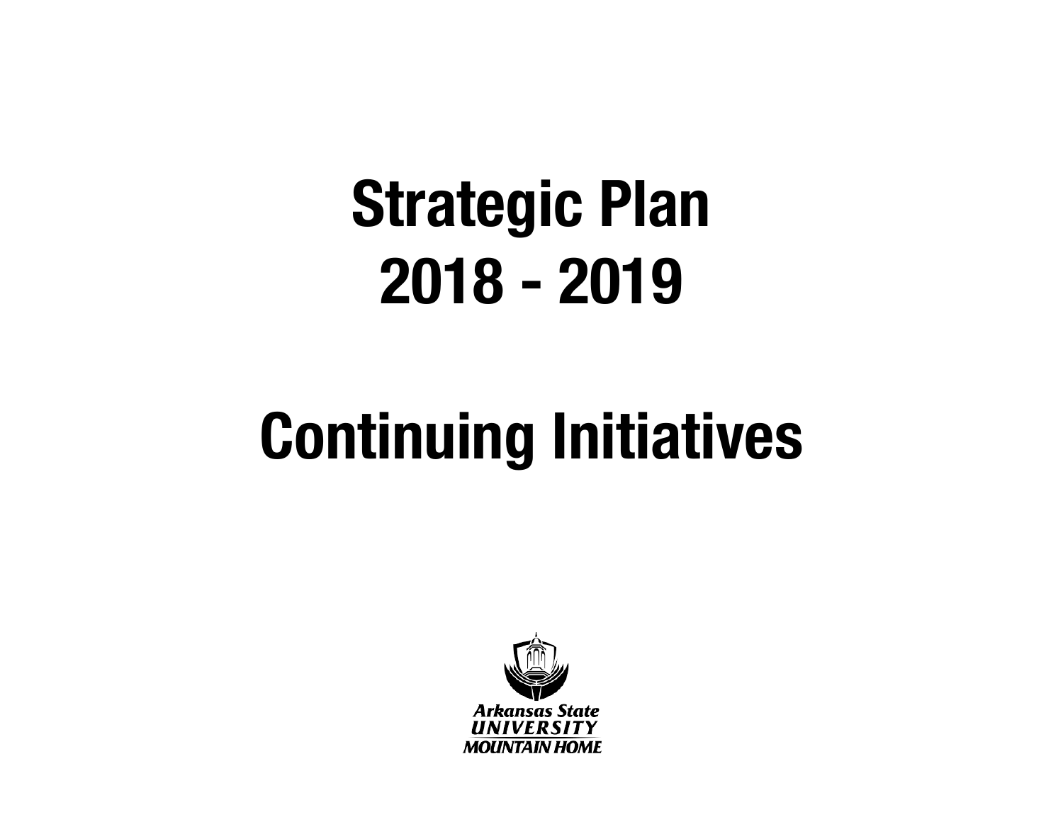# Strategic Plan
# 2018 - 2019

# Continuing Initiatives

Arkansas State
UNIVERSITY
MOUNTAIN HOME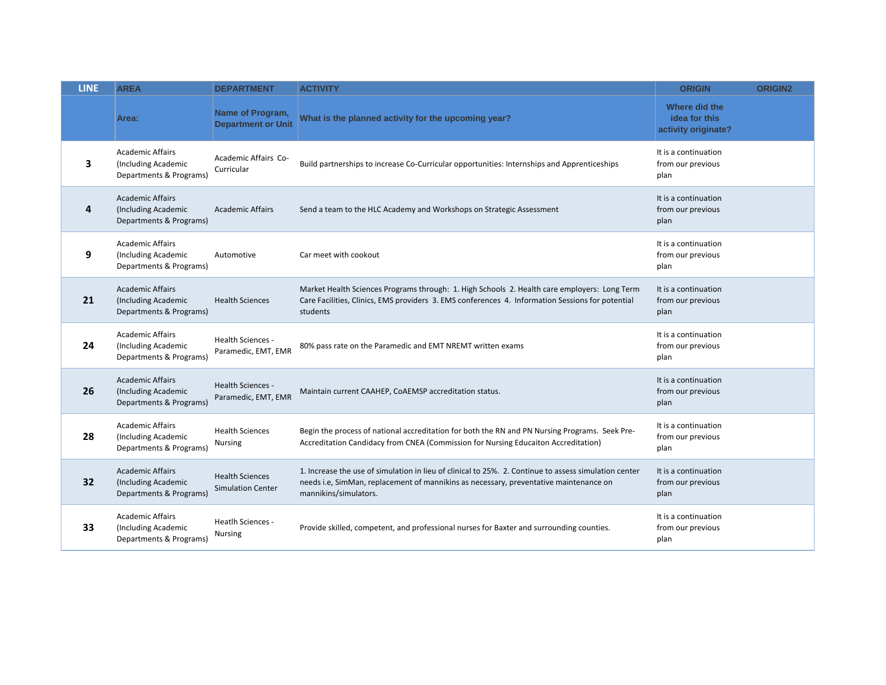| LINE | AREA | DEPARTMENT | ACTIVITY | ORIGIN | ORIGIN2 |
|---|---|---|---|---|---|
| | Area: | Name of Program, Department or Unit | What is the planned activity for the upcoming year? | Where did the idea for this activity originate? | |
| 3 | Academic Affairs (Including Academic Departments & Programs) | Academic Affairs Co-Curricular | Build partnerships to increase Co-Curricular opportunities: Internships and Apprenticeships | It is a continuation from our previous plan | |
| 4 | Academic Affairs (Including Academic Departments & Programs) | Academic Affairs | Send a team to the HLC Academy and Workshops on Strategic Assessment | It is a continuation from our previous plan | |
| 9 | Academic Affairs (Including Academic Departments & Programs) | Automotive | Car meet with cookout | It is a continuation from our previous plan | |
| 21 | Academic Affairs (Including Academic Departments & Programs) | Health Sciences | Market Health Sciences Programs through: 1. High Schools 2. Health care employers: Long Term Care Facilities, Clinics, EMS providers 3. EMS conferences 4. Information Sessions for potential students | It is a continuation from our previous plan | |
| 24 | Academic Affairs (Including Academic Departments & Programs) | Health Sciences - Paramedic, EMT, EMR | 80% pass rate on the Paramedic and EMT NREMT written exams | It is a continuation from our previous plan | |
| 26 | Academic Affairs (Including Academic Departments & Programs) | Health Sciences - Paramedic, EMT, EMR | Maintain current CAAHEP, CoAEMSP accreditation status. | It is a continuation from our previous plan | |
| 28 | Academic Affairs (Including Academic Departments & Programs) | Health Sciences Nursing | Begin the process of national accreditation for both the RN and PN Nursing Programs. Seek Pre-Accreditation Candidacy from CNEA (Commission for Nursing Educaiton Accreditation) | It is a continuation from our previous plan | |
| 32 | Academic Affairs (Including Academic Departments & Programs) | Health Sciences Simulation Center | 1. Increase the use of simulation in lieu of clinical to 25%. 2. Continue to assess simulation center needs i.e, SimMan, replacement of mannikins as necessary, preventative maintenance on mannikins/simulators. | It is a continuation from our previous plan | |
| 33 | Academic Affairs (Including Academic Departments & Programs) | Heatlh Sciences - Nursing | Provide skilled, competent, and professional nurses for Baxter and surrounding counties. | It is a continuation from our previous plan | |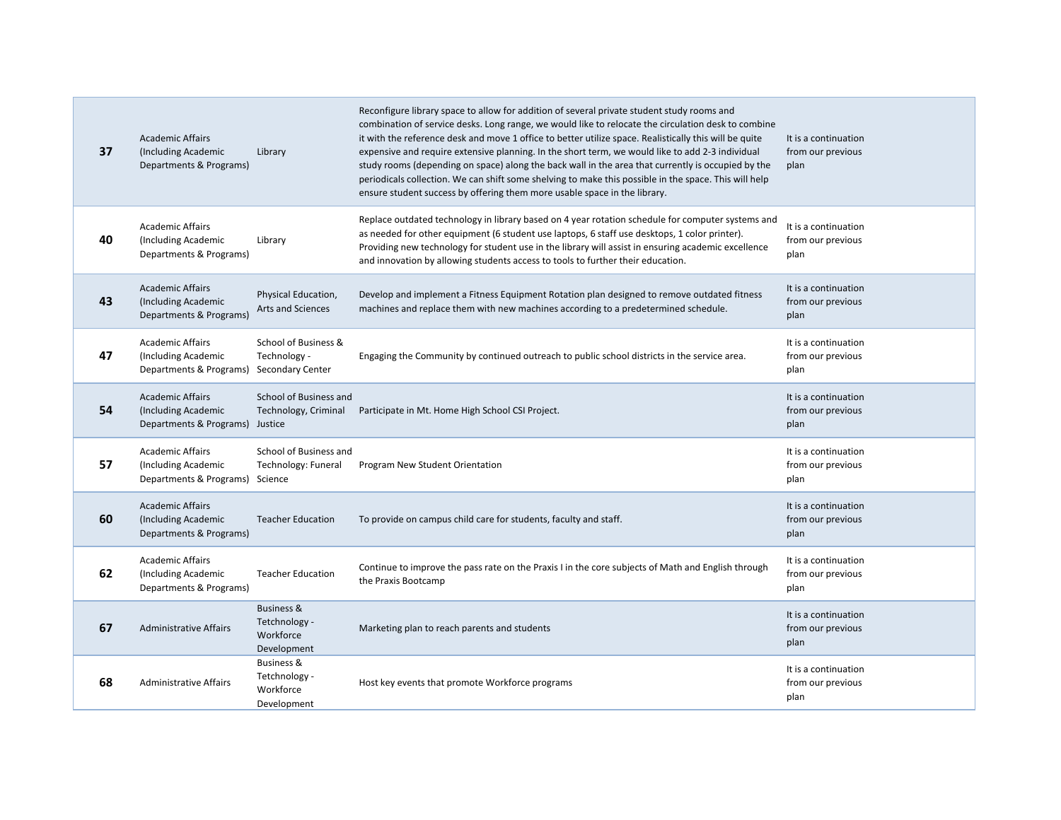| | | | | |
|---|---|---|---|---|
| **37** | Academic Affairs (Including Academic Departments & Programs) | Library | Reconfigure library space to allow for addition of several private student study rooms and combination of service desks. Long range, we would like to relocate the circulation desk to combine it with the reference desk and move 1 office to better utilize space. Realistically this will be quite expensive and require extensive planning. In the short term, we would like to add 2-3 individual study rooms (depending on space) along the back wall in the area that currently is occupied by the periodicals collection. We can shift some shelving to make this possible in the space. This will help ensure student success by offering them more usable space in the library. | It is a continuation from our previous plan |
| **40** | Academic Affairs (Including Academic Departments & Programs) | Library | Replace outdated technology in library based on 4 year rotation schedule for computer systems and as needed for other equipment (6 student use laptops, 6 staff use desktops, 1 color printer). Providing new technology for student use in the library will assist in ensuring academic excellence and innovation by allowing students access to tools to further their education. | It is a continuation from our previous plan |
| **43** | Academic Affairs (Including Academic Departments & Programs) | Physical Education, Arts and Sciences | Develop and implement a Fitness Equipment Rotation plan designed to remove outdated fitness machines and replace them with new machines according to a predetermined schedule. | It is a continuation from our previous plan |
| **47** | Academic Affairs (Including Academic Departments & Programs) | School of Business & Technology - Secondary Center | Engaging the Community by continued outreach to public school districts in the service area. | It is a continuation from our previous plan |
| **54** | Academic Affairs (Including Academic Departments & Programs) | School of Business and Technology, Criminal Justice | Participate in Mt. Home High School CSI Project. | It is a continuation from our previous plan |
| **57** | Academic Affairs (Including Academic Departments & Programs) | School of Business and Technology: Funeral Science | Program New Student Orientation | It is a continuation from our previous plan |
| **60** | Academic Affairs (Including Academic Departments & Programs) | Teacher Education | To provide on campus child care for students, faculty and staff. | It is a continuation from our previous plan |
| **62** | Academic Affairs (Including Academic Departments & Programs) | Teacher Education | Continue to improve the pass rate on the Praxis I in the core subjects of Math and English through the Praxis Bootcamp | It is a continuation from our previous plan |
| **67** | Administrative Affairs | Business & Tetchnology - Workforce Development | Marketing plan to reach parents and students | It is a continuation from our previous plan |
| **68** | Administrative Affairs | Business & Tetchnology - Workforce Development | Host key events that promote Workforce programs | It is a continuation from our previous plan |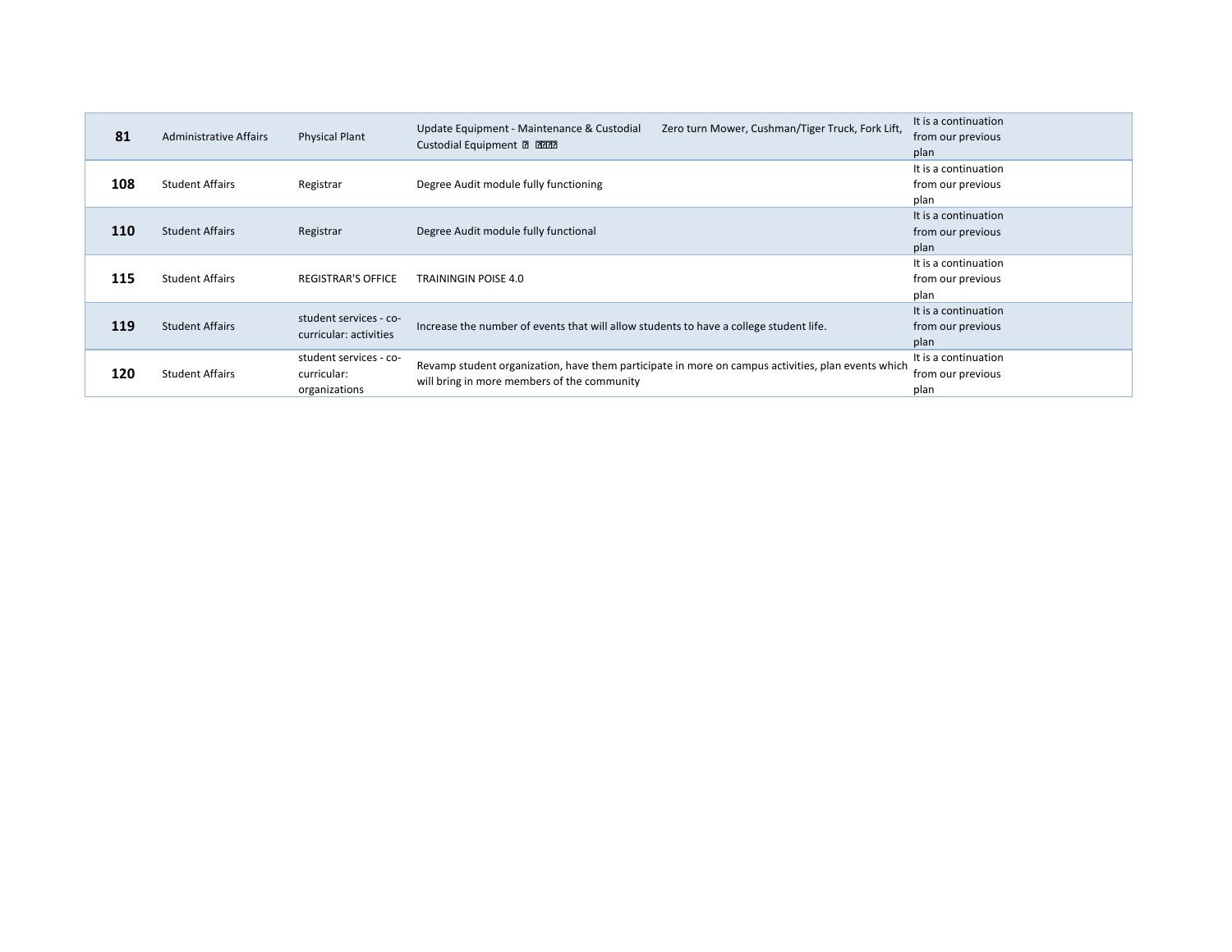| | | | | | |
|---|---|---|---|---|---|
| **81** | Administrative Affairs | Physical Plant | Update Equipment - Maintenance & Custodial Custodial Equipment ? ???? | Zero turn Mower, Cushman/Tiger Truck, Fork Lift, | It is a continuation from our previous plan |
| **108** | Student Affairs | Registrar | Degree Audit module fully functioning | | It is a continuation from our previous plan |
| **110** | Student Affairs | Registrar | Degree Audit module fully functional | | It is a continuation from our previous plan |
| **115** | Student Affairs | REGISTRAR'S OFFICE | TRAININGIN POISE 4.0 | | It is a continuation from our previous plan |
| **119** | Student Affairs | student services - co-curricular: activities | Increase the number of events that will allow students to have a college student life. | | It is a continuation from our previous plan |
| **120** | Student Affairs | student services - co-curricular: organizations | Revamp student organization, have them participate in more on campus activities, plan events which will bring in more members of the community | | It is a continuation from our previous plan |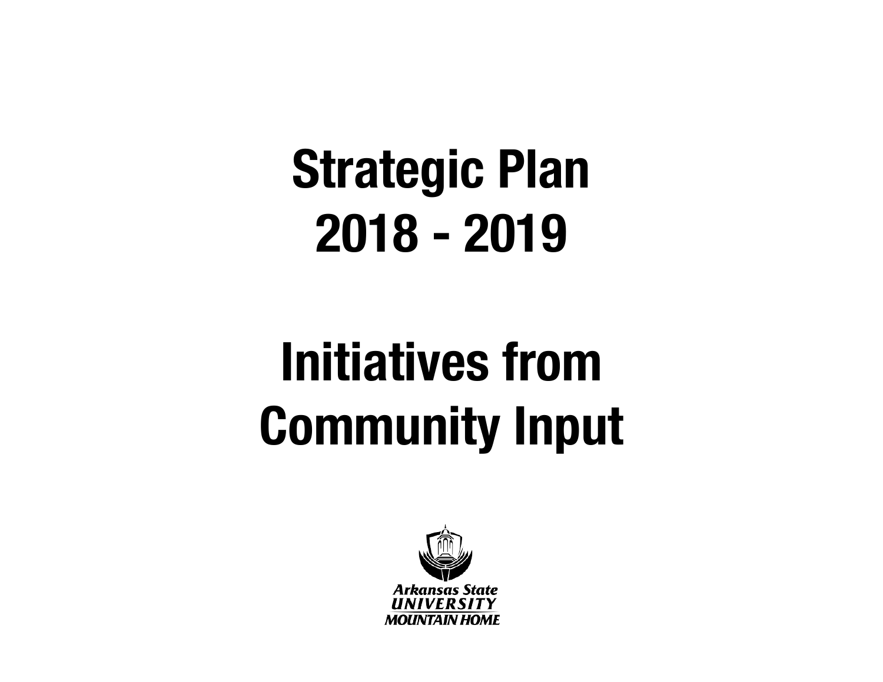# Strategic Plan 2018 - 2019

# Initiatives from Community Input

Arkansas State UNIVERSITY MOUNTAIN HOME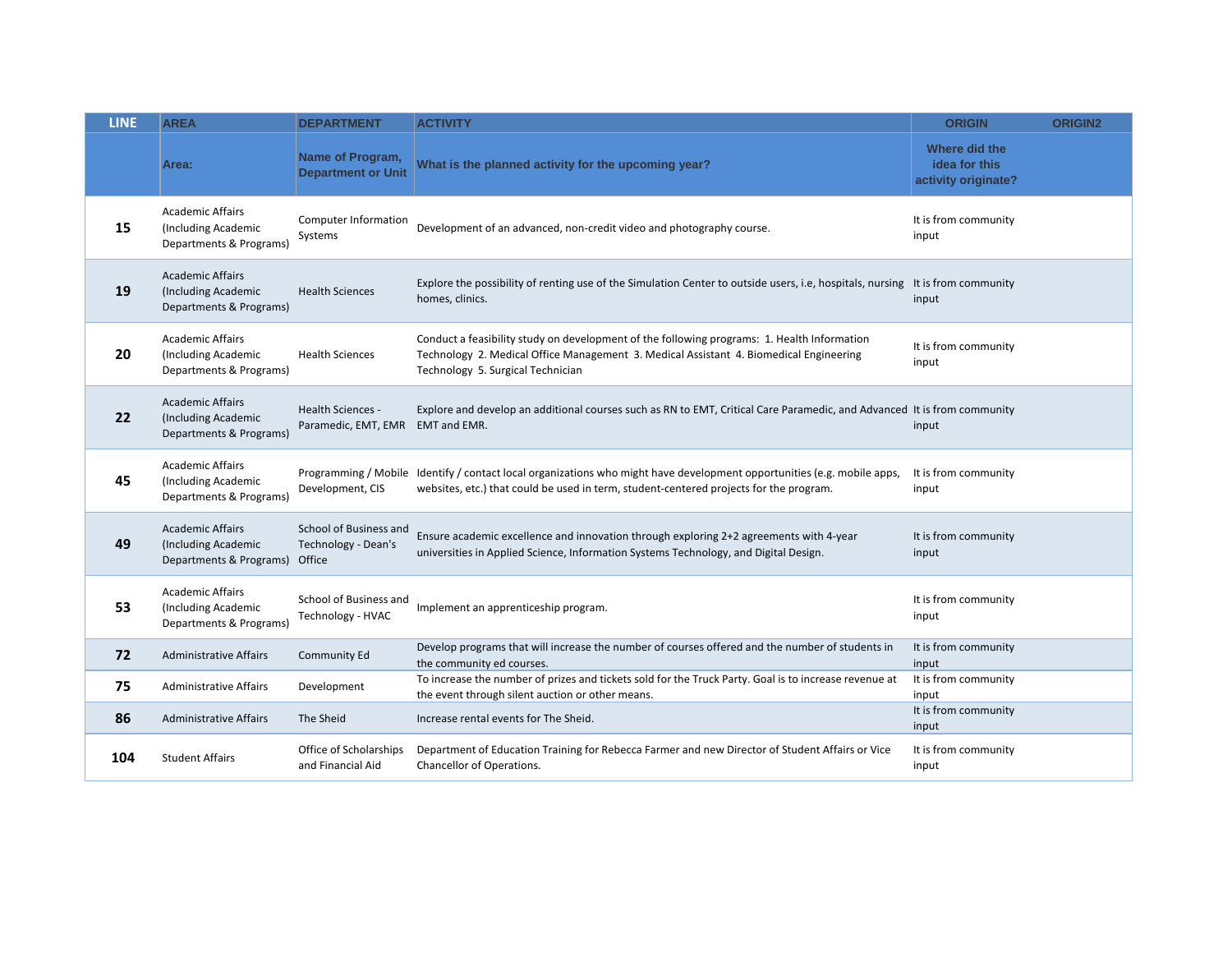| LINE | AREA | DEPARTMENT | ACTIVITY | ORIGIN | ORIGIN2 |
|---|---|---|---|---|---|
| | Area: | Name of Program, Department or Unit | What is the planned activity for the upcoming year? | Where did the idea for this activity originate? | |
| 15 | Academic Affairs (Including Academic Departments & Programs) | Computer Information Systems | Development of an advanced, non-credit video and photography course. | It is from community input | |
| 19 | Academic Affairs (Including Academic Departments & Programs) | Health Sciences | Explore the possibility of renting use of the Simulation Center to outside users, i.e, hospitals, nursing homes, clinics. | It is from community input | |
| 20 | Academic Affairs (Including Academic Departments & Programs) | Health Sciences | Conduct a feasibility study on development of the following programs: 1. Health Information Technology 2. Medical Office Management 3. Medical Assistant 4. Biomedical Engineering Technology 5. Surgical Technician | It is from community input | |
| 22 | Academic Affairs (Including Academic Departments & Programs) | Health Sciences - Paramedic, EMT, EMR | Explore and develop an additional courses such as RN to EMT, Critical Care Paramedic, and Advanced EMT and EMR. | It is from community input | |
| 45 | Academic Affairs (Including Academic Departments & Programs) | Programming / Mobile Development, CIS | Identify / contact local organizations who might have development opportunities (e.g. mobile apps, websites, etc.) that could be used in term, student-centered projects for the program. | It is from community input | |
| 49 | Academic Affairs (Including Academic Departments & Programs) | School of Business and Technology - Dean's Office | Ensure academic excellence and innovation through exploring 2+2 agreements with 4-year universities in Applied Science, Information Systems Technology, and Digital Design. | It is from community input | |
| 53 | Academic Affairs (Including Academic Departments & Programs) | School of Business and Technology - HVAC | Implement an apprenticeship program. | It is from community input | |
| 72 | Administrative Affairs | Community Ed | Develop programs that will increase the number of courses offered and the number of students in the community ed courses. | It is from community input | |
| 75 | Administrative Affairs | Development | To increase the number of prizes and tickets sold for the Truck Party. Goal is to increase revenue at the event through silent auction or other means. | It is from community input | |
| 86 | Administrative Affairs | The Sheid | Increase rental events for The Sheid. | It is from community input | |
| 104 | Student Affairs | Office of Scholarships and Financial Aid | Department of Education Training for Rebecca Farmer and new Director of Student Affairs or Vice Chancellor of Operations. | It is from community input | |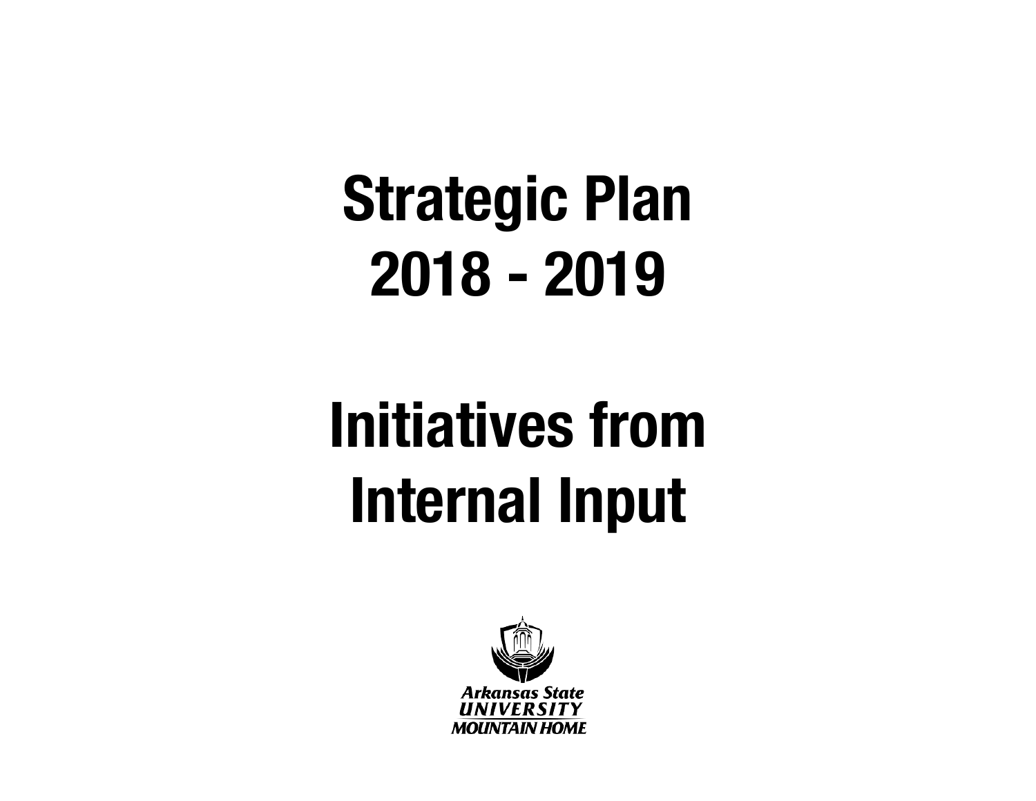# Strategic Plan 2018 - 2019

# Initiatives from Internal Input

Arkansas State UNIVERSITY MOUNTAIN HOME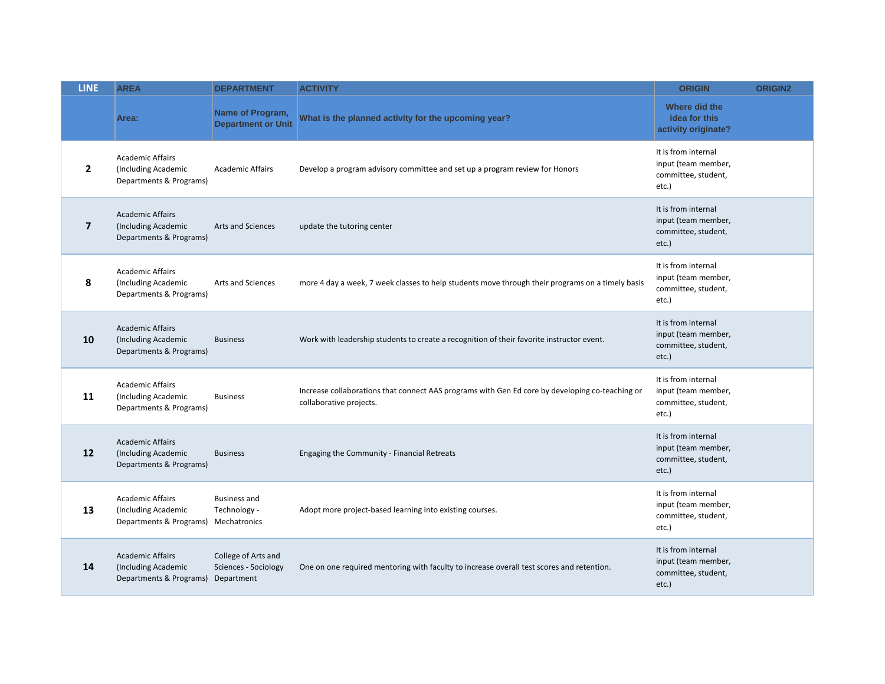| LINE | AREA | DEPARTMENT | ACTIVITY | ORIGIN | ORIGIN2 |
|---|---|---|---|---|---|
| | Area: | Name of Program, Department or Unit | What is the planned activity for the upcoming year? | Where did the idea for this activity originate? | |
| 2 | Academic Affairs (Including Academic Departments & Programs) | Academic Affairs | Develop a program advisory committee and set up a program review for Honors | It is from internal input (team member, committee, student, etc.) | |
| 7 | Academic Affairs (Including Academic Departments & Programs) | Arts and Sciences | update the tutoring center | It is from internal input (team member, committee, student, etc.) | |
| 8 | Academic Affairs (Including Academic Departments & Programs) | Arts and Sciences | more 4 day a week, 7 week classes to help students move through their programs on a timely basis | It is from internal input (team member, committee, student, etc.) | |
| 10 | Academic Affairs (Including Academic Departments & Programs) | Business | Work with leadership students to create a recognition of their favorite instructor event. | It is from internal input (team member, committee, student, etc.) | |
| 11 | Academic Affairs (Including Academic Departments & Programs) | Business | Increase collaborations that connect AAS programs with Gen Ed core by developing co-teaching or collaborative projects. | It is from internal input (team member, committee, student, etc.) | |
| 12 | Academic Affairs (Including Academic Departments & Programs) | Business | Engaging the Community - Financial Retreats | It is from internal input (team member, committee, student, etc.) | |
| 13 | Academic Affairs (Including Academic Departments & Programs) | Business and Technology - Mechatronics | Adopt more project-based learning into existing courses. | It is from internal input (team member, committee, student, etc.) | |
| 14 | Academic Affairs (Including Academic Departments & Programs) | College of Arts and Sciences - Sociology Department | One on one required mentoring with faculty to increase overall test scores and retention. | It is from internal input (team member, committee, student, etc.) | |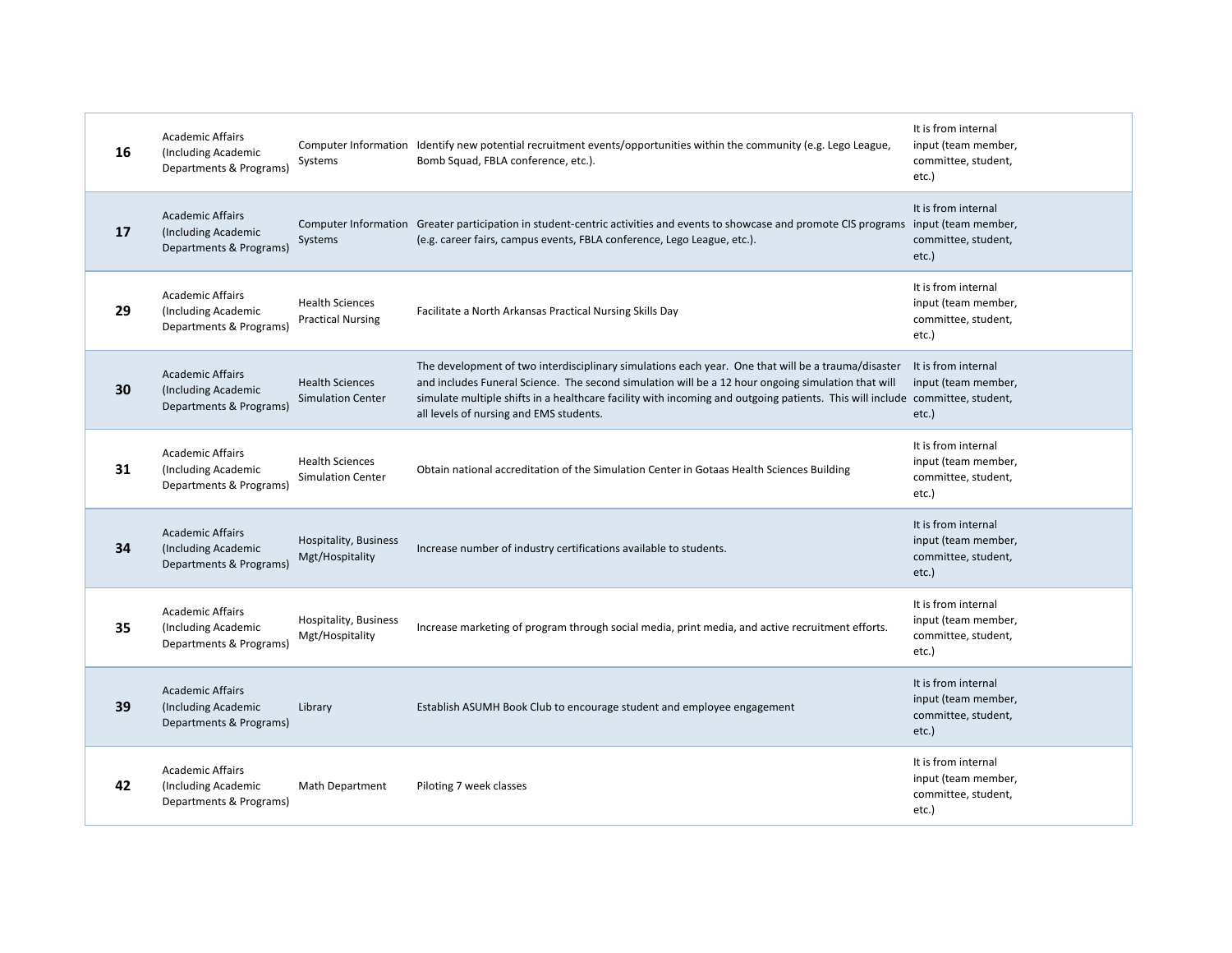| | | | | |
|---|---|---|---|---|
| **16** | Academic Affairs (Including Academic Departments & Programs) | Computer Information Systems | Identify new potential recruitment events/opportunities within the community (e.g. Lego League, Bomb Squad, FBLA conference, etc.). | It is from internal input (team member, committee, student, etc.) |
| **17** | Academic Affairs (Including Academic Departments & Programs) | Computer Information Systems | Greater participation in student-centric activities and events to showcase and promote CIS programs (e.g. career fairs, campus events, FBLA conference, Lego League, etc.). | It is from internal input (team member, committee, student, etc.) |
| **29** | Academic Affairs (Including Academic Departments & Programs) | Health Sciences Practical Nursing | Facilitate a North Arkansas Practical Nursing Skills Day | It is from internal input (team member, committee, student, etc.) |
| **30** | Academic Affairs (Including Academic Departments & Programs) | Health Sciences Simulation Center | The development of two interdisciplinary simulations each year. One that will be a trauma/disaster and includes Funeral Science. The second simulation will be a 12 hour ongoing simulation that will simulate multiple shifts in a healthcare facility with incoming and outgoing patients. This will include all levels of nursing and EMS students. | It is from internal input (team member, committee, student, etc.) |
| **31** | Academic Affairs (Including Academic Departments & Programs) | Health Sciences Simulation Center | Obtain national accreditation of the Simulation Center in Gotaas Health Sciences Building | It is from internal input (team member, committee, student, etc.) |
| **34** | Academic Affairs (Including Academic Departments & Programs) | Hospitality, Business Mgt/Hospitality | Increase number of industry certifications available to students. | It is from internal input (team member, committee, student, etc.) |
| **35** | Academic Affairs (Including Academic Departments & Programs) | Hospitality, Business Mgt/Hospitality | Increase marketing of program through social media, print media, and active recruitment efforts. | It is from internal input (team member, committee, student, etc.) |
| **39** | Academic Affairs (Including Academic Departments & Programs) | Library | Establish ASUMH Book Club to encourage student and employee engagement | It is from internal input (team member, committee, student, etc.) |
| **42** | Academic Affairs (Including Academic Departments & Programs) | Math Department | Piloting 7 week classes | It is from internal input (team member, committee, student, etc.) |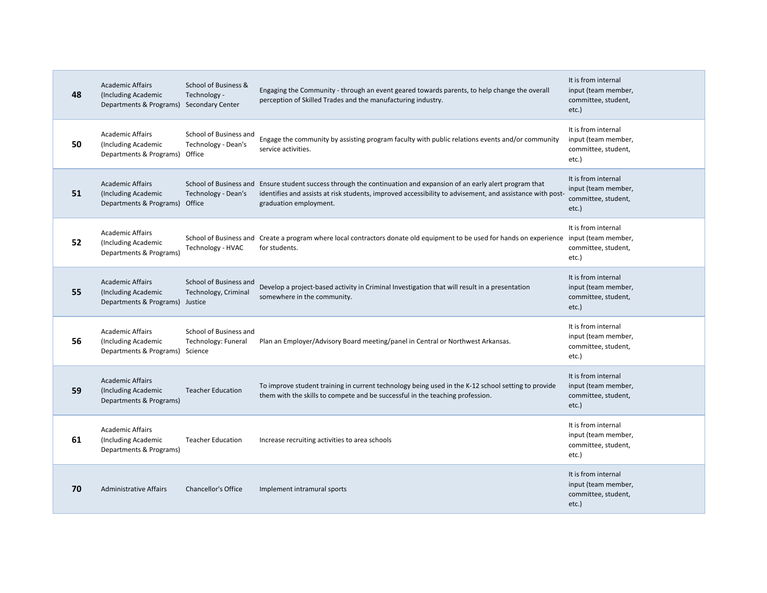| | | | | |
|---|---|---|---|---|
| **48** | Academic Affairs (Including Academic Departments & Programs) | School of Business & Technology - Secondary Center | Engaging the Community - through an event geared towards parents, to help change the overall perception of Skilled Trades and the manufacturing industry. | It is from internal input (team member, committee, student, etc.) |
| **50** | Academic Affairs (Including Academic Departments & Programs) | School of Business and Technology - Dean's Office | Engage the community by assisting program faculty with public relations events and/or community service activities. | It is from internal input (team member, committee, student, etc.) |
| **51** | Academic Affairs (Including Academic Departments & Programs) | School of Business and Technology - Dean's Office | Ensure student success through the continuation and expansion of an early alert program that identifies and assists at risk students, improved accessibility to advisement, and assistance with post-graduation employment. | It is from internal input (team member, committee, student, etc.) |
| **52** | Academic Affairs (Including Academic Departments & Programs) | School of Business and Technology - HVAC | Create a program where local contractors donate old equipment to be used for hands on experience for students. | It is from internal input (team member, committee, student, etc.) |
| **55** | Academic Affairs (Including Academic Departments & Programs) | School of Business and Technology, Criminal Justice | Develop a project-based activity in Criminal Investigation that will result in a presentation somewhere in the community. | It is from internal input (team member, committee, student, etc.) |
| **56** | Academic Affairs (Including Academic Departments & Programs) | School of Business and Technology: Funeral Science | Plan an Employer/Advisory Board meeting/panel in Central or Northwest Arkansas. | It is from internal input (team member, committee, student, etc.) |
| **59** | Academic Affairs (Including Academic Departments & Programs) | Teacher Education | To improve student training in current technology being used in the K-12 school setting to provide them with the skills to compete and be successful in the teaching profession. | It is from internal input (team member, committee, student, etc.) |
| **61** | Academic Affairs (Including Academic Departments & Programs) | Teacher Education | Increase recruiting activities to area schools | It is from internal input (team member, committee, student, etc.) |
| **70** | Administrative Affairs | Chancellor's Office | Implement intramural sports | It is from internal input (team member, committee, student, etc.) |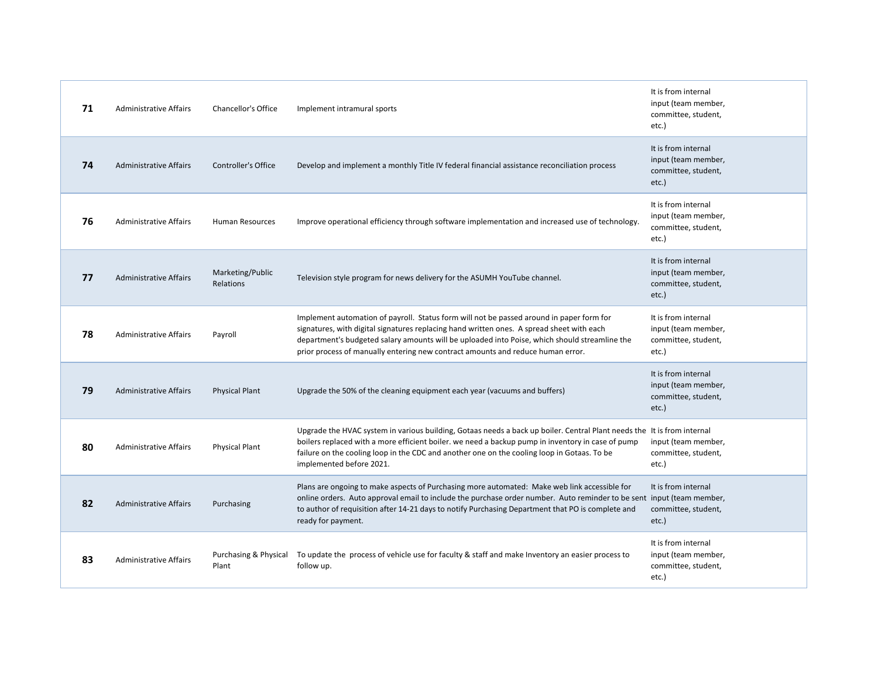| | | | | |
|---|---|---|---|---|
| **71** | Administrative Affairs | Chancellor's Office | Implement intramural sports | It is from internal input (team member, committee, student, etc.) |
| **74** | Administrative Affairs | Controller's Office | Develop and implement a monthly Title IV federal financial assistance reconciliation process | It is from internal input (team member, committee, student, etc.) |
| **76** | Administrative Affairs | Human Resources | Improve operational efficiency through software implementation and increased use of technology. | It is from internal input (team member, committee, student, etc.) |
| **77** | Administrative Affairs | Marketing/Public Relations | Television style program for news delivery for the ASUMH YouTube channel. | It is from internal input (team member, committee, student, etc.) |
| **78** | Administrative Affairs | Payroll | Implement automation of payroll. Status form will not be passed around in paper form for signatures, with digital signatures replacing hand written ones. A spread sheet with each department's budgeted salary amounts will be uploaded into Poise, which should streamline the prior process of manually entering new contract amounts and reduce human error. | It is from internal input (team member, committee, student, etc.) |
| **79** | Administrative Affairs | Physical Plant | Upgrade the 50% of the cleaning equipment each year (vacuums and buffers) | It is from internal input (team member, committee, student, etc.) |
| **80** | Administrative Affairs | Physical Plant | Upgrade the HVAC system in various building, Gotaas needs a back up boiler. Central Plant needs the boilers replaced with a more efficient boiler. we need a backup pump in inventory in case of pump failure on the cooling loop in the CDC and another one on the cooling loop in Gotaas. To be implemented before 2021. | It is from internal input (team member, committee, student, etc.) |
| **82** | Administrative Affairs | Purchasing | Plans are ongoing to make aspects of Purchasing more automated: Make web link accessible for online orders. Auto approval email to include the purchase order number. Auto reminder to be sent to author of requisition after 14-21 days to notify Purchasing Department that PO is complete and ready for payment. | It is from internal input (team member, committee, student, etc.) |
| **83** | Administrative Affairs | Purchasing & Physical Plant | To update the process of vehicle use for faculty & staff and make Inventory an easier process to follow up. | It is from internal input (team member, committee, student, etc.) |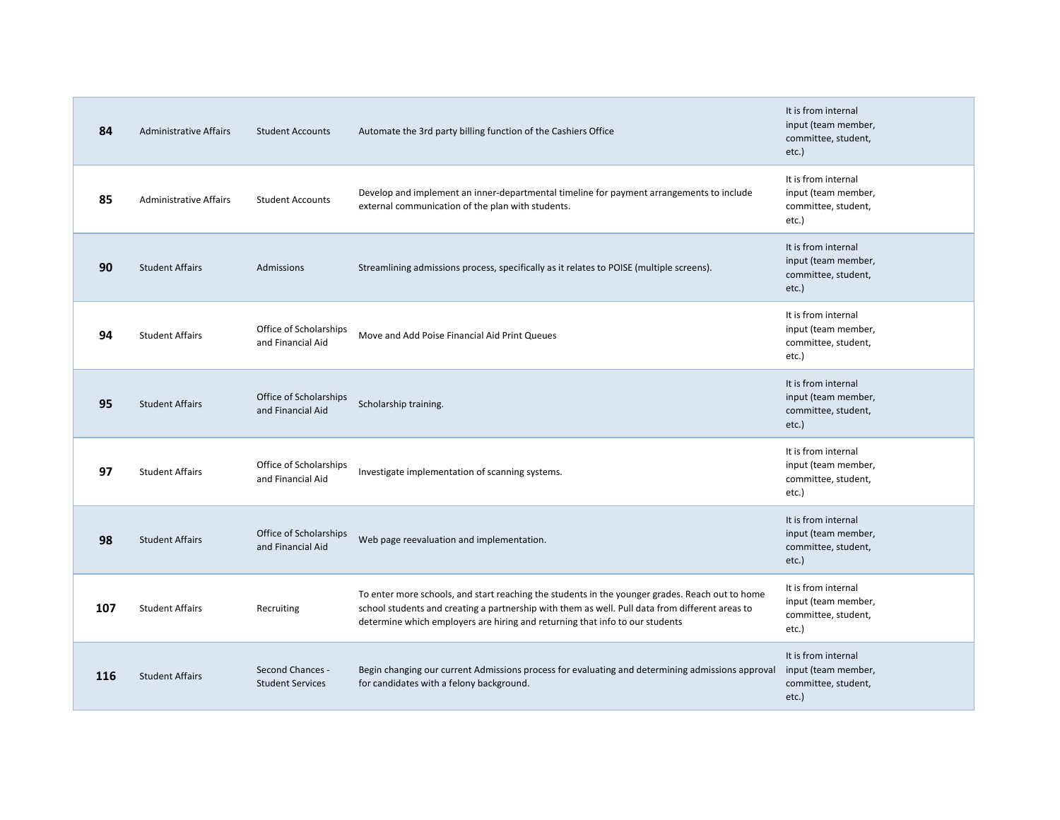| | | | | |
|---|---|---|---|---|
| **84** | Administrative Affairs | Student Accounts | Automate the 3rd party billing function of the Cashiers Office | It is from internal input (team member, committee, student, etc.) |
| **85** | Administrative Affairs | Student Accounts | Develop and implement an inner-departmental timeline for payment arrangements to include external communication of the plan with students. | It is from internal input (team member, committee, student, etc.) |
| **90** | Student Affairs | Admissions | Streamlining admissions process, specifically as it relates to POISE (multiple screens). | It is from internal input (team member, committee, student, etc.) |
| **94** | Student Affairs | Office of Scholarships and Financial Aid | Move and Add Poise Financial Aid Print Queues | It is from internal input (team member, committee, student, etc.) |
| **95** | Student Affairs | Office of Scholarships and Financial Aid | Scholarship training. | It is from internal input (team member, committee, student, etc.) |
| **97** | Student Affairs | Office of Scholarships and Financial Aid | Investigate implementation of scanning systems. | It is from internal input (team member, committee, student, etc.) |
| **98** | Student Affairs | Office of Scholarships and Financial Aid | Web page reevaluation and implementation. | It is from internal input (team member, committee, student, etc.) |
| **107** | Student Affairs | Recruiting | To enter more schools, and start reaching the students in the younger grades. Reach out to home school students and creating a partnership with them as well. Pull data from different areas to determine which employers are hiring and returning that info to our students | It is from internal input (team member, committee, student, etc.) |
| **116** | Student Affairs | Second Chances - Student Services | Begin changing our current Admissions process for evaluating and determining admissions approval for candidates with a felony background. | It is from internal input (team member, committee, student, etc.) |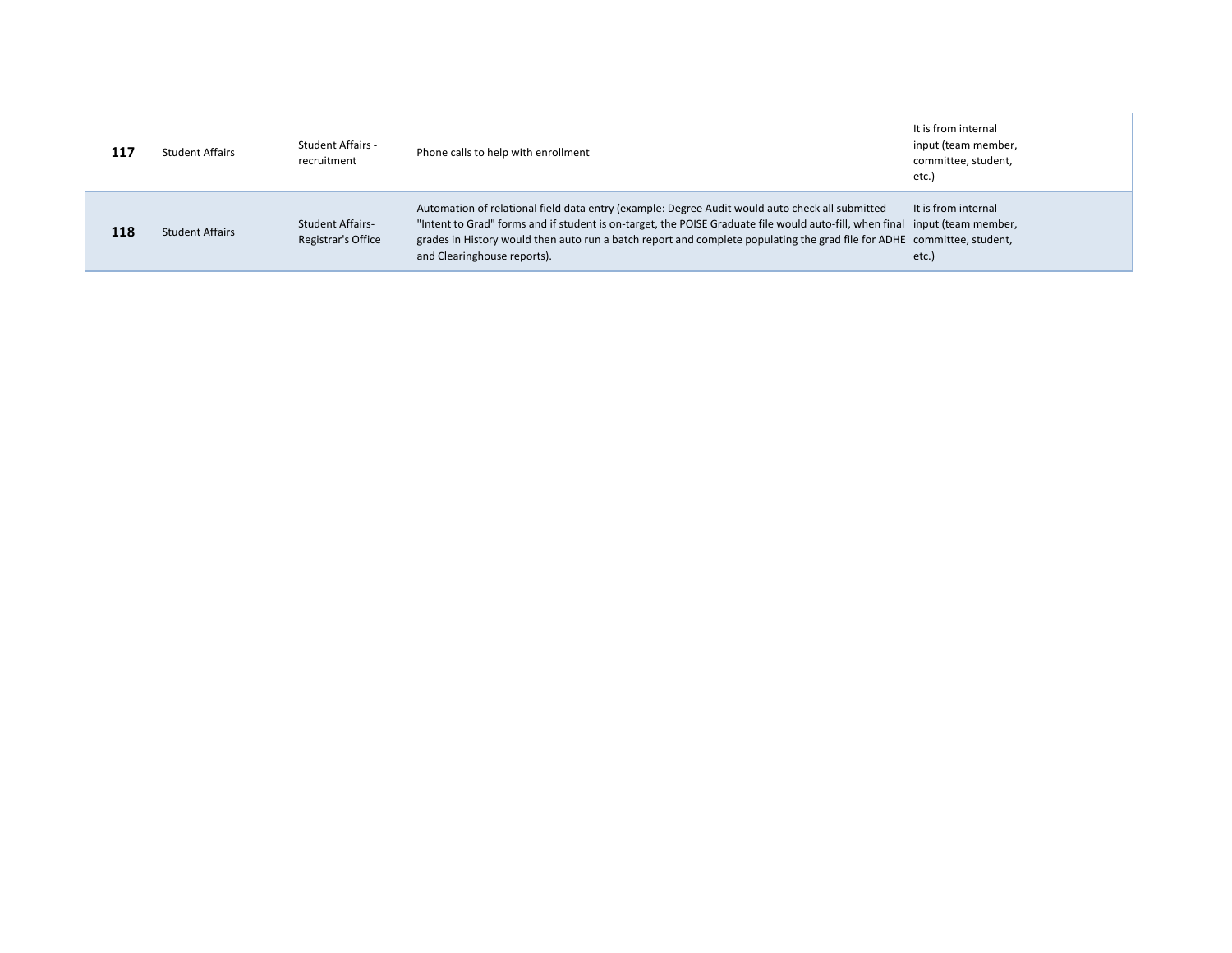| | | | | |
|---|---|---|---|---|
| **117** | Student Affairs | Student Affairs - recruitment | Phone calls to help with enrollment | It is from internal input (team member, committee, student, etc.) |
| **118** | Student Affairs | Student Affairs- Registrar's Office | Automation of relational field data entry (example: Degree Audit would auto check all submitted "Intent to Grad" forms and if student is on-target, the POISE Graduate file would auto-fill, when final grades in History would then auto run a batch report and complete populating the grad file for ADHE and Clearinghouse reports). | It is from internal input (team member, committee, student, etc.) |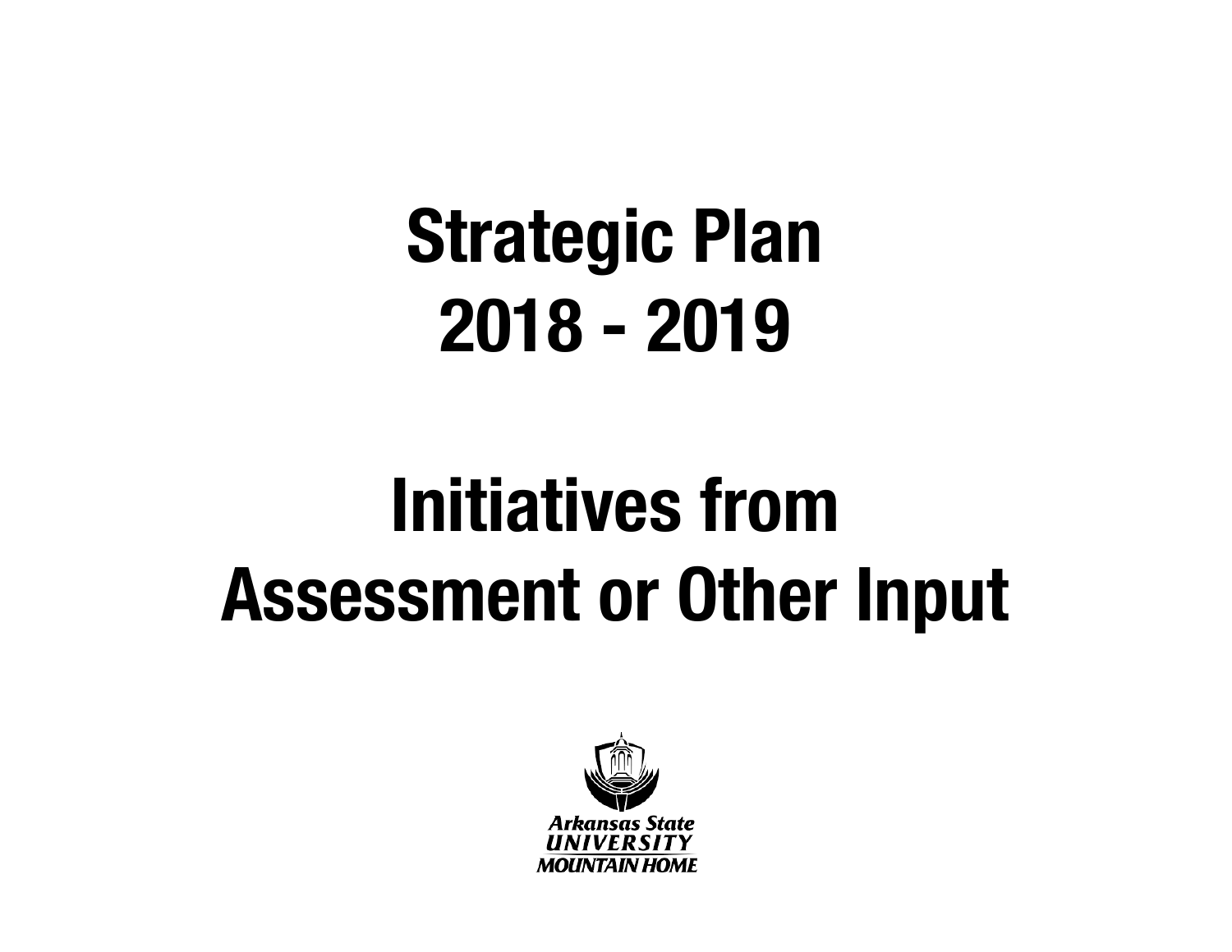# Strategic Plan
# 2018 - 2019

# Initiatives from
# Assessment or Other Input

Arkansas State
UNIVERSITY
MOUNTAIN HOME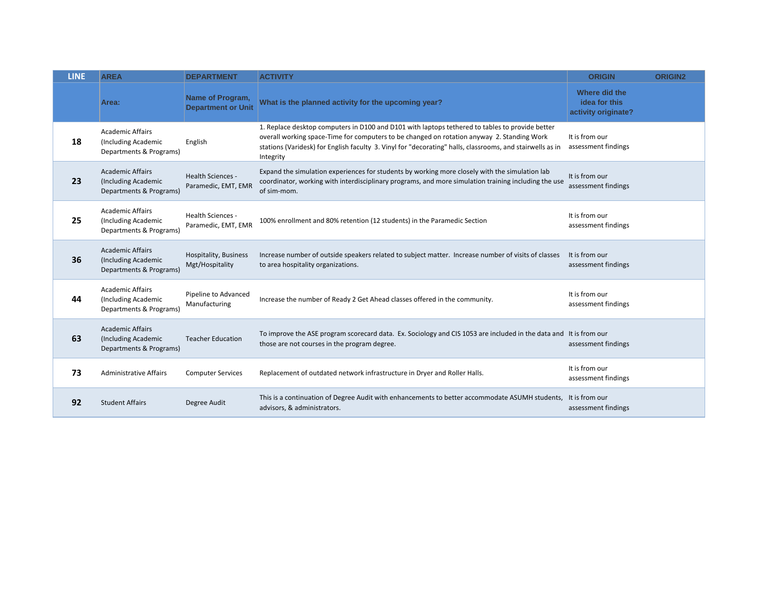| LINE | AREA | DEPARTMENT | ACTIVITY | ORIGIN | ORIGIN2 |
|---|---|---|---|---|---|
| | Area: | Name of Program, Department or Unit | What is the planned activity for the upcoming year? | Where did the idea for this activity originate? | |
| 18 | Academic Affairs (Including Academic Departments & Programs) | English | 1. Replace desktop computers in D100 and D101 with laptops tethered to tables to provide better overall working space-Time for computers to be changed on rotation anyway 2. Standing Work stations (Varidesk) for English faculty 3. Vinyl for "decorating" halls, classrooms, and stairwells as in Integrity | It is from our assessment findings | |
| 23 | Academic Affairs (Including Academic Departments & Programs) | Health Sciences - Paramedic, EMT, EMR | Expand the simulation experiences for students by working more closely with the simulation lab coordinator, working with interdisciplinary programs, and more simulation training including the use of sim-mom. | It is from our assessment findings | |
| 25 | Academic Affairs (Including Academic Departments & Programs) | Health Sciences - Paramedic, EMT, EMR | 100% enrollment and 80% retention (12 students) in the Paramedic Section | It is from our assessment findings | |
| 36 | Academic Affairs (Including Academic Departments & Programs) | Hospitality, Business Mgt/Hospitality | Increase number of outside speakers related to subject matter. Increase number of visits of classes to area hospitality organizations. | It is from our assessment findings | |
| 44 | Academic Affairs (Including Academic Departments & Programs) | Pipeline to Advanced Manufacturing | Increase the number of Ready 2 Get Ahead classes offered in the community. | It is from our assessment findings | |
| 63 | Academic Affairs (Including Academic Departments & Programs) | Teacher Education | To improve the ASE program scorecard data. Ex. Sociology and CIS 1053 are included in the data and those are not courses in the program degree. | It is from our assessment findings | |
| 73 | Administrative Affairs | Computer Services | Replacement of outdated network infrastructure in Dryer and Roller Halls. | It is from our assessment findings | |
| 92 | Student Affairs | Degree Audit | This is a continuation of Degree Audit with enhancements to better accommodate ASUMH students, advisors, & administrators. | It is from our assessment findings | |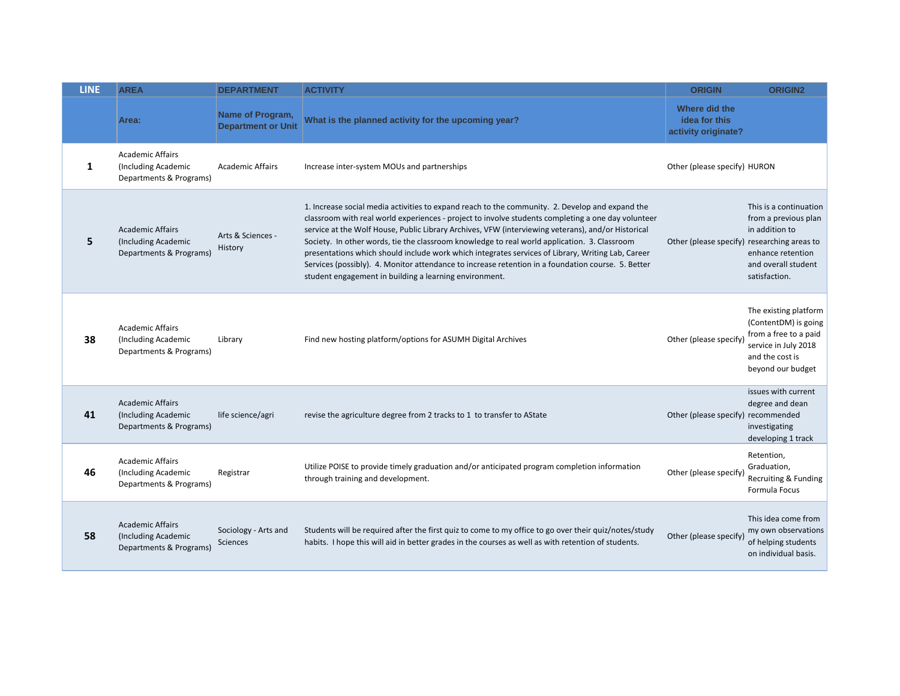| LINE | AREA | DEPARTMENT | ACTIVITY | ORIGIN | ORIGIN2 |
|---|---|---|---|---|---|
| | Area: | Name of Program, Department or Unit | What is the planned activity for the upcoming year? | Where did the idea for this activity originate? | |
| 1 | Academic Affairs (Including Academic Departments & Programs) | Academic Affairs | Increase inter-system MOUs and partnerships | Other (please specify) | HURON |
| 5 | Academic Affairs (Including Academic Departments & Programs) | Arts & Sciences - History | 1. Increase social media activities to expand reach to the community. 2. Develop and expand the classroom with real world experiences - project to involve students completing a one day volunteer service at the Wolf House, Public Library Archives, VFW (interviewing veterans), and/or Historical Society. In other words, tie the classroom knowledge to real world application. 3. Classroom presentations which should include work which integrates services of Library, Writing Lab, Career Services (possibly). 4. Monitor attendance to increase retention in a foundation course. 5. Better student engagement in building a learning environment. | Other (please specify) | This is a continuation from a previous plan in addition to researching areas to enhance retention and overall student satisfaction. |
| 38 | Academic Affairs (Including Academic Departments & Programs) | Library | Find new hosting platform/options for ASUMH Digital Archives | Other (please specify) | The existing platform (ContentDM) is going from a free to a paid service in July 2018 and the cost is beyond our budget |
| 41 | Academic Affairs (Including Academic Departments & Programs) | life science/agri | revise the agriculture degree from 2 tracks to 1 to transfer to AState | Other (please specify) | issues with current degree and dean recommended investigating developing 1 track |
| 46 | Academic Affairs (Including Academic Departments & Programs) | Registrar | Utilize POISE to provide timely graduation and/or anticipated program completion information through training and development. | Other (please specify) | Retention, Graduation, Recruiting & Funding Formula Focus |
| 58 | Academic Affairs (Including Academic Departments & Programs) | Sociology - Arts and Sciences | Students will be required after the first quiz to come to my office to go over their quiz/notes/study habits. I hope this will aid in better grades in the courses as well as with retention of students. | Other (please specify) | This idea come from my own observations of helping students on individual basis. |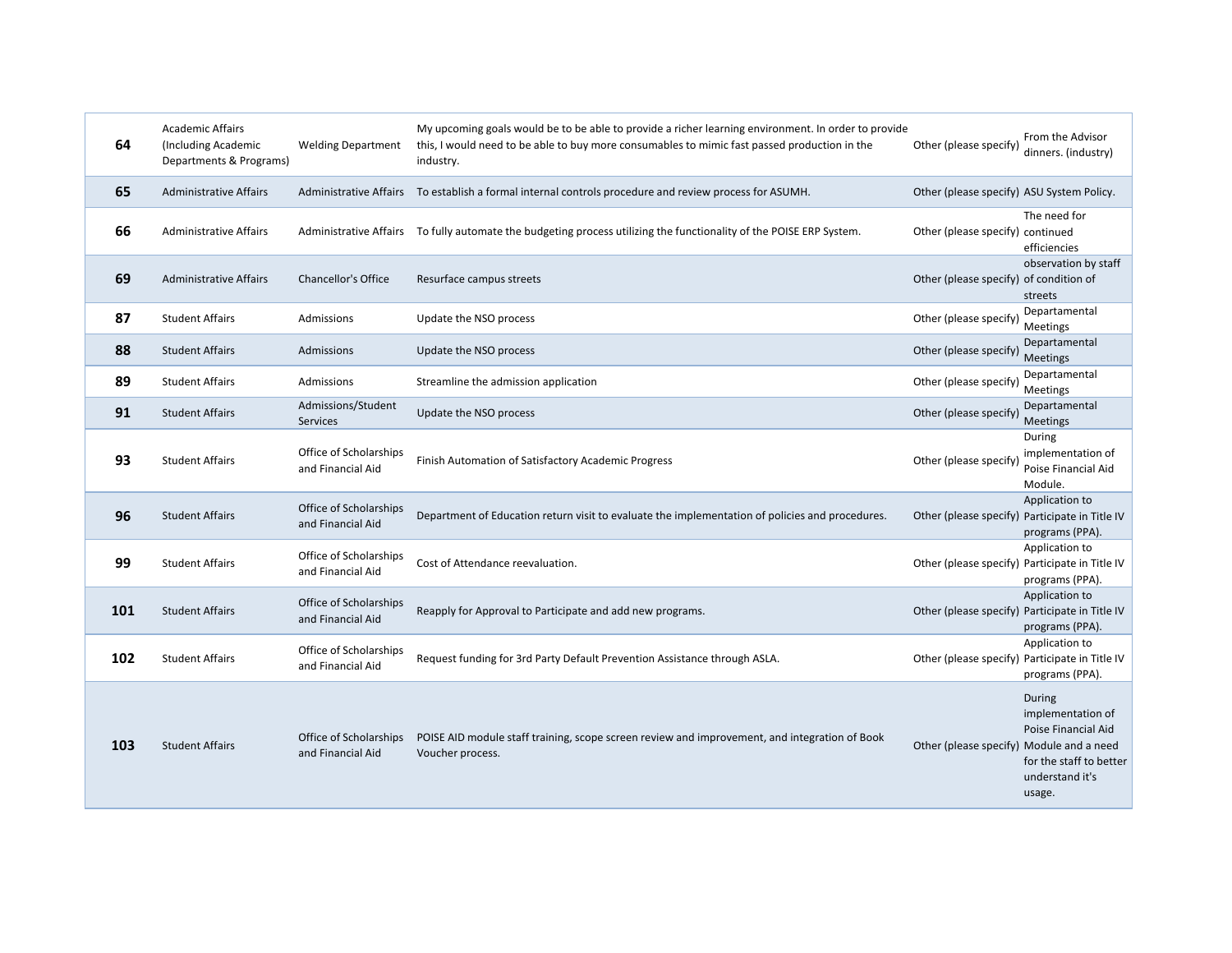| | | | | | |
|---|---|---|---|---|---|
| 64 | Academic Affairs (Including Academic Departments & Programs) | Welding Department | My upcoming goals would be to be able to provide a richer learning environment. In order to provide this, I would need to be able to buy more consumables to mimic fast passed production in the industry. | Other (please specify) | From the Advisor dinners. (industry) |
| 65 | Administrative Affairs | Administrative Affairs | To establish a formal internal controls procedure and review process for ASUMH. | Other (please specify) | ASU System Policy. |
| 66 | Administrative Affairs | Administrative Affairs | To fully automate the budgeting process utilizing the functionality of the POISE ERP System. | Other (please specify) | The need for continued efficiencies |
| 69 | Administrative Affairs | Chancellor's Office | Resurface campus streets | Other (please specify) | observation by staff of condition of streets |
| 87 | Student Affairs | Admissions | Update the NSO process | Other (please specify) | Departamental Meetings |
| 88 | Student Affairs | Admissions | Update the NSO process | Other (please specify) | Departamental Meetings |
| 89 | Student Affairs | Admissions | Streamline the admission application | Other (please specify) | Departamental Meetings |
| 91 | Student Affairs | Admissions/Student Services | Update the NSO process | Other (please specify) | Departamental Meetings |
| 93 | Student Affairs | Office of Scholarships and Financial Aid | Finish Automation of Satisfactory Academic Progress | Other (please specify) | During implementation of Poise Financial Aid Module. |
| 96 | Student Affairs | Office of Scholarships and Financial Aid | Department of Education return visit to evaluate the implementation of policies and procedures. | Other (please specify) | Application to Participate in Title IV programs (PPA). |
| 99 | Student Affairs | Office of Scholarships and Financial Aid | Cost of Attendance reevaluation. | Other (please specify) | Application to Participate in Title IV programs (PPA). |
| 101 | Student Affairs | Office of Scholarships and Financial Aid | Reapply for Approval to Participate and add new programs. | Other (please specify) | Application to Participate in Title IV programs (PPA). |
| 102 | Student Affairs | Office of Scholarships and Financial Aid | Request funding for 3rd Party Default Prevention Assistance through ASLA. | Other (please specify) | Application to Participate in Title IV programs (PPA). |
| 103 | Student Affairs | Office of Scholarships and Financial Aid | POISE AID module staff training, scope screen review and improvement, and integration of Book Voucher process. | Other (please specify) | During implementation of Poise Financial Aid Module and a need for the staff to better understand it's usage. |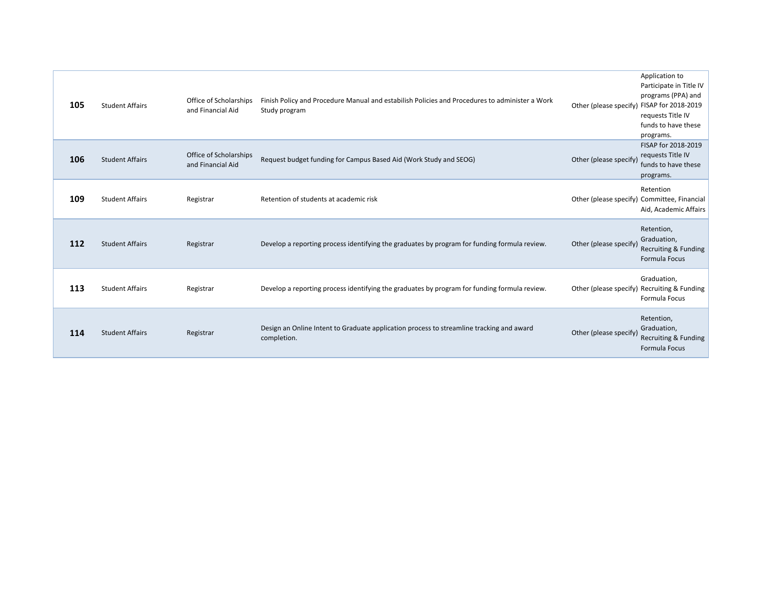| | | | | | |
|---|---|---|---|---|---|
| **105** | Student Affairs | Office of Scholarships and Financial Aid | Finish Policy and Procedure Manual and estabilish Policies and Procedures to administer a Work Study program | Other (please specify) | Application to Participate in Title IV programs (PPA) and FISAP for 2018-2019 requests Title IV funds to have these programs. |
| **106** | Student Affairs | Office of Scholarships and Financial Aid | Request budget funding for Campus Based Aid (Work Study and SEOG) | Other (please specify) | FISAP for 2018-2019 requests Title IV funds to have these programs. |
| **109** | Student Affairs | Registrar | Retention of students at academic risk | Other (please specify) | Retention Committee, Financial Aid, Academic Affairs |
| **112** | Student Affairs | Registrar | Develop a reporting process identifying the graduates by program for funding formula review. | Other (please specify) | Retention, Graduation, Recruiting & Funding Formula Focus |
| **113** | Student Affairs | Registrar | Develop a reporting process identifying the graduates by program for funding formula review. | Other (please specify) | Graduation, Recruiting & Funding Formula Focus |
| **114** | Student Affairs | Registrar | Design an Online Intent to Graduate application process to streamline tracking and award completion. | Other (please specify) | Retention, Graduation, Recruiting & Funding Formula Focus |